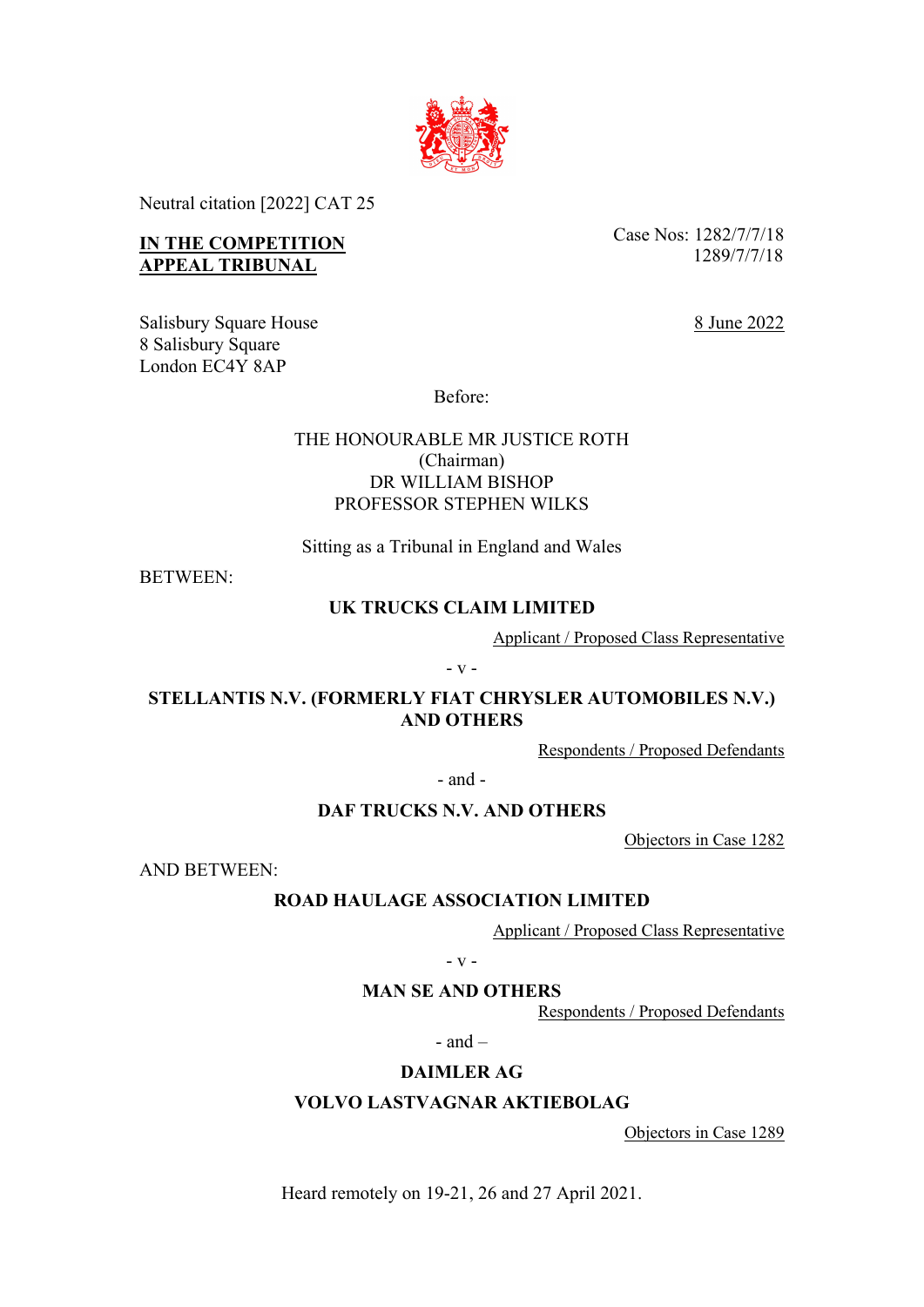Neutral citation [2022] CAT 25

**IN THE COMPETITION APPEAL TRIBUNAL**

Case Nos: 1282/7/7/18
1289/7/7/18

Salisbury Square House
8 Salisbury Square
London EC4Y 8AP

8 June 2022

Before:

THE HONOURABLE MR JUSTICE ROTH
(Chairman)
DR WILLIAM BISHOP
PROFESSOR STEPHEN WILKS

Sitting as a Tribunal in England and Wales

BETWEEN:

**UK TRUCKS CLAIM LIMITED**

Applicant / Proposed Class Representative

\- v -

**STELLANTIS N.V. (FORMERLY FIAT CHRYSLER AUTOMOBILES N.V.) AND OTHERS**

Respondents / Proposed Defendants

\- and -

**DAF TRUCKS N.V. AND OTHERS**

Objectors in Case 1282

AND BETWEEN:

**ROAD HAULAGE ASSOCIATION LIMITED**

Applicant / Proposed Class Representative

\- v -

**MAN SE AND OTHERS**

Respondents / Proposed Defendants

\- and –

**DAIMLER AG**

**VOLVO LASTVAGNAR AKTIEBOLAG**

Objectors in Case 1289

Heard remotely on 19-21, 26 and 27 April 2021.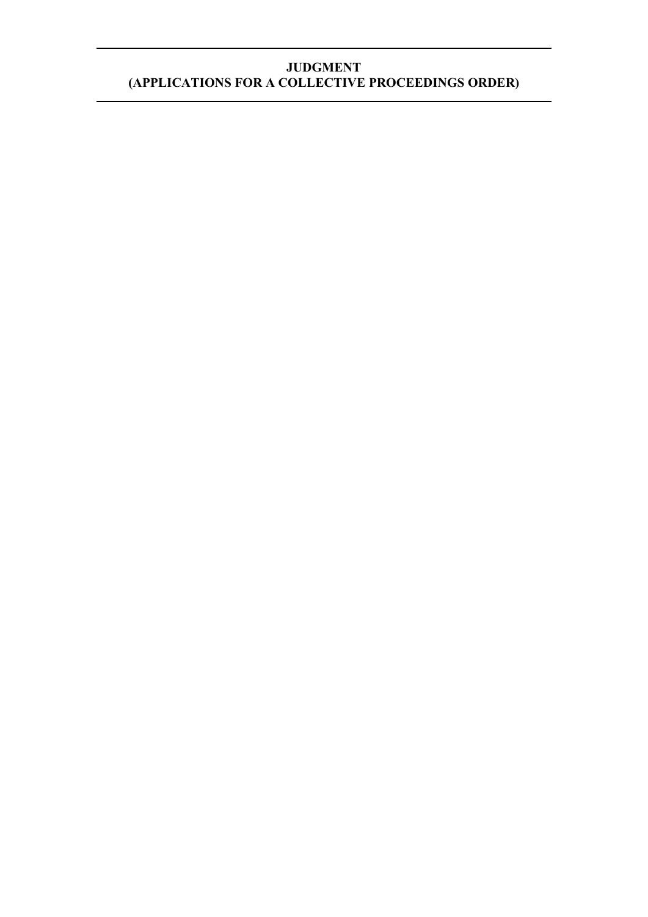# JUDGMENT
## (APPLICATIONS FOR A COLLECTIVE PROCEEDINGS ORDER)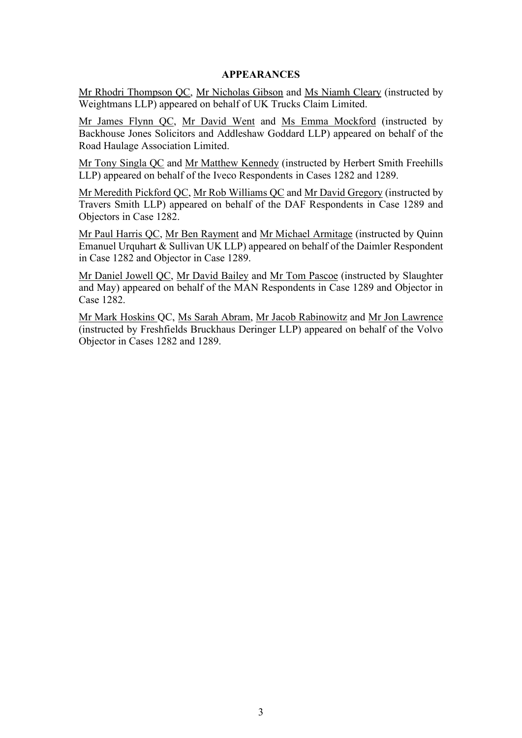**APPEARANCES**

Mr Rhodri Thompson QC, Mr Nicholas Gibson and Ms Niamh Cleary (instructed by Weightmans LLP) appeared on behalf of UK Trucks Claim Limited.

Mr James Flynn QC, Mr David Went and Ms Emma Mockford (instructed by Backhouse Jones Solicitors and Addleshaw Goddard LLP) appeared on behalf of the Road Haulage Association Limited.

Mr Tony Singla QC and Mr Matthew Kennedy (instructed by Herbert Smith Freehills LLP) appeared on behalf of the Iveco Respondents in Cases 1282 and 1289.

Mr Meredith Pickford QC, Mr Rob Williams QC and Mr David Gregory (instructed by Travers Smith LLP) appeared on behalf of the DAF Respondents in Case 1289 and Objectors in Case 1282.

Mr Paul Harris QC, Mr Ben Rayment and Mr Michael Armitage (instructed by Quinn Emanuel Urquhart & Sullivan UK LLP) appeared on behalf of the Daimler Respondent in Case 1282 and Objector in Case 1289.

Mr Daniel Jowell QC, Mr David Bailey and Mr Tom Pascoe (instructed by Slaughter and May) appeared on behalf of the MAN Respondents in Case 1289 and Objector in Case 1282.

Mr Mark Hoskins QC, Ms Sarah Abram, Mr Jacob Rabinowitz and Mr Jon Lawrence (instructed by Freshfields Bruckhaus Deringer LLP) appeared on behalf of the Volvo Objector in Cases 1282 and 1289.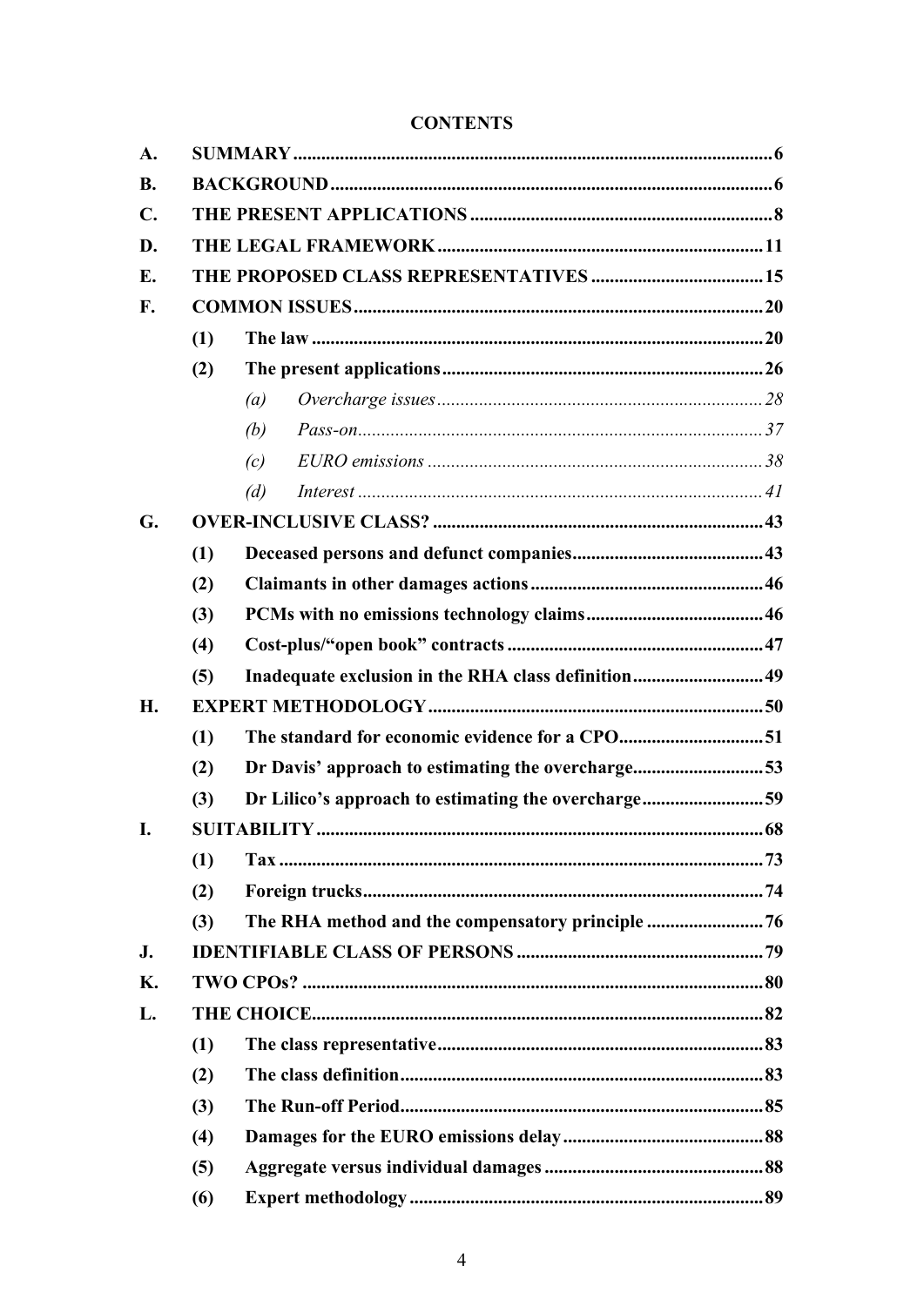**CONTENTS**

| | | | | |
|---|---|---|---|---|
| **A.** | **SUMMARY** | | | **6** |
| **B.** | **BACKGROUND** | | | **6** |
| **C.** | **THE PRESENT APPLICATIONS** | | | **8** |
| **D.** | **THE LEGAL FRAMEWORK** | | | **11** |
| **E.** | **THE PROPOSED CLASS REPRESENTATIVES** | | | **15** |
| **F.** | **COMMON ISSUES** | | | **20** |
| | **(1)** | **The law** | | **20** |
| | **(2)** | **The present applications** | | **26** |
| | | *(a)* | *Overcharge issues* | *28* |
| | | *(b)* | *Pass-on* | *37* |
| | | *(c)* | *EURO emissions* | *38* |
| | | *(d)* | *Interest* | *41* |
| **G.** | **OVER-INCLUSIVE CLASS?** | | | **43** |
| | **(1)** | **Deceased persons and defunct companies** | | **43** |
| | **(2)** | **Claimants in other damages actions** | | **46** |
| | **(3)** | **PCMs with no emissions technology claims** | | **46** |
| | **(4)** | **Cost-plus/"open book" contracts** | | **47** |
| | **(5)** | **Inadequate exclusion in the RHA class definition** | | **49** |
| **H.** | **EXPERT METHODOLOGY** | | | **50** |
| | **(1)** | **The standard for economic evidence for a CPO** | | **51** |
| | **(2)** | **Dr Davis' approach to estimating the overcharge** | | **53** |
| | **(3)** | **Dr Lilico's approach to estimating the overcharge** | | **59** |
| **I.** | **SUITABILITY** | | | **68** |
| | **(1)** | **Tax** | | **73** |
| | **(2)** | **Foreign trucks** | | **74** |
| | **(3)** | **The RHA method and the compensatory principle** | | **76** |
| **J.** | **IDENTIFIABLE CLASS OF PERSONS** | | | **79** |
| **K.** | **TWO CPOs?** | | | **80** |
| **L.** | **THE CHOICE** | | | **82** |
| | **(1)** | **The class representative** | | **83** |
| | **(2)** | **The class definition** | | **83** |
| | **(3)** | **The Run-off Period** | | **85** |
| | **(4)** | **Damages for the EURO emissions delay** | | **88** |
| | **(5)** | **Aggregate versus individual damages** | | **88** |
| | **(6)** | **Expert methodology** | | **89** |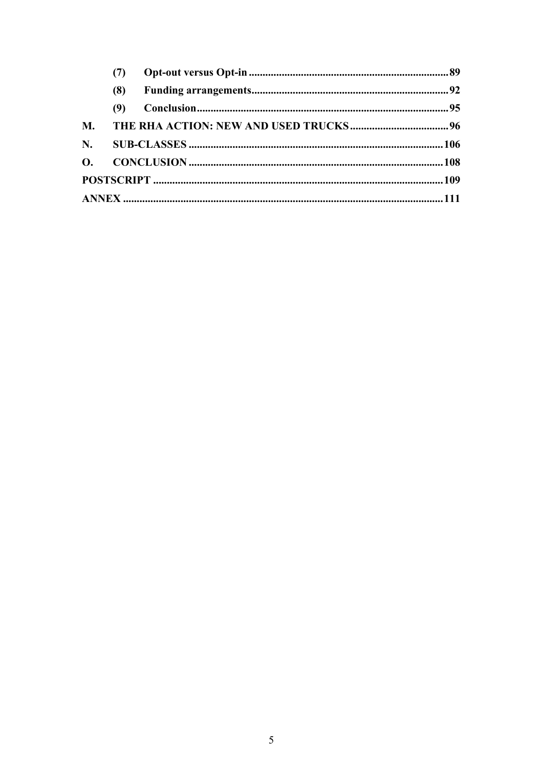| | | |
|---|---|---|
| (7) | **Opt-out versus Opt-in** | **89** |
| (8) | **Funding arrangements** | **92** |
| (9) | **Conclusion** | **95** |
| **M.** | **THE RHA ACTION: NEW AND USED TRUCKS** | **96** |
| **N.** | **SUB-CLASSES** | **106** |
| **O.** | **CONCLUSION** | **108** |
| **POSTSCRIPT** | | **109** |
| **ANNEX** | | **111** |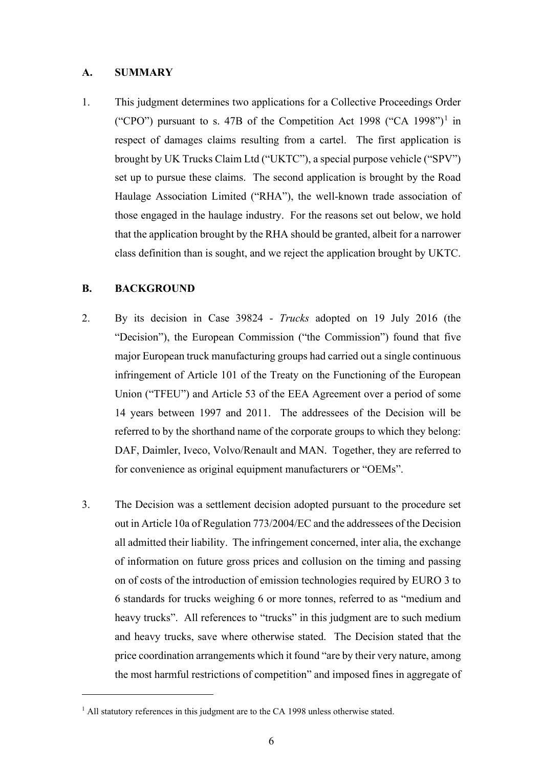## A. SUMMARY

1. This judgment determines two applications for a Collective Proceedings Order ("CPO") pursuant to s. 47B of the Competition Act 1998 ("CA 1998")[1] in respect of damages claims resulting from a cartel. The first application is brought by UK Trucks Claim Ltd ("UKTC"), a special purpose vehicle ("SPV") set up to pursue these claims. The second application is brought by the Road Haulage Association Limited ("RHA"), the well-known trade association of those engaged in the haulage industry. For the reasons set out below, we hold that the application brought by the RHA should be granted, albeit for a narrower class definition than is sought, and we reject the application brought by UKTC.

## B. BACKGROUND

2. By its decision in Case 39824 - *Trucks* adopted on 19 July 2016 (the "Decision"), the European Commission ("the Commission") found that five major European truck manufacturing groups had carried out a single continuous infringement of Article 101 of the Treaty on the Functioning of the European Union ("TFEU") and Article 53 of the EEA Agreement over a period of some 14 years between 1997 and 2011. The addressees of the Decision will be referred to by the shorthand name of the corporate groups to which they belong: DAF, Daimler, Iveco, Volvo/Renault and MAN. Together, they are referred to for convenience as original equipment manufacturers or "OEMs".

3. The Decision was a settlement decision adopted pursuant to the procedure set out in Article 10a of Regulation 773/2004/EC and the addressees of the Decision all admitted their liability. The infringement concerned, inter alia, the exchange of information on future gross prices and collusion on the timing and passing on of costs of the introduction of emission technologies required by EURO 3 to 6 standards for trucks weighing 6 or more tonnes, referred to as "medium and heavy trucks". All references to "trucks" in this judgment are to such medium and heavy trucks, save where otherwise stated. The Decision stated that the price coordination arrangements which it found "are by their very nature, among the most harmful restrictions of competition" and imposed fines in aggregate of

---

[1] All statutory references in this judgment are to the CA 1998 unless otherwise stated.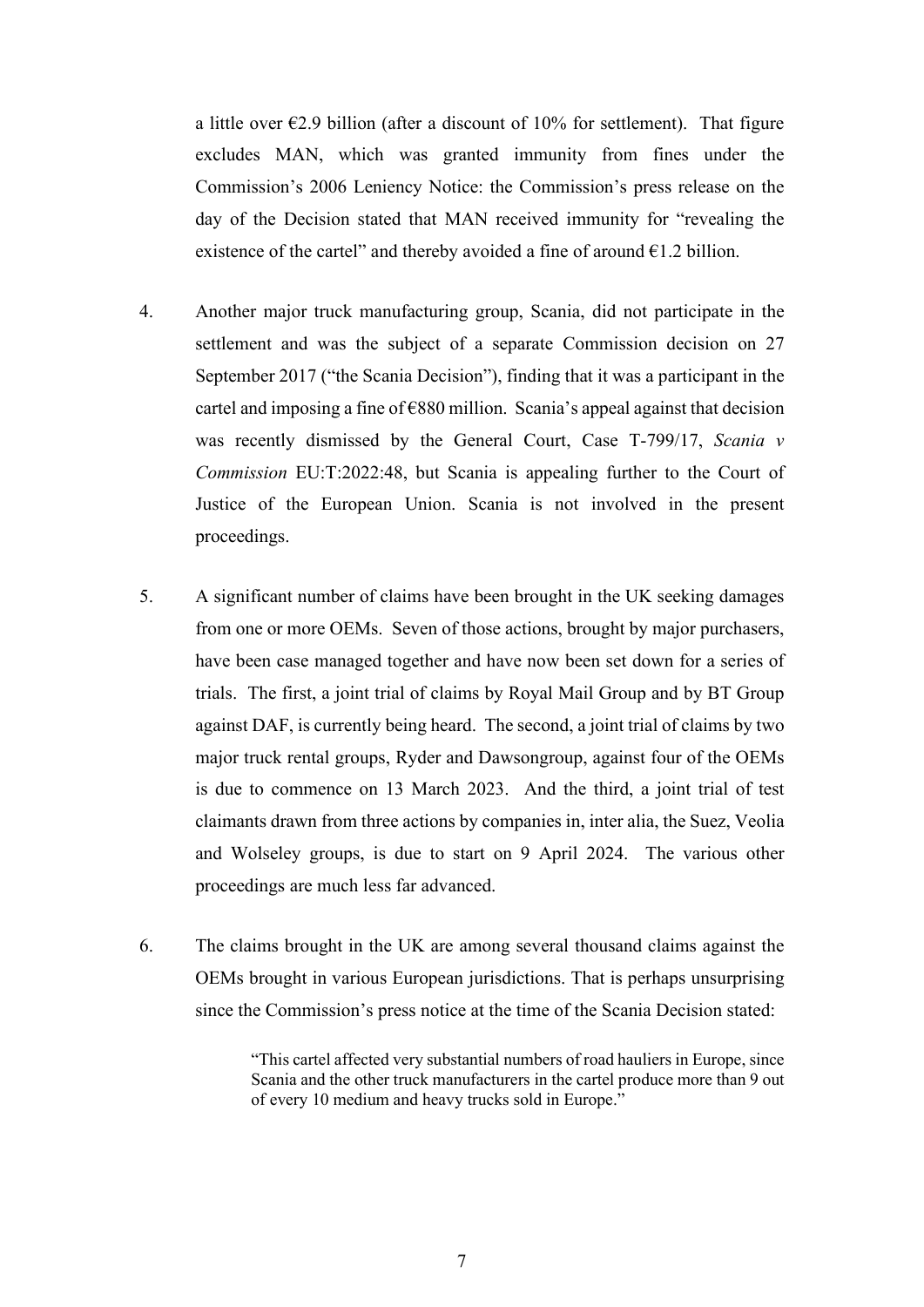a little over €2.9 billion (after a discount of 10% for settlement). That figure excludes MAN, which was granted immunity from fines under the Commission's 2006 Leniency Notice: the Commission's press release on the day of the Decision stated that MAN received immunity for "revealing the existence of the cartel" and thereby avoided a fine of around €1.2 billion.

4. Another major truck manufacturing group, Scania, did not participate in the settlement and was the subject of a separate Commission decision on 27 September 2017 ("the Scania Decision"), finding that it was a participant in the cartel and imposing a fine of €880 million. Scania's appeal against that decision was recently dismissed by the General Court, Case T-799/17, *Scania v Commission* EU:T:2022:48, but Scania is appealing further to the Court of Justice of the European Union. Scania is not involved in the present proceedings.

5. A significant number of claims have been brought in the UK seeking damages from one or more OEMs. Seven of those actions, brought by major purchasers, have been case managed together and have now been set down for a series of trials. The first, a joint trial of claims by Royal Mail Group and by BT Group against DAF, is currently being heard. The second, a joint trial of claims by two major truck rental groups, Ryder and Dawsongroup, against four of the OEMs is due to commence on 13 March 2023. And the third, a joint trial of test claimants drawn from three actions by companies in, inter alia, the Suez, Veolia and Wolseley groups, is due to start on 9 April 2024. The various other proceedings are much less far advanced.

6. The claims brought in the UK are among several thousand claims against the OEMs brought in various European jurisdictions. That is perhaps unsurprising since the Commission's press notice at the time of the Scania Decision stated:

> "This cartel affected very substantial numbers of road hauliers in Europe, since Scania and the other truck manufacturers in the cartel produce more than 9 out of every 10 medium and heavy trucks sold in Europe."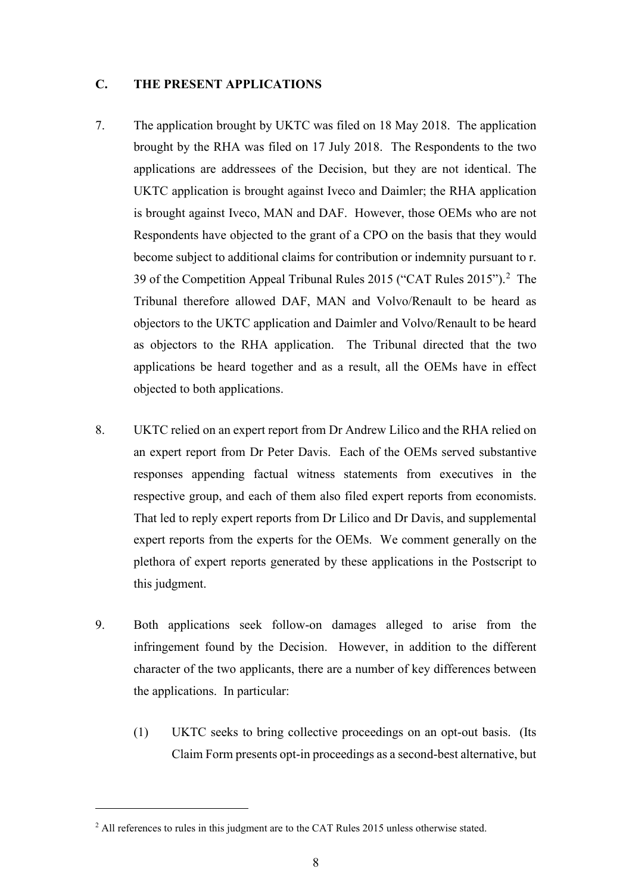## C. THE PRESENT APPLICATIONS

7. The application brought by UKTC was filed on 18 May 2018. The application brought by the RHA was filed on 17 July 2018. The Respondents to the two applications are addressees of the Decision, but they are not identical. The UKTC application is brought against Iveco and Daimler; the RHA application is brought against Iveco, MAN and DAF. However, those OEMs who are not Respondents have objected to the grant of a CPO on the basis that they would become subject to additional claims for contribution or indemnity pursuant to r. 39 of the Competition Appeal Tribunal Rules 2015 ("CAT Rules 2015").[2] The Tribunal therefore allowed DAF, MAN and Volvo/Renault to be heard as objectors to the UKTC application and Daimler and Volvo/Renault to be heard as objectors to the RHA application. The Tribunal directed that the two applications be heard together and as a result, all the OEMs have in effect objected to both applications.

8. UKTC relied on an expert report from Dr Andrew Lilico and the RHA relied on an expert report from Dr Peter Davis. Each of the OEMs served substantive responses appending factual witness statements from executives in the respective group, and each of them also filed expert reports from economists. That led to reply expert reports from Dr Lilico and Dr Davis, and supplemental expert reports from the experts for the OEMs. We comment generally on the plethora of expert reports generated by these applications in the Postscript to this judgment.

9. Both applications seek follow-on damages alleged to arise from the infringement found by the Decision. However, in addition to the different character of the two applicants, there are a number of key differences between the applications. In particular:

   (1) UKTC seeks to bring collective proceedings on an opt-out basis. (Its Claim Form presents opt-in proceedings as a second-best alternative, but

---

[2] All references to rules in this judgment are to the CAT Rules 2015 unless otherwise stated.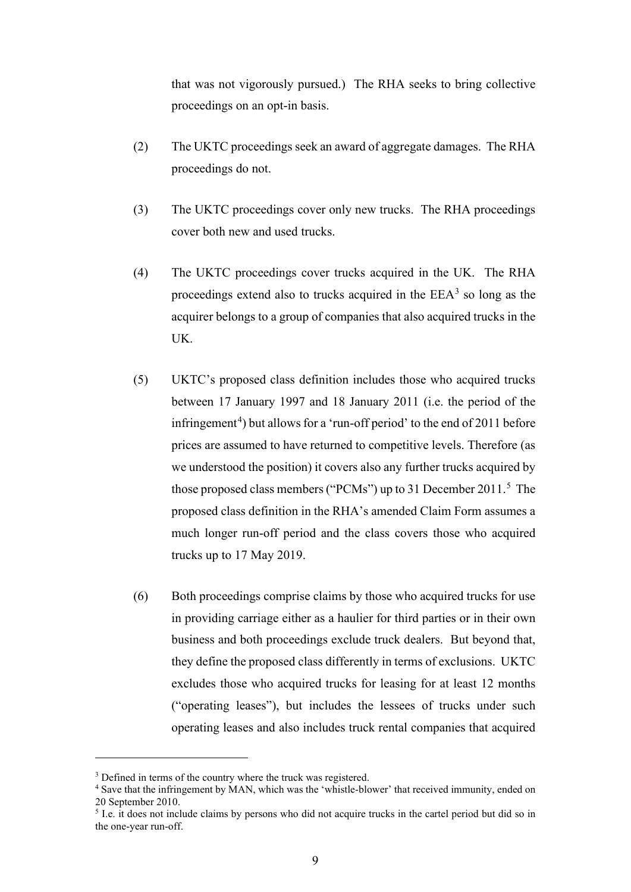that was not vigorously pursued.) The RHA seeks to bring collective proceedings on an opt-in basis.

(2) The UKTC proceedings seek an award of aggregate damages. The RHA proceedings do not.

(3) The UKTC proceedings cover only new trucks. The RHA proceedings cover both new and used trucks.

(4) The UKTC proceedings cover trucks acquired in the UK. The RHA proceedings extend also to trucks acquired in the EEA[3] so long as the acquirer belongs to a group of companies that also acquired trucks in the UK.

(5) UKTC's proposed class definition includes those who acquired trucks between 17 January 1997 and 18 January 2011 (i.e. the period of the infringement[4]) but allows for a 'run-off period' to the end of 2011 before prices are assumed to have returned to competitive levels. Therefore (as we understood the position) it covers also any further trucks acquired by those proposed class members ("PCMs") up to 31 December 2011.[5] The proposed class definition in the RHA's amended Claim Form assumes a much longer run-off period and the class covers those who acquired trucks up to 17 May 2019.

(6) Both proceedings comprise claims by those who acquired trucks for use in providing carriage either as a haulier for third parties or in their own business and both proceedings exclude truck dealers. But beyond that, they define the proposed class differently in terms of exclusions. UKTC excludes those who acquired trucks for leasing for at least 12 months ("operating leases"), but includes the lessees of trucks under such operating leases and also includes truck rental companies that acquired

---

[3] Defined in terms of the country where the truck was registered.

[4] Save that the infringement by MAN, which was the 'whistle-blower' that received immunity, ended on 20 September 2010.

[5] I.e. it does not include claims by persons who did not acquire trucks in the cartel period but did so in the one-year run-off.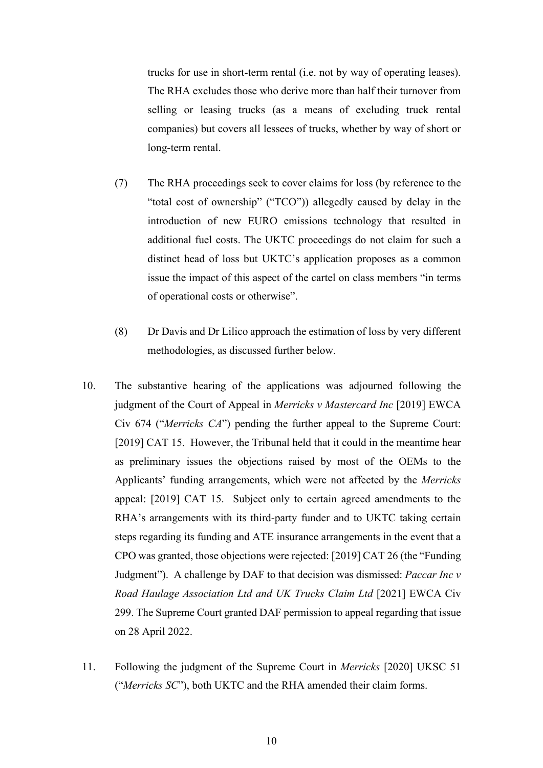trucks for use in short-term rental (i.e. not by way of operating leases). The RHA excludes those who derive more than half their turnover from selling or leasing trucks (as a means of excluding truck rental companies) but covers all lessees of trucks, whether by way of short or long-term rental.

(7) The RHA proceedings seek to cover claims for loss (by reference to the "total cost of ownership" ("TCO")) allegedly caused by delay in the introduction of new EURO emissions technology that resulted in additional fuel costs. The UKTC proceedings do not claim for such a distinct head of loss but UKTC's application proposes as a common issue the impact of this aspect of the cartel on class members "in terms of operational costs or otherwise".

(8) Dr Davis and Dr Lilico approach the estimation of loss by very different methodologies, as discussed further below.

10. The substantive hearing of the applications was adjourned following the judgment of the Court of Appeal in *Merricks v Mastercard Inc* [2019] EWCA Civ 674 ("*Merricks CA*") pending the further appeal to the Supreme Court: [2019] CAT 15. However, the Tribunal held that it could in the meantime hear as preliminary issues the objections raised by most of the OEMs to the Applicants' funding arrangements, which were not affected by the *Merricks* appeal: [2019] CAT 15. Subject only to certain agreed amendments to the RHA's arrangements with its third-party funder and to UKTC taking certain steps regarding its funding and ATE insurance arrangements in the event that a CPO was granted, those objections were rejected: [2019] CAT 26 (the "Funding Judgment"). A challenge by DAF to that decision was dismissed: *Paccar Inc v Road Haulage Association Ltd and UK Trucks Claim Ltd* [2021] EWCA Civ 299. The Supreme Court granted DAF permission to appeal regarding that issue on 28 April 2022.

11. Following the judgment of the Supreme Court in *Merricks* [2020] UKSC 51 ("*Merricks SC*"), both UKTC and the RHA amended their claim forms.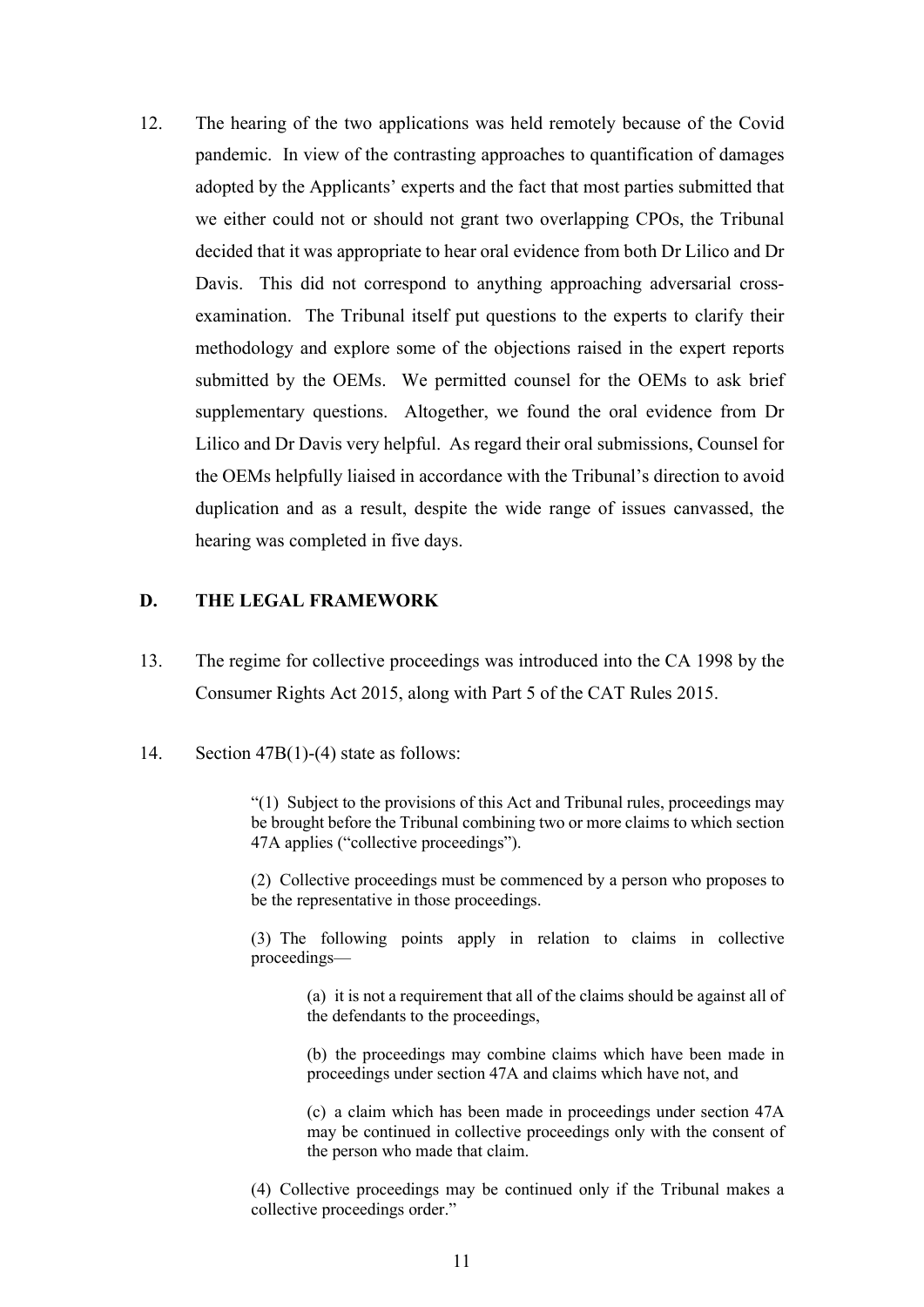12. The hearing of the two applications was held remotely because of the Covid pandemic. In view of the contrasting approaches to quantification of damages adopted by the Applicants' experts and the fact that most parties submitted that we either could not or should not grant two overlapping CPOs, the Tribunal decided that it was appropriate to hear oral evidence from both Dr Lilico and Dr Davis. This did not correspond to anything approaching adversarial cross-examination. The Tribunal itself put questions to the experts to clarify their methodology and explore some of the objections raised in the expert reports submitted by the OEMs. We permitted counsel for the OEMs to ask brief supplementary questions. Altogether, we found the oral evidence from Dr Lilico and Dr Davis very helpful. As regard their oral submissions, Counsel for the OEMs helpfully liaised in accordance with the Tribunal's direction to avoid duplication and as a result, despite the wide range of issues canvassed, the hearing was completed in five days.

## D. THE LEGAL FRAMEWORK

13. The regime for collective proceedings was introduced into the CA 1998 by the Consumer Rights Act 2015, along with Part 5 of the CAT Rules 2015.

14. Section 47B(1)-(4) state as follows:

> "(1) Subject to the provisions of this Act and Tribunal rules, proceedings may be brought before the Tribunal combining two or more claims to which section 47A applies ("collective proceedings").
>
> (2) Collective proceedings must be commenced by a person who proposes to be the representative in those proceedings.
>
> (3) The following points apply in relation to claims in collective proceedings—
>
> > (a) it is not a requirement that all of the claims should be against all of the defendants to the proceedings,
> >
> > (b) the proceedings may combine claims which have been made in proceedings under section 47A and claims which have not, and
> >
> > (c) a claim which has been made in proceedings under section 47A may be continued in collective proceedings only with the consent of the person who made that claim.
>
> (4) Collective proceedings may be continued only if the Tribunal makes a collective proceedings order."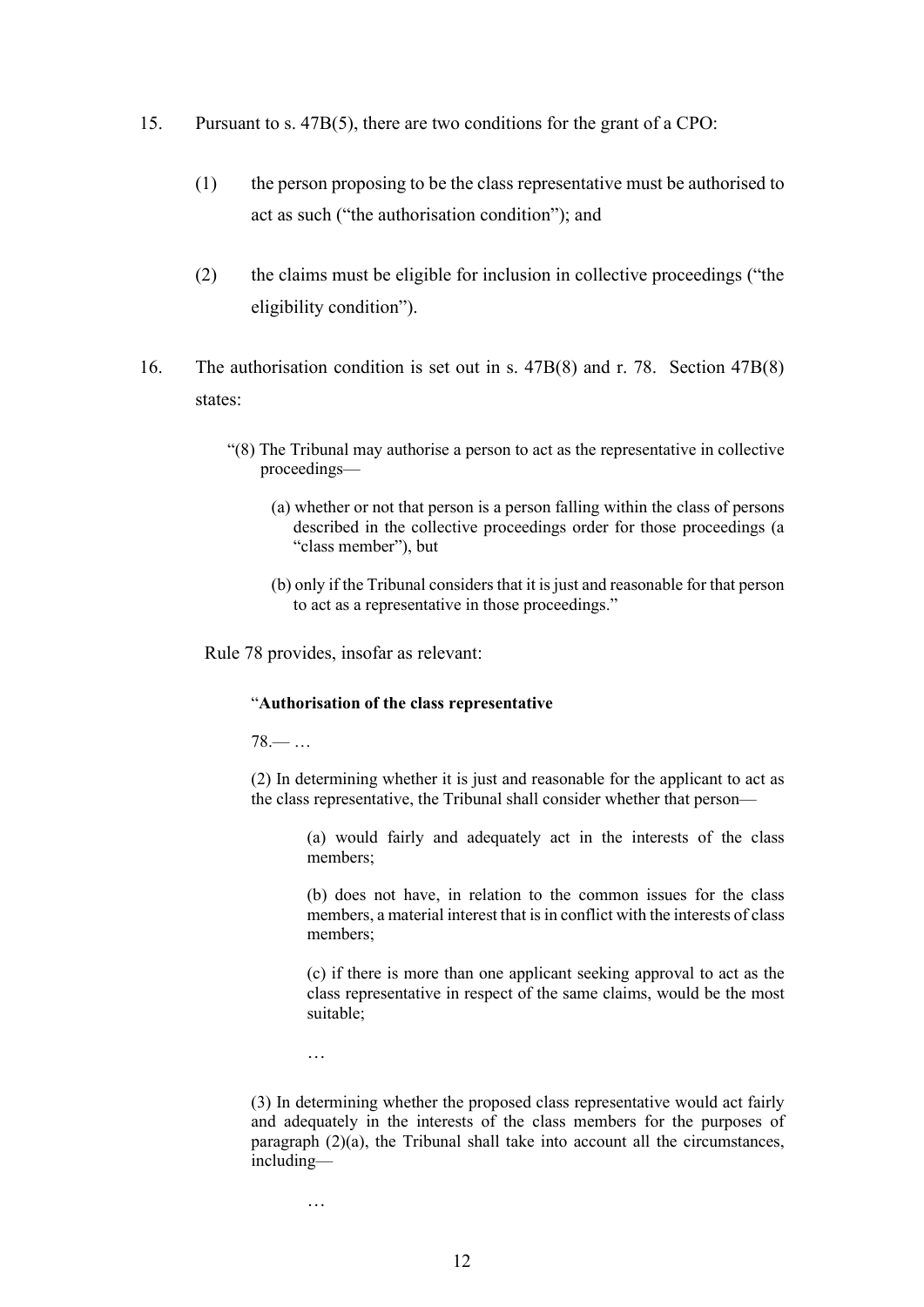15. Pursuant to s. 47B(5), there are two conditions for the grant of a CPO:

    (1) the person proposing to be the class representative must be authorised to act as such ("the authorisation condition"); and

    (2) the claims must be eligible for inclusion in collective proceedings ("the eligibility condition").

16. The authorisation condition is set out in s. 47B(8) and r. 78. Section 47B(8) states:

> "(8) The Tribunal may authorise a person to act as the representative in collective proceedings—
>
> (a) whether or not that person is a person falling within the class of persons described in the collective proceedings order for those proceedings (a "class member"), but
>
> (b) only if the Tribunal considers that it is just and reasonable for that person to act as a representative in those proceedings."

Rule 78 provides, insofar as relevant:

> "**Authorisation of the class representative**
>
> 78.— …
>
> (2) In determining whether it is just and reasonable for the applicant to act as the class representative, the Tribunal shall consider whether that person—
>
> (a) would fairly and adequately act in the interests of the class members;
>
> (b) does not have, in relation to the common issues for the class members, a material interest that is in conflict with the interests of class members;
>
> (c) if there is more than one applicant seeking approval to act as the class representative in respect of the same claims, would be the most suitable;
>
> …
>
> (3) In determining whether the proposed class representative would act fairly and adequately in the interests of the class members for the purposes of paragraph (2)(a), the Tribunal shall take into account all the circumstances, including—
>
> …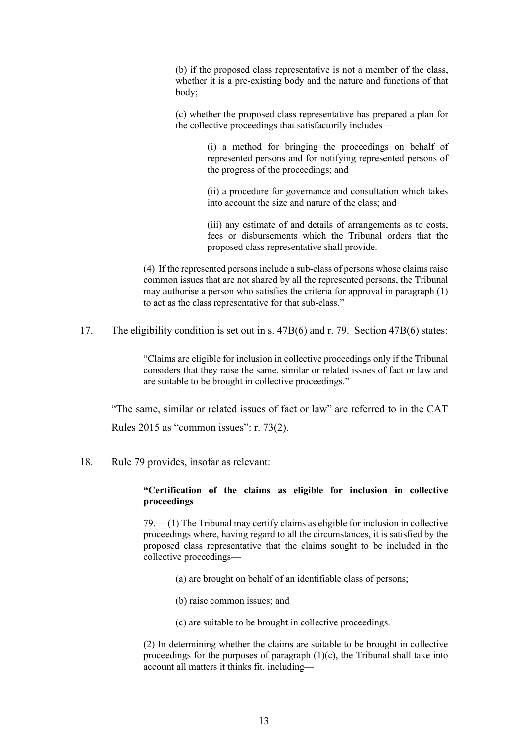> (b) if the proposed class representative is not a member of the class, whether it is a pre-existing body and the nature and functions of that body;
>
> (c) whether the proposed class representative has prepared a plan for the collective proceedings that satisfactorily includes—
>
> > (i) a method for bringing the proceedings on behalf of represented persons and for notifying represented persons of the progress of the proceedings; and
> >
> > (ii) a procedure for governance and consultation which takes into account the size and nature of the class; and
> >
> > (iii) any estimate of and details of arrangements as to costs, fees or disbursements which the Tribunal orders that the proposed class representative shall provide.
>
> (4) If the represented persons include a sub-class of persons whose claims raise common issues that are not shared by all the represented persons, the Tribunal may authorise a person who satisfies the criteria for approval in paragraph (1) to act as the class representative for that sub-class."

17. The eligibility condition is set out in s. 47B(6) and r. 79. Section 47B(6) states:

> "Claims are eligible for inclusion in collective proceedings only if the Tribunal considers that they raise the same, similar or related issues of fact or law and are suitable to be brought in collective proceedings."

"The same, similar or related issues of fact or law" are referred to in the CAT Rules 2015 as "common issues": r. 73(2).

18. Rule 79 provides, insofar as relevant:

> **"Certification of the claims as eligible for inclusion in collective proceedings**
>
> 79.— (1) The Tribunal may certify claims as eligible for inclusion in collective proceedings where, having regard to all the circumstances, it is satisfied by the proposed class representative that the claims sought to be included in the collective proceedings—
>
> > (a) are brought on behalf of an identifiable class of persons;
> >
> > (b) raise common issues; and
> >
> > (c) are suitable to be brought in collective proceedings.
>
> (2) In determining whether the claims are suitable to be brought in collective proceedings for the purposes of paragraph (1)(c), the Tribunal shall take into account all matters it thinks fit, including—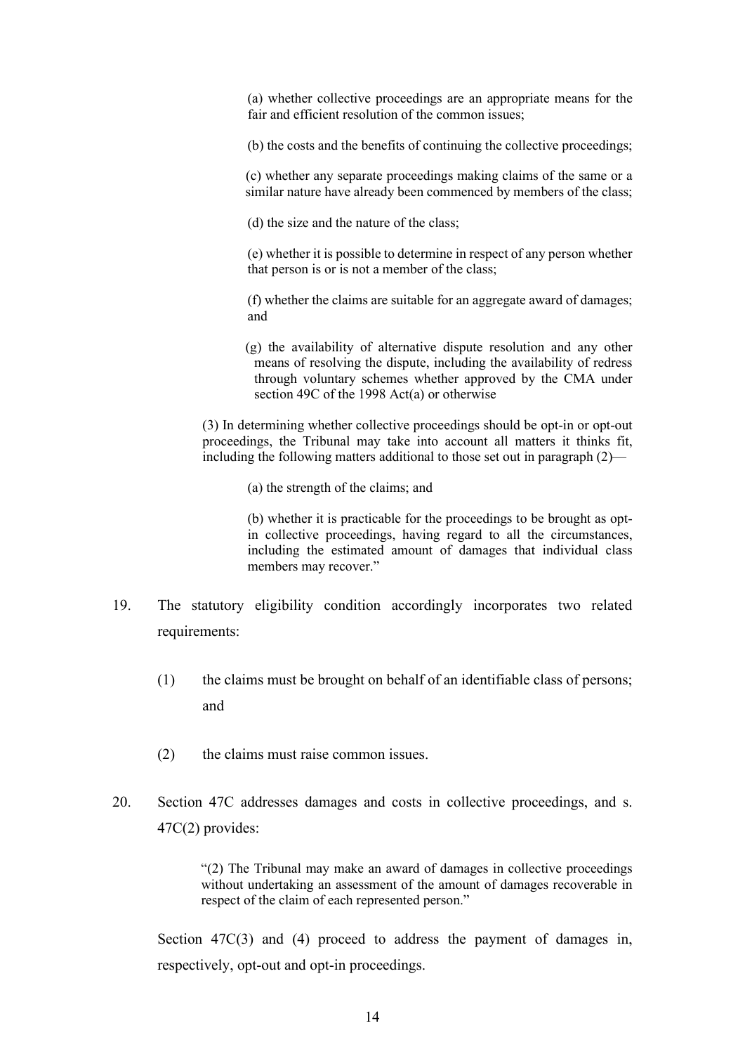> (a) whether collective proceedings are an appropriate means for the fair and efficient resolution of the common issues;
>
> (b) the costs and the benefits of continuing the collective proceedings;
>
> (c) whether any separate proceedings making claims of the same or a similar nature have already been commenced by members of the class;
>
> (d) the size and the nature of the class;
>
> (e) whether it is possible to determine in respect of any person whether that person is or is not a member of the class;
>
> (f) whether the claims are suitable for an aggregate award of damages; and
>
> (g) the availability of alternative dispute resolution and any other means of resolving the dispute, including the availability of redress through voluntary schemes whether approved by the CMA under section 49C of the 1998 Act(a) or otherwise
>
> (3) In determining whether collective proceedings should be opt-in or opt-out proceedings, the Tribunal may take into account all matters it thinks fit, including the following matters additional to those set out in paragraph (2)—
>
> (a) the strength of the claims; and
>
> (b) whether it is practicable for the proceedings to be brought as opt-in collective proceedings, having regard to all the circumstances, including the estimated amount of damages that individual class members may recover."

19. The statutory eligibility condition accordingly incorporates two related requirements:

    (1) the claims must be brought on behalf of an identifiable class of persons; and

    (2) the claims must raise common issues.

20. Section 47C addresses damages and costs in collective proceedings, and s. 47C(2) provides:

    > "(2) The Tribunal may make an award of damages in collective proceedings without undertaking an assessment of the amount of damages recoverable in respect of the claim of each represented person."

    Section 47C(3) and (4) proceed to address the payment of damages in, respectively, opt-out and opt-in proceedings.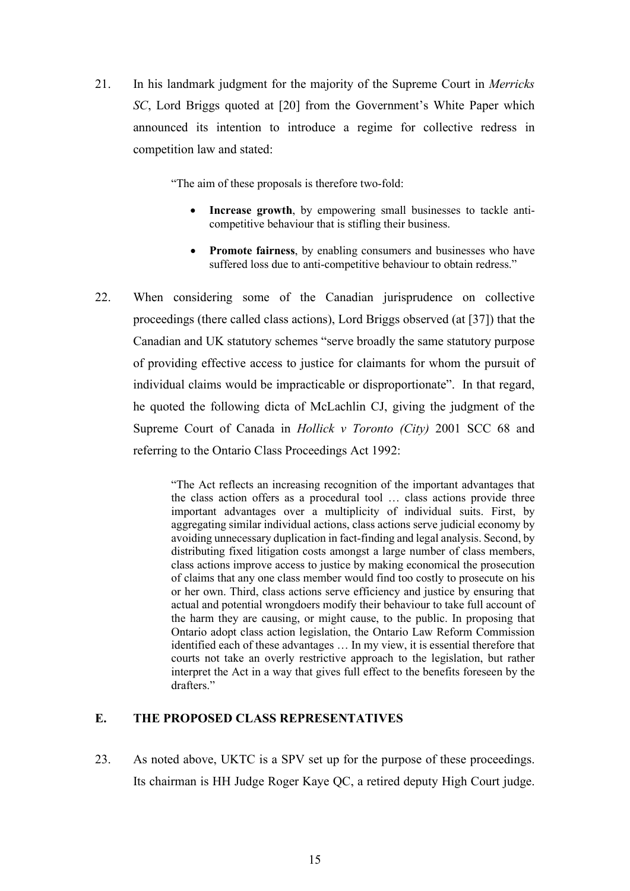21. In his landmark judgment for the majority of the Supreme Court in *Merricks SC*, Lord Briggs quoted at [20] from the Government's White Paper which announced its intention to introduce a regime for collective redress in competition law and stated:

> "The aim of these proposals is therefore two-fold:
>
> - **Increase growth**, by empowering small businesses to tackle anti-competitive behaviour that is stifling their business.
> - **Promote fairness**, by enabling consumers and businesses who have suffered loss due to anti-competitive behaviour to obtain redress."

22. When considering some of the Canadian jurisprudence on collective proceedings (there called class actions), Lord Briggs observed (at [37]) that the Canadian and UK statutory schemes "serve broadly the same statutory purpose of providing effective access to justice for claimants for whom the pursuit of individual claims would be impracticable or disproportionate". In that regard, he quoted the following dicta of McLachlin CJ, giving the judgment of the Supreme Court of Canada in *Hollick v Toronto (City)* 2001 SCC 68 and referring to the Ontario Class Proceedings Act 1992:

> "The Act reflects an increasing recognition of the important advantages that the class action offers as a procedural tool … class actions provide three important advantages over a multiplicity of individual suits. First, by aggregating similar individual actions, class actions serve judicial economy by avoiding unnecessary duplication in fact-finding and legal analysis. Second, by distributing fixed litigation costs amongst a large number of class members, class actions improve access to justice by making economical the prosecution of claims that any one class member would find too costly to prosecute on his or her own. Third, class actions serve efficiency and justice by ensuring that actual and potential wrongdoers modify their behaviour to take full account of the harm they are causing, or might cause, to the public. In proposing that Ontario adopt class action legislation, the Ontario Law Reform Commission identified each of these advantages … In my view, it is essential therefore that courts not take an overly restrictive approach to the legislation, but rather interpret the Act in a way that gives full effect to the benefits foreseen by the drafters."

## E. THE PROPOSED CLASS REPRESENTATIVES

23. As noted above, UKTC is a SPV set up for the purpose of these proceedings. Its chairman is HH Judge Roger Kaye QC, a retired deputy High Court judge.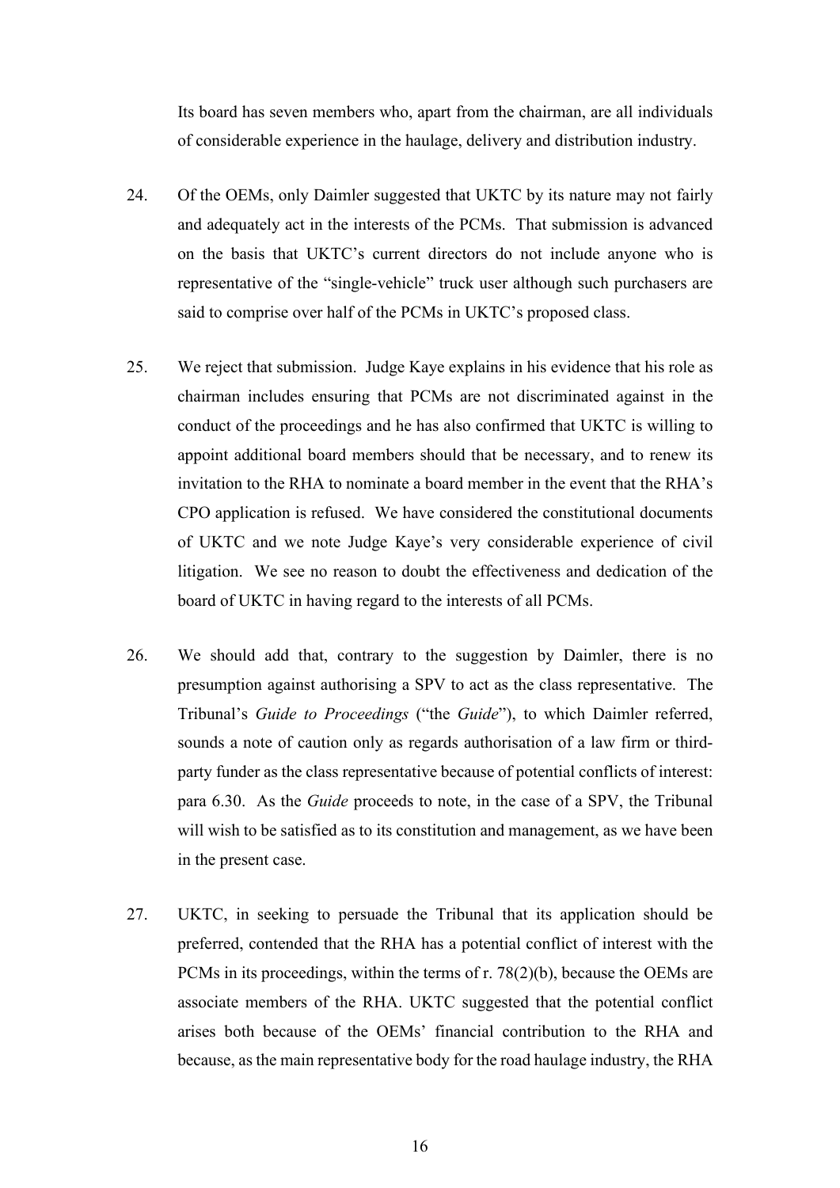Its board has seven members who, apart from the chairman, are all individuals of considerable experience in the haulage, delivery and distribution industry.

24. Of the OEMs, only Daimler suggested that UKTC by its nature may not fairly and adequately act in the interests of the PCMs. That submission is advanced on the basis that UKTC's current directors do not include anyone who is representative of the "single-vehicle" truck user although such purchasers are said to comprise over half of the PCMs in UKTC's proposed class.

25. We reject that submission. Judge Kaye explains in his evidence that his role as chairman includes ensuring that PCMs are not discriminated against in the conduct of the proceedings and he has also confirmed that UKTC is willing to appoint additional board members should that be necessary, and to renew its invitation to the RHA to nominate a board member in the event that the RHA's CPO application is refused. We have considered the constitutional documents of UKTC and we note Judge Kaye's very considerable experience of civil litigation. We see no reason to doubt the effectiveness and dedication of the board of UKTC in having regard to the interests of all PCMs.

26. We should add that, contrary to the suggestion by Daimler, there is no presumption against authorising a SPV to act as the class representative. The Tribunal's *Guide to Proceedings* ("the *Guide*"), to which Daimler referred, sounds a note of caution only as regards authorisation of a law firm or third-party funder as the class representative because of potential conflicts of interest: para 6.30. As the *Guide* proceeds to note, in the case of a SPV, the Tribunal will wish to be satisfied as to its constitution and management, as we have been in the present case.

27. UKTC, in seeking to persuade the Tribunal that its application should be preferred, contended that the RHA has a potential conflict of interest with the PCMs in its proceedings, within the terms of r. 78(2)(b), because the OEMs are associate members of the RHA. UKTC suggested that the potential conflict arises both because of the OEMs' financial contribution to the RHA and because, as the main representative body for the road haulage industry, the RHA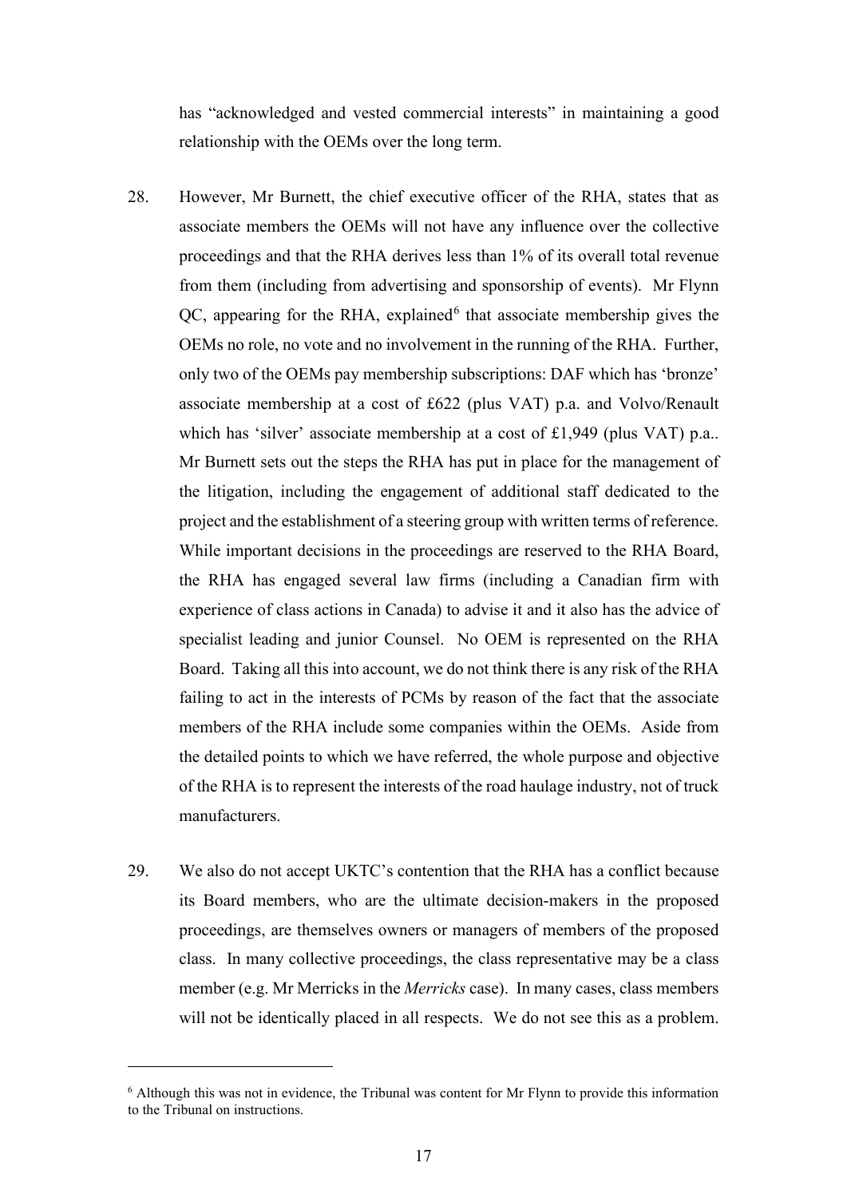has "acknowledged and vested commercial interests" in maintaining a good relationship with the OEMs over the long term.

28. However, Mr Burnett, the chief executive officer of the RHA, states that as associate members the OEMs will not have any influence over the collective proceedings and that the RHA derives less than 1% of its overall total revenue from them (including from advertising and sponsorship of events). Mr Flynn QC, appearing for the RHA, explained[6] that associate membership gives the OEMs no role, no vote and no involvement in the running of the RHA. Further, only two of the OEMs pay membership subscriptions: DAF which has 'bronze' associate membership at a cost of £622 (plus VAT) p.a. and Volvo/Renault which has 'silver' associate membership at a cost of £1,949 (plus VAT) p.a.. Mr Burnett sets out the steps the RHA has put in place for the management of the litigation, including the engagement of additional staff dedicated to the project and the establishment of a steering group with written terms of reference. While important decisions in the proceedings are reserved to the RHA Board, the RHA has engaged several law firms (including a Canadian firm with experience of class actions in Canada) to advise it and it also has the advice of specialist leading and junior Counsel. No OEM is represented on the RHA Board. Taking all this into account, we do not think there is any risk of the RHA failing to act in the interests of PCMs by reason of the fact that the associate members of the RHA include some companies within the OEMs. Aside from the detailed points to which we have referred, the whole purpose and objective of the RHA is to represent the interests of the road haulage industry, not of truck manufacturers.

29. We also do not accept UKTC's contention that the RHA has a conflict because its Board members, who are the ultimate decision-makers in the proposed proceedings, are themselves owners or managers of members of the proposed class. In many collective proceedings, the class representative may be a class member (e.g. Mr Merricks in the *Merricks* case). In many cases, class members will not be identically placed in all respects. We do not see this as a problem.

[6] Although this was not in evidence, the Tribunal was content for Mr Flynn to provide this information to the Tribunal on instructions.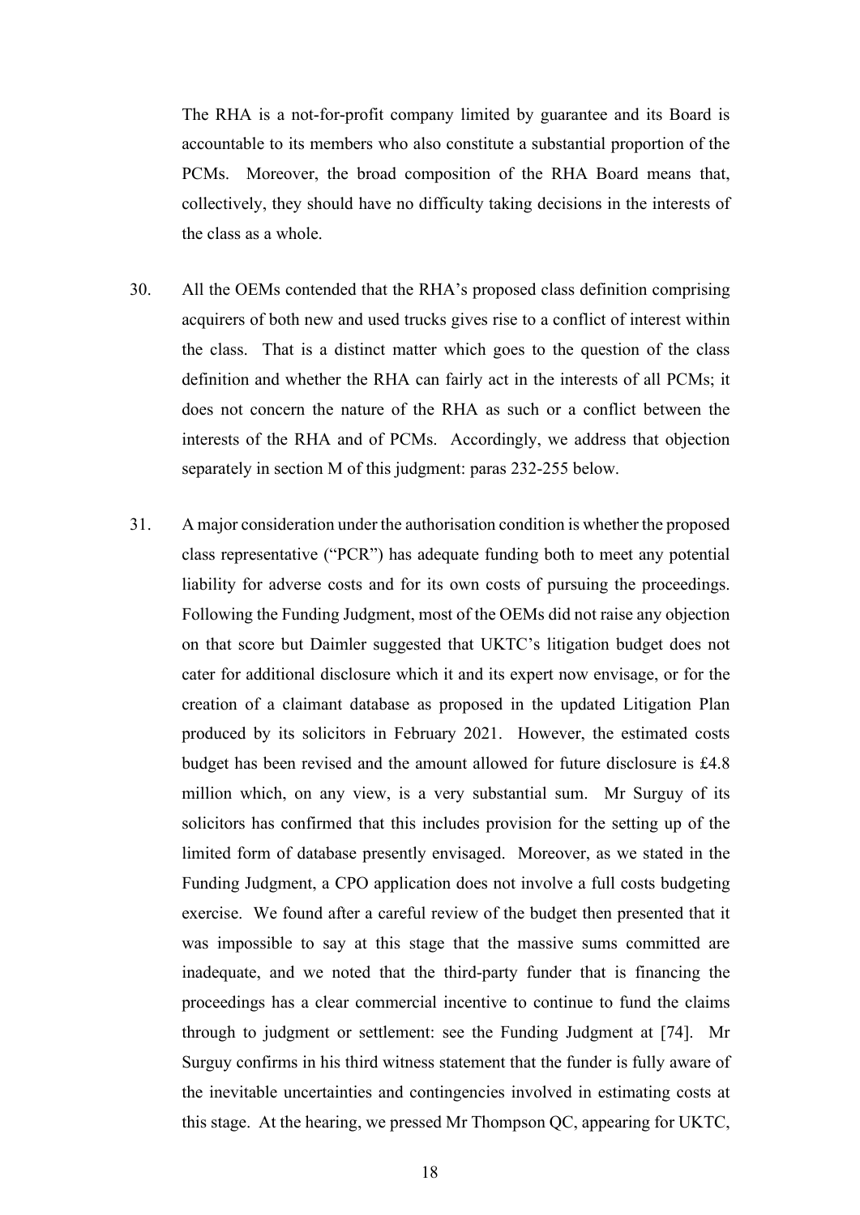The RHA is a not-for-profit company limited by guarantee and its Board is accountable to its members who also constitute a substantial proportion of the PCMs. Moreover, the broad composition of the RHA Board means that, collectively, they should have no difficulty taking decisions in the interests of the class as a whole.

30. All the OEMs contended that the RHA's proposed class definition comprising acquirers of both new and used trucks gives rise to a conflict of interest within the class. That is a distinct matter which goes to the question of the class definition and whether the RHA can fairly act in the interests of all PCMs; it does not concern the nature of the RHA as such or a conflict between the interests of the RHA and of PCMs. Accordingly, we address that objection separately in section M of this judgment: paras 232-255 below.

31. A major consideration under the authorisation condition is whether the proposed class representative ("PCR") has adequate funding both to meet any potential liability for adverse costs and for its own costs of pursuing the proceedings. Following the Funding Judgment, most of the OEMs did not raise any objection on that score but Daimler suggested that UKTC's litigation budget does not cater for additional disclosure which it and its expert now envisage, or for the creation of a claimant database as proposed in the updated Litigation Plan produced by its solicitors in February 2021. However, the estimated costs budget has been revised and the amount allowed for future disclosure is £4.8 million which, on any view, is a very substantial sum. Mr Surguy of its solicitors has confirmed that this includes provision for the setting up of the limited form of database presently envisaged. Moreover, as we stated in the Funding Judgment, a CPO application does not involve a full costs budgeting exercise. We found after a careful review of the budget then presented that it was impossible to say at this stage that the massive sums committed are inadequate, and we noted that the third-party funder that is financing the proceedings has a clear commercial incentive to continue to fund the claims through to judgment or settlement: see the Funding Judgment at [74]. Mr Surguy confirms in his third witness statement that the funder is fully aware of the inevitable uncertainties and contingencies involved in estimating costs at this stage. At the hearing, we pressed Mr Thompson QC, appearing for UKTC,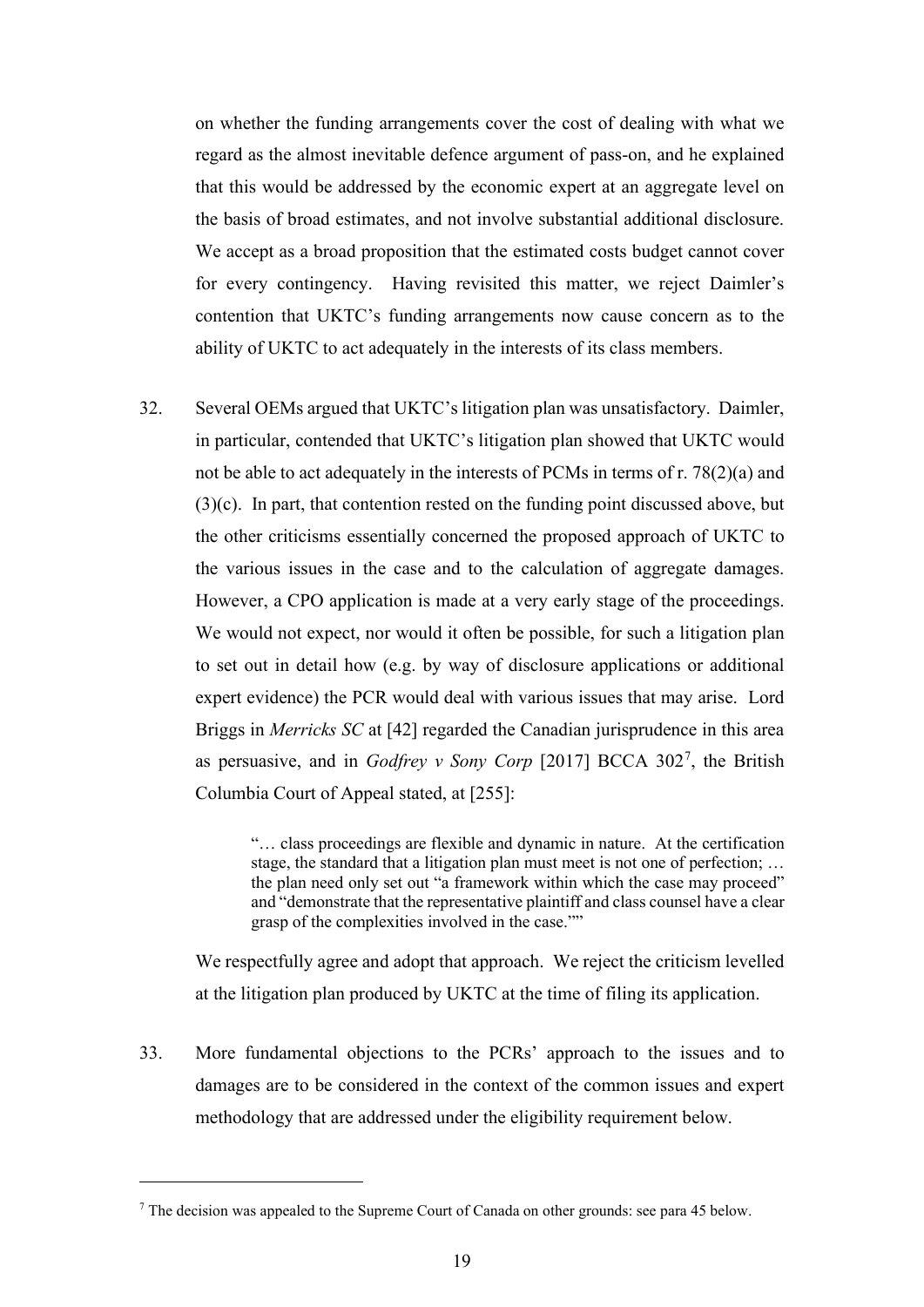on whether the funding arrangements cover the cost of dealing with what we regard as the almost inevitable defence argument of pass-on, and he explained that this would be addressed by the economic expert at an aggregate level on the basis of broad estimates, and not involve substantial additional disclosure. We accept as a broad proposition that the estimated costs budget cannot cover for every contingency. Having revisited this matter, we reject Daimler's contention that UKTC's funding arrangements now cause concern as to the ability of UKTC to act adequately in the interests of its class members.

32. Several OEMs argued that UKTC's litigation plan was unsatisfactory. Daimler, in particular, contended that UKTC's litigation plan showed that UKTC would not be able to act adequately in the interests of PCMs in terms of r. 78(2)(a) and (3)(c). In part, that contention rested on the funding point discussed above, but the other criticisms essentially concerned the proposed approach of UKTC to the various issues in the case and to the calculation of aggregate damages. However, a CPO application is made at a very early stage of the proceedings. We would not expect, nor would it often be possible, for such a litigation plan to set out in detail how (e.g. by way of disclosure applications or additional expert evidence) the PCR would deal with various issues that may arise. Lord Briggs in *Merricks SC* at [42] regarded the Canadian jurisprudence in this area as persuasive, and in *Godfrey v Sony Corp* [2017] BCCA 302[7], the British Columbia Court of Appeal stated, at [255]:

> "… class proceedings are flexible and dynamic in nature. At the certification stage, the standard that a litigation plan must meet is not one of perfection; … the plan need only set out "a framework within which the case may proceed" and "demonstrate that the representative plaintiff and class counsel have a clear grasp of the complexities involved in the case.""

We respectfully agree and adopt that approach. We reject the criticism levelled at the litigation plan produced by UKTC at the time of filing its application.

33. More fundamental objections to the PCRs' approach to the issues and to damages are to be considered in the context of the common issues and expert methodology that are addressed under the eligibility requirement below.

[7] The decision was appealed to the Supreme Court of Canada on other grounds: see para 45 below.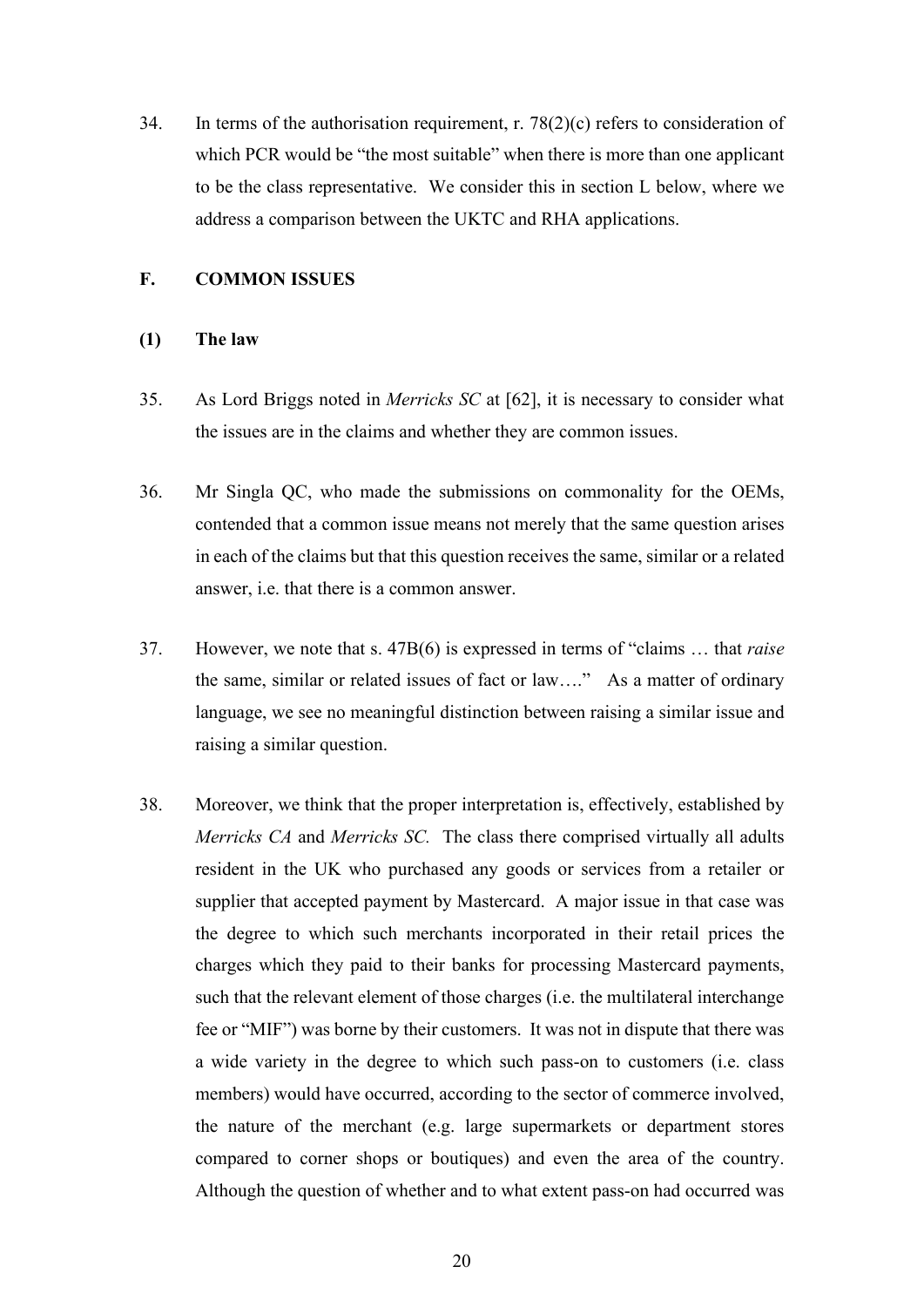34. In terms of the authorisation requirement, r. 78(2)(c) refers to consideration of which PCR would be "the most suitable" when there is more than one applicant to be the class representative. We consider this in section L below, where we address a comparison between the UKTC and RHA applications.

## F. COMMON ISSUES

### (1) The law

35. As Lord Briggs noted in *Merricks SC* at [62], it is necessary to consider what the issues are in the claims and whether they are common issues.

36. Mr Singla QC, who made the submissions on commonality for the OEMs, contended that a common issue means not merely that the same question arises in each of the claims but that this question receives the same, similar or a related answer, i.e. that there is a common answer.

37. However, we note that s. 47B(6) is expressed in terms of "claims … that *raise* the same, similar or related issues of fact or law…." As a matter of ordinary language, we see no meaningful distinction between raising a similar issue and raising a similar question.

38. Moreover, we think that the proper interpretation is, effectively, established by *Merricks CA* and *Merricks SC.* The class there comprised virtually all adults resident in the UK who purchased any goods or services from a retailer or supplier that accepted payment by Mastercard. A major issue in that case was the degree to which such merchants incorporated in their retail prices the charges which they paid to their banks for processing Mastercard payments, such that the relevant element of those charges (i.e. the multilateral interchange fee or "MIF") was borne by their customers. It was not in dispute that there was a wide variety in the degree to which such pass-on to customers (i.e. class members) would have occurred, according to the sector of commerce involved, the nature of the merchant (e.g. large supermarkets or department stores compared to corner shops or boutiques) and even the area of the country. Although the question of whether and to what extent pass-on had occurred was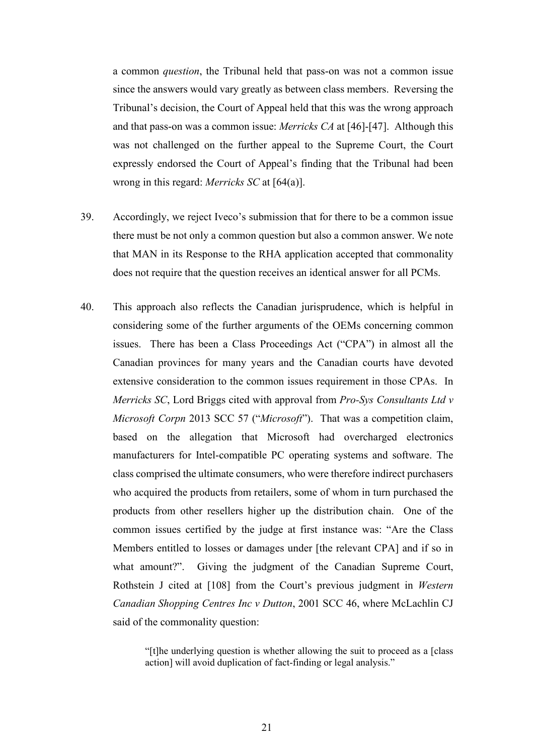a common *question*, the Tribunal held that pass-on was not a common issue since the answers would vary greatly as between class members. Reversing the Tribunal's decision, the Court of Appeal held that this was the wrong approach and that pass-on was a common issue: *Merricks CA* at [46]-[47]. Although this was not challenged on the further appeal to the Supreme Court, the Court expressly endorsed the Court of Appeal's finding that the Tribunal had been wrong in this regard: *Merricks SC* at [64(a)].

39. Accordingly, we reject Iveco's submission that for there to be a common issue there must be not only a common question but also a common answer. We note that MAN in its Response to the RHA application accepted that commonality does not require that the question receives an identical answer for all PCMs.

40. This approach also reflects the Canadian jurisprudence, which is helpful in considering some of the further arguments of the OEMs concerning common issues. There has been a Class Proceedings Act ("CPA") in almost all the Canadian provinces for many years and the Canadian courts have devoted extensive consideration to the common issues requirement in those CPAs. In *Merricks SC*, Lord Briggs cited with approval from *Pro-Sys Consultants Ltd v Microsoft Corpn* 2013 SCC 57 ("*Microsoft*"). That was a competition claim, based on the allegation that Microsoft had overcharged electronics manufacturers for Intel-compatible PC operating systems and software. The class comprised the ultimate consumers, who were therefore indirect purchasers who acquired the products from retailers, some of whom in turn purchased the products from other resellers higher up the distribution chain. One of the common issues certified by the judge at first instance was: "Are the Class Members entitled to losses or damages under [the relevant CPA] and if so in what amount?". Giving the judgment of the Canadian Supreme Court, Rothstein J cited at [108] from the Court's previous judgment in *Western Canadian Shopping Centres Inc v Dutton*, 2001 SCC 46, where McLachlin CJ said of the commonality question:

> "[t]he underlying question is whether allowing the suit to proceed as a [class action] will avoid duplication of fact-finding or legal analysis."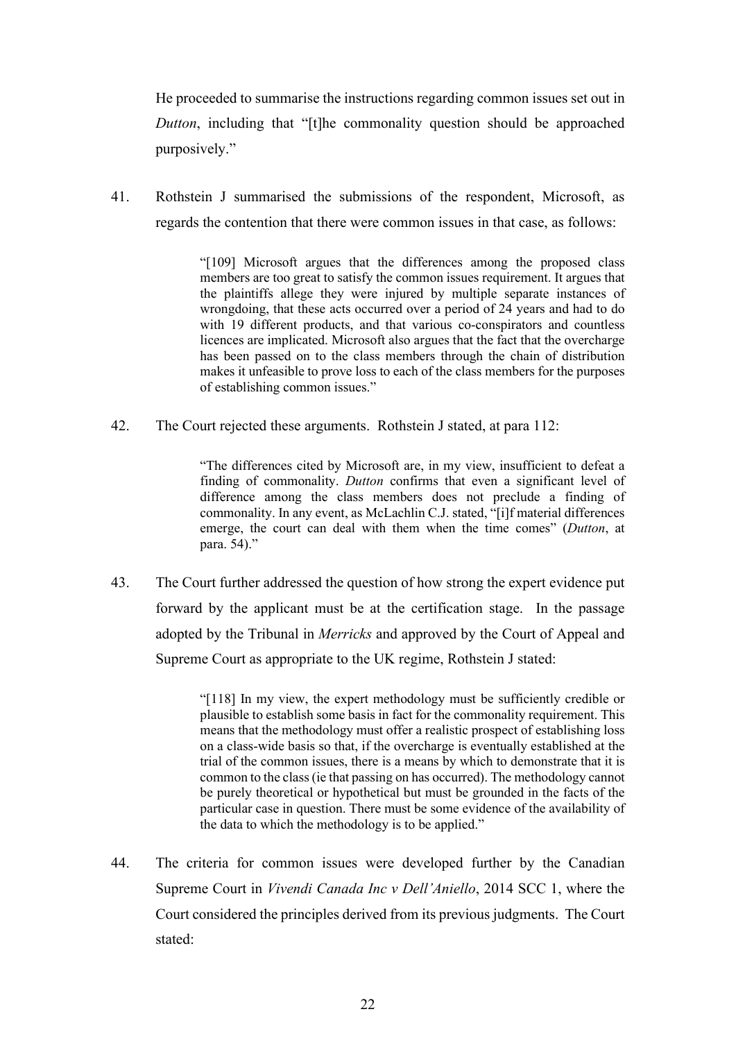He proceeded to summarise the instructions regarding common issues set out in *Dutton*, including that "[t]he commonality question should be approached purposively."

41. Rothstein J summarised the submissions of the respondent, Microsoft, as regards the contention that there were common issues in that case, as follows:

> "[109] Microsoft argues that the differences among the proposed class members are too great to satisfy the common issues requirement. It argues that the plaintiffs allege they were injured by multiple separate instances of wrongdoing, that these acts occurred over a period of 24 years and had to do with 19 different products, and that various co-conspirators and countless licences are implicated. Microsoft also argues that the fact that the overcharge has been passed on to the class members through the chain of distribution makes it unfeasible to prove loss to each of the class members for the purposes of establishing common issues."

42. The Court rejected these arguments. Rothstein J stated, at para 112:

> "The differences cited by Microsoft are, in my view, insufficient to defeat a finding of commonality. *Dutton* confirms that even a significant level of difference among the class members does not preclude a finding of commonality. In any event, as McLachlin C.J. stated, "[i]f material differences emerge, the court can deal with them when the time comes" (*Dutton*, at para. 54)."

43. The Court further addressed the question of how strong the expert evidence put forward by the applicant must be at the certification stage. In the passage adopted by the Tribunal in *Merricks* and approved by the Court of Appeal and Supreme Court as appropriate to the UK regime, Rothstein J stated:

> "[118] In my view, the expert methodology must be sufficiently credible or plausible to establish some basis in fact for the commonality requirement. This means that the methodology must offer a realistic prospect of establishing loss on a class-wide basis so that, if the overcharge is eventually established at the trial of the common issues, there is a means by which to demonstrate that it is common to the class (ie that passing on has occurred). The methodology cannot be purely theoretical or hypothetical but must be grounded in the facts of the particular case in question. There must be some evidence of the availability of the data to which the methodology is to be applied."

44. The criteria for common issues were developed further by the Canadian Supreme Court in *Vivendi Canada Inc v Dell'Aniello*, 2014 SCC 1, where the Court considered the principles derived from its previous judgments. The Court stated: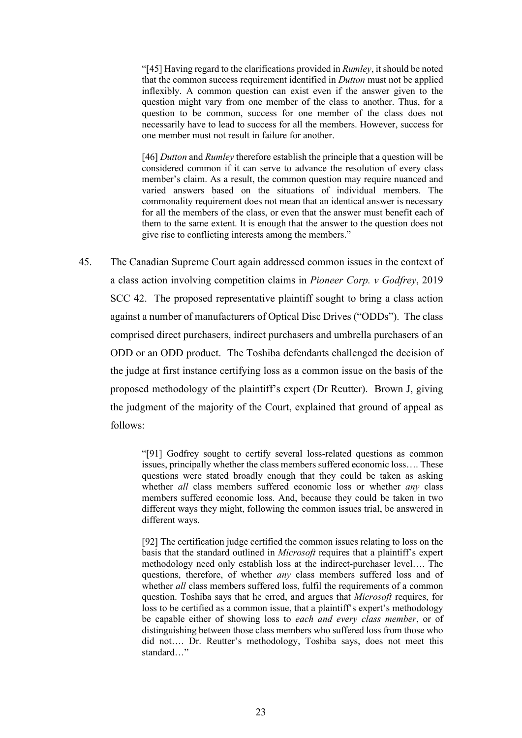> "[45] Having regard to the clarifications provided in *Rumley*, it should be noted that the common success requirement identified in *Dutton* must not be applied inflexibly. A common question can exist even if the answer given to the question might vary from one member of the class to another. Thus, for a question to be common, success for one member of the class does not necessarily have to lead to success for all the members. However, success for one member must not result in failure for another.
>
> [46] *Dutton* and *Rumley* therefore establish the principle that a question will be considered common if it can serve to advance the resolution of every class member's claim. As a result, the common question may require nuanced and varied answers based on the situations of individual members. The commonality requirement does not mean that an identical answer is necessary for all the members of the class, or even that the answer must benefit each of them to the same extent. It is enough that the answer to the question does not give rise to conflicting interests among the members."

45. The Canadian Supreme Court again addressed common issues in the context of a class action involving competition claims in *Pioneer Corp. v Godfrey*, 2019 SCC 42. The proposed representative plaintiff sought to bring a class action against a number of manufacturers of Optical Disc Drives ("ODDs"). The class comprised direct purchasers, indirect purchasers and umbrella purchasers of an ODD or an ODD product. The Toshiba defendants challenged the decision of the judge at first instance certifying loss as a common issue on the basis of the proposed methodology of the plaintiff's expert (Dr Reutter). Brown J, giving the judgment of the majority of the Court, explained that ground of appeal as follows:

> "[91] Godfrey sought to certify several loss-related questions as common issues, principally whether the class members suffered economic loss…. These questions were stated broadly enough that they could be taken as asking whether *all* class members suffered economic loss or whether *any* class members suffered economic loss. And, because they could be taken in two different ways they might, following the common issues trial, be answered in different ways.
>
> [92] The certification judge certified the common issues relating to loss on the basis that the standard outlined in *Microsoft* requires that a plaintiff's expert methodology need only establish loss at the indirect-purchaser level…. The questions, therefore, of whether *any* class members suffered loss and of whether *all* class members suffered loss, fulfil the requirements of a common question. Toshiba says that he erred, and argues that *Microsoft* requires, for loss to be certified as a common issue, that a plaintiff's expert's methodology be capable either of showing loss to *each and every class member*, or of distinguishing between those class members who suffered loss from those who did not…. Dr. Reutter's methodology, Toshiba says, does not meet this standard…"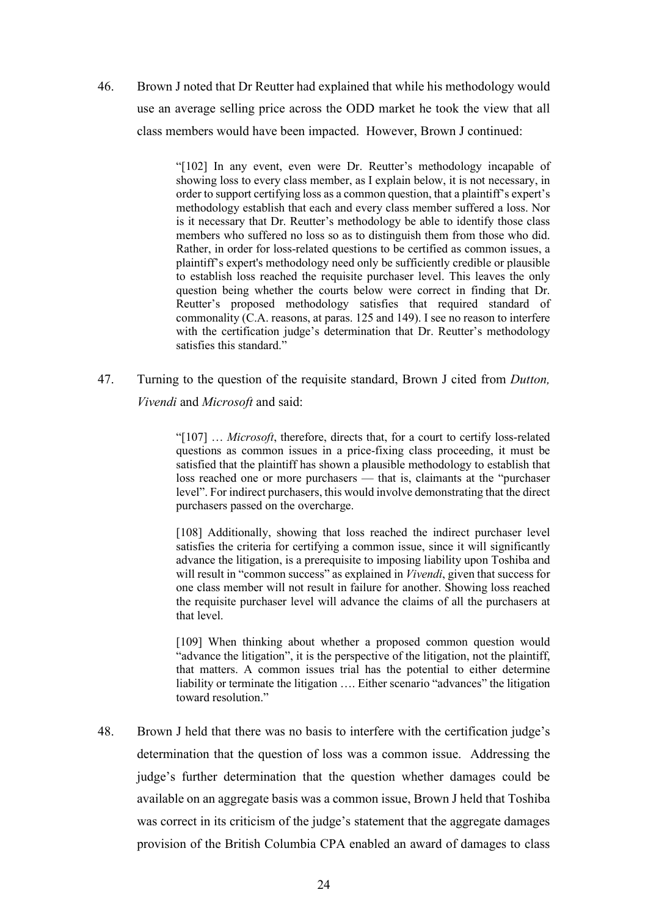46. Brown J noted that Dr Reutter had explained that while his methodology would use an average selling price across the ODD market he took the view that all class members would have been impacted. However, Brown J continued:

> "[102] In any event, even were Dr. Reutter's methodology incapable of showing loss to every class member, as I explain below, it is not necessary, in order to support certifying loss as a common question, that a plaintiff's expert's methodology establish that each and every class member suffered a loss. Nor is it necessary that Dr. Reutter's methodology be able to identify those class members who suffered no loss so as to distinguish them from those who did. Rather, in order for loss-related questions to be certified as common issues, a plaintiff's expert's methodology need only be sufficiently credible or plausible to establish loss reached the requisite purchaser level. This leaves the only question being whether the courts below were correct in finding that Dr. Reutter's proposed methodology satisfies that required standard of commonality (C.A. reasons, at paras. 125 and 149). I see no reason to interfere with the certification judge's determination that Dr. Reutter's methodology satisfies this standard."

47. Turning to the question of the requisite standard, Brown J cited from *Dutton, Vivendi* and *Microsoft* and said:

> "[107] … *Microsoft*, therefore, directs that, for a court to certify loss-related questions as common issues in a price-fixing class proceeding, it must be satisfied that the plaintiff has shown a plausible methodology to establish that loss reached one or more purchasers — that is, claimants at the "purchaser level". For indirect purchasers, this would involve demonstrating that the direct purchasers passed on the overcharge.
>
> [108] Additionally, showing that loss reached the indirect purchaser level satisfies the criteria for certifying a common issue, since it will significantly advance the litigation, is a prerequisite to imposing liability upon Toshiba and will result in "common success" as explained in *Vivendi*, given that success for one class member will not result in failure for another. Showing loss reached the requisite purchaser level will advance the claims of all the purchasers at that level.
>
> [109] When thinking about whether a proposed common question would "advance the litigation", it is the perspective of the litigation, not the plaintiff, that matters. A common issues trial has the potential to either determine liability or terminate the litigation …. Either scenario "advances" the litigation toward resolution."

48. Brown J held that there was no basis to interfere with the certification judge's determination that the question of loss was a common issue. Addressing the judge's further determination that the question whether damages could be available on an aggregate basis was a common issue, Brown J held that Toshiba was correct in its criticism of the judge's statement that the aggregate damages provision of the British Columbia CPA enabled an award of damages to class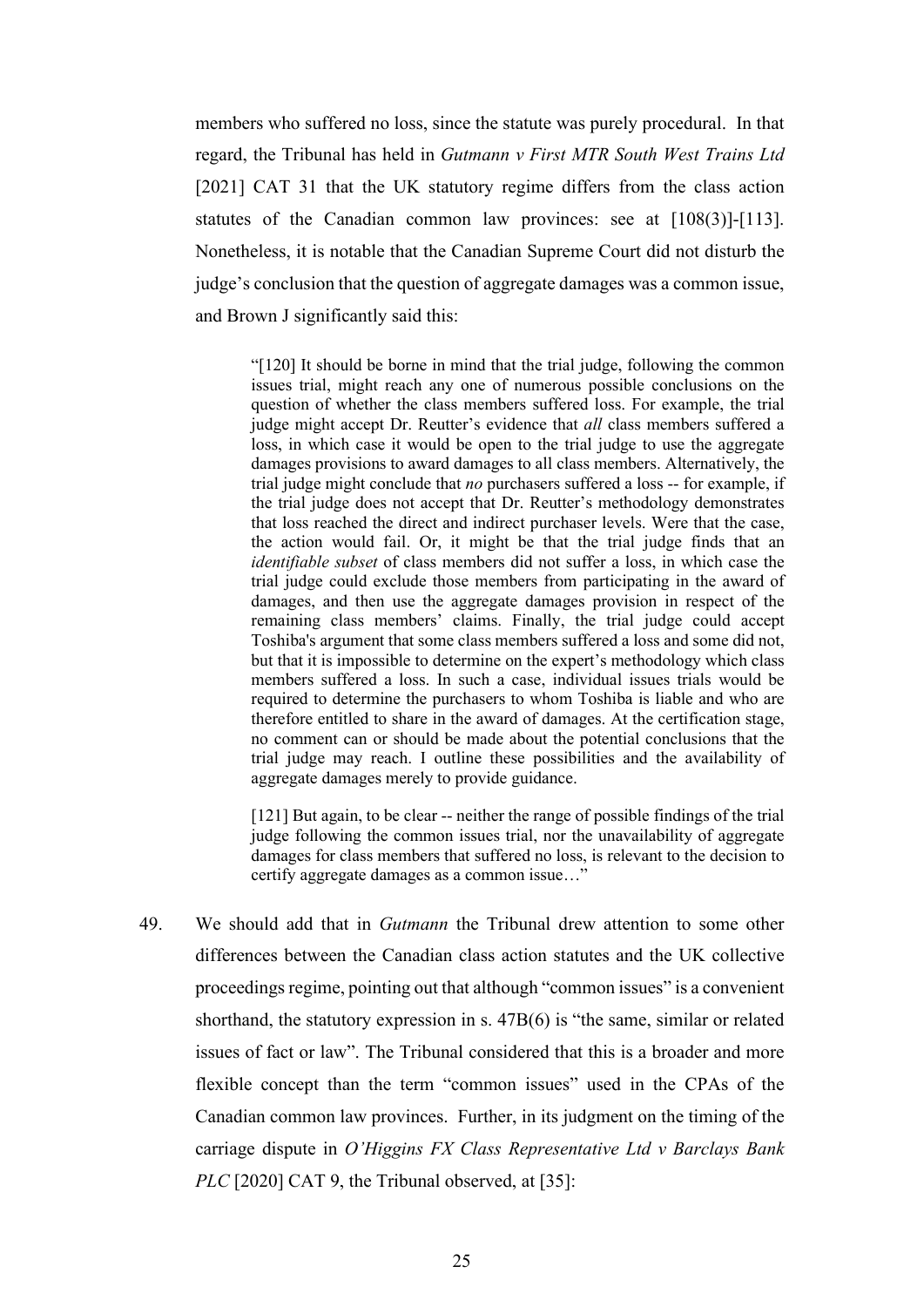members who suffered no loss, since the statute was purely procedural. In that regard, the Tribunal has held in *Gutmann v First MTR South West Trains Ltd* [2021] CAT 31 that the UK statutory regime differs from the class action statutes of the Canadian common law provinces: see at [108(3)]-[113]. Nonetheless, it is notable that the Canadian Supreme Court did not disturb the judge's conclusion that the question of aggregate damages was a common issue, and Brown J significantly said this:

> "[120] It should be borne in mind that the trial judge, following the common issues trial, might reach any one of numerous possible conclusions on the question of whether the class members suffered loss. For example, the trial judge might accept Dr. Reutter's evidence that *all* class members suffered a loss, in which case it would be open to the trial judge to use the aggregate damages provisions to award damages to all class members. Alternatively, the trial judge might conclude that *no* purchasers suffered a loss -- for example, if the trial judge does not accept that Dr. Reutter's methodology demonstrates that loss reached the direct and indirect purchaser levels. Were that the case, the action would fail. Or, it might be that the trial judge finds that an *identifiable subset* of class members did not suffer a loss, in which case the trial judge could exclude those members from participating in the award of damages, and then use the aggregate damages provision in respect of the remaining class members' claims. Finally, the trial judge could accept Toshiba's argument that some class members suffered a loss and some did not, but that it is impossible to determine on the expert's methodology which class members suffered a loss. In such a case, individual issues trials would be required to determine the purchasers to whom Toshiba is liable and who are therefore entitled to share in the award of damages. At the certification stage, no comment can or should be made about the potential conclusions that the trial judge may reach. I outline these possibilities and the availability of aggregate damages merely to provide guidance.
>
> [121] But again, to be clear -- neither the range of possible findings of the trial judge following the common issues trial, nor the unavailability of aggregate damages for class members that suffered no loss, is relevant to the decision to certify aggregate damages as a common issue…"

49. We should add that in *Gutmann* the Tribunal drew attention to some other differences between the Canadian class action statutes and the UK collective proceedings regime, pointing out that although "common issues" is a convenient shorthand, the statutory expression in s. 47B(6) is "the same, similar or related issues of fact or law". The Tribunal considered that this is a broader and more flexible concept than the term "common issues" used in the CPAs of the Canadian common law provinces. Further, in its judgment on the timing of the carriage dispute in *O'Higgins FX Class Representative Ltd v Barclays Bank PLC* [2020] CAT 9, the Tribunal observed, at [35]: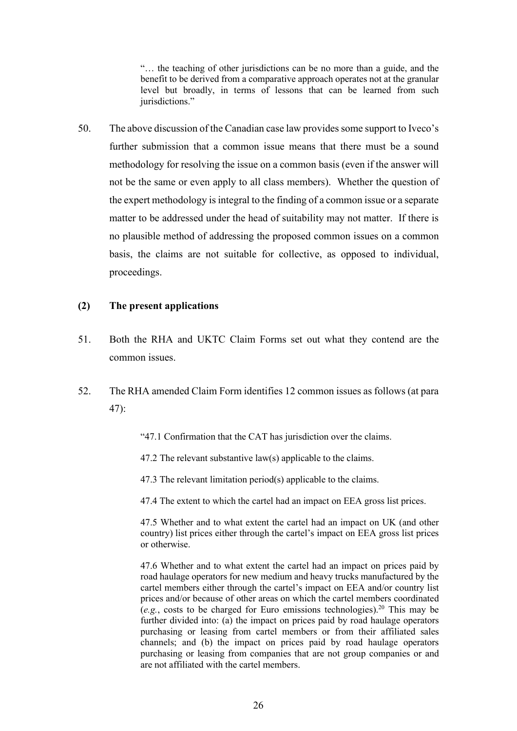> "… the teaching of other jurisdictions can be no more than a guide, and the benefit to be derived from a comparative approach operates not at the granular level but broadly, in terms of lessons that can be learned from such jurisdictions."

50. The above discussion of the Canadian case law provides some support to Iveco's further submission that a common issue means that there must be a sound methodology for resolving the issue on a common basis (even if the answer will not be the same or even apply to all class members). Whether the question of the expert methodology is integral to the finding of a common issue or a separate matter to be addressed under the head of suitability may not matter. If there is no plausible method of addressing the proposed common issues on a common basis, the claims are not suitable for collective, as opposed to individual, proceedings.

### (2) The present applications

51. Both the RHA and UKTC Claim Forms set out what they contend are the common issues.

52. The RHA amended Claim Form identifies 12 common issues as follows (at para 47):

> "47.1 Confirmation that the CAT has jurisdiction over the claims.
>
> 47.2 The relevant substantive law(s) applicable to the claims.
>
> 47.3 The relevant limitation period(s) applicable to the claims.
>
> 47.4 The extent to which the cartel had an impact on EEA gross list prices.
>
> 47.5 Whether and to what extent the cartel had an impact on UK (and other country) list prices either through the cartel's impact on EEA gross list prices or otherwise.
>
> 47.6 Whether and to what extent the cartel had an impact on prices paid by road haulage operators for new medium and heavy trucks manufactured by the cartel members either through the cartel's impact on EEA and/or country list prices and/or because of other areas on which the cartel members coordinated (*e.g.*, costs to be charged for Euro emissions technologies).[20] This may be further divided into: (a) the impact on prices paid by road haulage operators purchasing or leasing from cartel members or from their affiliated sales channels; and (b) the impact on prices paid by road haulage operators purchasing or leasing from companies that are not group companies or and are not affiliated with the cartel members.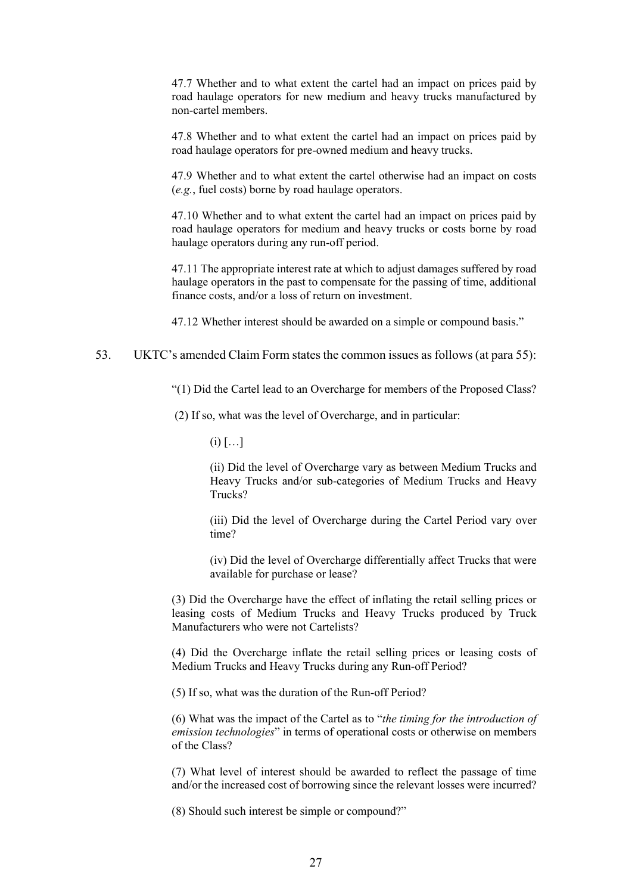47.7 Whether and to what extent the cartel had an impact on prices paid by road haulage operators for new medium and heavy trucks manufactured by non-cartel members.

47.8 Whether and to what extent the cartel had an impact on prices paid by road haulage operators for pre-owned medium and heavy trucks.

47.9 Whether and to what extent the cartel otherwise had an impact on costs (*e.g.*, fuel costs) borne by road haulage operators.

47.10 Whether and to what extent the cartel had an impact on prices paid by road haulage operators for medium and heavy trucks or costs borne by road haulage operators during any run-off period.

47.11 The appropriate interest rate at which to adjust damages suffered by road haulage operators in the past to compensate for the passing of time, additional finance costs, and/or a loss of return on investment.

47.12 Whether interest should be awarded on a simple or compound basis."

53. UKTC's amended Claim Form states the common issues as follows (at para 55):

"(1) Did the Cartel lead to an Overcharge for members of the Proposed Class?

(2) If so, what was the level of Overcharge, and in particular:

(i) […]

(ii) Did the level of Overcharge vary as between Medium Trucks and Heavy Trucks and/or sub-categories of Medium Trucks and Heavy Trucks?

(iii) Did the level of Overcharge during the Cartel Period vary over time?

(iv) Did the level of Overcharge differentially affect Trucks that were available for purchase or lease?

(3) Did the Overcharge have the effect of inflating the retail selling prices or leasing costs of Medium Trucks and Heavy Trucks produced by Truck Manufacturers who were not Cartelists?

(4) Did the Overcharge inflate the retail selling prices or leasing costs of Medium Trucks and Heavy Trucks during any Run-off Period?

(5) If so, what was the duration of the Run-off Period?

(6) What was the impact of the Cartel as to "*the timing for the introduction of emission technologies*" in terms of operational costs or otherwise on members of the Class?

(7) What level of interest should be awarded to reflect the passage of time and/or the increased cost of borrowing since the relevant losses were incurred?

(8) Should such interest be simple or compound?"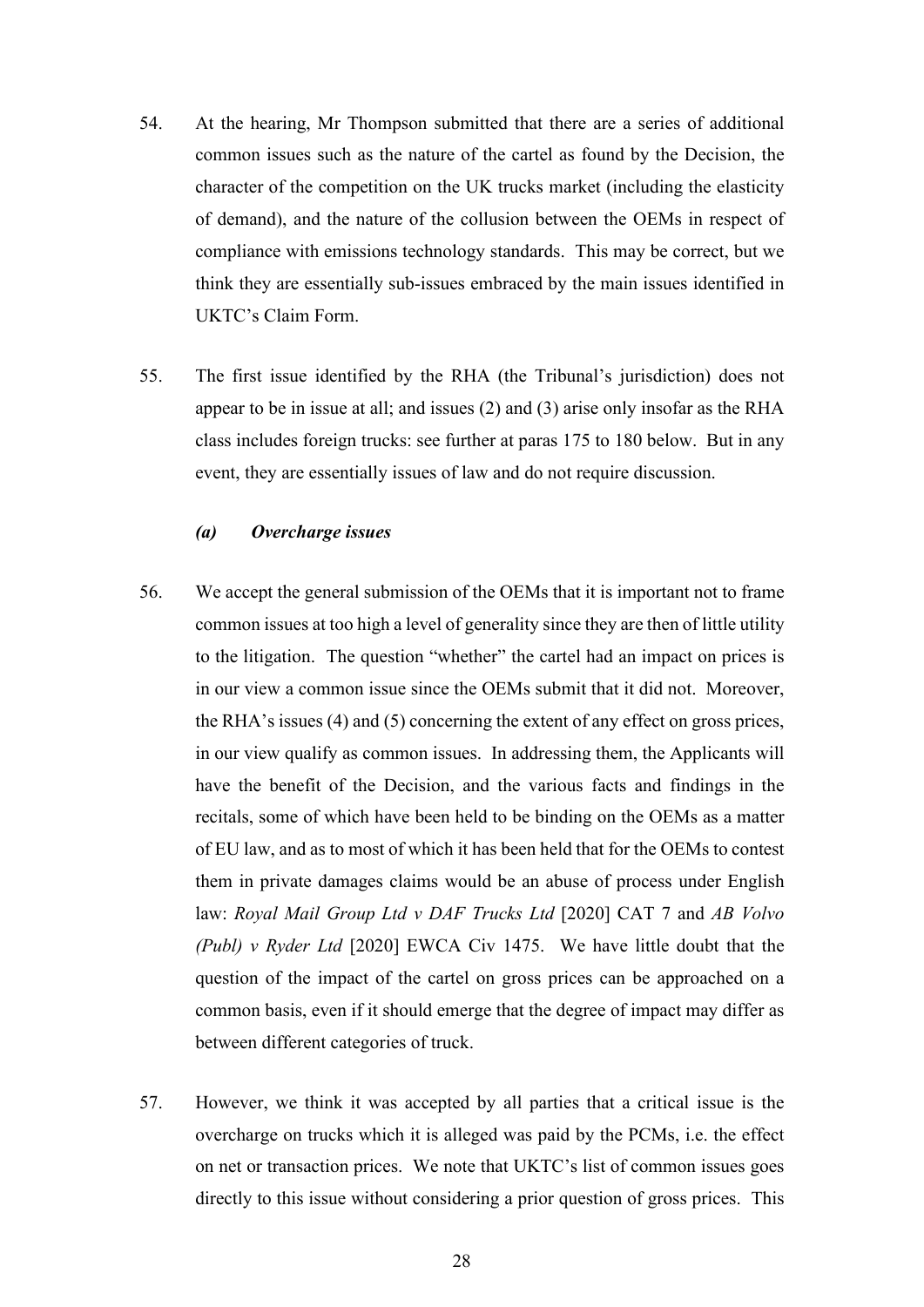54. At the hearing, Mr Thompson submitted that there are a series of additional common issues such as the nature of the cartel as found by the Decision, the character of the competition on the UK trucks market (including the elasticity of demand), and the nature of the collusion between the OEMs in respect of compliance with emissions technology standards. This may be correct, but we think they are essentially sub-issues embraced by the main issues identified in UKTC's Claim Form.

55. The first issue identified by the RHA (the Tribunal's jurisdiction) does not appear to be in issue at all; and issues (2) and (3) arise only insofar as the RHA class includes foreign trucks: see further at paras 175 to 180 below. But in any event, they are essentially issues of law and do not require discussion.

### *(a) Overcharge issues*

56. We accept the general submission of the OEMs that it is important not to frame common issues at too high a level of generality since they are then of little utility to the litigation. The question "whether" the cartel had an impact on prices is in our view a common issue since the OEMs submit that it did not. Moreover, the RHA's issues (4) and (5) concerning the extent of any effect on gross prices, in our view qualify as common issues. In addressing them, the Applicants will have the benefit of the Decision, and the various facts and findings in the recitals, some of which have been held to be binding on the OEMs as a matter of EU law, and as to most of which it has been held that for the OEMs to contest them in private damages claims would be an abuse of process under English law: *Royal Mail Group Ltd v DAF Trucks Ltd* [2020] CAT 7 and *AB Volvo (Publ) v Ryder Ltd* [2020] EWCA Civ 1475. We have little doubt that the question of the impact of the cartel on gross prices can be approached on a common basis, even if it should emerge that the degree of impact may differ as between different categories of truck.

57. However, we think it was accepted by all parties that a critical issue is the overcharge on trucks which it is alleged was paid by the PCMs, i.e. the effect on net or transaction prices. We note that UKTC's list of common issues goes directly to this issue without considering a prior question of gross prices. This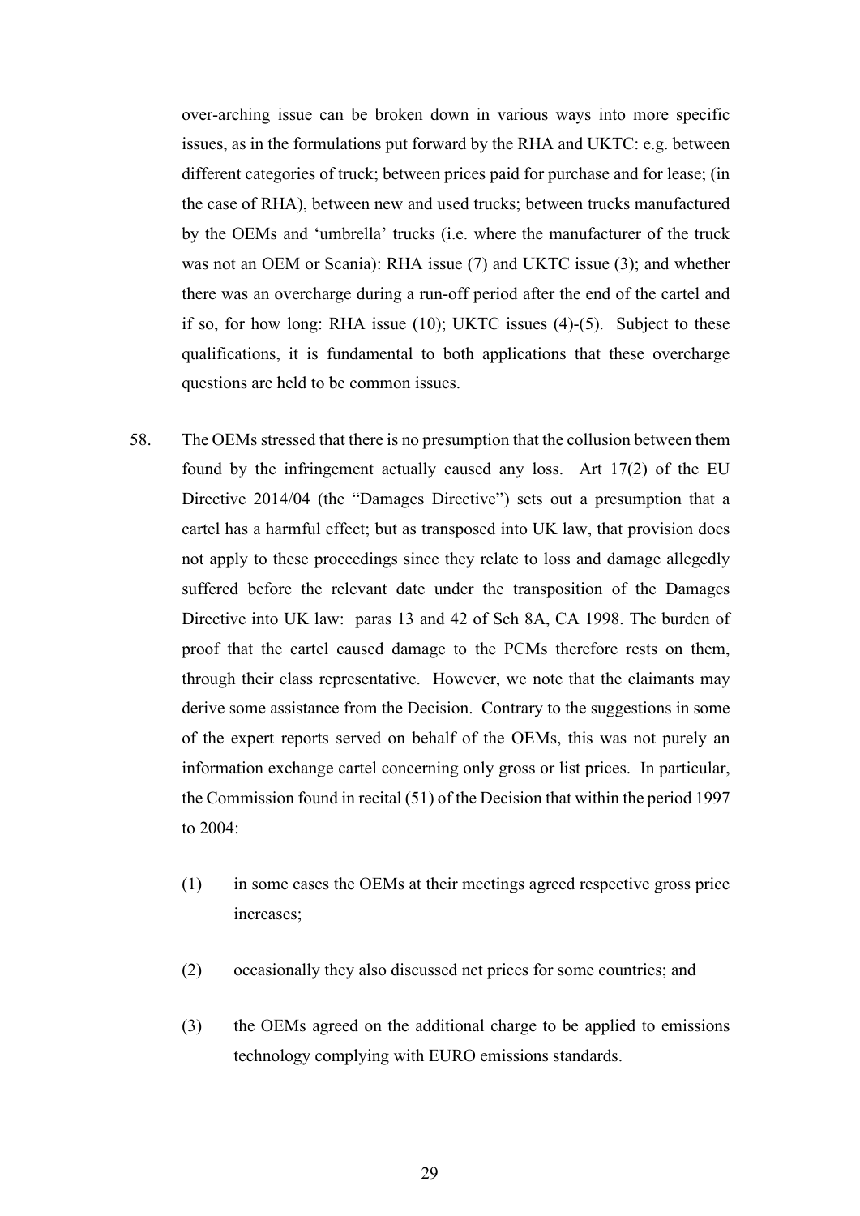over-arching issue can be broken down in various ways into more specific issues, as in the formulations put forward by the RHA and UKTC: e.g. between different categories of truck; between prices paid for purchase and for lease; (in the case of RHA), between new and used trucks; between trucks manufactured by the OEMs and 'umbrella' trucks (i.e. where the manufacturer of the truck was not an OEM or Scania): RHA issue (7) and UKTC issue (3); and whether there was an overcharge during a run-off period after the end of the cartel and if so, for how long: RHA issue (10); UKTC issues (4)-(5). Subject to these qualifications, it is fundamental to both applications that these overcharge questions are held to be common issues.

58. The OEMs stressed that there is no presumption that the collusion between them found by the infringement actually caused any loss. Art 17(2) of the EU Directive 2014/04 (the "Damages Directive") sets out a presumption that a cartel has a harmful effect; but as transposed into UK law, that provision does not apply to these proceedings since they relate to loss and damage allegedly suffered before the relevant date under the transposition of the Damages Directive into UK law: paras 13 and 42 of Sch 8A, CA 1998. The burden of proof that the cartel caused damage to the PCMs therefore rests on them, through their class representative. However, we note that the claimants may derive some assistance from the Decision. Contrary to the suggestions in some of the expert reports served on behalf of the OEMs, this was not purely an information exchange cartel concerning only gross or list prices. In particular, the Commission found in recital (51) of the Decision that within the period 1997 to 2004:

    (1) in some cases the OEMs at their meetings agreed respective gross price increases;

    (2) occasionally they also discussed net prices for some countries; and

    (3) the OEMs agreed on the additional charge to be applied to emissions technology complying with EURO emissions standards.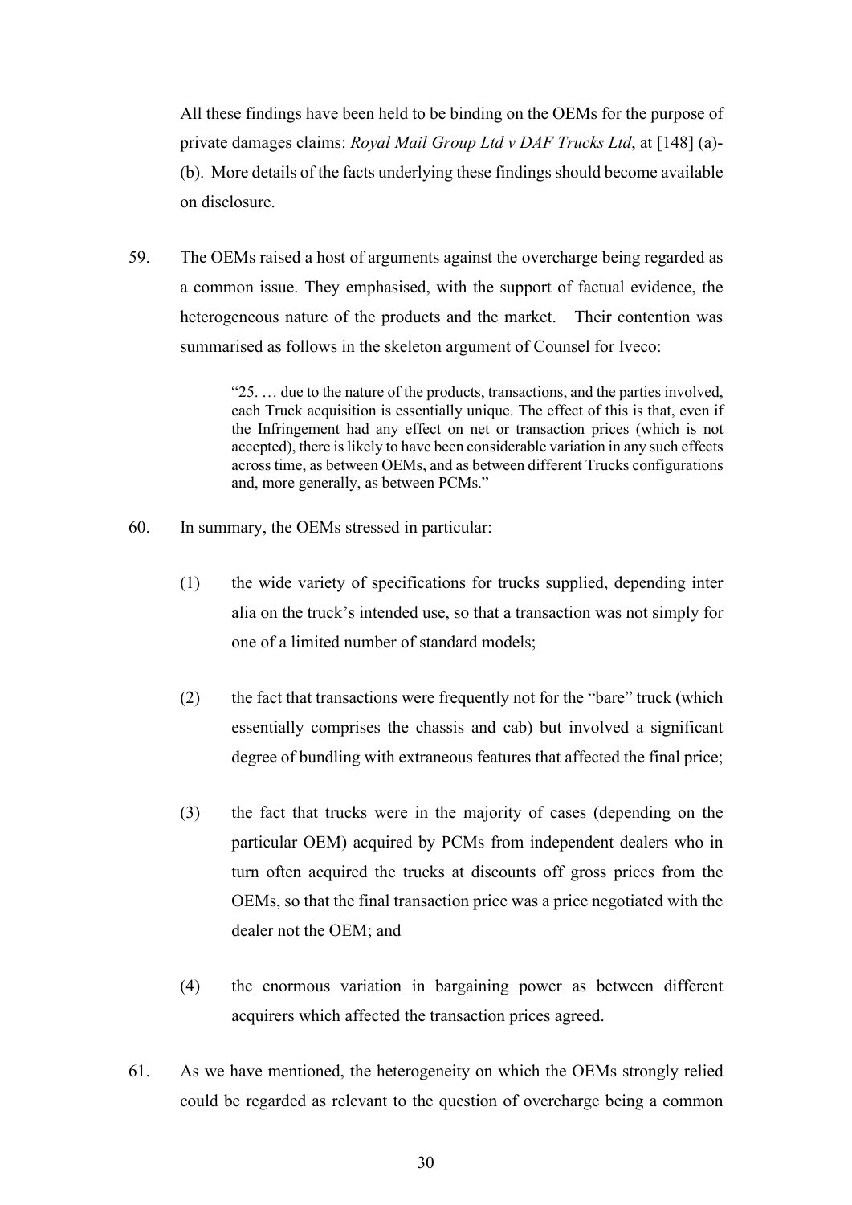All these findings have been held to be binding on the OEMs for the purpose of private damages claims: *Royal Mail Group Ltd v DAF Trucks Ltd*, at [148] (a)-(b). More details of the facts underlying these findings should become available on disclosure.

59. The OEMs raised a host of arguments against the overcharge being regarded as a common issue. They emphasised, with the support of factual evidence, the heterogeneous nature of the products and the market. Their contention was summarised as follows in the skeleton argument of Counsel for Iveco:

> "25. … due to the nature of the products, transactions, and the parties involved, each Truck acquisition is essentially unique. The effect of this is that, even if the Infringement had any effect on net or transaction prices (which is not accepted), there is likely to have been considerable variation in any such effects across time, as between OEMs, and as between different Trucks configurations and, more generally, as between PCMs."

60. In summary, the OEMs stressed in particular:

    (1) the wide variety of specifications for trucks supplied, depending inter alia on the truck's intended use, so that a transaction was not simply for one of a limited number of standard models;

    (2) the fact that transactions were frequently not for the "bare" truck (which essentially comprises the chassis and cab) but involved a significant degree of bundling with extraneous features that affected the final price;

    (3) the fact that trucks were in the majority of cases (depending on the particular OEM) acquired by PCMs from independent dealers who in turn often acquired the trucks at discounts off gross prices from the OEMs, so that the final transaction price was a price negotiated with the dealer not the OEM; and

    (4) the enormous variation in bargaining power as between different acquirers which affected the transaction prices agreed.

61. As we have mentioned, the heterogeneity on which the OEMs strongly relied could be regarded as relevant to the question of overcharge being a common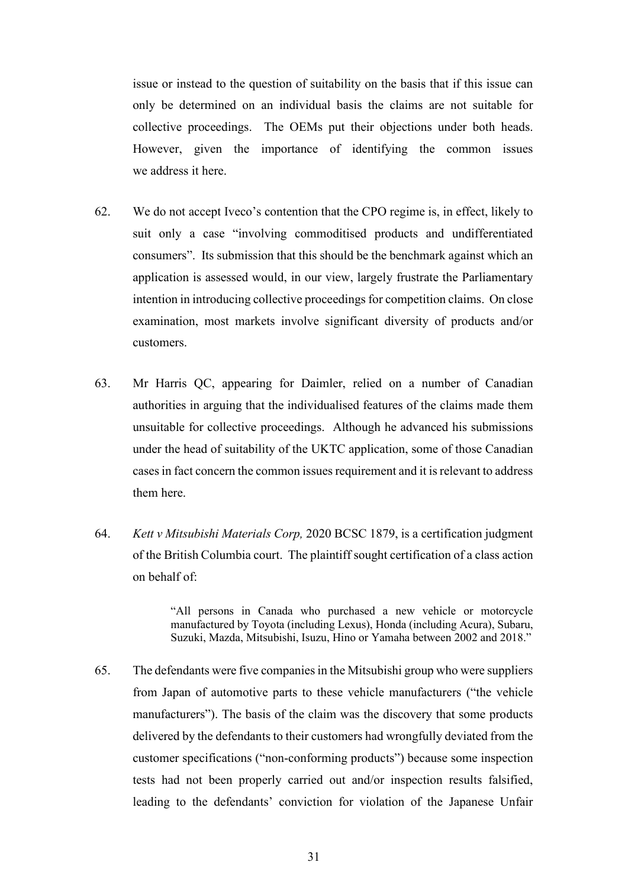issue or instead to the question of suitability on the basis that if this issue can only be determined on an individual basis the claims are not suitable for collective proceedings. The OEMs put their objections under both heads. However, given the importance of identifying the common issues we address it here.

62. We do not accept Iveco's contention that the CPO regime is, in effect, likely to suit only a case "involving commoditised products and undifferentiated consumers". Its submission that this should be the benchmark against which an application is assessed would, in our view, largely frustrate the Parliamentary intention in introducing collective proceedings for competition claims. On close examination, most markets involve significant diversity of products and/or customers.

63. Mr Harris QC, appearing for Daimler, relied on a number of Canadian authorities in arguing that the individualised features of the claims made them unsuitable for collective proceedings. Although he advanced his submissions under the head of suitability of the UKTC application, some of those Canadian cases in fact concern the common issues requirement and it is relevant to address them here.

64. *Kett v Mitsubishi Materials Corp,* 2020 BCSC 1879, is a certification judgment of the British Columbia court. The plaintiff sought certification of a class action on behalf of:

> "All persons in Canada who purchased a new vehicle or motorcycle manufactured by Toyota (including Lexus), Honda (including Acura), Subaru, Suzuki, Mazda, Mitsubishi, Isuzu, Hino or Yamaha between 2002 and 2018."

65. The defendants were five companies in the Mitsubishi group who were suppliers from Japan of automotive parts to these vehicle manufacturers ("the vehicle manufacturers"). The basis of the claim was the discovery that some products delivered by the defendants to their customers had wrongfully deviated from the customer specifications ("non-conforming products") because some inspection tests had not been properly carried out and/or inspection results falsified, leading to the defendants' conviction for violation of the Japanese Unfair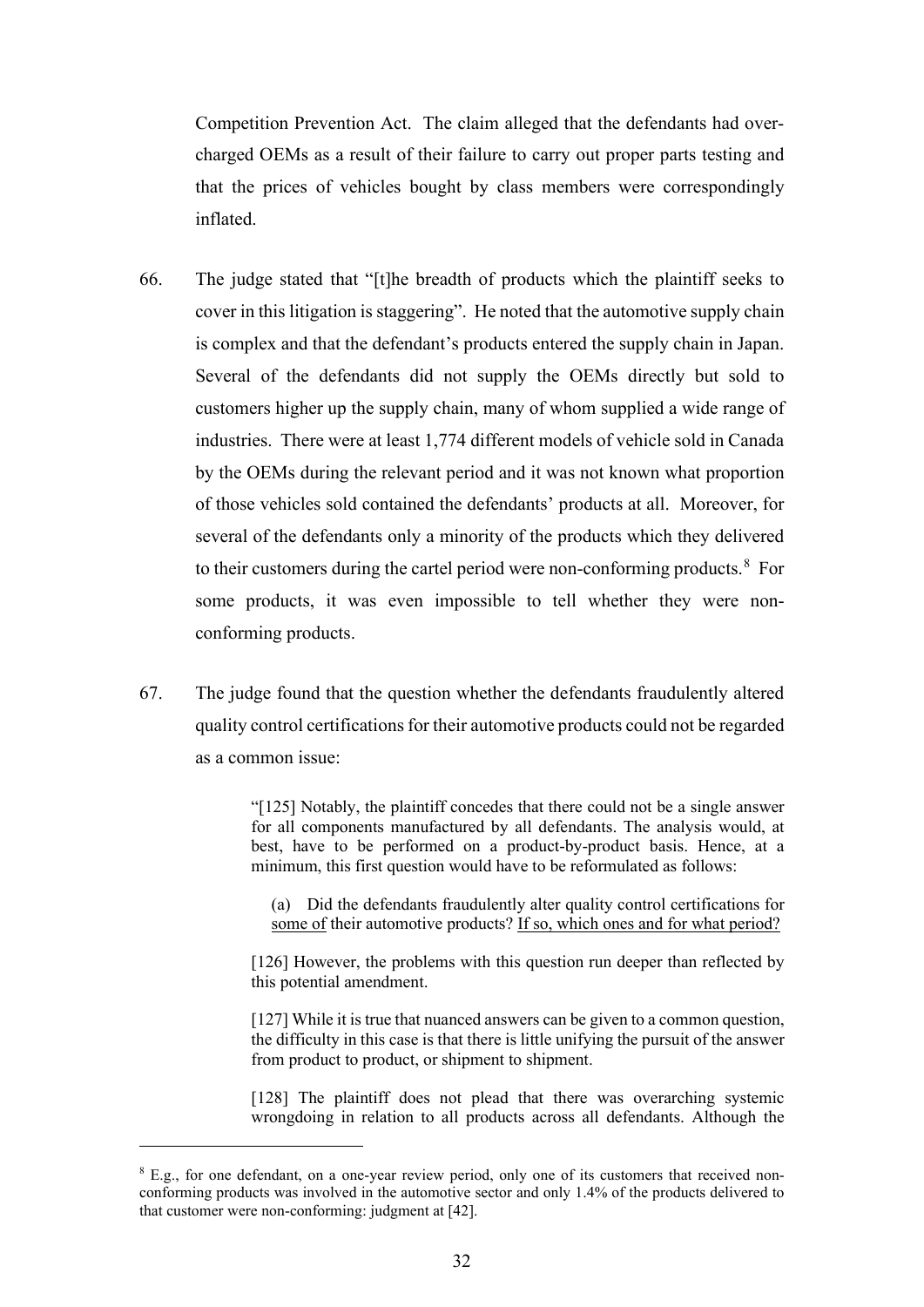Competition Prevention Act. The claim alleged that the defendants had over-charged OEMs as a result of their failure to carry out proper parts testing and that the prices of vehicles bought by class members were correspondingly inflated.

66. The judge stated that "[t]he breadth of products which the plaintiff seeks to cover in this litigation is staggering". He noted that the automotive supply chain is complex and that the defendant's products entered the supply chain in Japan. Several of the defendants did not supply the OEMs directly but sold to customers higher up the supply chain, many of whom supplied a wide range of industries. There were at least 1,774 different models of vehicle sold in Canada by the OEMs during the relevant period and it was not known what proportion of those vehicles sold contained the defendants' products at all. Moreover, for several of the defendants only a minority of the products which they delivered to their customers during the cartel period were non-conforming products.[8] For some products, it was even impossible to tell whether they were non-conforming products.

67. The judge found that the question whether the defendants fraudulently altered quality control certifications for their automotive products could not be regarded as a common issue:

> "[125] Notably, the plaintiff concedes that there could not be a single answer for all components manufactured by all defendants. The analysis would, at best, have to be performed on a product-by-product basis. Hence, at a minimum, this first question would have to be reformulated as follows:
>
> (a) Did the defendants fraudulently alter quality control certifications for <u>some of</u> their automotive products? <u>If so, which ones and for what period?</u>
>
> [126] However, the problems with this question run deeper than reflected by this potential amendment.
>
> [127] While it is true that nuanced answers can be given to a common question, the difficulty in this case is that there is little unifying the pursuit of the answer from product to product, or shipment to shipment.
>
> [128] The plaintiff does not plead that there was overarching systemic wrongdoing in relation to all products across all defendants. Although the

---

[8] E.g., for one defendant, on a one-year review period, only one of its customers that received non-conforming products was involved in the automotive sector and only 1.4% of the products delivered to that customer were non-conforming: judgment at [42].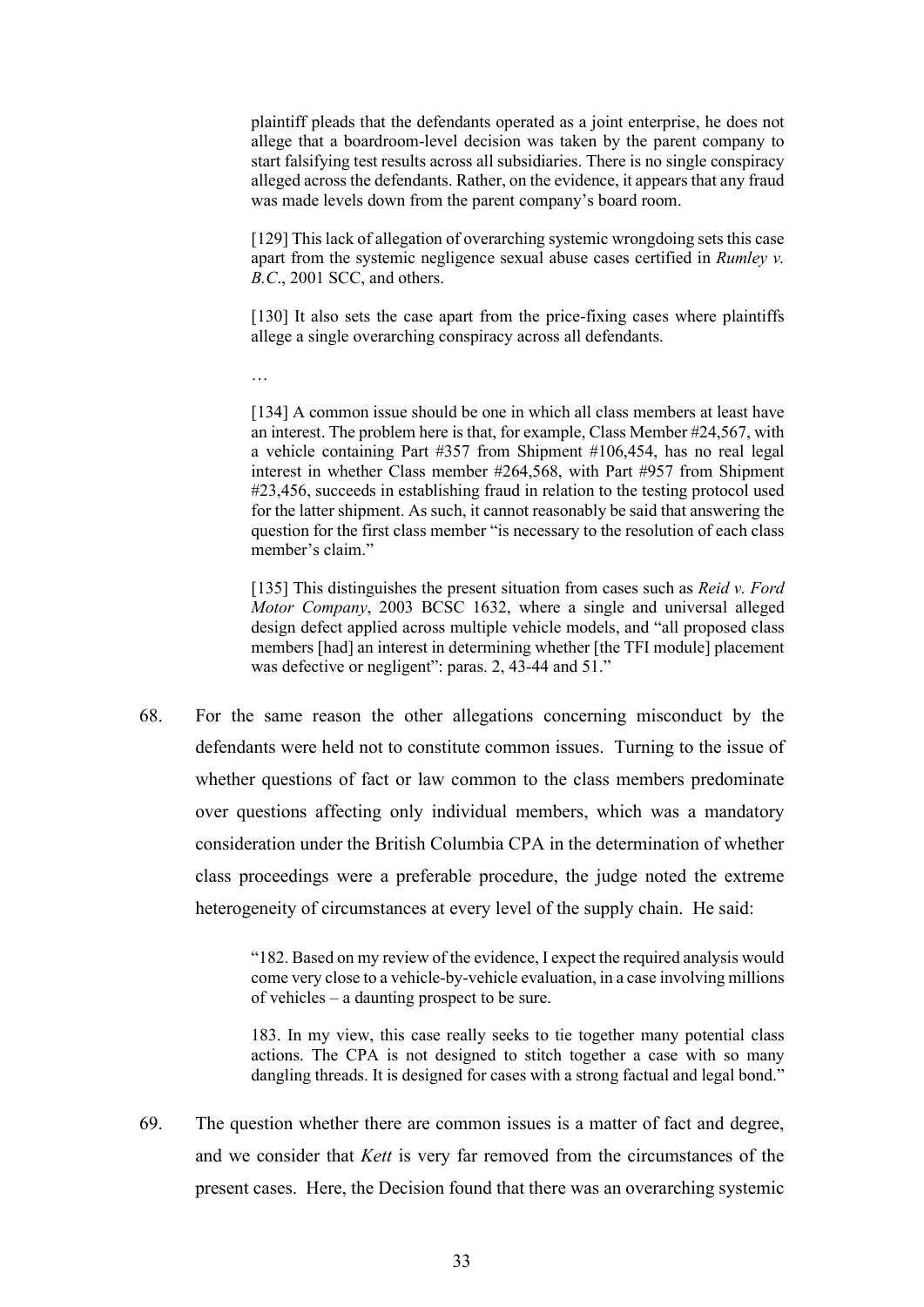> plaintiff pleads that the defendants operated as a joint enterprise, he does not allege that a boardroom-level decision was taken by the parent company to start falsifying test results across all subsidiaries. There is no single conspiracy alleged across the defendants. Rather, on the evidence, it appears that any fraud was made levels down from the parent company's board room.
>
> [129] This lack of allegation of overarching systemic wrongdoing sets this case apart from the systemic negligence sexual abuse cases certified in *Rumley v. B.C.*, 2001 SCC, and others.
>
> [130] It also sets the case apart from the price-fixing cases where plaintiffs allege a single overarching conspiracy across all defendants.
>
> …
>
> [134] A common issue should be one in which all class members at least have an interest. The problem here is that, for example, Class Member #24,567, with a vehicle containing Part #357 from Shipment #106,454, has no real legal interest in whether Class member #264,568, with Part #957 from Shipment #23,456, succeeds in establishing fraud in relation to the testing protocol used for the latter shipment. As such, it cannot reasonably be said that answering the question for the first class member "is necessary to the resolution of each class member's claim."
>
> [135] This distinguishes the present situation from cases such as *Reid v. Ford Motor Company*, 2003 BCSC 1632, where a single and universal alleged design defect applied across multiple vehicle models, and "all proposed class members [had] an interest in determining whether [the TFI module] placement was defective or negligent": paras. 2, 43-44 and 51."

68. For the same reason the other allegations concerning misconduct by the defendants were held not to constitute common issues. Turning to the issue of whether questions of fact or law common to the class members predominate over questions affecting only individual members, which was a mandatory consideration under the British Columbia CPA in the determination of whether class proceedings were a preferable procedure, the judge noted the extreme heterogeneity of circumstances at every level of the supply chain. He said:

> "182. Based on my review of the evidence, I expect the required analysis would come very close to a vehicle-by-vehicle evaluation, in a case involving millions of vehicles – a daunting prospect to be sure.
>
> 183. In my view, this case really seeks to tie together many potential class actions. The CPA is not designed to stitch together a case with so many dangling threads. It is designed for cases with a strong factual and legal bond."

69. The question whether there are common issues is a matter of fact and degree, and we consider that *Kett* is very far removed from the circumstances of the present cases. Here, the Decision found that there was an overarching systemic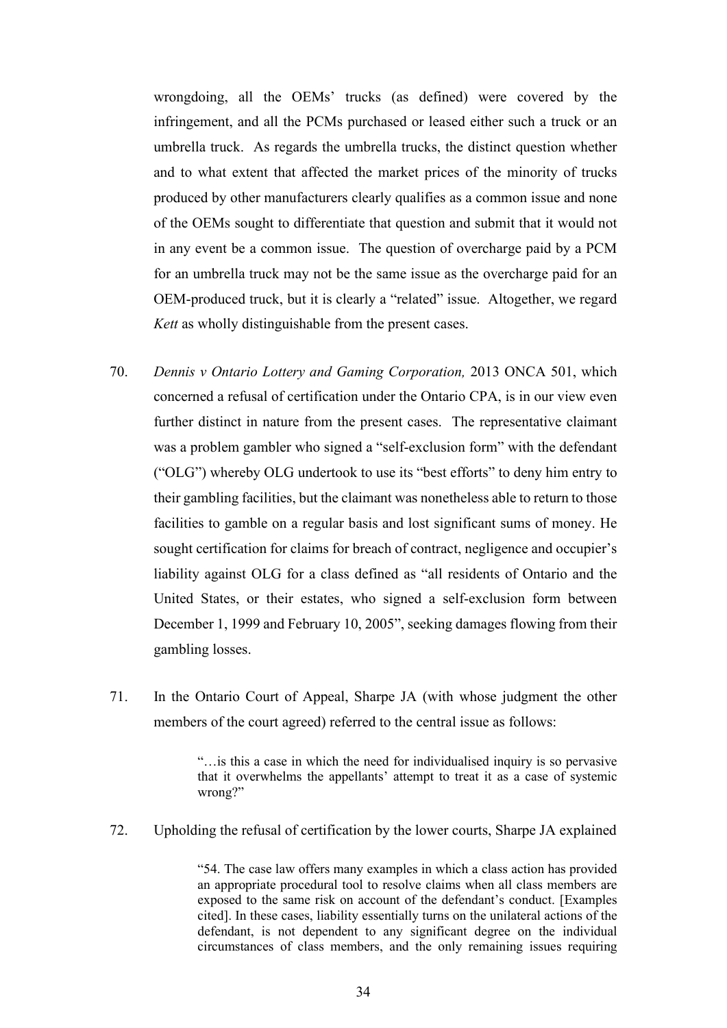wrongdoing, all the OEMs' trucks (as defined) were covered by the infringement, and all the PCMs purchased or leased either such a truck or an umbrella truck. As regards the umbrella trucks, the distinct question whether and to what extent that affected the market prices of the minority of trucks produced by other manufacturers clearly qualifies as a common issue and none of the OEMs sought to differentiate that question and submit that it would not in any event be a common issue. The question of overcharge paid by a PCM for an umbrella truck may not be the same issue as the overcharge paid for an OEM-produced truck, but it is clearly a "related" issue. Altogether, we regard *Kett* as wholly distinguishable from the present cases.

70. *Dennis v Ontario Lottery and Gaming Corporation,* 2013 ONCA 501, which concerned a refusal of certification under the Ontario CPA, is in our view even further distinct in nature from the present cases. The representative claimant was a problem gambler who signed a "self-exclusion form" with the defendant ("OLG") whereby OLG undertook to use its "best efforts" to deny him entry to their gambling facilities, but the claimant was nonetheless able to return to those facilities to gamble on a regular basis and lost significant sums of money. He sought certification for claims for breach of contract, negligence and occupier's liability against OLG for a class defined as "all residents of Ontario and the United States, or their estates, who signed a self-exclusion form between December 1, 1999 and February 10, 2005", seeking damages flowing from their gambling losses.

71. In the Ontario Court of Appeal, Sharpe JA (with whose judgment the other members of the court agreed) referred to the central issue as follows:

> "…is this a case in which the need for individualised inquiry is so pervasive that it overwhelms the appellants' attempt to treat it as a case of systemic wrong?"

72. Upholding the refusal of certification by the lower courts, Sharpe JA explained

> "54. The case law offers many examples in which a class action has provided an appropriate procedural tool to resolve claims when all class members are exposed to the same risk on account of the defendant's conduct. [Examples cited]. In these cases, liability essentially turns on the unilateral actions of the defendant, is not dependent to any significant degree on the individual circumstances of class members, and the only remaining issues requiring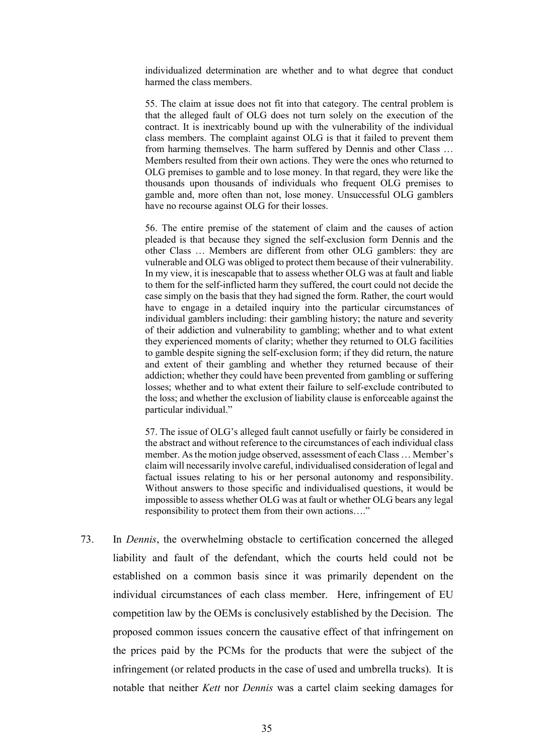> individualized determination are whether and to what degree that conduct harmed the class members.
>
> 55. The claim at issue does not fit into that category. The central problem is that the alleged fault of OLG does not turn solely on the execution of the contract. It is inextricably bound up with the vulnerability of the individual class members. The complaint against OLG is that it failed to prevent them from harming themselves. The harm suffered by Dennis and other Class … Members resulted from their own actions. They were the ones who returned to OLG premises to gamble and to lose money. In that regard, they were like the thousands upon thousands of individuals who frequent OLG premises to gamble and, more often than not, lose money. Unsuccessful OLG gamblers have no recourse against OLG for their losses.
>
> 56. The entire premise of the statement of claim and the causes of action pleaded is that because they signed the self-exclusion form Dennis and the other Class … Members are different from other OLG gamblers: they are vulnerable and OLG was obliged to protect them because of their vulnerability. In my view, it is inescapable that to assess whether OLG was at fault and liable to them for the self-inflicted harm they suffered, the court could not decide the case simply on the basis that they had signed the form. Rather, the court would have to engage in a detailed inquiry into the particular circumstances of individual gamblers including: their gambling history; the nature and severity of their addiction and vulnerability to gambling; whether and to what extent they experienced moments of clarity; whether they returned to OLG facilities to gamble despite signing the self-exclusion form; if they did return, the nature and extent of their gambling and whether they returned because of their addiction; whether they could have been prevented from gambling or suffering losses; whether and to what extent their failure to self-exclude contributed to the loss; and whether the exclusion of liability clause is enforceable against the particular individual."
>
> 57. The issue of OLG's alleged fault cannot usefully or fairly be considered in the abstract and without reference to the circumstances of each individual class member. As the motion judge observed, assessment of each Class … Member's claim will necessarily involve careful, individualised consideration of legal and factual issues relating to his or her personal autonomy and responsibility. Without answers to those specific and individualised questions, it would be impossible to assess whether OLG was at fault or whether OLG bears any legal responsibility to protect them from their own actions…."

73. In *Dennis*, the overwhelming obstacle to certification concerned the alleged liability and fault of the defendant, which the courts held could not be established on a common basis since it was primarily dependent on the individual circumstances of each class member. Here, infringement of EU competition law by the OEMs is conclusively established by the Decision. The proposed common issues concern the causative effect of that infringement on the prices paid by the PCMs for the products that were the subject of the infringement (or related products in the case of used and umbrella trucks). It is notable that neither *Kett* nor *Dennis* was a cartel claim seeking damages for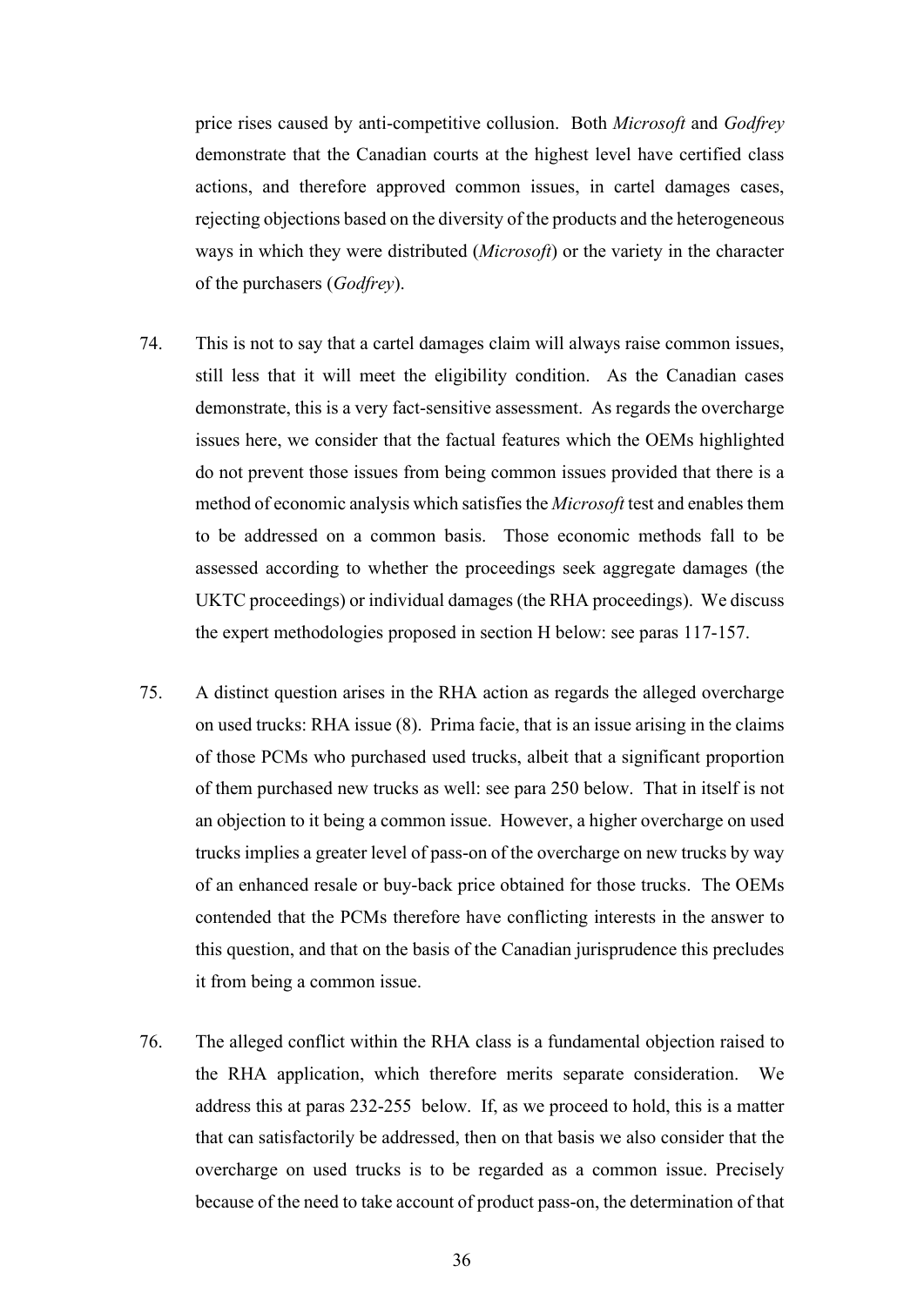price rises caused by anti-competitive collusion. Both *Microsoft* and *Godfrey* demonstrate that the Canadian courts at the highest level have certified class actions, and therefore approved common issues, in cartel damages cases, rejecting objections based on the diversity of the products and the heterogeneous ways in which they were distributed (*Microsoft*) or the variety in the character of the purchasers (*Godfrey*).

74. This is not to say that a cartel damages claim will always raise common issues, still less that it will meet the eligibility condition. As the Canadian cases demonstrate, this is a very fact-sensitive assessment. As regards the overcharge issues here, we consider that the factual features which the OEMs highlighted do not prevent those issues from being common issues provided that there is a method of economic analysis which satisfies the *Microsoft* test and enables them to be addressed on a common basis. Those economic methods fall to be assessed according to whether the proceedings seek aggregate damages (the UKTC proceedings) or individual damages (the RHA proceedings). We discuss the expert methodologies proposed in section H below: see paras 117-157.

75. A distinct question arises in the RHA action as regards the alleged overcharge on used trucks: RHA issue (8). Prima facie, that is an issue arising in the claims of those PCMs who purchased used trucks, albeit that a significant proportion of them purchased new trucks as well: see para 250 below. That in itself is not an objection to it being a common issue. However, a higher overcharge on used trucks implies a greater level of pass-on of the overcharge on new trucks by way of an enhanced resale or buy-back price obtained for those trucks. The OEMs contended that the PCMs therefore have conflicting interests in the answer to this question, and that on the basis of the Canadian jurisprudence this precludes it from being a common issue.

76. The alleged conflict within the RHA class is a fundamental objection raised to the RHA application, which therefore merits separate consideration. We address this at paras 232-255 below. If, as we proceed to hold, this is a matter that can satisfactorily be addressed, then on that basis we also consider that the overcharge on used trucks is to be regarded as a common issue. Precisely because of the need to take account of product pass-on, the determination of that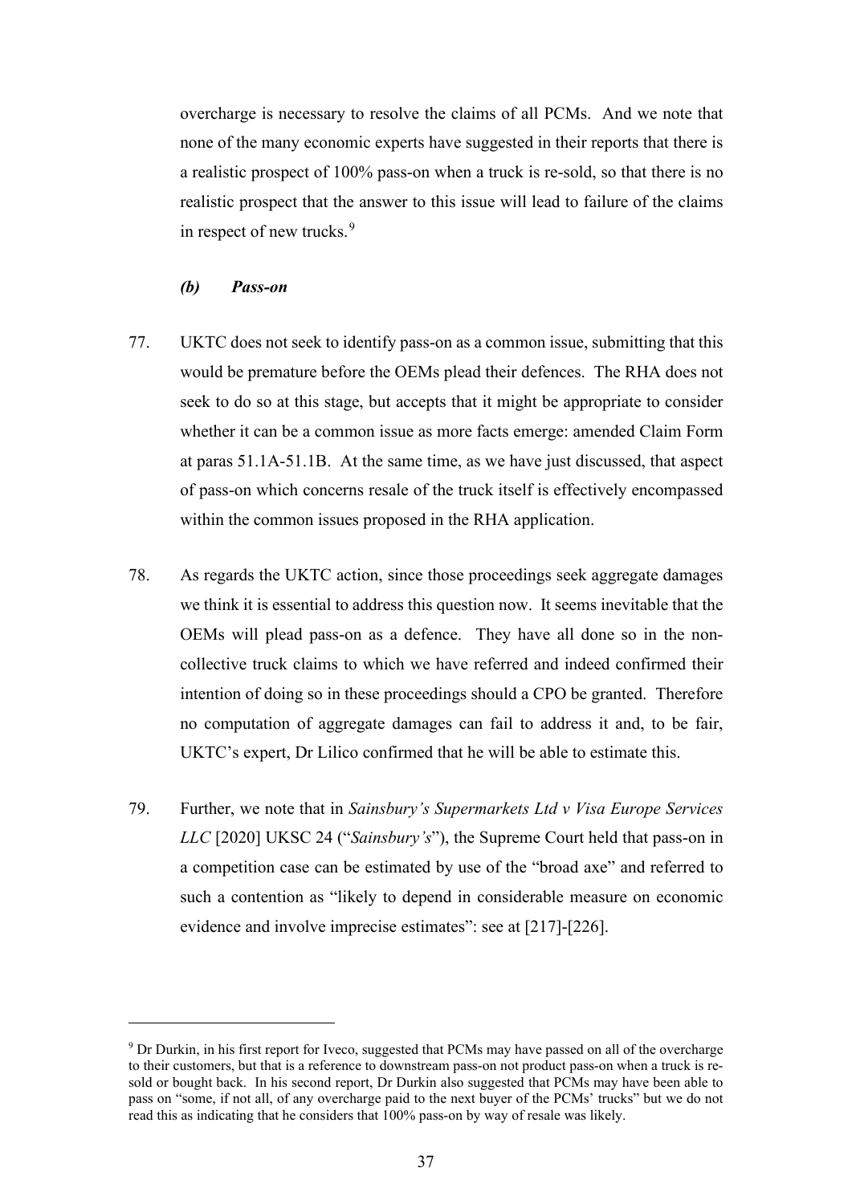overcharge is necessary to resolve the claims of all PCMs. And we note that none of the many economic experts have suggested in their reports that there is a realistic prospect of 100% pass-on when a truck is re-sold, so that there is no realistic prospect that the answer to this issue will lead to failure of the claims in respect of new trucks.[9]

***(b) Pass-on***

77. UKTC does not seek to identify pass-on as a common issue, submitting that this would be premature before the OEMs plead their defences. The RHA does not seek to do so at this stage, but accepts that it might be appropriate to consider whether it can be a common issue as more facts emerge: amended Claim Form at paras 51.1A-51.1B. At the same time, as we have just discussed, that aspect of pass-on which concerns resale of the truck itself is effectively encompassed within the common issues proposed in the RHA application.

78. As regards the UKTC action, since those proceedings seek aggregate damages we think it is essential to address this question now. It seems inevitable that the OEMs will plead pass-on as a defence. They have all done so in the non-collective truck claims to which we have referred and indeed confirmed their intention of doing so in these proceedings should a CPO be granted. Therefore no computation of aggregate damages can fail to address it and, to be fair, UKTC's expert, Dr Lilico confirmed that he will be able to estimate this.

79. Further, we note that in *Sainsbury's Supermarkets Ltd v Visa Europe Services LLC* [2020] UKSC 24 ("*Sainsbury's*"), the Supreme Court held that pass-on in a competition case can be estimated by use of the "broad axe" and referred to such a contention as "likely to depend in considerable measure on economic evidence and involve imprecise estimates": see at [217]-[226].

---

[9] Dr Durkin, in his first report for Iveco, suggested that PCMs may have passed on all of the overcharge to their customers, but that is a reference to downstream pass-on not product pass-on when a truck is re-sold or bought back. In his second report, Dr Durkin also suggested that PCMs may have been able to pass on "some, if not all, of any overcharge paid to the next buyer of the PCMs' trucks" but we do not read this as indicating that he considers that 100% pass-on by way of resale was likely.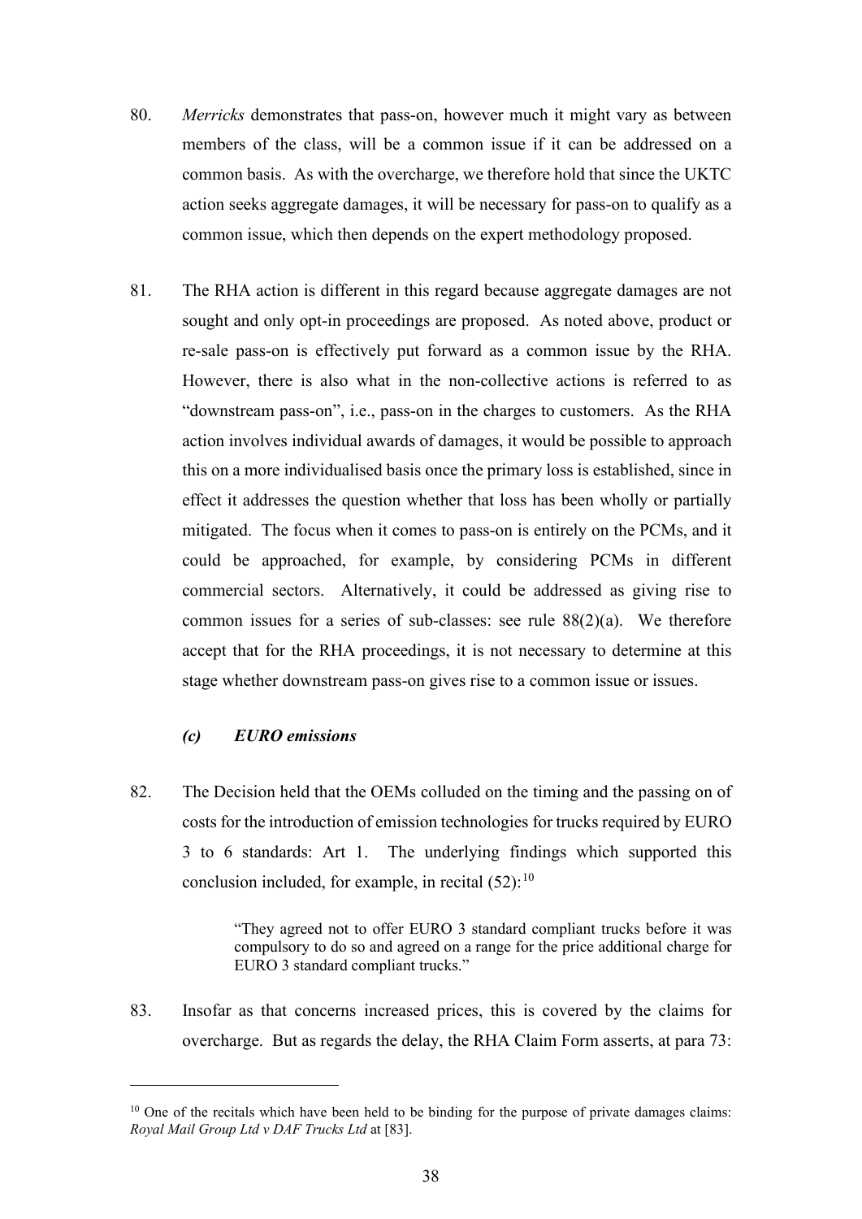80. *Merricks* demonstrates that pass-on, however much it might vary as between members of the class, will be a common issue if it can be addressed on a common basis. As with the overcharge, we therefore hold that since the UKTC action seeks aggregate damages, it will be necessary for pass-on to qualify as a common issue, which then depends on the expert methodology proposed.

81. The RHA action is different in this regard because aggregate damages are not sought and only opt-in proceedings are proposed. As noted above, product or re-sale pass-on is effectively put forward as a common issue by the RHA. However, there is also what in the non-collective actions is referred to as "downstream pass-on", i.e., pass-on in the charges to customers. As the RHA action involves individual awards of damages, it would be possible to approach this on a more individualised basis once the primary loss is established, since in effect it addresses the question whether that loss has been wholly or partially mitigated. The focus when it comes to pass-on is entirely on the PCMs, and it could be approached, for example, by considering PCMs in different commercial sectors. Alternatively, it could be addressed as giving rise to common issues for a series of sub-classes: see rule 88(2)(a). We therefore accept that for the RHA proceedings, it is not necessary to determine at this stage whether downstream pass-on gives rise to a common issue or issues.

### *(c) EURO emissions*

82. The Decision held that the OEMs colluded on the timing and the passing on of costs for the introduction of emission technologies for trucks required by EURO 3 to 6 standards: Art 1. The underlying findings which supported this conclusion included, for example, in recital (52):[10]

> "They agreed not to offer EURO 3 standard compliant trucks before it was compulsory to do so and agreed on a range for the price additional charge for EURO 3 standard compliant trucks."

83. Insofar as that concerns increased prices, this is covered by the claims for overcharge. But as regards the delay, the RHA Claim Form asserts, at para 73:

---

[10] One of the recitals which have been held to be binding for the purpose of private damages claims: *Royal Mail Group Ltd v DAF Trucks Ltd* at [83].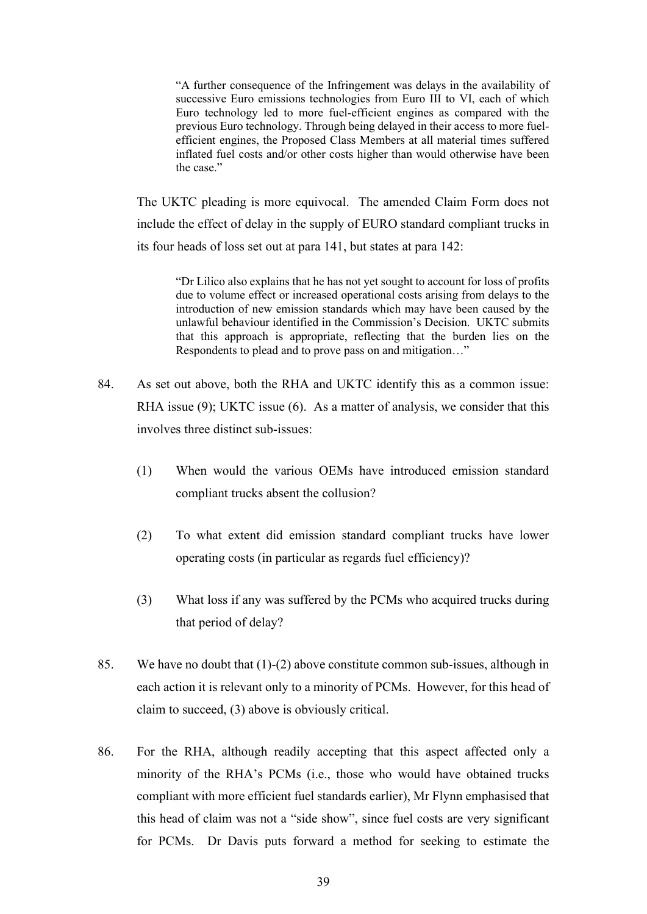> "A further consequence of the Infringement was delays in the availability of successive Euro emissions technologies from Euro III to VI, each of which Euro technology led to more fuel-efficient engines as compared with the previous Euro technology. Through being delayed in their access to more fuel-efficient engines, the Proposed Class Members at all material times suffered inflated fuel costs and/or other costs higher than would otherwise have been the case."

The UKTC pleading is more equivocal. The amended Claim Form does not include the effect of delay in the supply of EURO standard compliant trucks in its four heads of loss set out at para 141, but states at para 142:

> "Dr Lilico also explains that he has not yet sought to account for loss of profits due to volume effect or increased operational costs arising from delays to the introduction of new emission standards which may have been caused by the unlawful behaviour identified in the Commission's Decision. UKTC submits that this approach is appropriate, reflecting that the burden lies on the Respondents to plead and to prove pass on and mitigation…"

84. As set out above, both the RHA and UKTC identify this as a common issue: RHA issue (9); UKTC issue (6). As a matter of analysis, we consider that this involves three distinct sub-issues:

    (1) When would the various OEMs have introduced emission standard compliant trucks absent the collusion?

    (2) To what extent did emission standard compliant trucks have lower operating costs (in particular as regards fuel efficiency)?

    (3) What loss if any was suffered by the PCMs who acquired trucks during that period of delay?

85. We have no doubt that (1)-(2) above constitute common sub-issues, although in each action it is relevant only to a minority of PCMs. However, for this head of claim to succeed, (3) above is obviously critical.

86. For the RHA, although readily accepting that this aspect affected only a minority of the RHA's PCMs (i.e., those who would have obtained trucks compliant with more efficient fuel standards earlier), Mr Flynn emphasised that this head of claim was not a "side show", since fuel costs are very significant for PCMs. Dr Davis puts forward a method for seeking to estimate the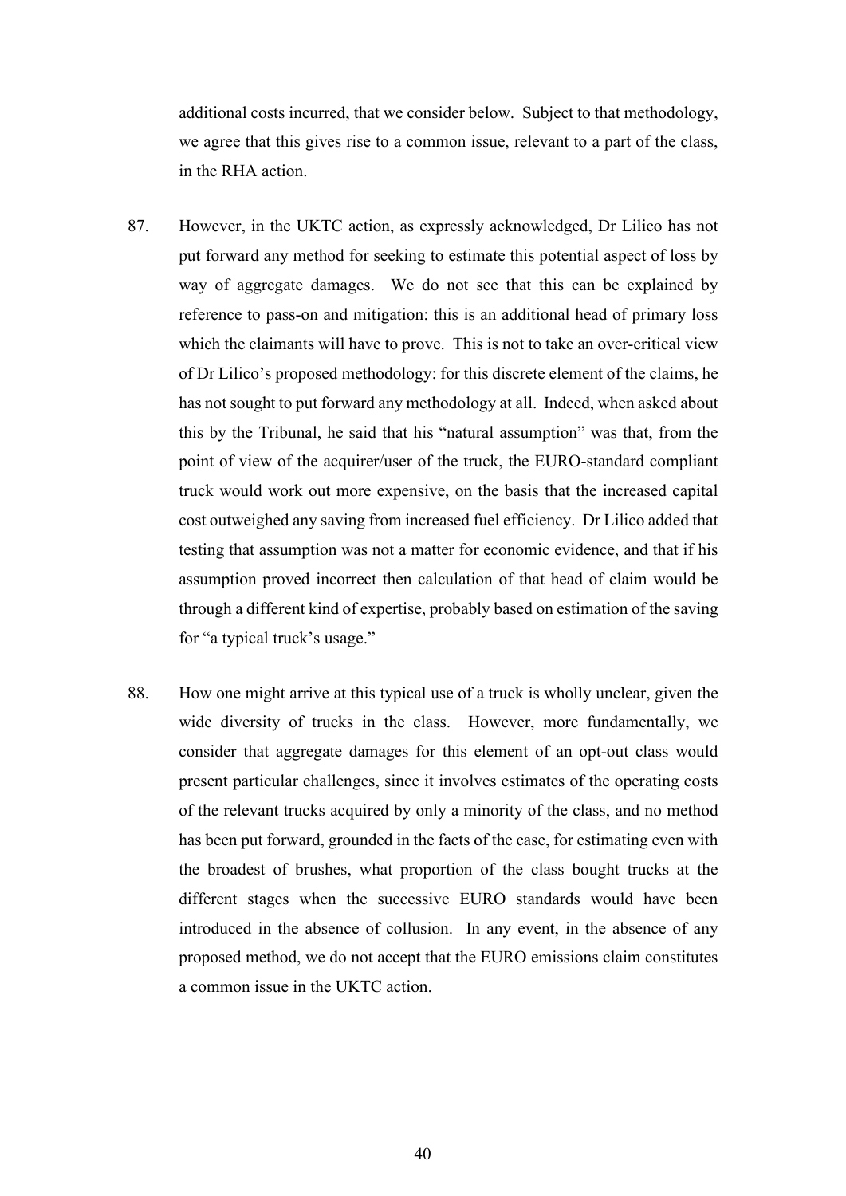additional costs incurred, that we consider below. Subject to that methodology, we agree that this gives rise to a common issue, relevant to a part of the class, in the RHA action.

87. However, in the UKTC action, as expressly acknowledged, Dr Lilico has not put forward any method for seeking to estimate this potential aspect of loss by way of aggregate damages. We do not see that this can be explained by reference to pass-on and mitigation: this is an additional head of primary loss which the claimants will have to prove. This is not to take an over-critical view of Dr Lilico's proposed methodology: for this discrete element of the claims, he has not sought to put forward any methodology at all. Indeed, when asked about this by the Tribunal, he said that his "natural assumption" was that, from the point of view of the acquirer/user of the truck, the EURO-standard compliant truck would work out more expensive, on the basis that the increased capital cost outweighed any saving from increased fuel efficiency. Dr Lilico added that testing that assumption was not a matter for economic evidence, and that if his assumption proved incorrect then calculation of that head of claim would be through a different kind of expertise, probably based on estimation of the saving for "a typical truck's usage."

88. How one might arrive at this typical use of a truck is wholly unclear, given the wide diversity of trucks in the class. However, more fundamentally, we consider that aggregate damages for this element of an opt-out class would present particular challenges, since it involves estimates of the operating costs of the relevant trucks acquired by only a minority of the class, and no method has been put forward, grounded in the facts of the case, for estimating even with the broadest of brushes, what proportion of the class bought trucks at the different stages when the successive EURO standards would have been introduced in the absence of collusion. In any event, in the absence of any proposed method, we do not accept that the EURO emissions claim constitutes a common issue in the UKTC action.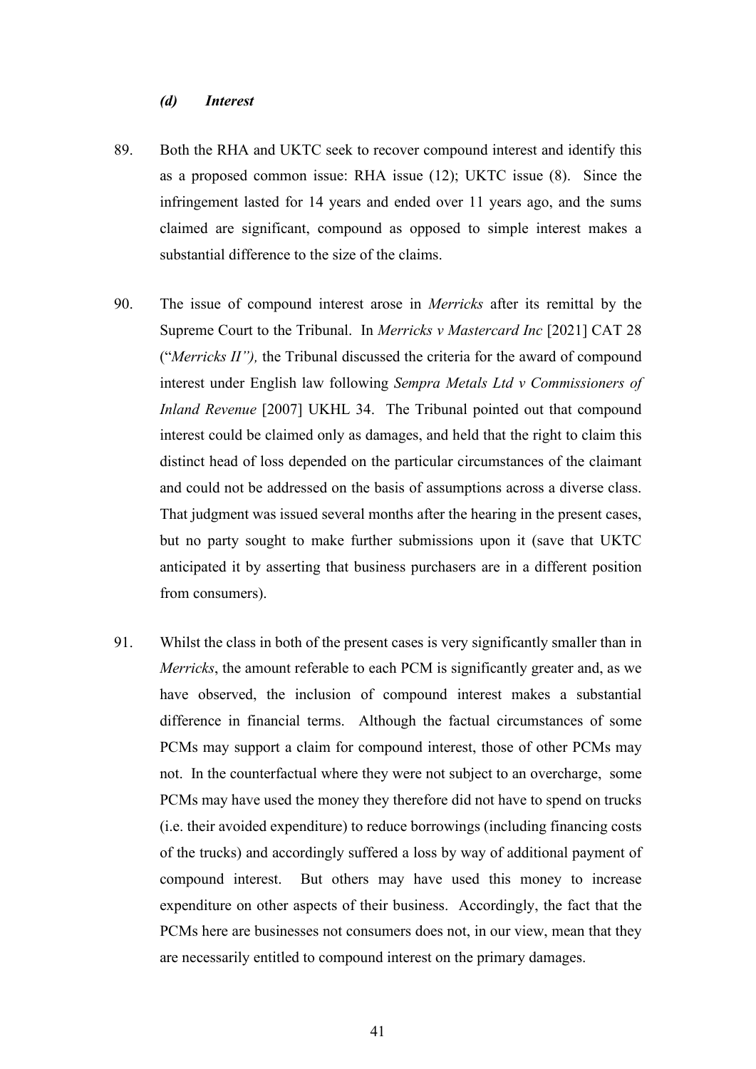### *(d) Interest*

89. Both the RHA and UKTC seek to recover compound interest and identify this as a proposed common issue: RHA issue (12); UKTC issue (8). Since the infringement lasted for 14 years and ended over 11 years ago, and the sums claimed are significant, compound as opposed to simple interest makes a substantial difference to the size of the claims.

90. The issue of compound interest arose in *Merricks* after its remittal by the Supreme Court to the Tribunal. In *Merricks v Mastercard Inc* [2021] CAT 28 ("*Merricks II"),* the Tribunal discussed the criteria for the award of compound interest under English law following *Sempra Metals Ltd v Commissioners of Inland Revenue* [2007] UKHL 34. The Tribunal pointed out that compound interest could be claimed only as damages, and held that the right to claim this distinct head of loss depended on the particular circumstances of the claimant and could not be addressed on the basis of assumptions across a diverse class. That judgment was issued several months after the hearing in the present cases, but no party sought to make further submissions upon it (save that UKTC anticipated it by asserting that business purchasers are in a different position from consumers).

91. Whilst the class in both of the present cases is very significantly smaller than in *Merricks*, the amount referable to each PCM is significantly greater and, as we have observed, the inclusion of compound interest makes a substantial difference in financial terms. Although the factual circumstances of some PCMs may support a claim for compound interest, those of other PCMs may not. In the counterfactual where they were not subject to an overcharge, some PCMs may have used the money they therefore did not have to spend on trucks (i.e. their avoided expenditure) to reduce borrowings (including financing costs of the trucks) and accordingly suffered a loss by way of additional payment of compound interest. But others may have used this money to increase expenditure on other aspects of their business. Accordingly, the fact that the PCMs here are businesses not consumers does not, in our view, mean that they are necessarily entitled to compound interest on the primary damages.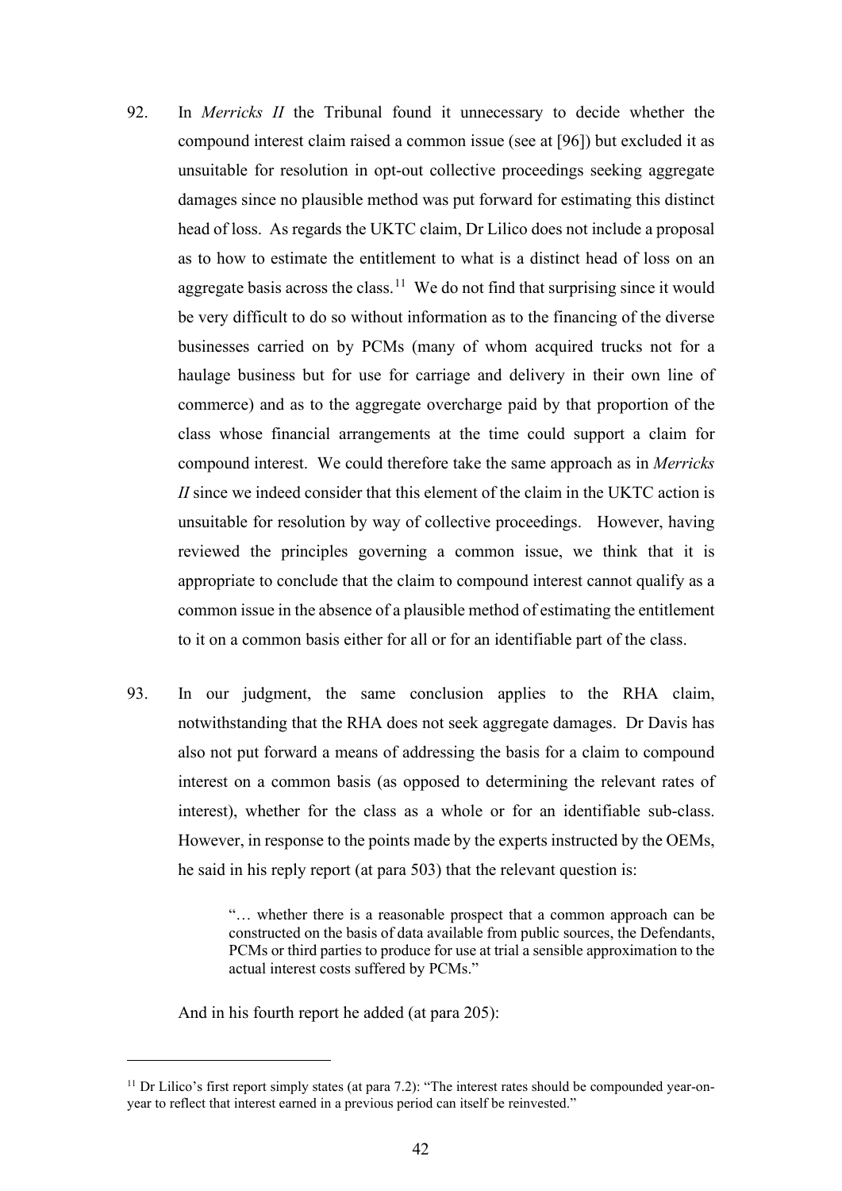92. In *Merricks II* the Tribunal found it unnecessary to decide whether the compound interest claim raised a common issue (see at [96]) but excluded it as unsuitable for resolution in opt-out collective proceedings seeking aggregate damages since no plausible method was put forward for estimating this distinct head of loss. As regards the UKTC claim, Dr Lilico does not include a proposal as to how to estimate the entitlement to what is a distinct head of loss on an aggregate basis across the class.[11] We do not find that surprising since it would be very difficult to do so without information as to the financing of the diverse businesses carried on by PCMs (many of whom acquired trucks not for a haulage business but for use for carriage and delivery in their own line of commerce) and as to the aggregate overcharge paid by that proportion of the class whose financial arrangements at the time could support a claim for compound interest. We could therefore take the same approach as in *Merricks II* since we indeed consider that this element of the claim in the UKTC action is unsuitable for resolution by way of collective proceedings. However, having reviewed the principles governing a common issue, we think that it is appropriate to conclude that the claim to compound interest cannot qualify as a common issue in the absence of a plausible method of estimating the entitlement to it on a common basis either for all or for an identifiable part of the class.

93. In our judgment, the same conclusion applies to the RHA claim, notwithstanding that the RHA does not seek aggregate damages. Dr Davis has also not put forward a means of addressing the basis for a claim to compound interest on a common basis (as opposed to determining the relevant rates of interest), whether for the class as a whole or for an identifiable sub-class. However, in response to the points made by the experts instructed by the OEMs, he said in his reply report (at para 503) that the relevant question is:

> "… whether there is a reasonable prospect that a common approach can be constructed on the basis of data available from public sources, the Defendants, PCMs or third parties to produce for use at trial a sensible approximation to the actual interest costs suffered by PCMs."

And in his fourth report he added (at para 205):

[11] Dr Lilico's first report simply states (at para 7.2): "The interest rates should be compounded year-on-year to reflect that interest earned in a previous period can itself be reinvested."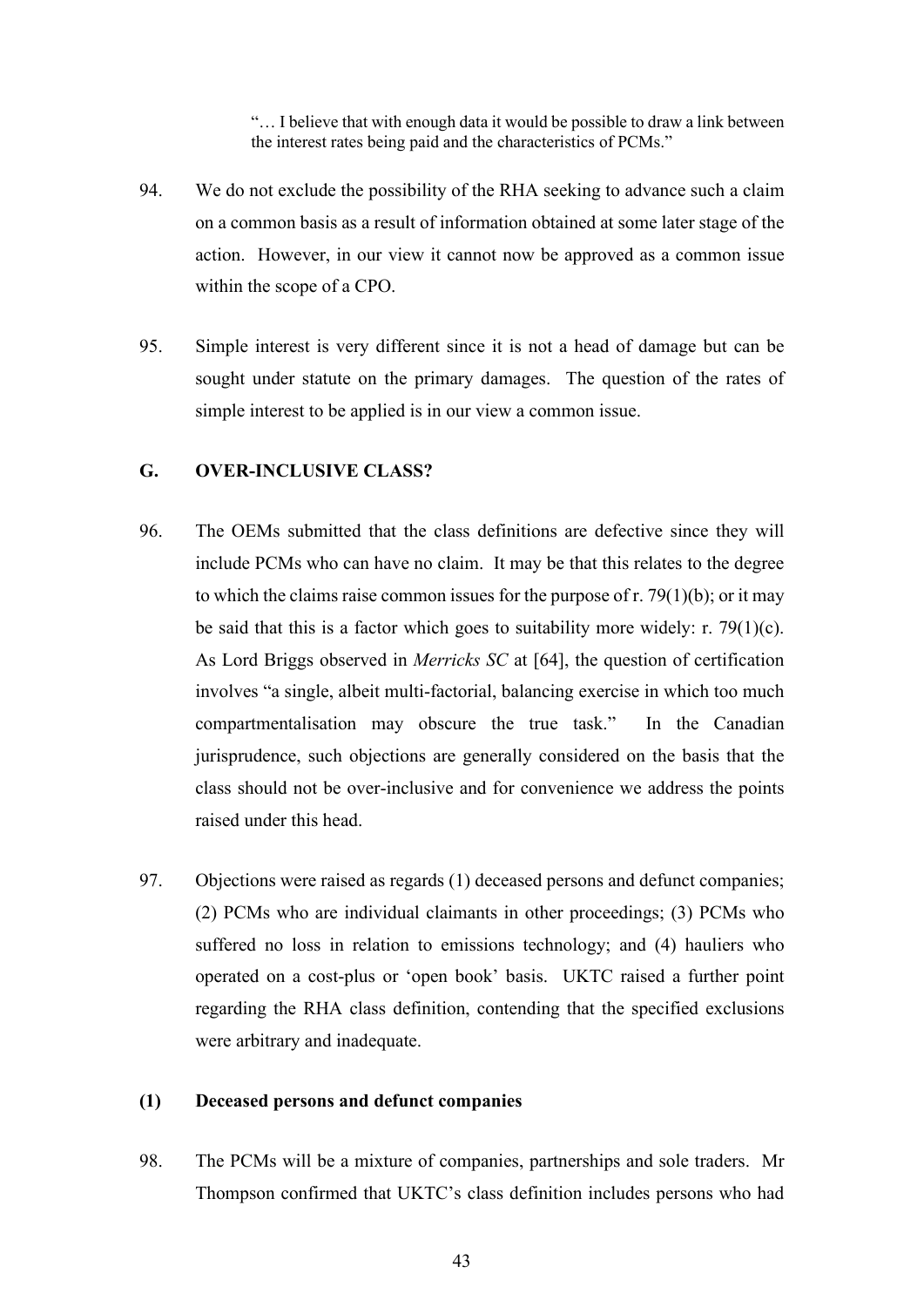> "… I believe that with enough data it would be possible to draw a link between the interest rates being paid and the characteristics of PCMs."

94. We do not exclude the possibility of the RHA seeking to advance such a claim on a common basis as a result of information obtained at some later stage of the action. However, in our view it cannot now be approved as a common issue within the scope of a CPO.

95. Simple interest is very different since it is not a head of damage but can be sought under statute on the primary damages. The question of the rates of simple interest to be applied is in our view a common issue.

## G. OVER-INCLUSIVE CLASS?

96. The OEMs submitted that the class definitions are defective since they will include PCMs who can have no claim. It may be that this relates to the degree to which the claims raise common issues for the purpose of r. 79(1)(b); or it may be said that this is a factor which goes to suitability more widely: r. 79(1)(c). As Lord Briggs observed in *Merricks SC* at [64], the question of certification involves "a single, albeit multi-factorial, balancing exercise in which too much compartmentalisation may obscure the true task." In the Canadian jurisprudence, such objections are generally considered on the basis that the class should not be over-inclusive and for convenience we address the points raised under this head.

97. Objections were raised as regards (1) deceased persons and defunct companies; (2) PCMs who are individual claimants in other proceedings; (3) PCMs who suffered no loss in relation to emissions technology; and (4) hauliers who operated on a cost-plus or 'open book' basis. UKTC raised a further point regarding the RHA class definition, contending that the specified exclusions were arbitrary and inadequate.

### (1) Deceased persons and defunct companies

98. The PCMs will be a mixture of companies, partnerships and sole traders. Mr Thompson confirmed that UKTC's class definition includes persons who had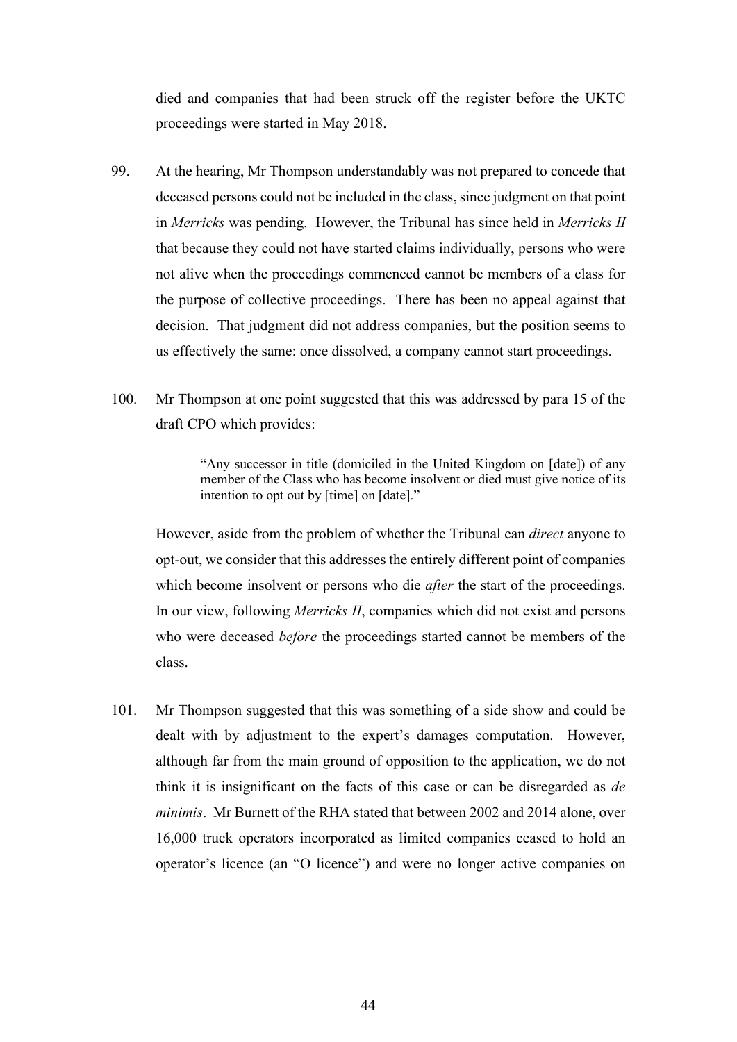died and companies that had been struck off the register before the UKTC proceedings were started in May 2018.

99. At the hearing, Mr Thompson understandably was not prepared to concede that deceased persons could not be included in the class, since judgment on that point in *Merricks* was pending. However, the Tribunal has since held in *Merricks II* that because they could not have started claims individually, persons who were not alive when the proceedings commenced cannot be members of a class for the purpose of collective proceedings. There has been no appeal against that decision. That judgment did not address companies, but the position seems to us effectively the same: once dissolved, a company cannot start proceedings.

100. Mr Thompson at one point suggested that this was addressed by para 15 of the draft CPO which provides:

> "Any successor in title (domiciled in the United Kingdom on [date]) of any member of the Class who has become insolvent or died must give notice of its intention to opt out by [time] on [date]."

However, aside from the problem of whether the Tribunal can *direct* anyone to opt-out, we consider that this addresses the entirely different point of companies which become insolvent or persons who die *after* the start of the proceedings. In our view, following *Merricks II*, companies which did not exist and persons who were deceased *before* the proceedings started cannot be members of the class.

101. Mr Thompson suggested that this was something of a side show and could be dealt with by adjustment to the expert's damages computation. However, although far from the main ground of opposition to the application, we do not think it is insignificant on the facts of this case or can be disregarded as *de minimis*. Mr Burnett of the RHA stated that between 2002 and 2014 alone, over 16,000 truck operators incorporated as limited companies ceased to hold an operator's licence (an "O licence") and were no longer active companies on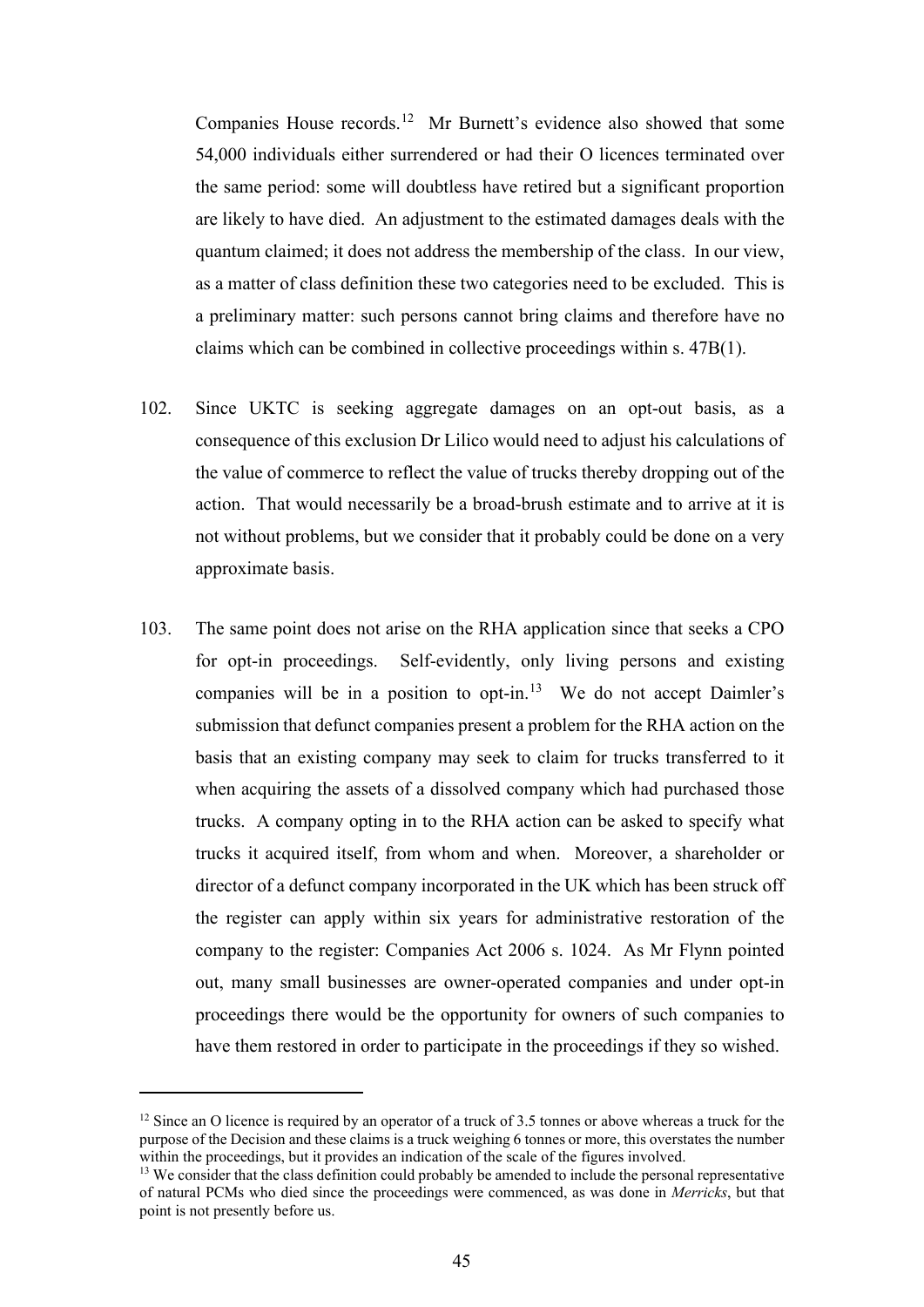Companies House records.[12] Mr Burnett's evidence also showed that some 54,000 individuals either surrendered or had their O licences terminated over the same period: some will doubtless have retired but a significant proportion are likely to have died. An adjustment to the estimated damages deals with the quantum claimed; it does not address the membership of the class. In our view, as a matter of class definition these two categories need to be excluded. This is a preliminary matter: such persons cannot bring claims and therefore have no claims which can be combined in collective proceedings within s. 47B(1).

102. Since UKTC is seeking aggregate damages on an opt-out basis, as a consequence of this exclusion Dr Lilico would need to adjust his calculations of the value of commerce to reflect the value of trucks thereby dropping out of the action. That would necessarily be a broad-brush estimate and to arrive at it is not without problems, but we consider that it probably could be done on a very approximate basis.

103. The same point does not arise on the RHA application since that seeks a CPO for opt-in proceedings. Self-evidently, only living persons and existing companies will be in a position to opt-in.[13] We do not accept Daimler's submission that defunct companies present a problem for the RHA action on the basis that an existing company may seek to claim for trucks transferred to it when acquiring the assets of a dissolved company which had purchased those trucks. A company opting in to the RHA action can be asked to specify what trucks it acquired itself, from whom and when. Moreover, a shareholder or director of a defunct company incorporated in the UK which has been struck off the register can apply within six years for administrative restoration of the company to the register: Companies Act 2006 s. 1024. As Mr Flynn pointed out, many small businesses are owner-operated companies and under opt-in proceedings there would be the opportunity for owners of such companies to have them restored in order to participate in the proceedings if they so wished.

---

[12] Since an O licence is required by an operator of a truck of 3.5 tonnes or above whereas a truck for the purpose of the Decision and these claims is a truck weighing 6 tonnes or more, this overstates the number within the proceedings, but it provides an indication of the scale of the figures involved.

[13] We consider that the class definition could probably be amended to include the personal representative of natural PCMs who died since the proceedings were commenced, as was done in *Merricks*, but that point is not presently before us.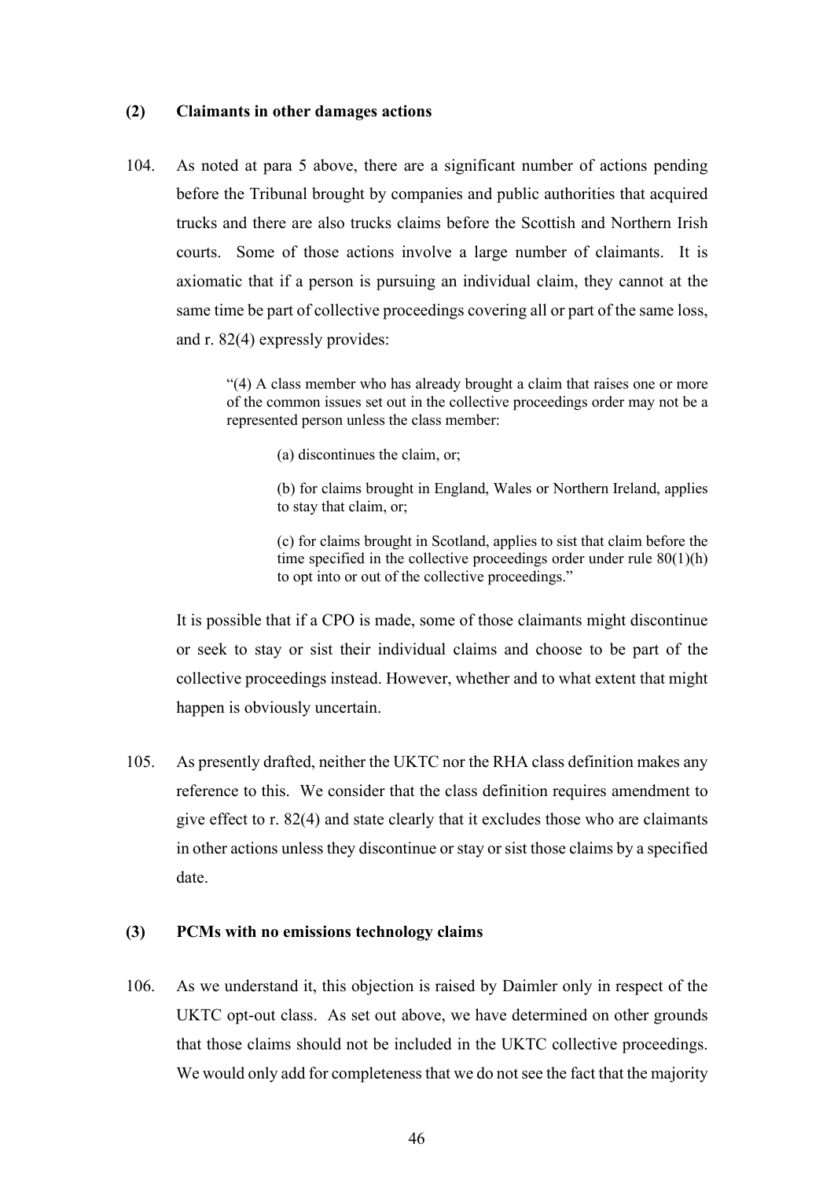### (2) Claimants in other damages actions

104. As noted at para 5 above, there are a significant number of actions pending before the Tribunal brought by companies and public authorities that acquired trucks and there are also trucks claims before the Scottish and Northern Irish courts. Some of those actions involve a large number of claimants. It is axiomatic that if a person is pursuing an individual claim, they cannot at the same time be part of collective proceedings covering all or part of the same loss, and r. 82(4) expressly provides:

> "(4) A class member who has already brought a claim that raises one or more of the common issues set out in the collective proceedings order may not be a represented person unless the class member:
>
> (a) discontinues the claim, or;
>
> (b) for claims brought in England, Wales or Northern Ireland, applies to stay that claim, or;
>
> (c) for claims brought in Scotland, applies to sist that claim before the time specified in the collective proceedings order under rule 80(1)(h) to opt into or out of the collective proceedings."

It is possible that if a CPO is made, some of those claimants might discontinue or seek to stay or sist their individual claims and choose to be part of the collective proceedings instead. However, whether and to what extent that might happen is obviously uncertain.

105. As presently drafted, neither the UKTC nor the RHA class definition makes any reference to this. We consider that the class definition requires amendment to give effect to r. 82(4) and state clearly that it excludes those who are claimants in other actions unless they discontinue or stay or sist those claims by a specified date.

### (3) PCMs with no emissions technology claims

106. As we understand it, this objection is raised by Daimler only in respect of the UKTC opt-out class. As set out above, we have determined on other grounds that those claims should not be included in the UKTC collective proceedings. We would only add for completeness that we do not see the fact that the majority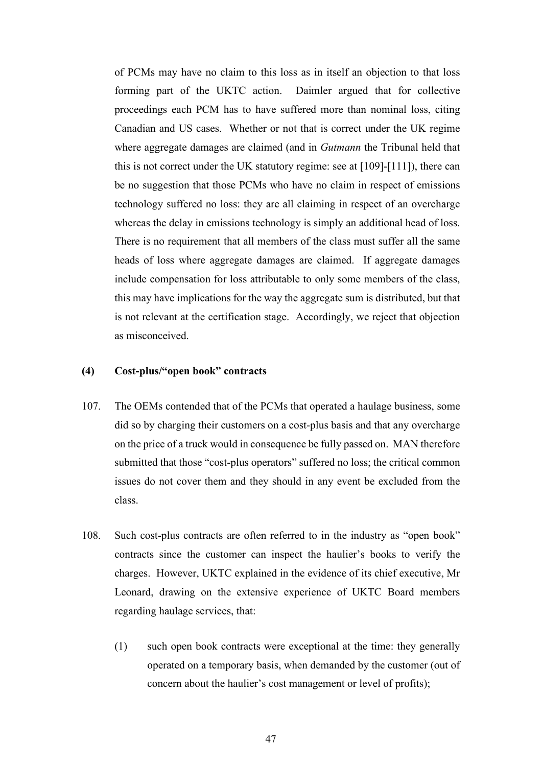of PCMs may have no claim to this loss as in itself an objection to that loss forming part of the UKTC action. Daimler argued that for collective proceedings each PCM has to have suffered more than nominal loss, citing Canadian and US cases. Whether or not that is correct under the UK regime where aggregate damages are claimed (and in *Gutmann* the Tribunal held that this is not correct under the UK statutory regime: see at [109]-[111]), there can be no suggestion that those PCMs who have no claim in respect of emissions technology suffered no loss: they are all claiming in respect of an overcharge whereas the delay in emissions technology is simply an additional head of loss. There is no requirement that all members of the class must suffer all the same heads of loss where aggregate damages are claimed. If aggregate damages include compensation for loss attributable to only some members of the class, this may have implications for the way the aggregate sum is distributed, but that is not relevant at the certification stage. Accordingly, we reject that objection as misconceived.

### (4) Cost-plus/"open book" contracts

107. The OEMs contended that of the PCMs that operated a haulage business, some did so by charging their customers on a cost-plus basis and that any overcharge on the price of a truck would in consequence be fully passed on. MAN therefore submitted that those "cost-plus operators" suffered no loss; the critical common issues do not cover them and they should in any event be excluded from the class.

108. Such cost-plus contracts are often referred to in the industry as "open book" contracts since the customer can inspect the haulier's books to verify the charges. However, UKTC explained in the evidence of its chief executive, Mr Leonard, drawing on the extensive experience of UKTC Board members regarding haulage services, that:

    (1) such open book contracts were exceptional at the time: they generally operated on a temporary basis, when demanded by the customer (out of concern about the haulier's cost management or level of profits);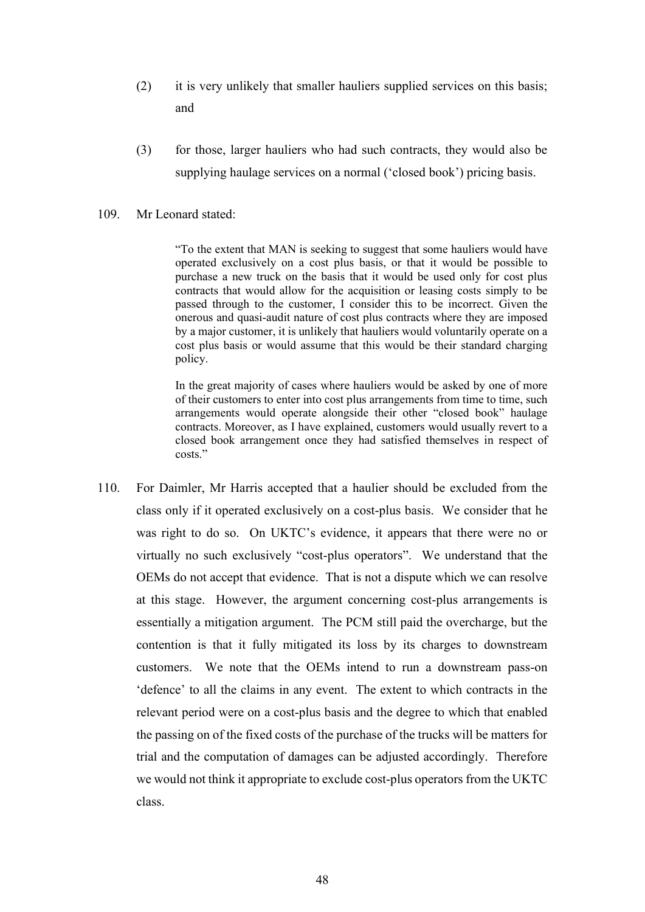(2) it is very unlikely that smaller hauliers supplied services on this basis; and

(3) for those, larger hauliers who had such contracts, they would also be supplying haulage services on a normal ('closed book') pricing basis.

109. Mr Leonard stated:

> "To the extent that MAN is seeking to suggest that some hauliers would have operated exclusively on a cost plus basis, or that it would be possible to purchase a new truck on the basis that it would be used only for cost plus contracts that would allow for the acquisition or leasing costs simply to be passed through to the customer, I consider this to be incorrect. Given the onerous and quasi-audit nature of cost plus contracts where they are imposed by a major customer, it is unlikely that hauliers would voluntarily operate on a cost plus basis or would assume that this would be their standard charging policy.
>
> In the great majority of cases where hauliers would be asked by one of more of their customers to enter into cost plus arrangements from time to time, such arrangements would operate alongside their other "closed book" haulage contracts. Moreover, as I have explained, customers would usually revert to a closed book arrangement once they had satisfied themselves in respect of costs."

110. For Daimler, Mr Harris accepted that a haulier should be excluded from the class only if it operated exclusively on a cost-plus basis. We consider that he was right to do so. On UKTC's evidence, it appears that there were no or virtually no such exclusively "cost-plus operators". We understand that the OEMs do not accept that evidence. That is not a dispute which we can resolve at this stage. However, the argument concerning cost-plus arrangements is essentially a mitigation argument. The PCM still paid the overcharge, but the contention is that it fully mitigated its loss by its charges to downstream customers. We note that the OEMs intend to run a downstream pass-on 'defence' to all the claims in any event. The extent to which contracts in the relevant period were on a cost-plus basis and the degree to which that enabled the passing on of the fixed costs of the purchase of the trucks will be matters for trial and the computation of damages can be adjusted accordingly. Therefore we would not think it appropriate to exclude cost-plus operators from the UKTC class.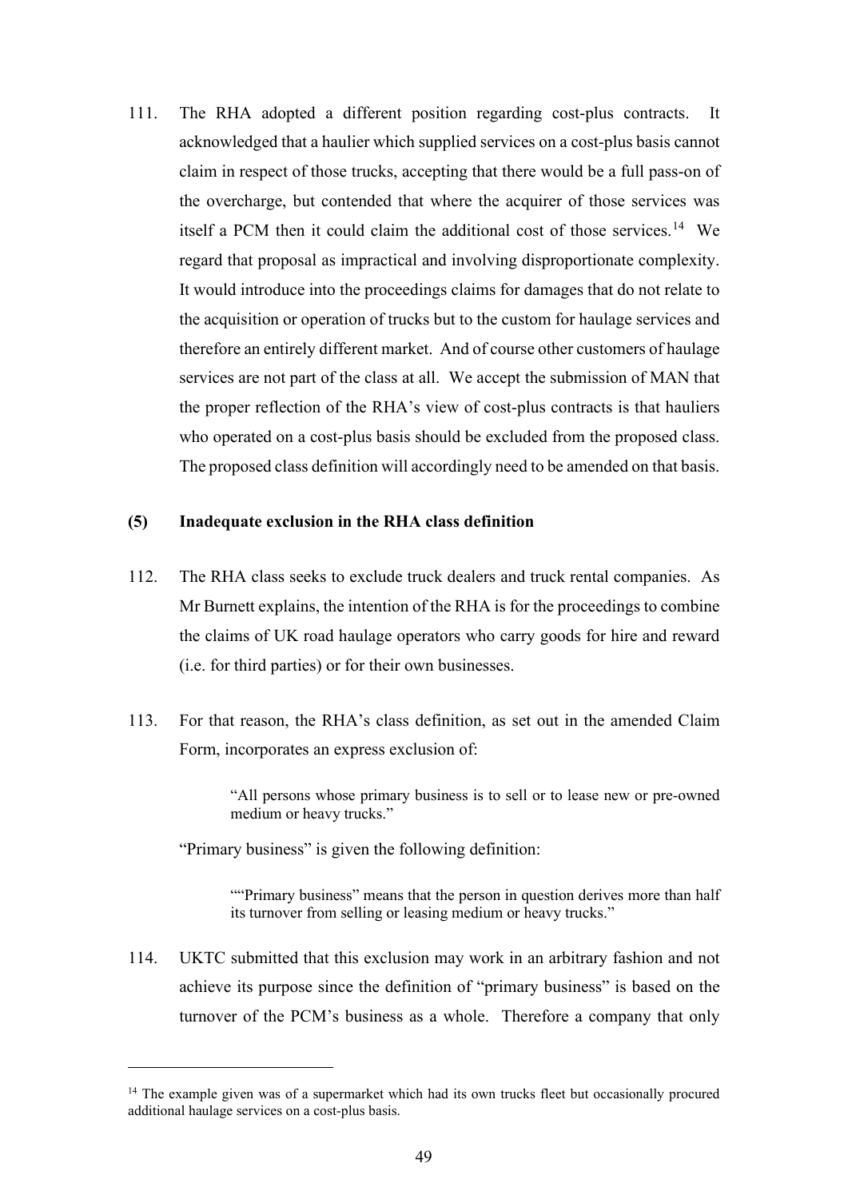111. The RHA adopted a different position regarding cost-plus contracts. It acknowledged that a haulier which supplied services on a cost-plus basis cannot claim in respect of those trucks, accepting that there would be a full pass-on of the overcharge, but contended that where the acquirer of those services was itself a PCM then it could claim the additional cost of those services.[14] We regard that proposal as impractical and involving disproportionate complexity. It would introduce into the proceedings claims for damages that do not relate to the acquisition or operation of trucks but to the custom for haulage services and therefore an entirely different market. And of course other customers of haulage services are not part of the class at all. We accept the submission of MAN that the proper reflection of the RHA's view of cost-plus contracts is that hauliers who operated on a cost-plus basis should be excluded from the proposed class. The proposed class definition will accordingly need to be amended on that basis.

**(5) Inadequate exclusion in the RHA class definition**

112. The RHA class seeks to exclude truck dealers and truck rental companies. As Mr Burnett explains, the intention of the RHA is for the proceedings to combine the claims of UK road haulage operators who carry goods for hire and reward (i.e. for third parties) or for their own businesses.

113. For that reason, the RHA's class definition, as set out in the amended Claim Form, incorporates an express exclusion of:

> "All persons whose primary business is to sell or to lease new or pre-owned medium or heavy trucks."

"Primary business" is given the following definition:

> ""Primary business" means that the person in question derives more than half its turnover from selling or leasing medium or heavy trucks."

114. UKTC submitted that this exclusion may work in an arbitrary fashion and not achieve its purpose since the definition of "primary business" is based on the turnover of the PCM's business as a whole. Therefore a company that only

[14] The example given was of a supermarket which had its own trucks fleet but occasionally procured additional haulage services on a cost-plus basis.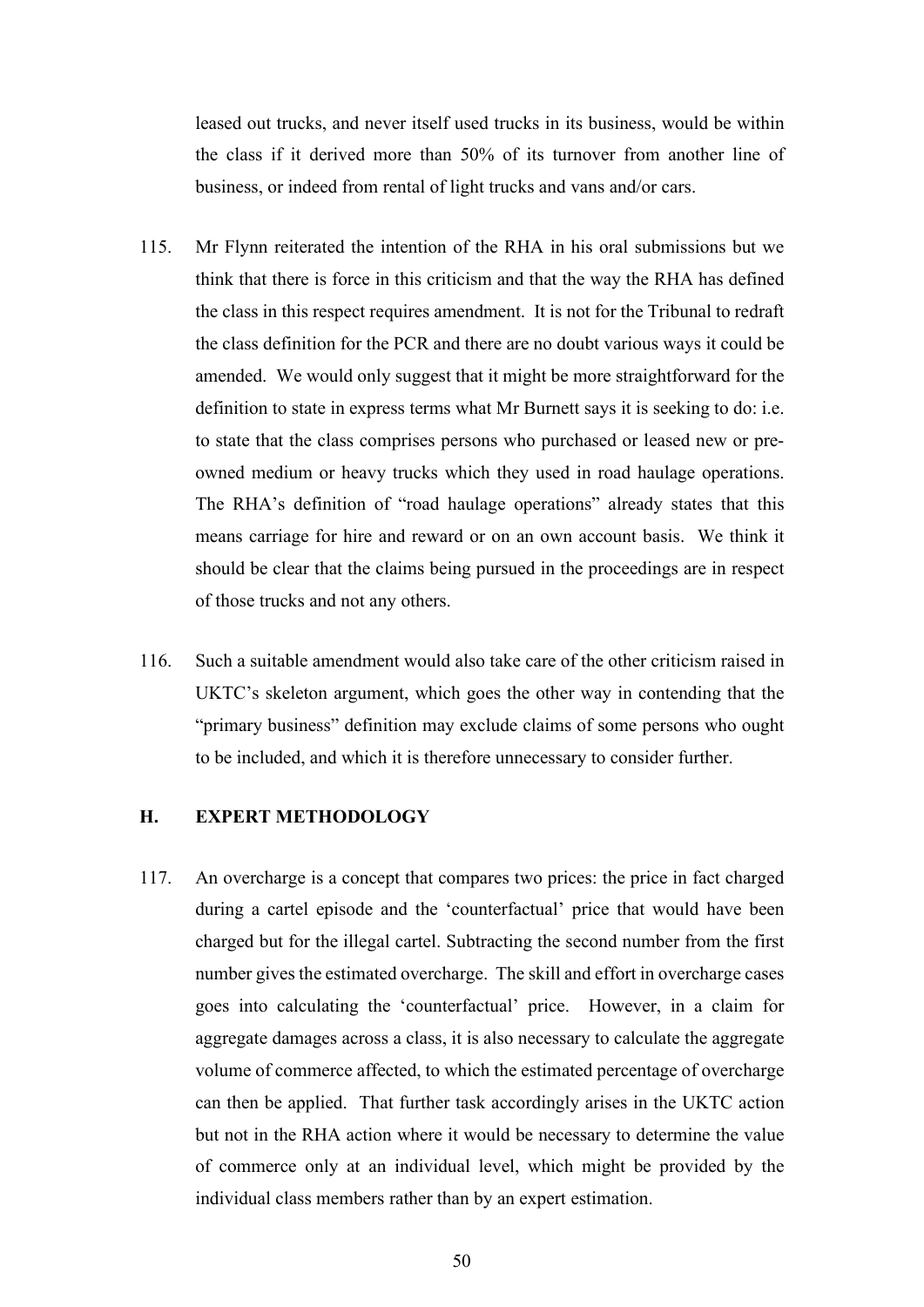leased out trucks, and never itself used trucks in its business, would be within the class if it derived more than 50% of its turnover from another line of business, or indeed from rental of light trucks and vans and/or cars.

115. Mr Flynn reiterated the intention of the RHA in his oral submissions but we think that there is force in this criticism and that the way the RHA has defined the class in this respect requires amendment. It is not for the Tribunal to redraft the class definition for the PCR and there are no doubt various ways it could be amended. We would only suggest that it might be more straightforward for the definition to state in express terms what Mr Burnett says it is seeking to do: i.e. to state that the class comprises persons who purchased or leased new or pre-owned medium or heavy trucks which they used in road haulage operations. The RHA's definition of "road haulage operations" already states that this means carriage for hire and reward or on an own account basis. We think it should be clear that the claims being pursued in the proceedings are in respect of those trucks and not any others.

116. Such a suitable amendment would also take care of the other criticism raised in UKTC's skeleton argument, which goes the other way in contending that the "primary business" definition may exclude claims of some persons who ought to be included, and which it is therefore unnecessary to consider further.

## H. EXPERT METHODOLOGY

117. An overcharge is a concept that compares two prices: the price in fact charged during a cartel episode and the 'counterfactual' price that would have been charged but for the illegal cartel. Subtracting the second number from the first number gives the estimated overcharge. The skill and effort in overcharge cases goes into calculating the 'counterfactual' price. However, in a claim for aggregate damages across a class, it is also necessary to calculate the aggregate volume of commerce affected, to which the estimated percentage of overcharge can then be applied. That further task accordingly arises in the UKTC action but not in the RHA action where it would be necessary to determine the value of commerce only at an individual level, which might be provided by the individual class members rather than by an expert estimation.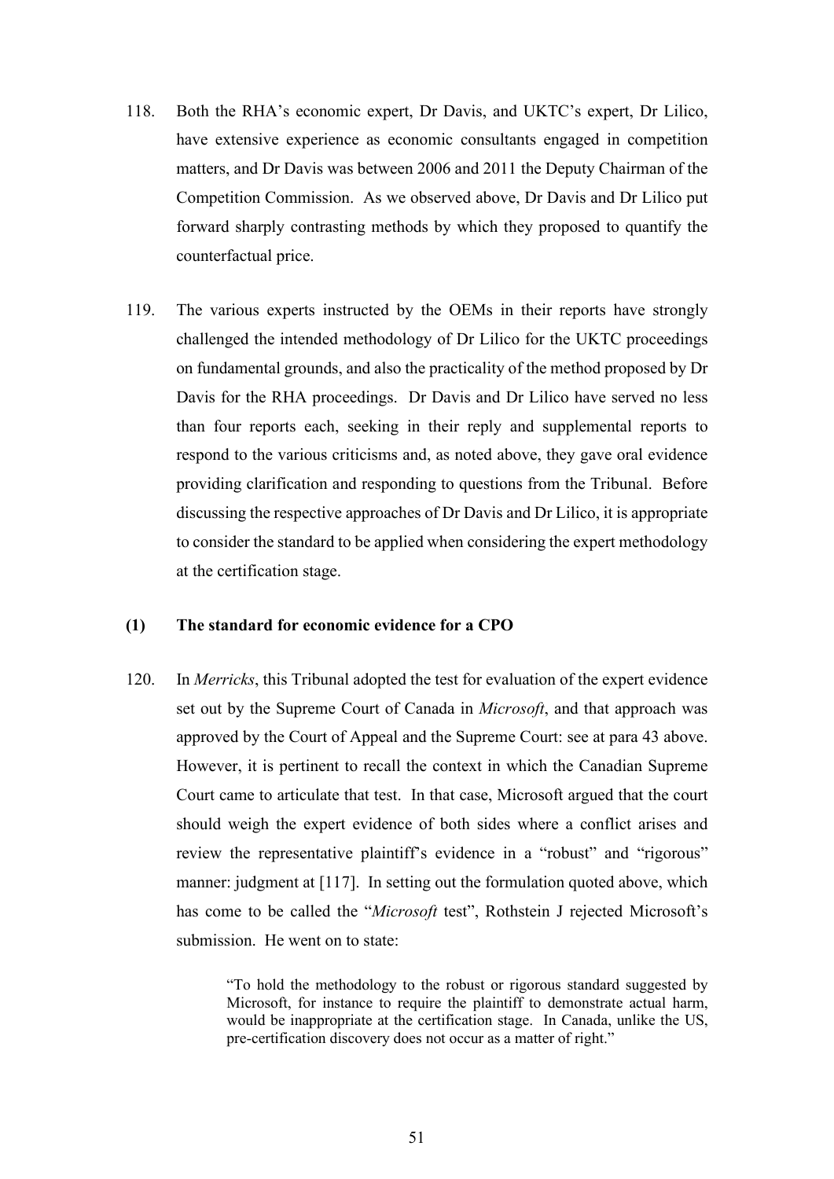118. Both the RHA's economic expert, Dr Davis, and UKTC's expert, Dr Lilico, have extensive experience as economic consultants engaged in competition matters, and Dr Davis was between 2006 and 2011 the Deputy Chairman of the Competition Commission. As we observed above, Dr Davis and Dr Lilico put forward sharply contrasting methods by which they proposed to quantify the counterfactual price.

119. The various experts instructed by the OEMs in their reports have strongly challenged the intended methodology of Dr Lilico for the UKTC proceedings on fundamental grounds, and also the practicality of the method proposed by Dr Davis for the RHA proceedings. Dr Davis and Dr Lilico have served no less than four reports each, seeking in their reply and supplemental reports to respond to the various criticisms and, as noted above, they gave oral evidence providing clarification and responding to questions from the Tribunal. Before discussing the respective approaches of Dr Davis and Dr Lilico, it is appropriate to consider the standard to be applied when considering the expert methodology at the certification stage.

### (1) The standard for economic evidence for a CPO

120. In *Merricks*, this Tribunal adopted the test for evaluation of the expert evidence set out by the Supreme Court of Canada in *Microsoft*, and that approach was approved by the Court of Appeal and the Supreme Court: see at para 43 above. However, it is pertinent to recall the context in which the Canadian Supreme Court came to articulate that test. In that case, Microsoft argued that the court should weigh the expert evidence of both sides where a conflict arises and review the representative plaintiff's evidence in a "robust" and "rigorous" manner: judgment at [117]. In setting out the formulation quoted above, which has come to be called the "*Microsoft* test", Rothstein J rejected Microsoft's submission. He went on to state:

> "To hold the methodology to the robust or rigorous standard suggested by Microsoft, for instance to require the plaintiff to demonstrate actual harm, would be inappropriate at the certification stage. In Canada, unlike the US, pre-certification discovery does not occur as a matter of right."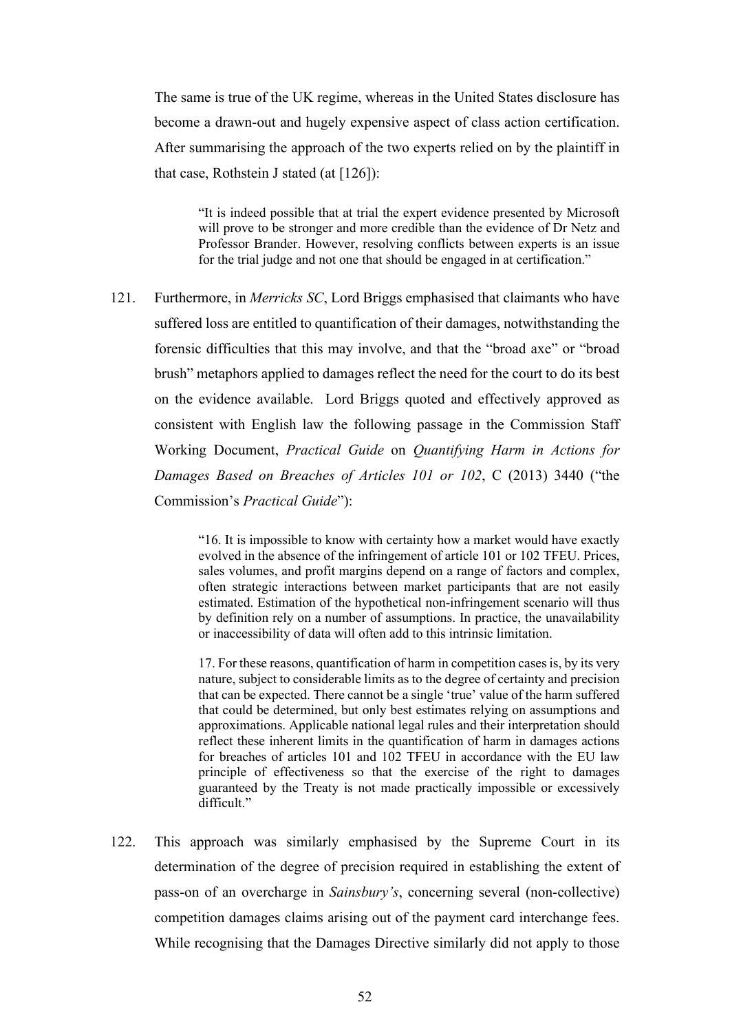The same is true of the UK regime, whereas in the United States disclosure has become a drawn-out and hugely expensive aspect of class action certification. After summarising the approach of the two experts relied on by the plaintiff in that case, Rothstein J stated (at [126]):

> "It is indeed possible that at trial the expert evidence presented by Microsoft will prove to be stronger and more credible than the evidence of Dr Netz and Professor Brander. However, resolving conflicts between experts is an issue for the trial judge and not one that should be engaged in at certification."

121. Furthermore, in *Merricks SC*, Lord Briggs emphasised that claimants who have suffered loss are entitled to quantification of their damages, notwithstanding the forensic difficulties that this may involve, and that the "broad axe" or "broad brush" metaphors applied to damages reflect the need for the court to do its best on the evidence available. Lord Briggs quoted and effectively approved as consistent with English law the following passage in the Commission Staff Working Document, *Practical Guide* on *Quantifying Harm in Actions for Damages Based on Breaches of Articles 101 or 102*, C (2013) 3440 ("the Commission's *Practical Guide*"):

> "16. It is impossible to know with certainty how a market would have exactly evolved in the absence of the infringement of article 101 or 102 TFEU. Prices, sales volumes, and profit margins depend on a range of factors and complex, often strategic interactions between market participants that are not easily estimated. Estimation of the hypothetical non-infringement scenario will thus by definition rely on a number of assumptions. In practice, the unavailability or inaccessibility of data will often add to this intrinsic limitation.
>
> 17. For these reasons, quantification of harm in competition cases is, by its very nature, subject to considerable limits as to the degree of certainty and precision that can be expected. There cannot be a single 'true' value of the harm suffered that could be determined, but only best estimates relying on assumptions and approximations. Applicable national legal rules and their interpretation should reflect these inherent limits in the quantification of harm in damages actions for breaches of articles 101 and 102 TFEU in accordance with the EU law principle of effectiveness so that the exercise of the right to damages guaranteed by the Treaty is not made practically impossible or excessively difficult."

122. This approach was similarly emphasised by the Supreme Court in its determination of the degree of precision required in establishing the extent of pass-on of an overcharge in *Sainsbury's*, concerning several (non-collective) competition damages claims arising out of the payment card interchange fees. While recognising that the Damages Directive similarly did not apply to those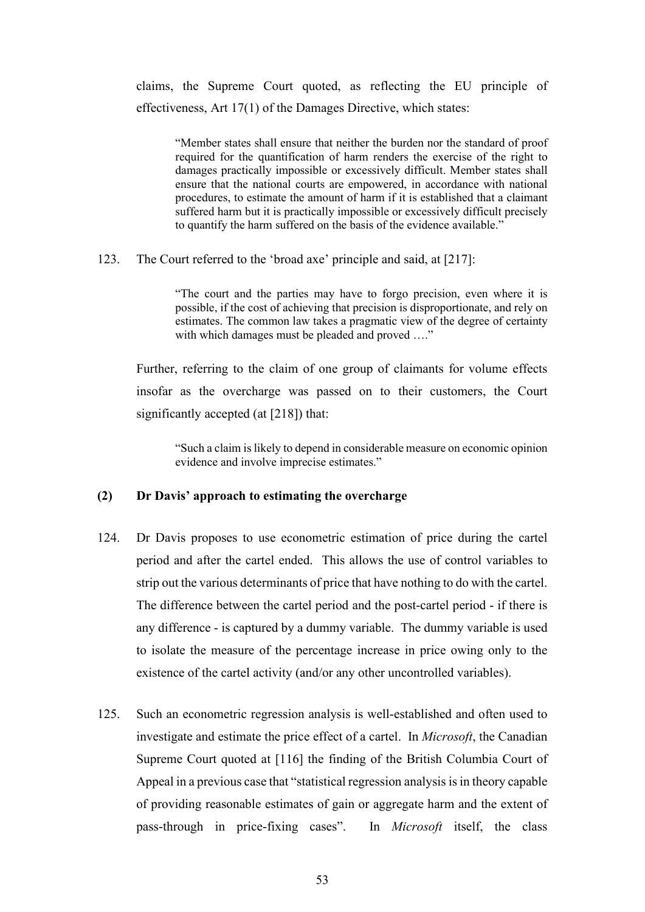claims, the Supreme Court quoted, as reflecting the EU principle of effectiveness, Art 17(1) of the Damages Directive, which states:

> "Member states shall ensure that neither the burden nor the standard of proof required for the quantification of harm renders the exercise of the right to damages practically impossible or excessively difficult. Member states shall ensure that the national courts are empowered, in accordance with national procedures, to estimate the amount of harm if it is established that a claimant suffered harm but it is practically impossible or excessively difficult precisely to quantify the harm suffered on the basis of the evidence available."

123. The Court referred to the 'broad axe' principle and said, at [217]:

> "The court and the parties may have to forgo precision, even where it is possible, if the cost of achieving that precision is disproportionate, and rely on estimates. The common law takes a pragmatic view of the degree of certainty with which damages must be pleaded and proved …."

Further, referring to the claim of one group of claimants for volume effects insofar as the overcharge was passed on to their customers, the Court significantly accepted (at [218]) that:

> "Such a claim is likely to depend in considerable measure on economic opinion evidence and involve imprecise estimates."

### (2) Dr Davis' approach to estimating the overcharge

124. Dr Davis proposes to use econometric estimation of price during the cartel period and after the cartel ended. This allows the use of control variables to strip out the various determinants of price that have nothing to do with the cartel. The difference between the cartel period and the post-cartel period - if there is any difference - is captured by a dummy variable. The dummy variable is used to isolate the measure of the percentage increase in price owing only to the existence of the cartel activity (and/or any other uncontrolled variables).

125. Such an econometric regression analysis is well-established and often used to investigate and estimate the price effect of a cartel. In *Microsoft*, the Canadian Supreme Court quoted at [116] the finding of the British Columbia Court of Appeal in a previous case that "statistical regression analysis is in theory capable of providing reasonable estimates of gain or aggregate harm and the extent of pass-through in price-fixing cases". In *Microsoft* itself, the class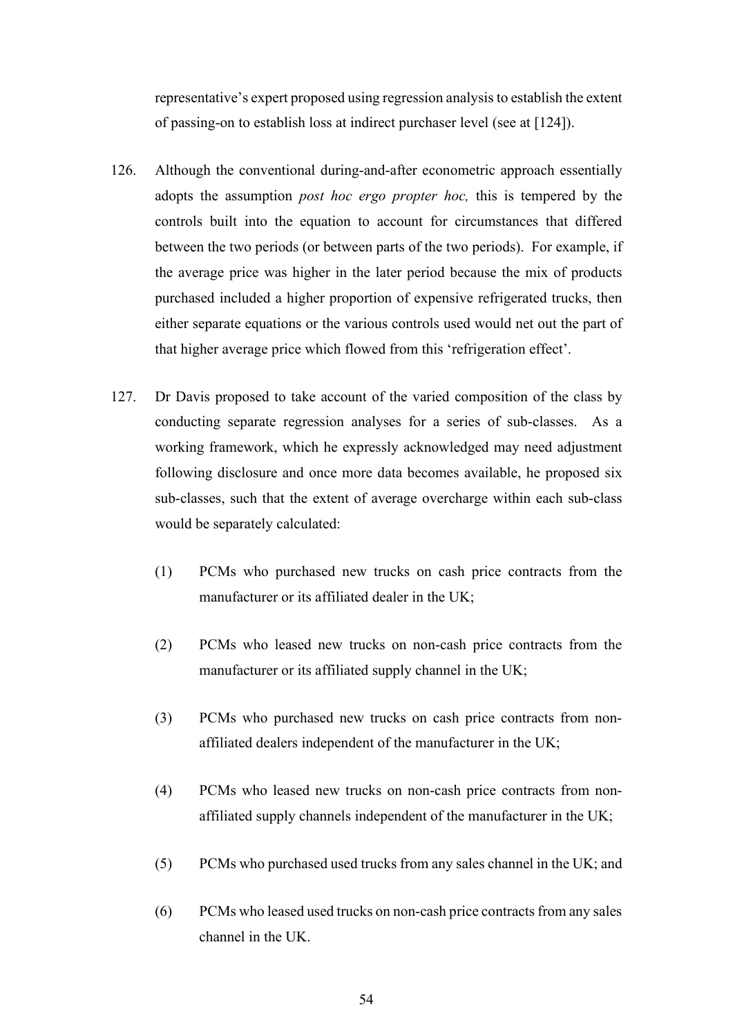representative's expert proposed using regression analysis to establish the extent of passing-on to establish loss at indirect purchaser level (see at [124]).

126. Although the conventional during-and-after econometric approach essentially adopts the assumption *post hoc ergo propter hoc,* this is tempered by the controls built into the equation to account for circumstances that differed between the two periods (or between parts of the two periods). For example, if the average price was higher in the later period because the mix of products purchased included a higher proportion of expensive refrigerated trucks, then either separate equations or the various controls used would net out the part of that higher average price which flowed from this 'refrigeration effect'.

127. Dr Davis proposed to take account of the varied composition of the class by conducting separate regression analyses for a series of sub-classes. As a working framework, which he expressly acknowledged may need adjustment following disclosure and once more data becomes available, he proposed six sub-classes, such that the extent of average overcharge within each sub-class would be separately calculated:

   (1) PCMs who purchased new trucks on cash price contracts from the manufacturer or its affiliated dealer in the UK;

   (2) PCMs who leased new trucks on non-cash price contracts from the manufacturer or its affiliated supply channel in the UK;

   (3) PCMs who purchased new trucks on cash price contracts from non-affiliated dealers independent of the manufacturer in the UK;

   (4) PCMs who leased new trucks on non-cash price contracts from non-affiliated supply channels independent of the manufacturer in the UK;

   (5) PCMs who purchased used trucks from any sales channel in the UK; and

   (6) PCMs who leased used trucks on non-cash price contracts from any sales channel in the UK.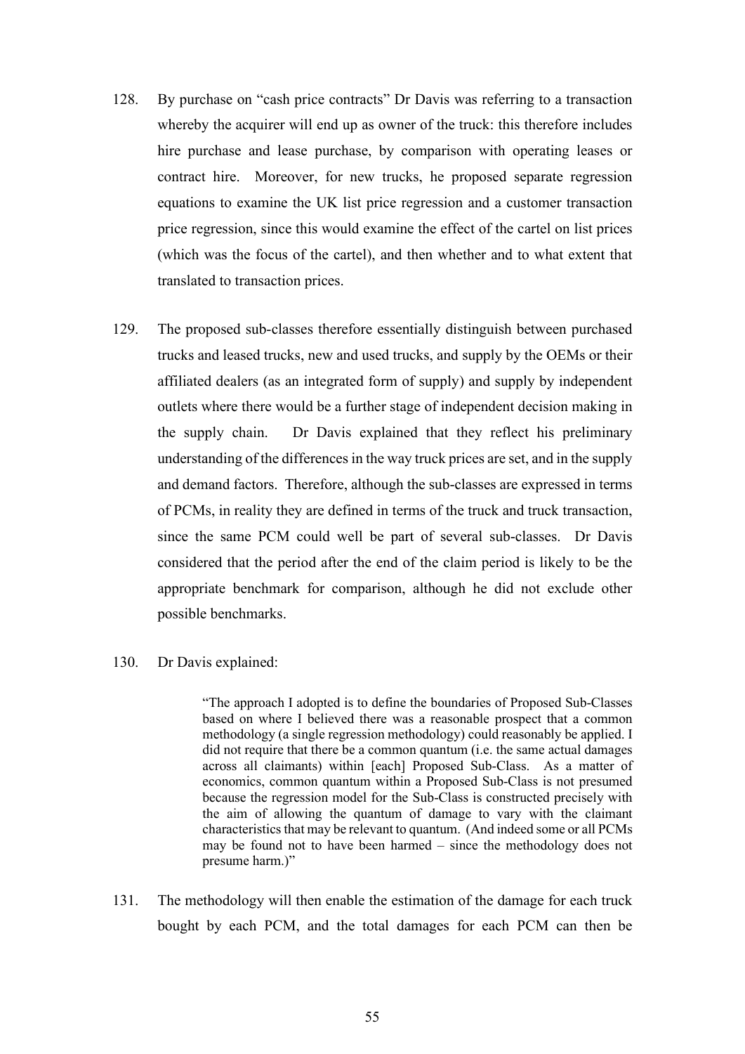128. By purchase on "cash price contracts" Dr Davis was referring to a transaction whereby the acquirer will end up as owner of the truck: this therefore includes hire purchase and lease purchase, by comparison with operating leases or contract hire. Moreover, for new trucks, he proposed separate regression equations to examine the UK list price regression and a customer transaction price regression, since this would examine the effect of the cartel on list prices (which was the focus of the cartel), and then whether and to what extent that translated to transaction prices.

129. The proposed sub-classes therefore essentially distinguish between purchased trucks and leased trucks, new and used trucks, and supply by the OEMs or their affiliated dealers (as an integrated form of supply) and supply by independent outlets where there would be a further stage of independent decision making in the supply chain. Dr Davis explained that they reflect his preliminary understanding of the differences in the way truck prices are set, and in the supply and demand factors. Therefore, although the sub-classes are expressed in terms of PCMs, in reality they are defined in terms of the truck and truck transaction, since the same PCM could well be part of several sub-classes. Dr Davis considered that the period after the end of the claim period is likely to be the appropriate benchmark for comparison, although he did not exclude other possible benchmarks.

130. Dr Davis explained:

> "The approach I adopted is to define the boundaries of Proposed Sub-Classes based on where I believed there was a reasonable prospect that a common methodology (a single regression methodology) could reasonably be applied. I did not require that there be a common quantum (i.e. the same actual damages across all claimants) within [each] Proposed Sub-Class. As a matter of economics, common quantum within a Proposed Sub-Class is not presumed because the regression model for the Sub-Class is constructed precisely with the aim of allowing the quantum of damage to vary with the claimant characteristics that may be relevant to quantum. (And indeed some or all PCMs may be found not to have been harmed – since the methodology does not presume harm.)"

131. The methodology will then enable the estimation of the damage for each truck bought by each PCM, and the total damages for each PCM can then be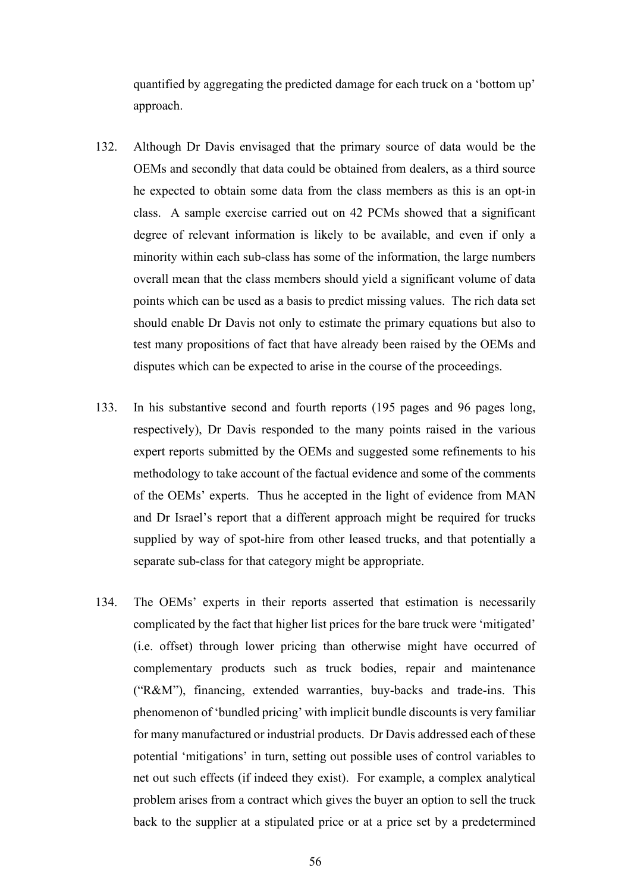quantified by aggregating the predicted damage for each truck on a 'bottom up' approach.

132. Although Dr Davis envisaged that the primary source of data would be the OEMs and secondly that data could be obtained from dealers, as a third source he expected to obtain some data from the class members as this is an opt-in class. A sample exercise carried out on 42 PCMs showed that a significant degree of relevant information is likely to be available, and even if only a minority within each sub-class has some of the information, the large numbers overall mean that the class members should yield a significant volume of data points which can be used as a basis to predict missing values. The rich data set should enable Dr Davis not only to estimate the primary equations but also to test many propositions of fact that have already been raised by the OEMs and disputes which can be expected to arise in the course of the proceedings.

133. In his substantive second and fourth reports (195 pages and 96 pages long, respectively), Dr Davis responded to the many points raised in the various expert reports submitted by the OEMs and suggested some refinements to his methodology to take account of the factual evidence and some of the comments of the OEMs' experts. Thus he accepted in the light of evidence from MAN and Dr Israel's report that a different approach might be required for trucks supplied by way of spot-hire from other leased trucks, and that potentially a separate sub-class for that category might be appropriate.

134. The OEMs' experts in their reports asserted that estimation is necessarily complicated by the fact that higher list prices for the bare truck were 'mitigated' (i.e. offset) through lower pricing than otherwise might have occurred of complementary products such as truck bodies, repair and maintenance ("R&M"), financing, extended warranties, buy-backs and trade-ins. This phenomenon of 'bundled pricing' with implicit bundle discounts is very familiar for many manufactured or industrial products. Dr Davis addressed each of these potential 'mitigations' in turn, setting out possible uses of control variables to net out such effects (if indeed they exist). For example, a complex analytical problem arises from a contract which gives the buyer an option to sell the truck back to the supplier at a stipulated price or at a price set by a predetermined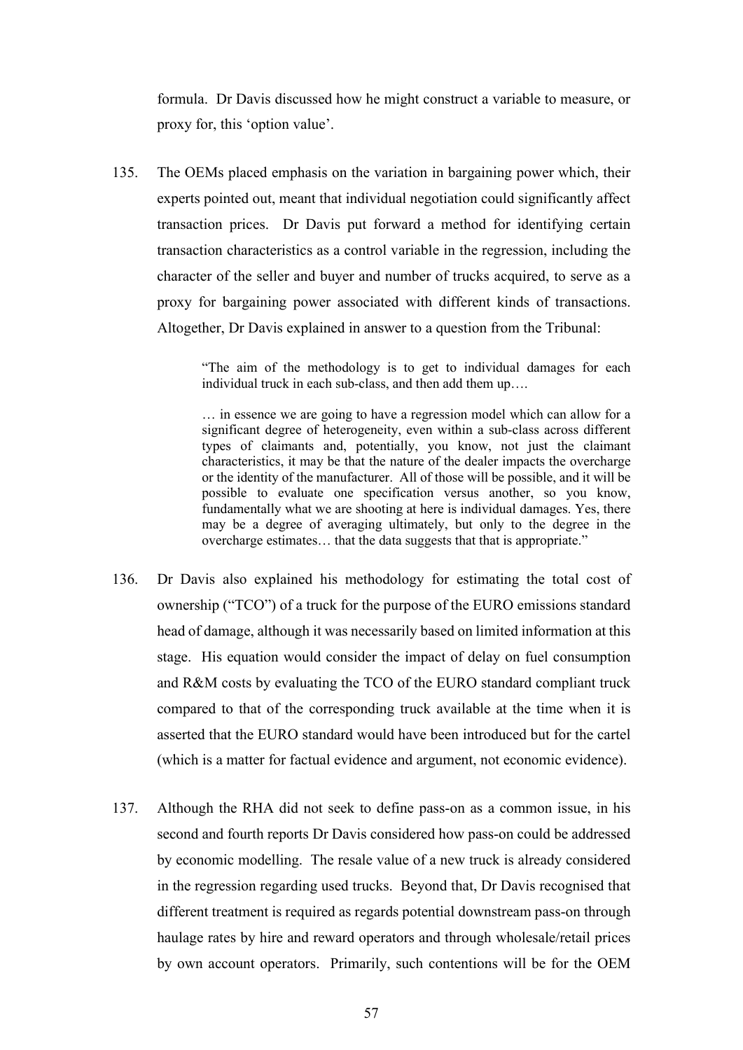formula. Dr Davis discussed how he might construct a variable to measure, or proxy for, this 'option value'.

135. The OEMs placed emphasis on the variation in bargaining power which, their experts pointed out, meant that individual negotiation could significantly affect transaction prices. Dr Davis put forward a method for identifying certain transaction characteristics as a control variable in the regression, including the character of the seller and buyer and number of trucks acquired, to serve as a proxy for bargaining power associated with different kinds of transactions. Altogether, Dr Davis explained in answer to a question from the Tribunal:

> "The aim of the methodology is to get to individual damages for each individual truck in each sub-class, and then add them up….
>
> … in essence we are going to have a regression model which can allow for a significant degree of heterogeneity, even within a sub-class across different types of claimants and, potentially, you know, not just the claimant characteristics, it may be that the nature of the dealer impacts the overcharge or the identity of the manufacturer. All of those will be possible, and it will be possible to evaluate one specification versus another, so you know, fundamentally what we are shooting at here is individual damages. Yes, there may be a degree of averaging ultimately, but only to the degree in the overcharge estimates… that the data suggests that that is appropriate."

136. Dr Davis also explained his methodology for estimating the total cost of ownership ("TCO") of a truck for the purpose of the EURO emissions standard head of damage, although it was necessarily based on limited information at this stage. His equation would consider the impact of delay on fuel consumption and R&M costs by evaluating the TCO of the EURO standard compliant truck compared to that of the corresponding truck available at the time when it is asserted that the EURO standard would have been introduced but for the cartel (which is a matter for factual evidence and argument, not economic evidence).

137. Although the RHA did not seek to define pass-on as a common issue, in his second and fourth reports Dr Davis considered how pass-on could be addressed by economic modelling. The resale value of a new truck is already considered in the regression regarding used trucks. Beyond that, Dr Davis recognised that different treatment is required as regards potential downstream pass-on through haulage rates by hire and reward operators and through wholesale/retail prices by own account operators. Primarily, such contentions will be for the OEM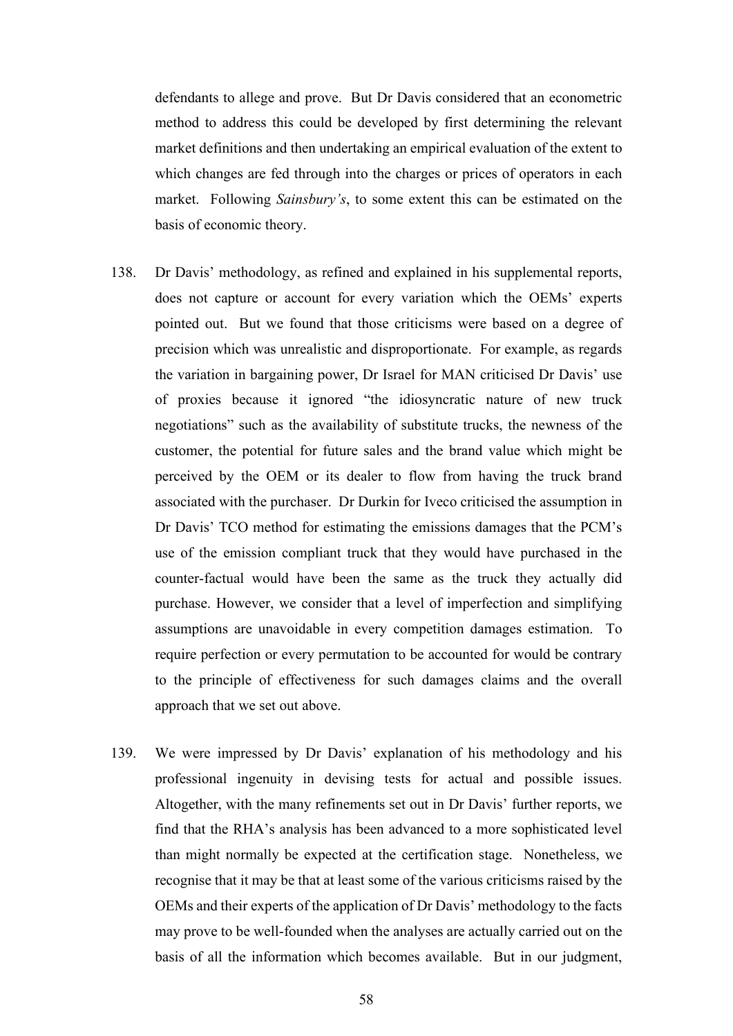defendants to allege and prove. But Dr Davis considered that an econometric method to address this could be developed by first determining the relevant market definitions and then undertaking an empirical evaluation of the extent to which changes are fed through into the charges or prices of operators in each market. Following *Sainsbury's*, to some extent this can be estimated on the basis of economic theory.

138. Dr Davis' methodology, as refined and explained in his supplemental reports, does not capture or account for every variation which the OEMs' experts pointed out. But we found that those criticisms were based on a degree of precision which was unrealistic and disproportionate. For example, as regards the variation in bargaining power, Dr Israel for MAN criticised Dr Davis' use of proxies because it ignored "the idiosyncratic nature of new truck negotiations" such as the availability of substitute trucks, the newness of the customer, the potential for future sales and the brand value which might be perceived by the OEM or its dealer to flow from having the truck brand associated with the purchaser. Dr Durkin for Iveco criticised the assumption in Dr Davis' TCO method for estimating the emissions damages that the PCM's use of the emission compliant truck that they would have purchased in the counter-factual would have been the same as the truck they actually did purchase. However, we consider that a level of imperfection and simplifying assumptions are unavoidable in every competition damages estimation. To require perfection or every permutation to be accounted for would be contrary to the principle of effectiveness for such damages claims and the overall approach that we set out above.

139. We were impressed by Dr Davis' explanation of his methodology and his professional ingenuity in devising tests for actual and possible issues. Altogether, with the many refinements set out in Dr Davis' further reports, we find that the RHA's analysis has been advanced to a more sophisticated level than might normally be expected at the certification stage. Nonetheless, we recognise that it may be that at least some of the various criticisms raised by the OEMs and their experts of the application of Dr Davis' methodology to the facts may prove to be well-founded when the analyses are actually carried out on the basis of all the information which becomes available. But in our judgment,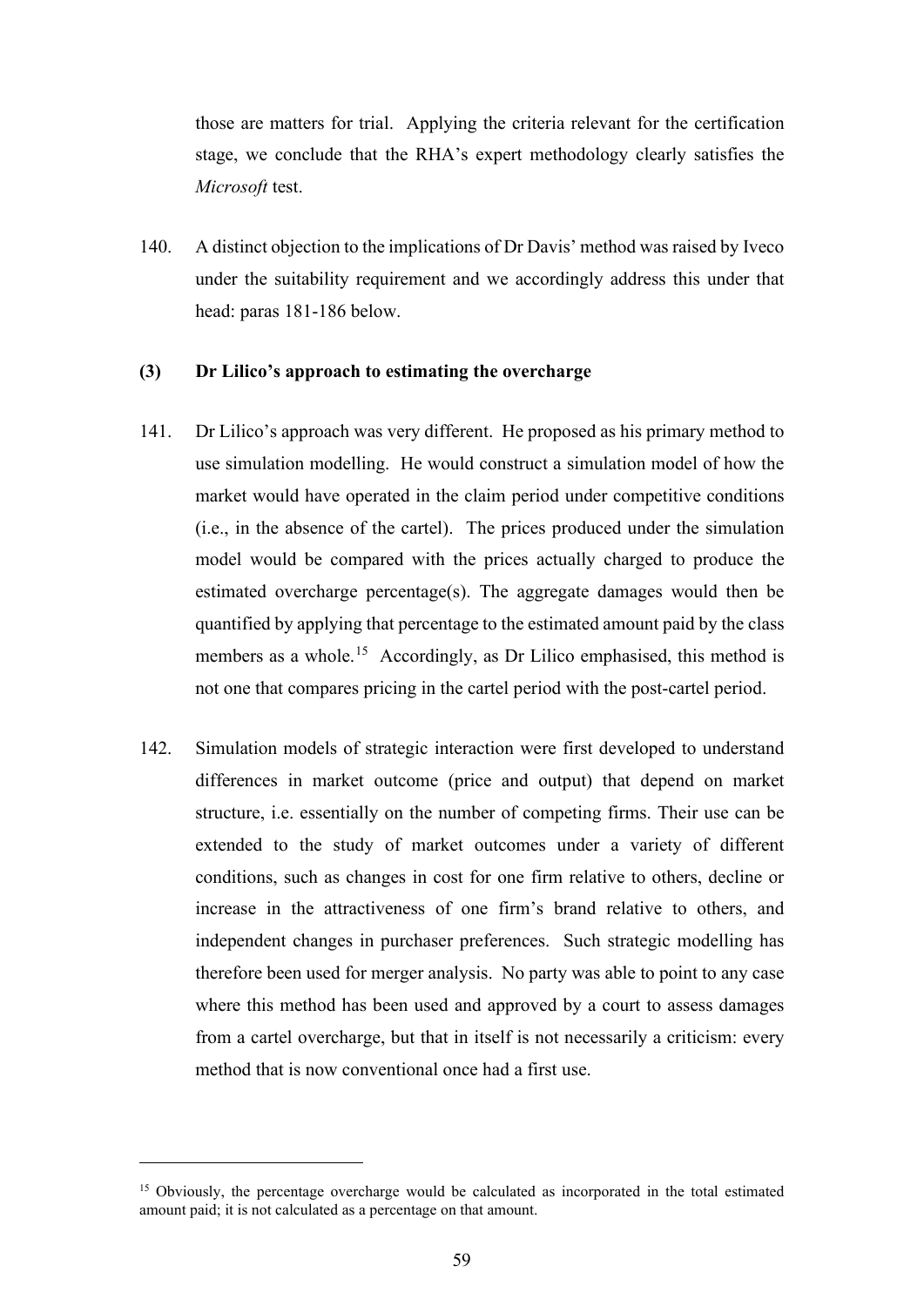those are matters for trial. Applying the criteria relevant for the certification stage, we conclude that the RHA's expert methodology clearly satisfies the *Microsoft* test.

140. A distinct objection to the implications of Dr Davis' method was raised by Iveco under the suitability requirement and we accordingly address this under that head: paras 181-186 below.

### (3) Dr Lilico's approach to estimating the overcharge

141. Dr Lilico's approach was very different. He proposed as his primary method to use simulation modelling. He would construct a simulation model of how the market would have operated in the claim period under competitive conditions (i.e., in the absence of the cartel). The prices produced under the simulation model would be compared with the prices actually charged to produce the estimated overcharge percentage(s). The aggregate damages would then be quantified by applying that percentage to the estimated amount paid by the class members as a whole.[15] Accordingly, as Dr Lilico emphasised, this method is not one that compares pricing in the cartel period with the post-cartel period.

142. Simulation models of strategic interaction were first developed to understand differences in market outcome (price and output) that depend on market structure, i.e. essentially on the number of competing firms. Their use can be extended to the study of market outcomes under a variety of different conditions, such as changes in cost for one firm relative to others, decline or increase in the attractiveness of one firm's brand relative to others, and independent changes in purchaser preferences. Such strategic modelling has therefore been used for merger analysis. No party was able to point to any case where this method has been used and approved by a court to assess damages from a cartel overcharge, but that in itself is not necessarily a criticism: every method that is now conventional once had a first use.

---

[15] Obviously, the percentage overcharge would be calculated as incorporated in the total estimated amount paid; it is not calculated as a percentage on that amount.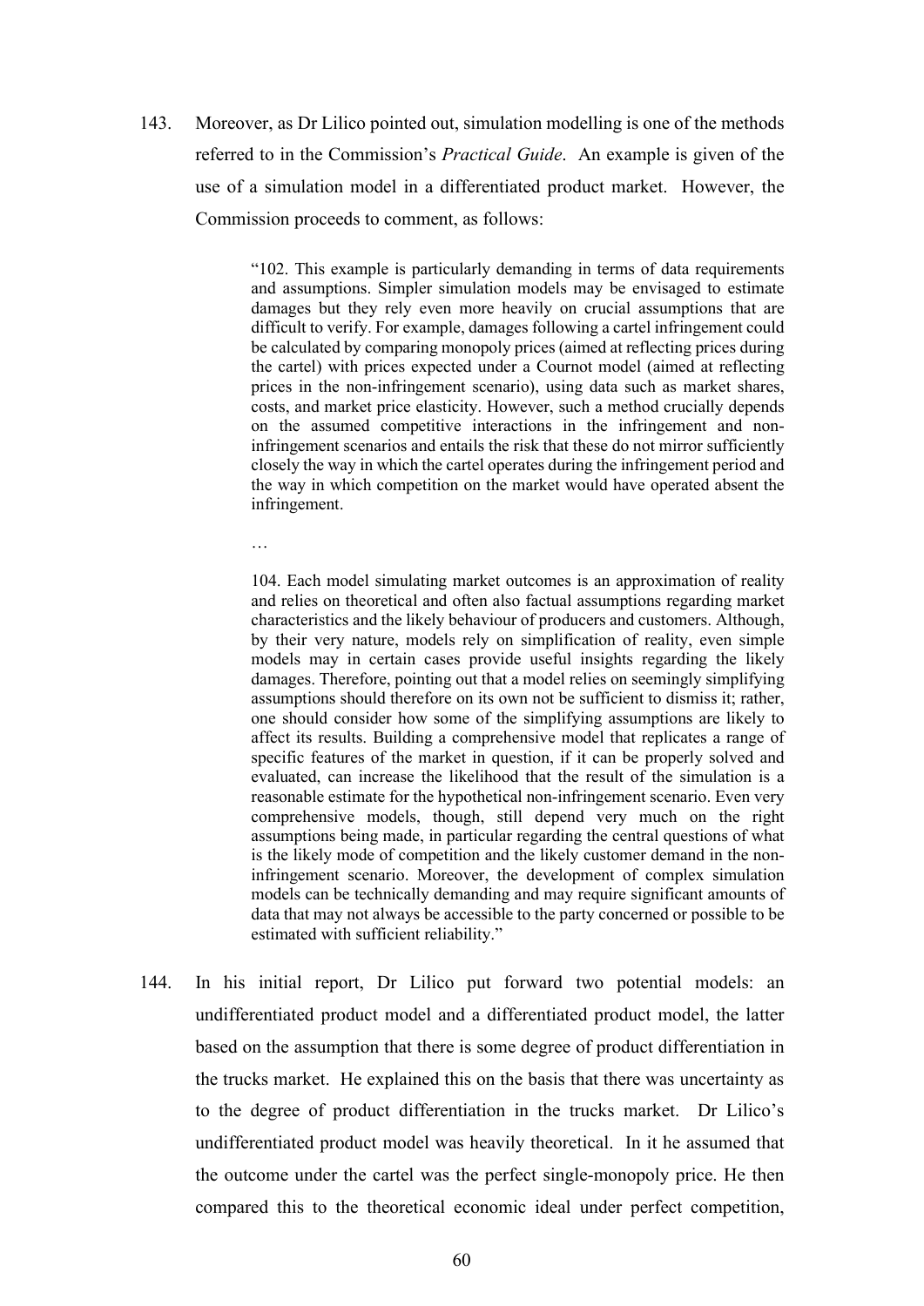143. Moreover, as Dr Lilico pointed out, simulation modelling is one of the methods referred to in the Commission's *Practical Guide*. An example is given of the use of a simulation model in a differentiated product market. However, the Commission proceeds to comment, as follows:

> "102. This example is particularly demanding in terms of data requirements and assumptions. Simpler simulation models may be envisaged to estimate damages but they rely even more heavily on crucial assumptions that are difficult to verify. For example, damages following a cartel infringement could be calculated by comparing monopoly prices (aimed at reflecting prices during the cartel) with prices expected under a Cournot model (aimed at reflecting prices in the non-infringement scenario), using data such as market shares, costs, and market price elasticity. However, such a method crucially depends on the assumed competitive interactions in the infringement and non-infringement scenarios and entails the risk that these do not mirror sufficiently closely the way in which the cartel operates during the infringement period and the way in which competition on the market would have operated absent the infringement.
>
> …
>
> 104. Each model simulating market outcomes is an approximation of reality and relies on theoretical and often also factual assumptions regarding market characteristics and the likely behaviour of producers and customers. Although, by their very nature, models rely on simplification of reality, even simple models may in certain cases provide useful insights regarding the likely damages. Therefore, pointing out that a model relies on seemingly simplifying assumptions should therefore on its own not be sufficient to dismiss it; rather, one should consider how some of the simplifying assumptions are likely to affect its results. Building a comprehensive model that replicates a range of specific features of the market in question, if it can be properly solved and evaluated, can increase the likelihood that the result of the simulation is a reasonable estimate for the hypothetical non-infringement scenario. Even very comprehensive models, though, still depend very much on the right assumptions being made, in particular regarding the central questions of what is the likely mode of competition and the likely customer demand in the non-infringement scenario. Moreover, the development of complex simulation models can be technically demanding and may require significant amounts of data that may not always be accessible to the party concerned or possible to be estimated with sufficient reliability."

144. In his initial report, Dr Lilico put forward two potential models: an undifferentiated product model and a differentiated product model, the latter based on the assumption that there is some degree of product differentiation in the trucks market. He explained this on the basis that there was uncertainty as to the degree of product differentiation in the trucks market. Dr Lilico's undifferentiated product model was heavily theoretical. In it he assumed that the outcome under the cartel was the perfect single-monopoly price. He then compared this to the theoretical economic ideal under perfect competition,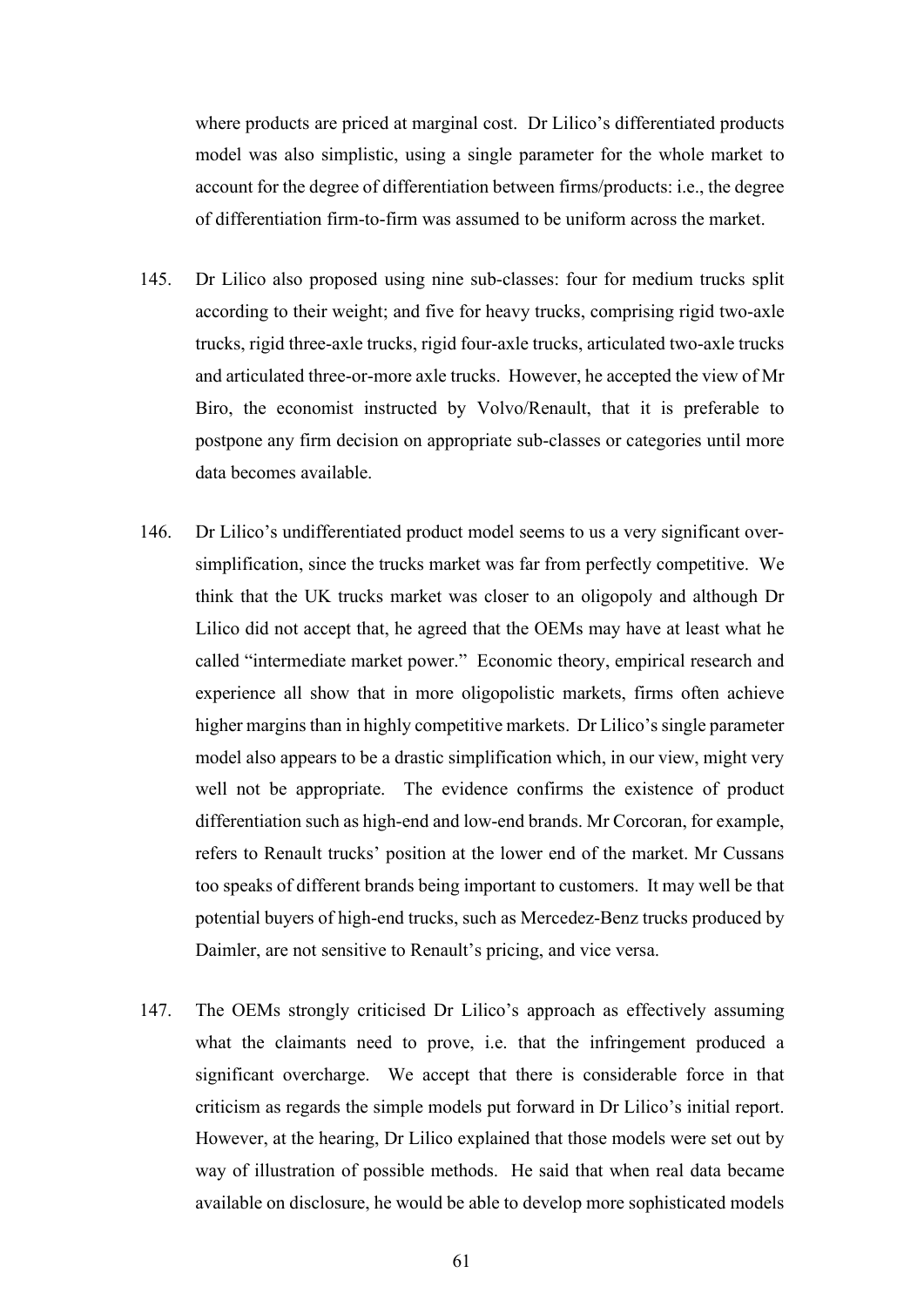where products are priced at marginal cost. Dr Lilico's differentiated products model was also simplistic, using a single parameter for the whole market to account for the degree of differentiation between firms/products: i.e., the degree of differentiation firm-to-firm was assumed to be uniform across the market.

145. Dr Lilico also proposed using nine sub-classes: four for medium trucks split according to their weight; and five for heavy trucks, comprising rigid two-axle trucks, rigid three-axle trucks, rigid four-axle trucks, articulated two-axle trucks and articulated three-or-more axle trucks. However, he accepted the view of Mr Biro, the economist instructed by Volvo/Renault, that it is preferable to postpone any firm decision on appropriate sub-classes or categories until more data becomes available.

146. Dr Lilico's undifferentiated product model seems to us a very significant over-simplification, since the trucks market was far from perfectly competitive. We think that the UK trucks market was closer to an oligopoly and although Dr Lilico did not accept that, he agreed that the OEMs may have at least what he called "intermediate market power." Economic theory, empirical research and experience all show that in more oligopolistic markets, firms often achieve higher margins than in highly competitive markets. Dr Lilico's single parameter model also appears to be a drastic simplification which, in our view, might very well not be appropriate. The evidence confirms the existence of product differentiation such as high-end and low-end brands. Mr Corcoran, for example, refers to Renault trucks' position at the lower end of the market. Mr Cussans too speaks of different brands being important to customers. It may well be that potential buyers of high-end trucks, such as Mercedez-Benz trucks produced by Daimler, are not sensitive to Renault's pricing, and vice versa.

147. The OEMs strongly criticised Dr Lilico's approach as effectively assuming what the claimants need to prove, i.e. that the infringement produced a significant overcharge. We accept that there is considerable force in that criticism as regards the simple models put forward in Dr Lilico's initial report. However, at the hearing, Dr Lilico explained that those models were set out by way of illustration of possible methods. He said that when real data became available on disclosure, he would be able to develop more sophisticated models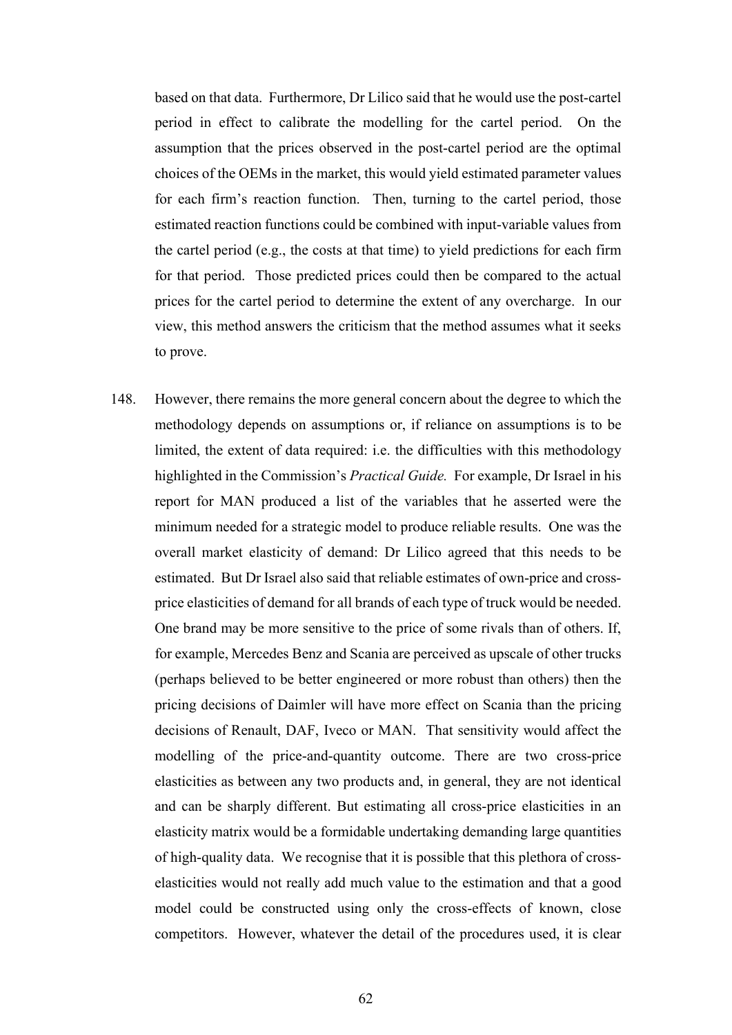based on that data. Furthermore, Dr Lilico said that he would use the post-cartel period in effect to calibrate the modelling for the cartel period. On the assumption that the prices observed in the post-cartel period are the optimal choices of the OEMs in the market, this would yield estimated parameter values for each firm's reaction function. Then, turning to the cartel period, those estimated reaction functions could be combined with input-variable values from the cartel period (e.g., the costs at that time) to yield predictions for each firm for that period. Those predicted prices could then be compared to the actual prices for the cartel period to determine the extent of any overcharge. In our view, this method answers the criticism that the method assumes what it seeks to prove.

148. However, there remains the more general concern about the degree to which the methodology depends on assumptions or, if reliance on assumptions is to be limited, the extent of data required: i.e. the difficulties with this methodology highlighted in the Commission's *Practical Guide.* For example, Dr Israel in his report for MAN produced a list of the variables that he asserted were the minimum needed for a strategic model to produce reliable results. One was the overall market elasticity of demand: Dr Lilico agreed that this needs to be estimated. But Dr Israel also said that reliable estimates of own-price and cross-price elasticities of demand for all brands of each type of truck would be needed. One brand may be more sensitive to the price of some rivals than of others. If, for example, Mercedes Benz and Scania are perceived as upscale of other trucks (perhaps believed to be better engineered or more robust than others) then the pricing decisions of Daimler will have more effect on Scania than the pricing decisions of Renault, DAF, Iveco or MAN. That sensitivity would affect the modelling of the price-and-quantity outcome. There are two cross-price elasticities as between any two products and, in general, they are not identical and can be sharply different. But estimating all cross-price elasticities in an elasticity matrix would be a formidable undertaking demanding large quantities of high-quality data. We recognise that it is possible that this plethora of cross-elasticities would not really add much value to the estimation and that a good model could be constructed using only the cross-effects of known, close competitors. However, whatever the detail of the procedures used, it is clear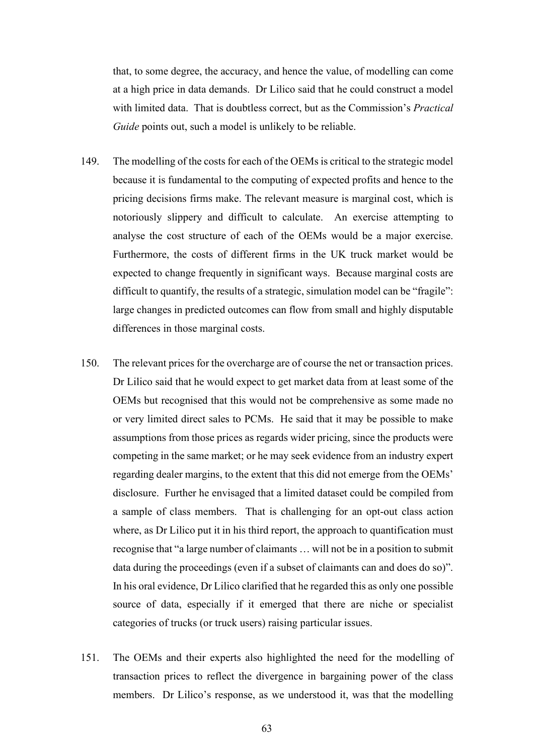that, to some degree, the accuracy, and hence the value, of modelling can come at a high price in data demands. Dr Lilico said that he could construct a model with limited data. That is doubtless correct, but as the Commission's *Practical Guide* points out, such a model is unlikely to be reliable.

149. The modelling of the costs for each of the OEMs is critical to the strategic model because it is fundamental to the computing of expected profits and hence to the pricing decisions firms make. The relevant measure is marginal cost, which is notoriously slippery and difficult to calculate. An exercise attempting to analyse the cost structure of each of the OEMs would be a major exercise. Furthermore, the costs of different firms in the UK truck market would be expected to change frequently in significant ways. Because marginal costs are difficult to quantify, the results of a strategic, simulation model can be "fragile": large changes in predicted outcomes can flow from small and highly disputable differences in those marginal costs.

150. The relevant prices for the overcharge are of course the net or transaction prices. Dr Lilico said that he would expect to get market data from at least some of the OEMs but recognised that this would not be comprehensive as some made no or very limited direct sales to PCMs. He said that it may be possible to make assumptions from those prices as regards wider pricing, since the products were competing in the same market; or he may seek evidence from an industry expert regarding dealer margins, to the extent that this did not emerge from the OEMs' disclosure. Further he envisaged that a limited dataset could be compiled from a sample of class members. That is challenging for an opt-out class action where, as Dr Lilico put it in his third report, the approach to quantification must recognise that "a large number of claimants … will not be in a position to submit data during the proceedings (even if a subset of claimants can and does do so)". In his oral evidence, Dr Lilico clarified that he regarded this as only one possible source of data, especially if it emerged that there are niche or specialist categories of trucks (or truck users) raising particular issues.

151. The OEMs and their experts also highlighted the need for the modelling of transaction prices to reflect the divergence in bargaining power of the class members. Dr Lilico's response, as we understood it, was that the modelling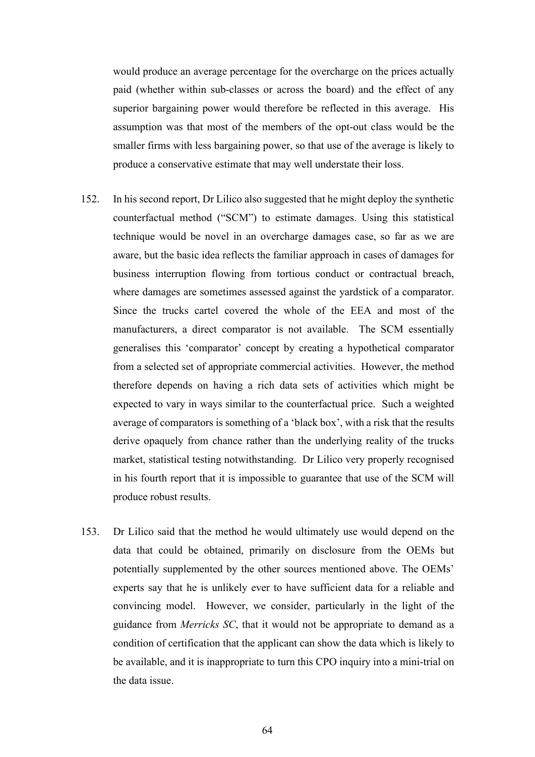would produce an average percentage for the overcharge on the prices actually paid (whether within sub-classes or across the board) and the effect of any superior bargaining power would therefore be reflected in this average. His assumption was that most of the members of the opt-out class would be the smaller firms with less bargaining power, so that use of the average is likely to produce a conservative estimate that may well understate their loss.

152. In his second report, Dr Lilico also suggested that he might deploy the synthetic counterfactual method ("SCM") to estimate damages. Using this statistical technique would be novel in an overcharge damages case, so far as we are aware, but the basic idea reflects the familiar approach in cases of damages for business interruption flowing from tortious conduct or contractual breach, where damages are sometimes assessed against the yardstick of a comparator. Since the trucks cartel covered the whole of the EEA and most of the manufacturers, a direct comparator is not available. The SCM essentially generalises this 'comparator' concept by creating a hypothetical comparator from a selected set of appropriate commercial activities. However, the method therefore depends on having a rich data sets of activities which might be expected to vary in ways similar to the counterfactual price. Such a weighted average of comparators is something of a 'black box', with a risk that the results derive opaquely from chance rather than the underlying reality of the trucks market, statistical testing notwithstanding. Dr Lilico very properly recognised in his fourth report that it is impossible to guarantee that use of the SCM will produce robust results.

153. Dr Lilico said that the method he would ultimately use would depend on the data that could be obtained, primarily on disclosure from the OEMs but potentially supplemented by the other sources mentioned above. The OEMs' experts say that he is unlikely ever to have sufficient data for a reliable and convincing model. However, we consider, particularly in the light of the guidance from *Merricks SC*, that it would not be appropriate to demand as a condition of certification that the applicant can show the data which is likely to be available, and it is inappropriate to turn this CPO inquiry into a mini-trial on the data issue.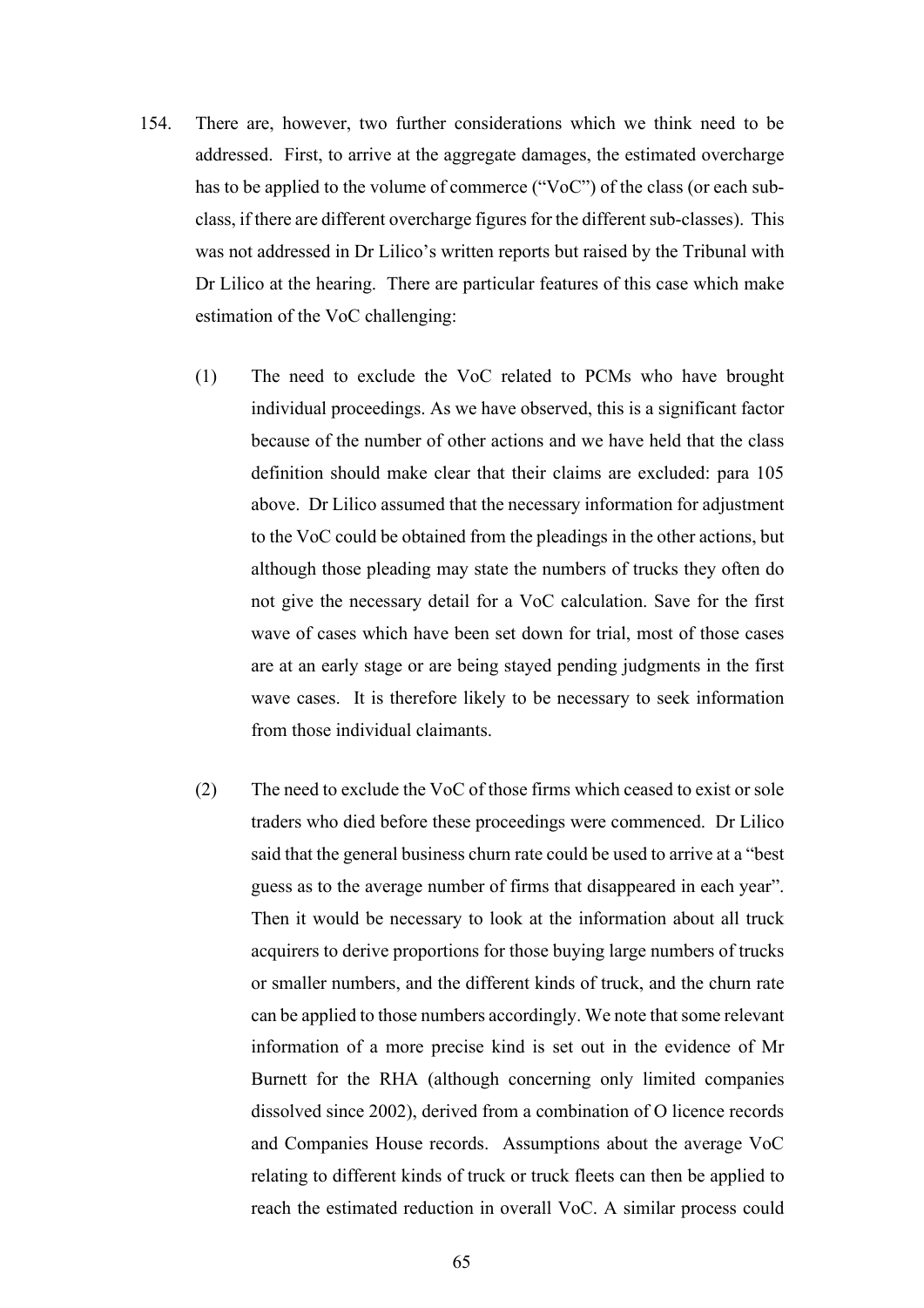154. There are, however, two further considerations which we think need to be addressed. First, to arrive at the aggregate damages, the estimated overcharge has to be applied to the volume of commerce ("VoC") of the class (or each sub-class, if there are different overcharge figures for the different sub-classes). This was not addressed in Dr Lilico's written reports but raised by the Tribunal with Dr Lilico at the hearing. There are particular features of this case which make estimation of the VoC challenging:

   (1) The need to exclude the VoC related to PCMs who have brought individual proceedings. As we have observed, this is a significant factor because of the number of other actions and we have held that the class definition should make clear that their claims are excluded: para 105 above. Dr Lilico assumed that the necessary information for adjustment to the VoC could be obtained from the pleadings in the other actions, but although those pleading may state the numbers of trucks they often do not give the necessary detail for a VoC calculation. Save for the first wave of cases which have been set down for trial, most of those cases are at an early stage or are being stayed pending judgments in the first wave cases. It is therefore likely to be necessary to seek information from those individual claimants.

   (2) The need to exclude the VoC of those firms which ceased to exist or sole traders who died before these proceedings were commenced. Dr Lilico said that the general business churn rate could be used to arrive at a "best guess as to the average number of firms that disappeared in each year". Then it would be necessary to look at the information about all truck acquirers to derive proportions for those buying large numbers of trucks or smaller numbers, and the different kinds of truck, and the churn rate can be applied to those numbers accordingly. We note that some relevant information of a more precise kind is set out in the evidence of Mr Burnett for the RHA (although concerning only limited companies dissolved since 2002), derived from a combination of O licence records and Companies House records. Assumptions about the average VoC relating to different kinds of truck or truck fleets can then be applied to reach the estimated reduction in overall VoC. A similar process could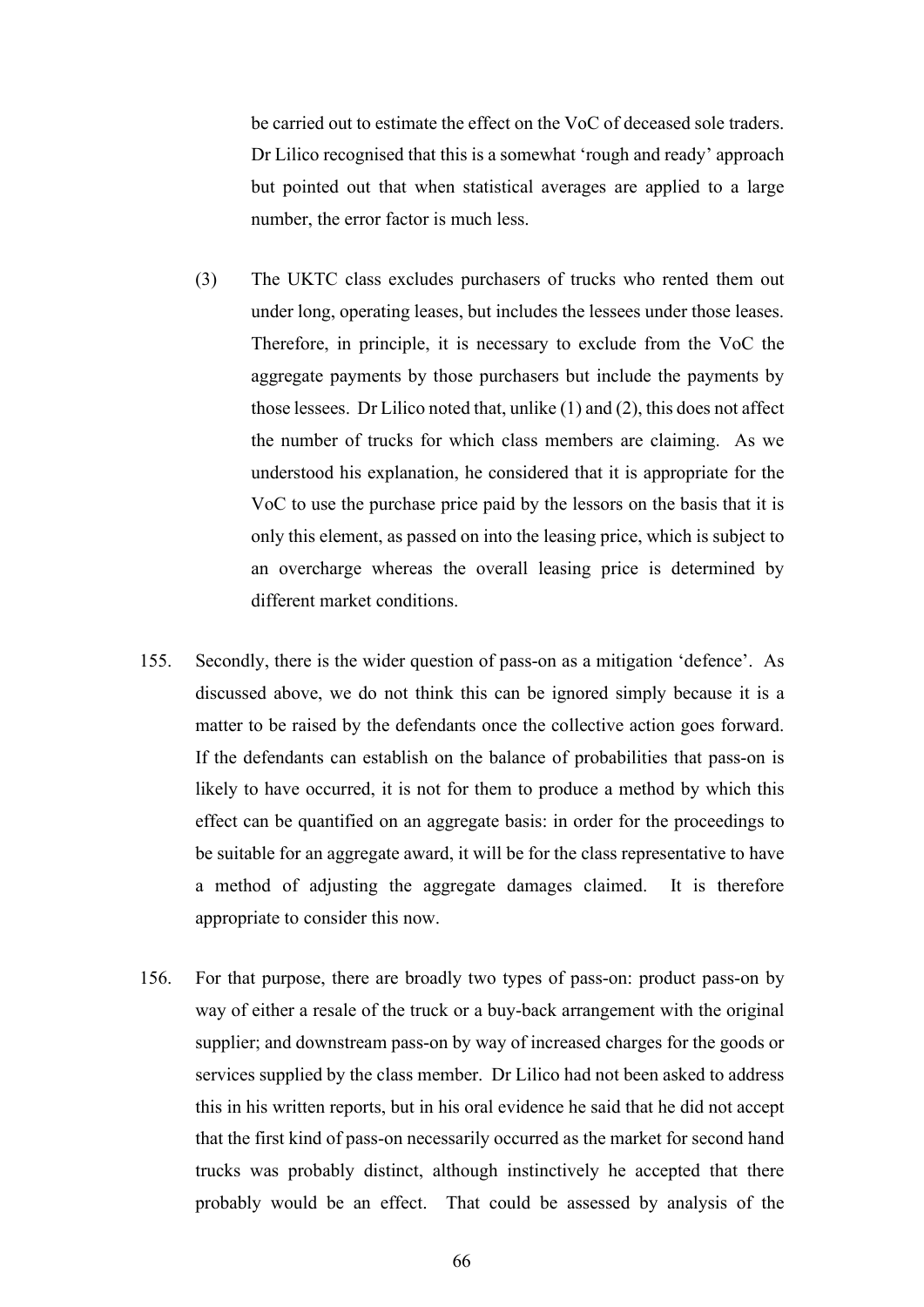be carried out to estimate the effect on the VoC of deceased sole traders. Dr Lilico recognised that this is a somewhat 'rough and ready' approach but pointed out that when statistical averages are applied to a large number, the error factor is much less.

(3) The UKTC class excludes purchasers of trucks who rented them out under long, operating leases, but includes the lessees under those leases. Therefore, in principle, it is necessary to exclude from the VoC the aggregate payments by those purchasers but include the payments by those lessees. Dr Lilico noted that, unlike (1) and (2), this does not affect the number of trucks for which class members are claiming. As we understood his explanation, he considered that it is appropriate for the VoC to use the purchase price paid by the lessors on the basis that it is only this element, as passed on into the leasing price, which is subject to an overcharge whereas the overall leasing price is determined by different market conditions.

155. Secondly, there is the wider question of pass-on as a mitigation 'defence'. As discussed above, we do not think this can be ignored simply because it is a matter to be raised by the defendants once the collective action goes forward. If the defendants can establish on the balance of probabilities that pass-on is likely to have occurred, it is not for them to produce a method by which this effect can be quantified on an aggregate basis: in order for the proceedings to be suitable for an aggregate award, it will be for the class representative to have a method of adjusting the aggregate damages claimed. It is therefore appropriate to consider this now.

156. For that purpose, there are broadly two types of pass-on: product pass-on by way of either a resale of the truck or a buy-back arrangement with the original supplier; and downstream pass-on by way of increased charges for the goods or services supplied by the class member. Dr Lilico had not been asked to address this in his written reports, but in his oral evidence he said that he did not accept that the first kind of pass-on necessarily occurred as the market for second hand trucks was probably distinct, although instinctively he accepted that there probably would be an effect. That could be assessed by analysis of the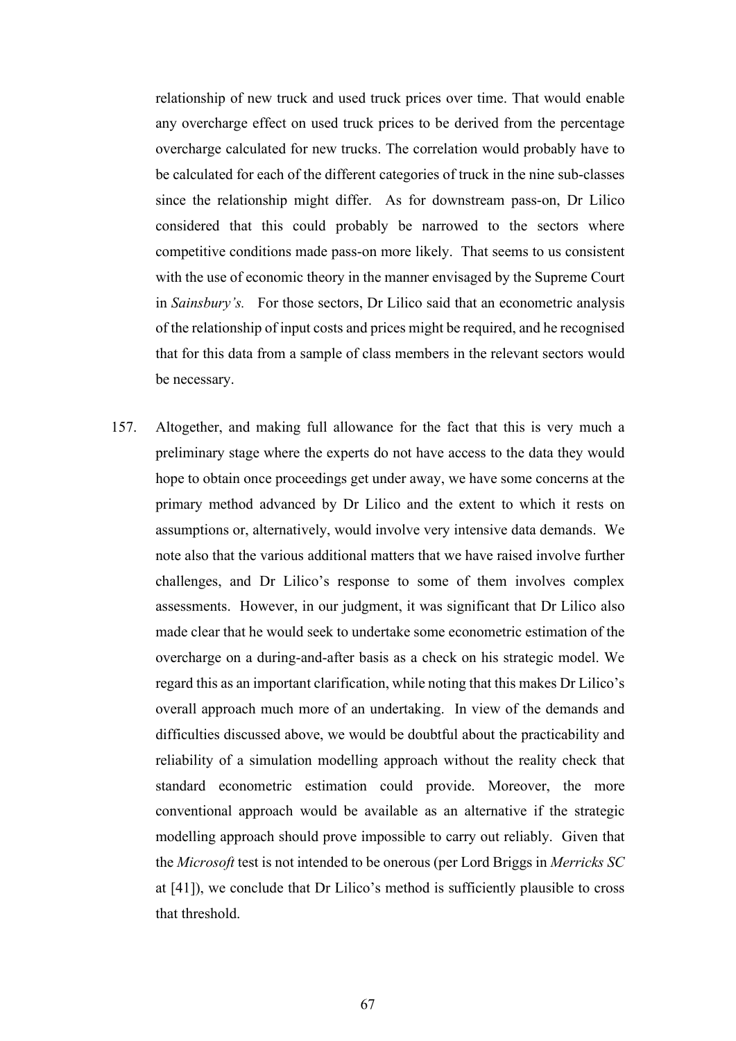relationship of new truck and used truck prices over time. That would enable any overcharge effect on used truck prices to be derived from the percentage overcharge calculated for new trucks. The correlation would probably have to be calculated for each of the different categories of truck in the nine sub-classes since the relationship might differ. As for downstream pass-on, Dr Lilico considered that this could probably be narrowed to the sectors where competitive conditions made pass-on more likely. That seems to us consistent with the use of economic theory in the manner envisaged by the Supreme Court in *Sainsbury's.* For those sectors, Dr Lilico said that an econometric analysis of the relationship of input costs and prices might be required, and he recognised that for this data from a sample of class members in the relevant sectors would be necessary.

157. Altogether, and making full allowance for the fact that this is very much a preliminary stage where the experts do not have access to the data they would hope to obtain once proceedings get under away, we have some concerns at the primary method advanced by Dr Lilico and the extent to which it rests on assumptions or, alternatively, would involve very intensive data demands. We note also that the various additional matters that we have raised involve further challenges, and Dr Lilico's response to some of them involves complex assessments. However, in our judgment, it was significant that Dr Lilico also made clear that he would seek to undertake some econometric estimation of the overcharge on a during-and-after basis as a check on his strategic model. We regard this as an important clarification, while noting that this makes Dr Lilico's overall approach much more of an undertaking. In view of the demands and difficulties discussed above, we would be doubtful about the practicability and reliability of a simulation modelling approach without the reality check that standard econometric estimation could provide. Moreover, the more conventional approach would be available as an alternative if the strategic modelling approach should prove impossible to carry out reliably. Given that the *Microsoft* test is not intended to be onerous (per Lord Briggs in *Merricks SC* at [41]), we conclude that Dr Lilico's method is sufficiently plausible to cross that threshold.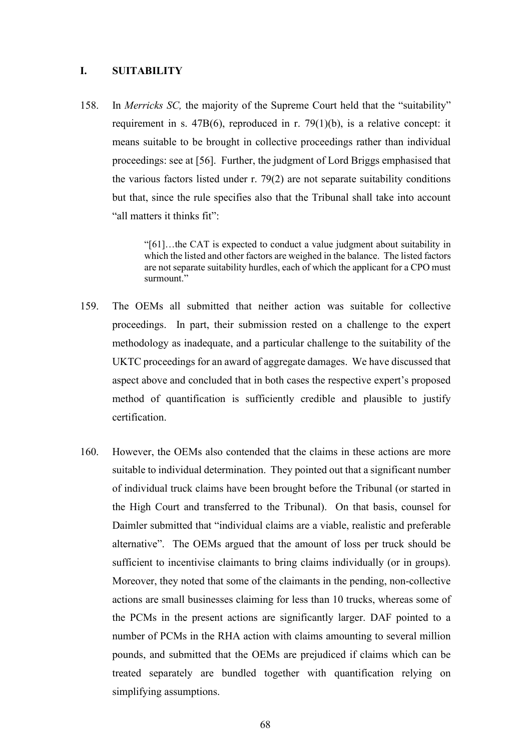## I. SUITABILITY

158. In *Merricks SC,* the majority of the Supreme Court held that the "suitability" requirement in s. 47B(6), reproduced in r. 79(1)(b), is a relative concept: it means suitable to be brought in collective proceedings rather than individual proceedings: see at [56]. Further, the judgment of Lord Briggs emphasised that the various factors listed under r. 79(2) are not separate suitability conditions but that, since the rule specifies also that the Tribunal shall take into account "all matters it thinks fit":

> "[61]…the CAT is expected to conduct a value judgment about suitability in which the listed and other factors are weighed in the balance. The listed factors are not separate suitability hurdles, each of which the applicant for a CPO must surmount."

159. The OEMs all submitted that neither action was suitable for collective proceedings. In part, their submission rested on a challenge to the expert methodology as inadequate, and a particular challenge to the suitability of the UKTC proceedings for an award of aggregate damages. We have discussed that aspect above and concluded that in both cases the respective expert's proposed method of quantification is sufficiently credible and plausible to justify certification.

160. However, the OEMs also contended that the claims in these actions are more suitable to individual determination. They pointed out that a significant number of individual truck claims have been brought before the Tribunal (or started in the High Court and transferred to the Tribunal). On that basis, counsel for Daimler submitted that "individual claims are a viable, realistic and preferable alternative". The OEMs argued that the amount of loss per truck should be sufficient to incentivise claimants to bring claims individually (or in groups). Moreover, they noted that some of the claimants in the pending, non-collective actions are small businesses claiming for less than 10 trucks, whereas some of the PCMs in the present actions are significantly larger. DAF pointed to a number of PCMs in the RHA action with claims amounting to several million pounds, and submitted that the OEMs are prejudiced if claims which can be treated separately are bundled together with quantification relying on simplifying assumptions.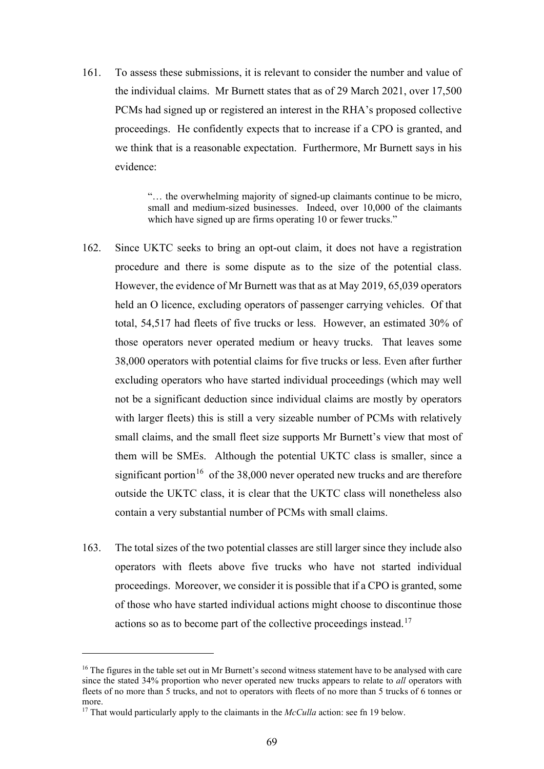161. To assess these submissions, it is relevant to consider the number and value of the individual claims. Mr Burnett states that as of 29 March 2021, over 17,500 PCMs had signed up or registered an interest in the RHA's proposed collective proceedings. He confidently expects that to increase if a CPO is granted, and we think that is a reasonable expectation. Furthermore, Mr Burnett says in his evidence:

> "… the overwhelming majority of signed-up claimants continue to be micro, small and medium-sized businesses. Indeed, over 10,000 of the claimants which have signed up are firms operating 10 or fewer trucks."

162. Since UKTC seeks to bring an opt-out claim, it does not have a registration procedure and there is some dispute as to the size of the potential class. However, the evidence of Mr Burnett was that as at May 2019, 65,039 operators held an O licence, excluding operators of passenger carrying vehicles. Of that total, 54,517 had fleets of five trucks or less. However, an estimated 30% of those operators never operated medium or heavy trucks. That leaves some 38,000 operators with potential claims for five trucks or less. Even after further excluding operators who have started individual proceedings (which may well not be a significant deduction since individual claims are mostly by operators with larger fleets) this is still a very sizeable number of PCMs with relatively small claims, and the small fleet size supports Mr Burnett's view that most of them will be SMEs. Although the potential UKTC class is smaller, since a significant portion[16] of the 38,000 never operated new trucks and are therefore outside the UKTC class, it is clear that the UKTC class will nonetheless also contain a very substantial number of PCMs with small claims.

163. The total sizes of the two potential classes are still larger since they include also operators with fleets above five trucks who have not started individual proceedings. Moreover, we consider it is possible that if a CPO is granted, some of those who have started individual actions might choose to discontinue those actions so as to become part of the collective proceedings instead.[17]

---

[16] The figures in the table set out in Mr Burnett's second witness statement have to be analysed with care since the stated 34% proportion who never operated new trucks appears to relate to *all* operators with fleets of no more than 5 trucks, and not to operators with fleets of no more than 5 trucks of 6 tonnes or more.

[17] That would particularly apply to the claimants in the *McCulla* action: see fn 19 below.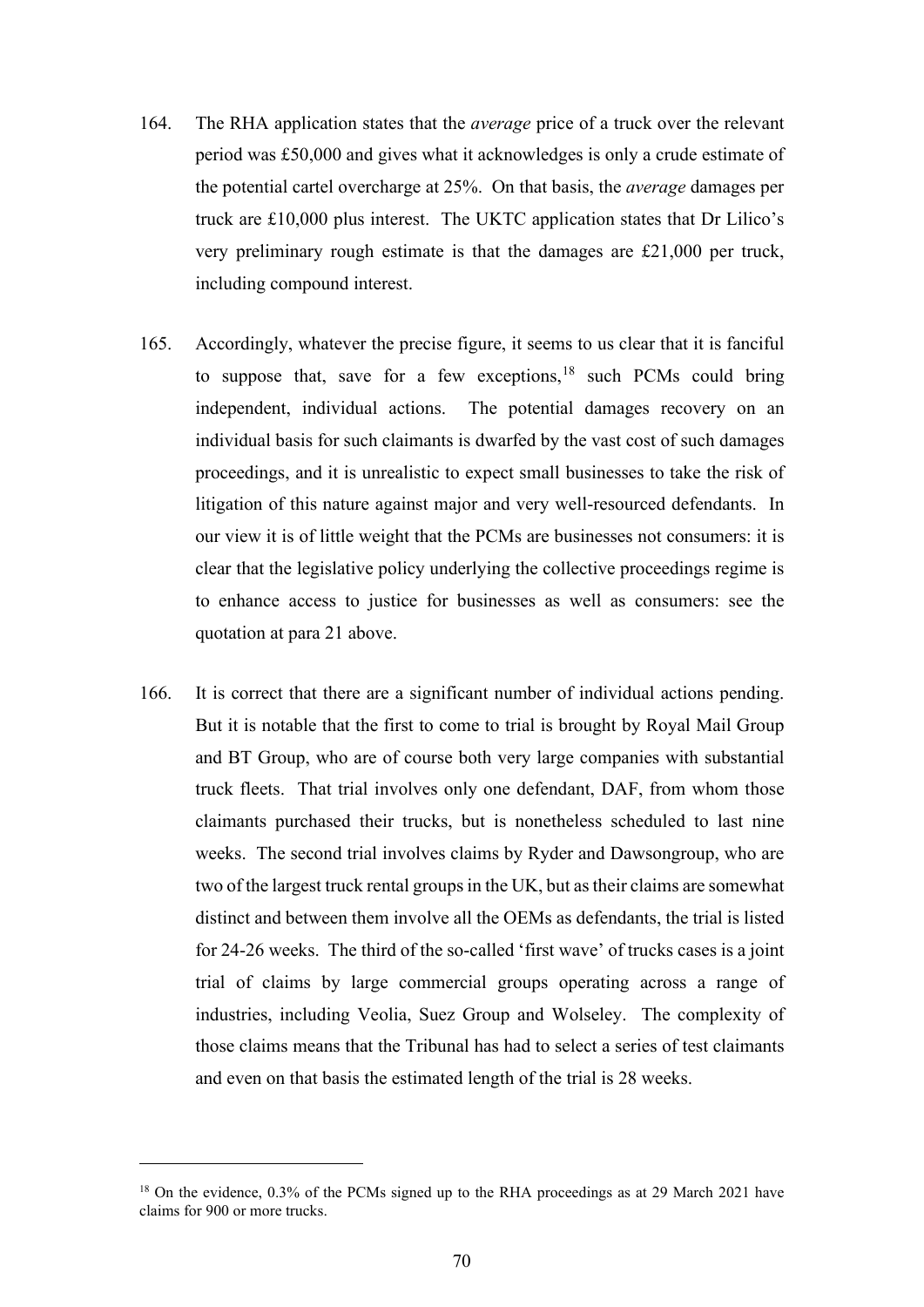164. The RHA application states that the *average* price of a truck over the relevant period was £50,000 and gives what it acknowledges is only a crude estimate of the potential cartel overcharge at 25%. On that basis, the *average* damages per truck are £10,000 plus interest. The UKTC application states that Dr Lilico's very preliminary rough estimate is that the damages are £21,000 per truck, including compound interest.

165. Accordingly, whatever the precise figure, it seems to us clear that it is fanciful to suppose that, save for a few exceptions,[18] such PCMs could bring independent, individual actions. The potential damages recovery on an individual basis for such claimants is dwarfed by the vast cost of such damages proceedings, and it is unrealistic to expect small businesses to take the risk of litigation of this nature against major and very well-resourced defendants. In our view it is of little weight that the PCMs are businesses not consumers: it is clear that the legislative policy underlying the collective proceedings regime is to enhance access to justice for businesses as well as consumers: see the quotation at para 21 above.

166. It is correct that there are a significant number of individual actions pending. But it is notable that the first to come to trial is brought by Royal Mail Group and BT Group, who are of course both very large companies with substantial truck fleets. That trial involves only one defendant, DAF, from whom those claimants purchased their trucks, but is nonetheless scheduled to last nine weeks. The second trial involves claims by Ryder and Dawsongroup, who are two of the largest truck rental groups in the UK, but as their claims are somewhat distinct and between them involve all the OEMs as defendants, the trial is listed for 24-26 weeks. The third of the so-called 'first wave' of trucks cases is a joint trial of claims by large commercial groups operating across a range of industries, including Veolia, Suez Group and Wolseley. The complexity of those claims means that the Tribunal has had to select a series of test claimants and even on that basis the estimated length of the trial is 28 weeks.

[18] On the evidence, 0.3% of the PCMs signed up to the RHA proceedings as at 29 March 2021 have claims for 900 or more trucks.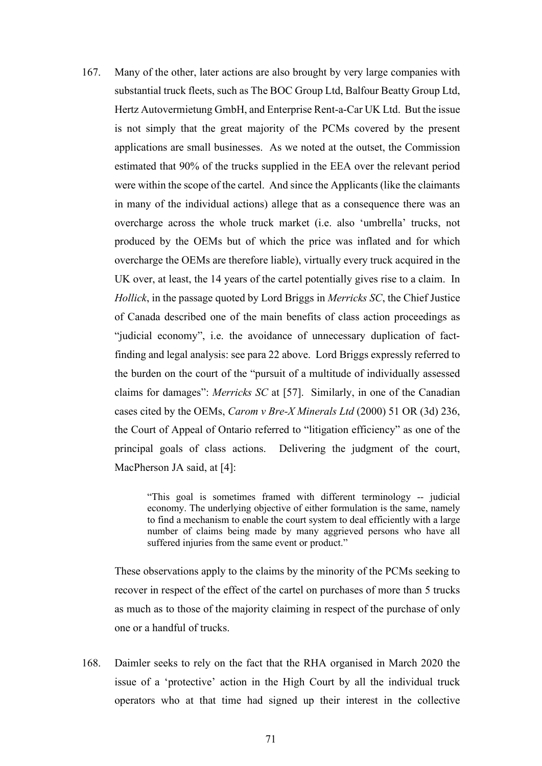167. Many of the other, later actions are also brought by very large companies with substantial truck fleets, such as The BOC Group Ltd, Balfour Beatty Group Ltd, Hertz Autovermietung GmbH, and Enterprise Rent-a-Car UK Ltd. But the issue is not simply that the great majority of the PCMs covered by the present applications are small businesses. As we noted at the outset, the Commission estimated that 90% of the trucks supplied in the EEA over the relevant period were within the scope of the cartel. And since the Applicants (like the claimants in many of the individual actions) allege that as a consequence there was an overcharge across the whole truck market (i.e. also 'umbrella' trucks, not produced by the OEMs but of which the price was inflated and for which overcharge the OEMs are therefore liable), virtually every truck acquired in the UK over, at least, the 14 years of the cartel potentially gives rise to a claim. In *Hollick*, in the passage quoted by Lord Briggs in *Merricks SC*, the Chief Justice of Canada described one of the main benefits of class action proceedings as "judicial economy", i.e. the avoidance of unnecessary duplication of fact-finding and legal analysis: see para 22 above. Lord Briggs expressly referred to the burden on the court of the "pursuit of a multitude of individually assessed claims for damages": *Merricks SC* at [57]. Similarly, in one of the Canadian cases cited by the OEMs, *Carom v Bre-X Minerals Ltd* (2000) 51 OR (3d) 236, the Court of Appeal of Ontario referred to "litigation efficiency" as one of the principal goals of class actions. Delivering the judgment of the court, MacPherson JA said, at [4]:

> "This goal is sometimes framed with different terminology -- judicial economy. The underlying objective of either formulation is the same, namely to find a mechanism to enable the court system to deal efficiently with a large number of claims being made by many aggrieved persons who have all suffered injuries from the same event or product."

These observations apply to the claims by the minority of the PCMs seeking to recover in respect of the effect of the cartel on purchases of more than 5 trucks as much as to those of the majority claiming in respect of the purchase of only one or a handful of trucks.

168. Daimler seeks to rely on the fact that the RHA organised in March 2020 the issue of a 'protective' action in the High Court by all the individual truck operators who at that time had signed up their interest in the collective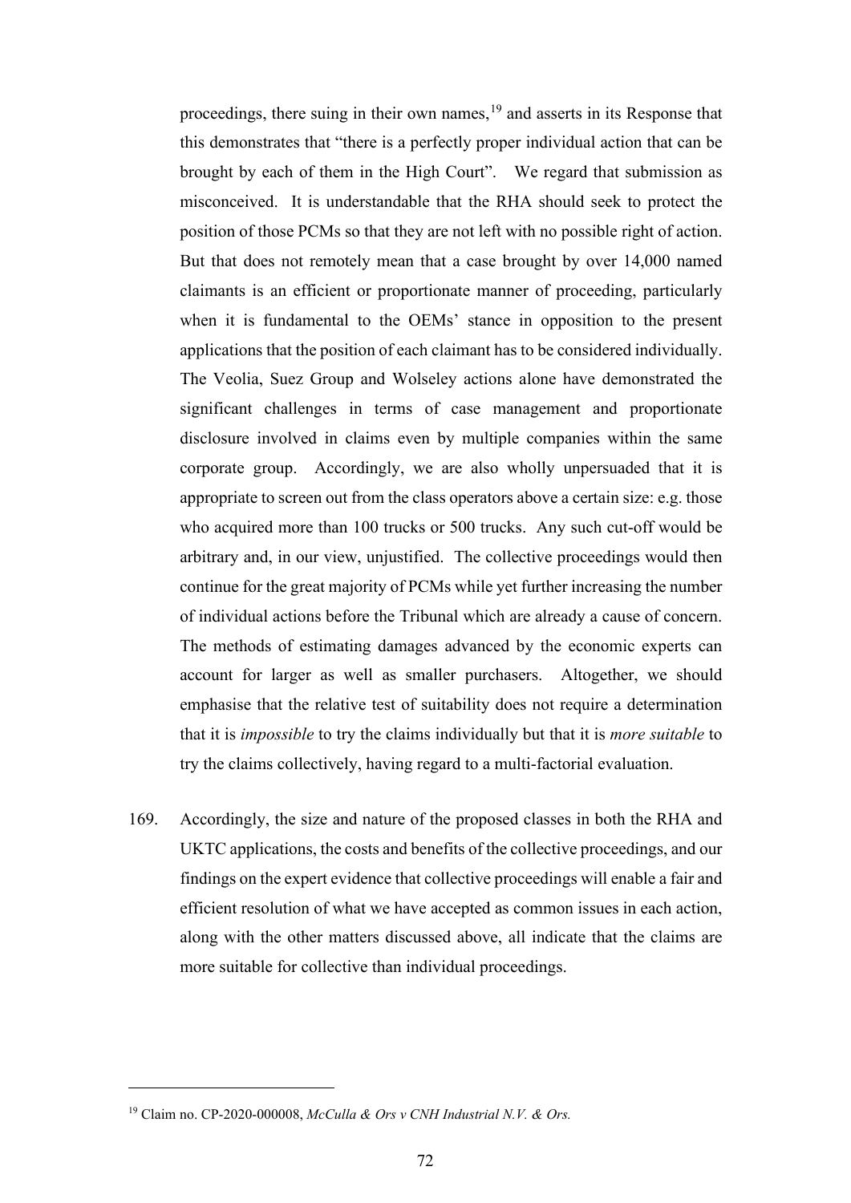proceedings, there suing in their own names,[19] and asserts in its Response that this demonstrates that "there is a perfectly proper individual action that can be brought by each of them in the High Court". We regard that submission as misconceived. It is understandable that the RHA should seek to protect the position of those PCMs so that they are not left with no possible right of action. But that does not remotely mean that a case brought by over 14,000 named claimants is an efficient or proportionate manner of proceeding, particularly when it is fundamental to the OEMs' stance in opposition to the present applications that the position of each claimant has to be considered individually. The Veolia, Suez Group and Wolseley actions alone have demonstrated the significant challenges in terms of case management and proportionate disclosure involved in claims even by multiple companies within the same corporate group. Accordingly, we are also wholly unpersuaded that it is appropriate to screen out from the class operators above a certain size: e.g. those who acquired more than 100 trucks or 500 trucks. Any such cut-off would be arbitrary and, in our view, unjustified. The collective proceedings would then continue for the great majority of PCMs while yet further increasing the number of individual actions before the Tribunal which are already a cause of concern. The methods of estimating damages advanced by the economic experts can account for larger as well as smaller purchasers. Altogether, we should emphasise that the relative test of suitability does not require a determination that it is *impossible* to try the claims individually but that it is *more suitable* to try the claims collectively, having regard to a multi-factorial evaluation.

169. Accordingly, the size and nature of the proposed classes in both the RHA and UKTC applications, the costs and benefits of the collective proceedings, and our findings on the expert evidence that collective proceedings will enable a fair and efficient resolution of what we have accepted as common issues in each action, along with the other matters discussed above, all indicate that the claims are more suitable for collective than individual proceedings.

[19] Claim no. CP-2020-000008, *McCulla & Ors v CNH Industrial N.V. & Ors.*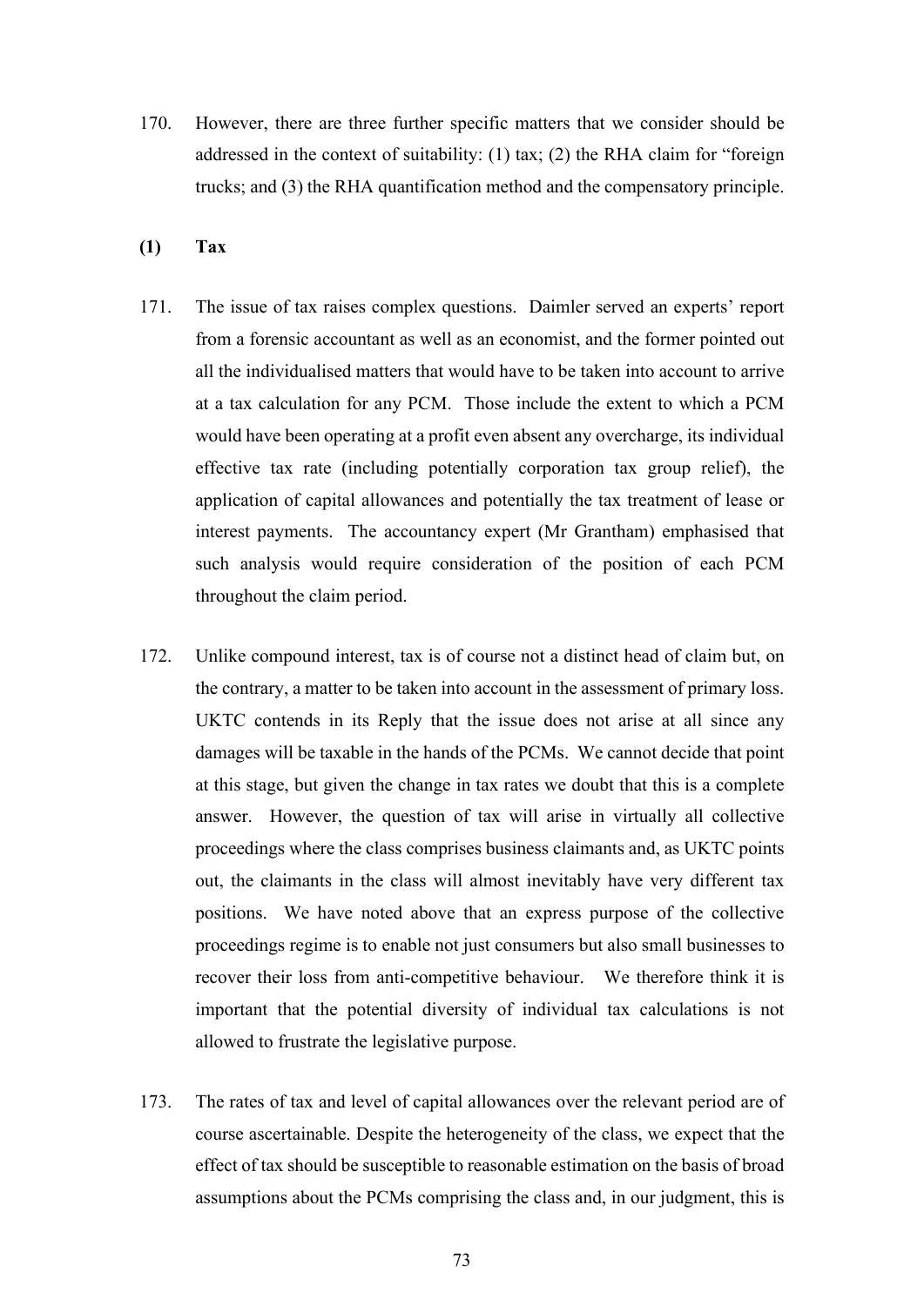170. However, there are three further specific matters that we consider should be addressed in the context of suitability: (1) tax; (2) the RHA claim for "foreign trucks; and (3) the RHA quantification method and the compensatory principle.

**(1) Tax**

171. The issue of tax raises complex questions. Daimler served an experts' report from a forensic accountant as well as an economist, and the former pointed out all the individualised matters that would have to be taken into account to arrive at a tax calculation for any PCM. Those include the extent to which a PCM would have been operating at a profit even absent any overcharge, its individual effective tax rate (including potentially corporation tax group relief), the application of capital allowances and potentially the tax treatment of lease or interest payments. The accountancy expert (Mr Grantham) emphasised that such analysis would require consideration of the position of each PCM throughout the claim period.

172. Unlike compound interest, tax is of course not a distinct head of claim but, on the contrary, a matter to be taken into account in the assessment of primary loss. UKTC contends in its Reply that the issue does not arise at all since any damages will be taxable in the hands of the PCMs. We cannot decide that point at this stage, but given the change in tax rates we doubt that this is a complete answer. However, the question of tax will arise in virtually all collective proceedings where the class comprises business claimants and, as UKTC points out, the claimants in the class will almost inevitably have very different tax positions. We have noted above that an express purpose of the collective proceedings regime is to enable not just consumers but also small businesses to recover their loss from anti-competitive behaviour. We therefore think it is important that the potential diversity of individual tax calculations is not allowed to frustrate the legislative purpose.

173. The rates of tax and level of capital allowances over the relevant period are of course ascertainable. Despite the heterogeneity of the class, we expect that the effect of tax should be susceptible to reasonable estimation on the basis of broad assumptions about the PCMs comprising the class and, in our judgment, this is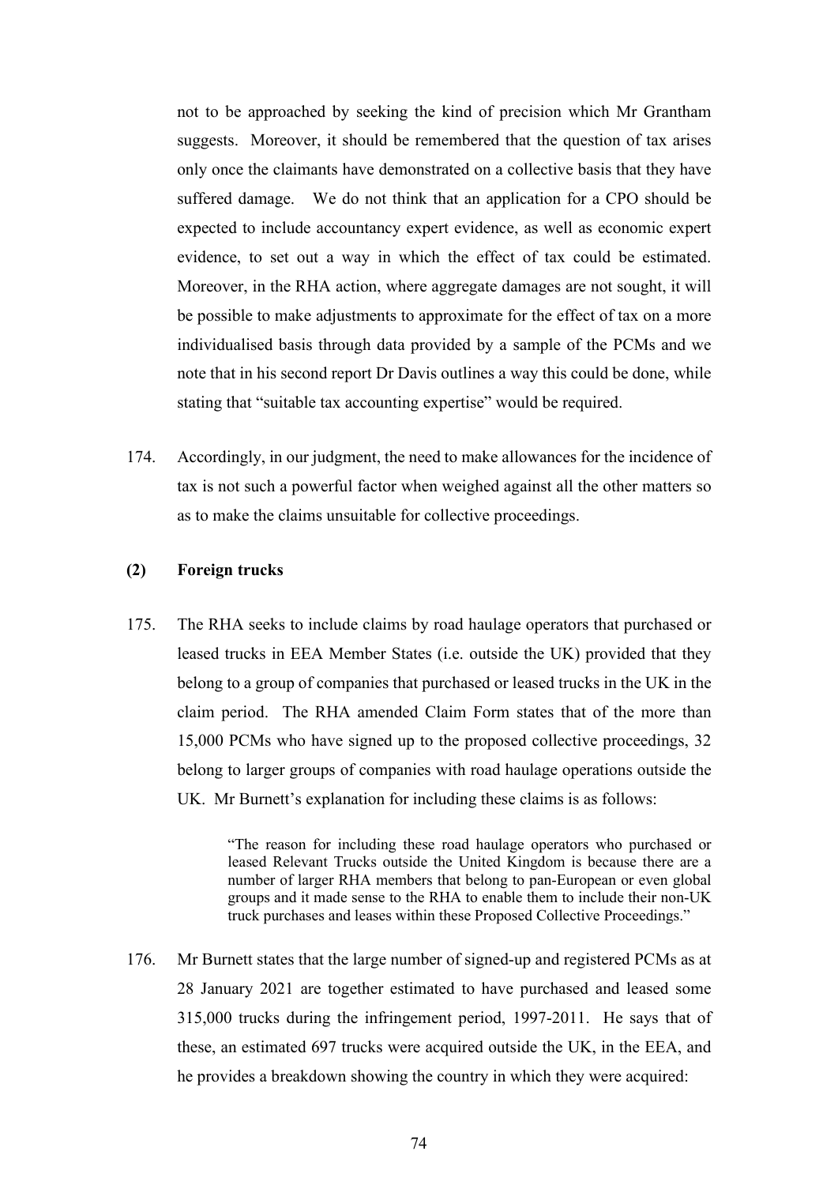not to be approached by seeking the kind of precision which Mr Grantham suggests. Moreover, it should be remembered that the question of tax arises only once the claimants have demonstrated on a collective basis that they have suffered damage. We do not think that an application for a CPO should be expected to include accountancy expert evidence, as well as economic expert evidence, to set out a way in which the effect of tax could be estimated. Moreover, in the RHA action, where aggregate damages are not sought, it will be possible to make adjustments to approximate for the effect of tax on a more individualised basis through data provided by a sample of the PCMs and we note that in his second report Dr Davis outlines a way this could be done, while stating that "suitable tax accounting expertise" would be required.

174. Accordingly, in our judgment, the need to make allowances for the incidence of tax is not such a powerful factor when weighed against all the other matters so as to make the claims unsuitable for collective proceedings.

### (2) Foreign trucks

175. The RHA seeks to include claims by road haulage operators that purchased or leased trucks in EEA Member States (i.e. outside the UK) provided that they belong to a group of companies that purchased or leased trucks in the UK in the claim period. The RHA amended Claim Form states that of the more than 15,000 PCMs who have signed up to the proposed collective proceedings, 32 belong to larger groups of companies with road haulage operations outside the UK. Mr Burnett's explanation for including these claims is as follows:

> "The reason for including these road haulage operators who purchased or leased Relevant Trucks outside the United Kingdom is because there are a number of larger RHA members that belong to pan-European or even global groups and it made sense to the RHA to enable them to include their non-UK truck purchases and leases within these Proposed Collective Proceedings."

176. Mr Burnett states that the large number of signed-up and registered PCMs as at 28 January 2021 are together estimated to have purchased and leased some 315,000 trucks during the infringement period, 1997-2011. He says that of these, an estimated 697 trucks were acquired outside the UK, in the EEA, and he provides a breakdown showing the country in which they were acquired: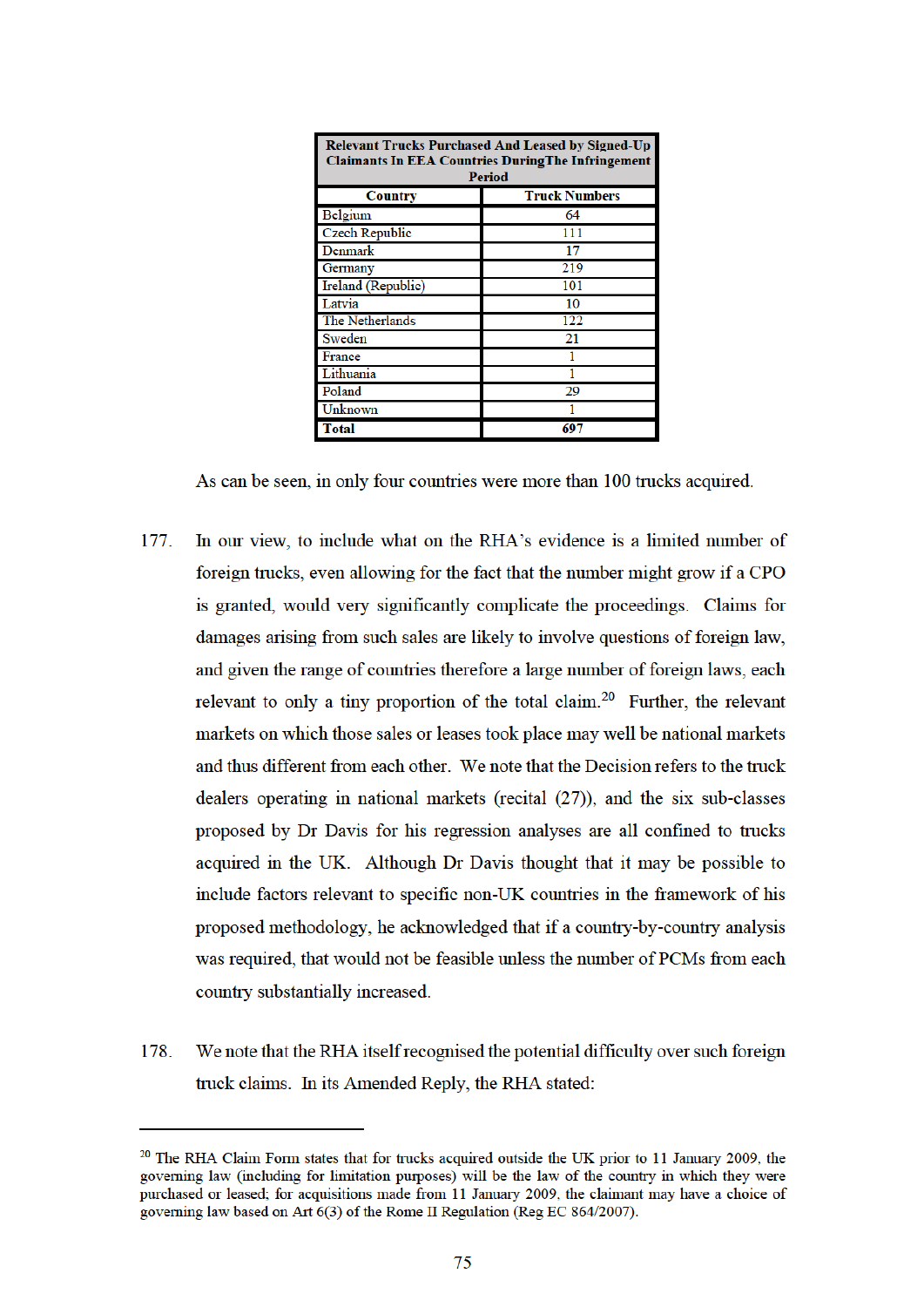| Relevant Trucks Purchased And Leased by Signed-Up Claimants In EEA Countries During The Infringement Period | |
|---|---|
| **Country** | **Truck Numbers** |
| Belgium | 64 |
| Czech Republic | 111 |
| Denmark | 17 |
| Germany | 219 |
| Ireland (Republic) | 101 |
| Latvia | 10 |
| The Netherlands | 122 |
| Sweden | 21 |
| France | 1 |
| Lithuania | 1 |
| Poland | 29 |
| Unknown | 1 |
| **Total** | **697** |

As can be seen, in only four countries were more than 100 trucks acquired.

177. In our view, to include what on the RHA's evidence is a limited number of foreign trucks, even allowing for the fact that the number might grow if a CPO is granted, would very significantly complicate the proceedings. Claims for damages arising from such sales are likely to involve questions of foreign law, and given the range of countries therefore a large number of foreign laws, each relevant to only a tiny proportion of the total claim.[20] Further, the relevant markets on which those sales or leases took place may well be national markets and thus different from each other. We note that the Decision refers to the truck dealers operating in national markets (recital (27)), and the six sub-classes proposed by Dr Davis for his regression analyses are all confined to trucks acquired in the UK. Although Dr Davis thought that it may be possible to include factors relevant to specific non-UK countries in the framework of his proposed methodology, he acknowledged that if a country-by-country analysis was required, that would not be feasible unless the number of PCMs from each country substantially increased.

178. We note that the RHA itself recognised the potential difficulty over such foreign truck claims. In its Amended Reply, the RHA stated:

[20] The RHA Claim Form states that for trucks acquired outside the UK prior to 11 January 2009, the governing law (including for limitation purposes) will be the law of the country in which they were purchased or leased; for acquisitions made from 11 January 2009, the claimant may have a choice of governing law based on Art 6(3) of the Rome II Regulation (Reg EC 864/2007).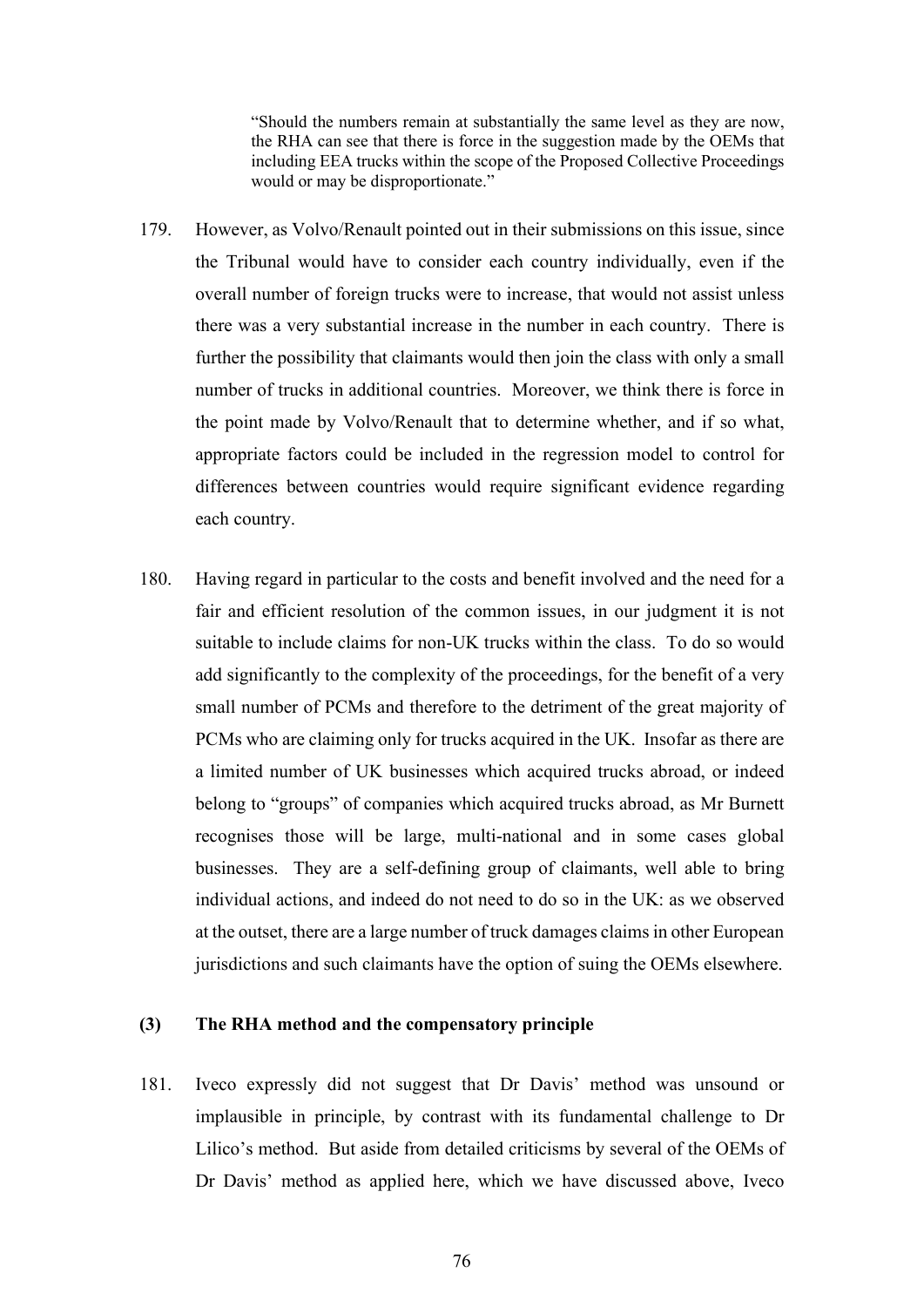> "Should the numbers remain at substantially the same level as they are now, the RHA can see that there is force in the suggestion made by the OEMs that including EEA trucks within the scope of the Proposed Collective Proceedings would or may be disproportionate."

179. However, as Volvo/Renault pointed out in their submissions on this issue, since the Tribunal would have to consider each country individually, even if the overall number of foreign trucks were to increase, that would not assist unless there was a very substantial increase in the number in each country. There is further the possibility that claimants would then join the class with only a small number of trucks in additional countries. Moreover, we think there is force in the point made by Volvo/Renault that to determine whether, and if so what, appropriate factors could be included in the regression model to control for differences between countries would require significant evidence regarding each country.

180. Having regard in particular to the costs and benefit involved and the need for a fair and efficient resolution of the common issues, in our judgment it is not suitable to include claims for non-UK trucks within the class. To do so would add significantly to the complexity of the proceedings, for the benefit of a very small number of PCMs and therefore to the detriment of the great majority of PCMs who are claiming only for trucks acquired in the UK. Insofar as there are a limited number of UK businesses which acquired trucks abroad, or indeed belong to "groups" of companies which acquired trucks abroad, as Mr Burnett recognises those will be large, multi-national and in some cases global businesses. They are a self-defining group of claimants, well able to bring individual actions, and indeed do not need to do so in the UK: as we observed at the outset, there are a large number of truck damages claims in other European jurisdictions and such claimants have the option of suing the OEMs elsewhere.

### (3) The RHA method and the compensatory principle

181. Iveco expressly did not suggest that Dr Davis' method was unsound or implausible in principle, by contrast with its fundamental challenge to Dr Lilico's method. But aside from detailed criticisms by several of the OEMs of Dr Davis' method as applied here, which we have discussed above, Iveco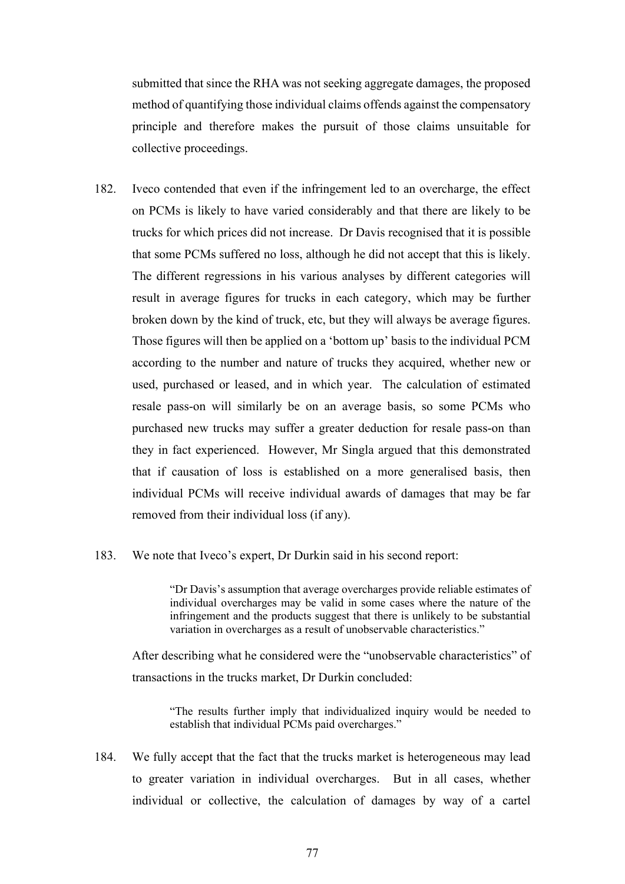submitted that since the RHA was not seeking aggregate damages, the proposed method of quantifying those individual claims offends against the compensatory principle and therefore makes the pursuit of those claims unsuitable for collective proceedings.

182. Iveco contended that even if the infringement led to an overcharge, the effect on PCMs is likely to have varied considerably and that there are likely to be trucks for which prices did not increase. Dr Davis recognised that it is possible that some PCMs suffered no loss, although he did not accept that this is likely. The different regressions in his various analyses by different categories will result in average figures for trucks in each category, which may be further broken down by the kind of truck, etc, but they will always be average figures. Those figures will then be applied on a 'bottom up' basis to the individual PCM according to the number and nature of trucks they acquired, whether new or used, purchased or leased, and in which year. The calculation of estimated resale pass-on will similarly be on an average basis, so some PCMs who purchased new trucks may suffer a greater deduction for resale pass-on than they in fact experienced. However, Mr Singla argued that this demonstrated that if causation of loss is established on a more generalised basis, then individual PCMs will receive individual awards of damages that may be far removed from their individual loss (if any).

183. We note that Iveco's expert, Dr Durkin said in his second report:

> "Dr Davis's assumption that average overcharges provide reliable estimates of individual overcharges may be valid in some cases where the nature of the infringement and the products suggest that there is unlikely to be substantial variation in overcharges as a result of unobservable characteristics."

After describing what he considered were the "unobservable characteristics" of transactions in the trucks market, Dr Durkin concluded:

> "The results further imply that individualized inquiry would be needed to establish that individual PCMs paid overcharges."

184. We fully accept that the fact that the trucks market is heterogeneous may lead to greater variation in individual overcharges. But in all cases, whether individual or collective, the calculation of damages by way of a cartel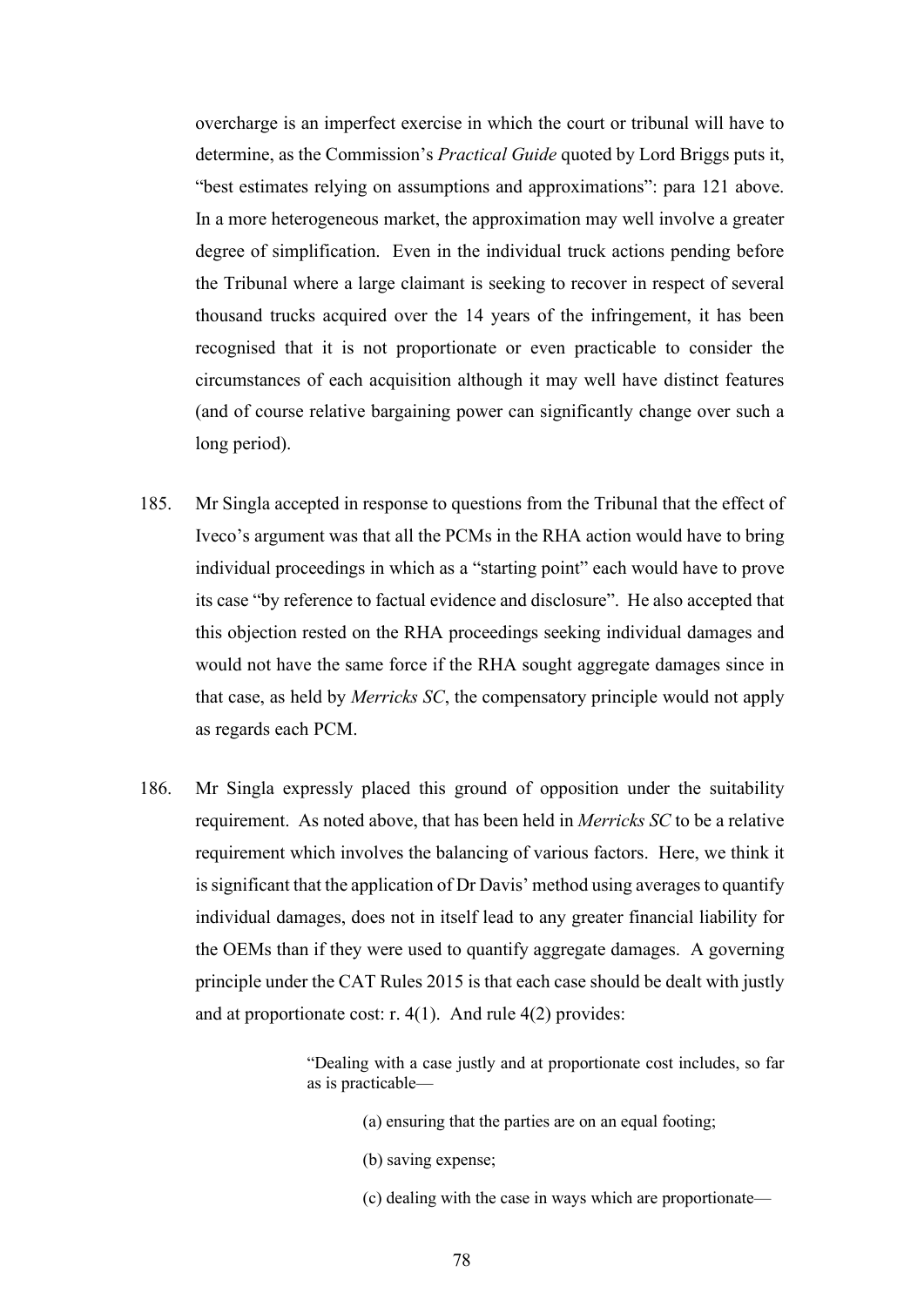overcharge is an imperfect exercise in which the court or tribunal will have to determine, as the Commission's *Practical Guide* quoted by Lord Briggs puts it, "best estimates relying on assumptions and approximations": para 121 above. In a more heterogeneous market, the approximation may well involve a greater degree of simplification. Even in the individual truck actions pending before the Tribunal where a large claimant is seeking to recover in respect of several thousand trucks acquired over the 14 years of the infringement, it has been recognised that it is not proportionate or even practicable to consider the circumstances of each acquisition although it may well have distinct features (and of course relative bargaining power can significantly change over such a long period).

185. Mr Singla accepted in response to questions from the Tribunal that the effect of Iveco's argument was that all the PCMs in the RHA action would have to bring individual proceedings in which as a "starting point" each would have to prove its case "by reference to factual evidence and disclosure". He also accepted that this objection rested on the RHA proceedings seeking individual damages and would not have the same force if the RHA sought aggregate damages since in that case, as held by *Merricks SC*, the compensatory principle would not apply as regards each PCM.

186. Mr Singla expressly placed this ground of opposition under the suitability requirement. As noted above, that has been held in *Merricks SC* to be a relative requirement which involves the balancing of various factors. Here, we think it is significant that the application of Dr Davis' method using averages to quantify individual damages, does not in itself lead to any greater financial liability for the OEMs than if they were used to quantify aggregate damages. A governing principle under the CAT Rules 2015 is that each case should be dealt with justly and at proportionate cost: r. 4(1). And rule 4(2) provides:

> "Dealing with a case justly and at proportionate cost includes, so far as is practicable—
>
> (a) ensuring that the parties are on an equal footing;
>
> (b) saving expense;
>
> (c) dealing with the case in ways which are proportionate—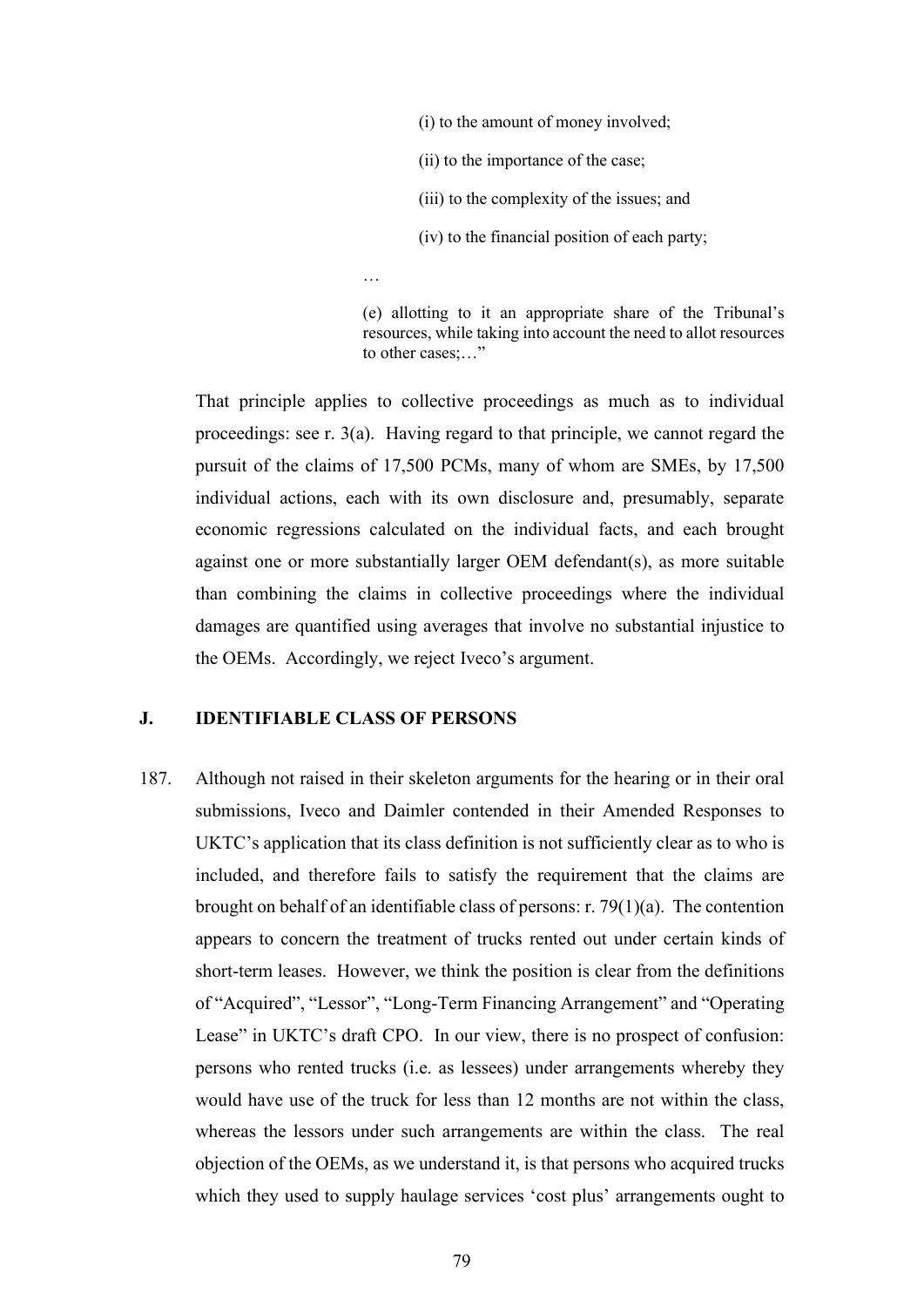> (i) to the amount of money involved;
>
> (ii) to the importance of the case;
>
> (iii) to the complexity of the issues; and
>
> (iv) to the financial position of each party;
>
> …
>
> (e) allotting to it an appropriate share of the Tribunal's resources, while taking into account the need to allot resources to other cases;…"

That principle applies to collective proceedings as much as to individual proceedings: see r. 3(a). Having regard to that principle, we cannot regard the pursuit of the claims of 17,500 PCMs, many of whom are SMEs, by 17,500 individual actions, each with its own disclosure and, presumably, separate economic regressions calculated on the individual facts, and each brought against one or more substantially larger OEM defendant(s), as more suitable than combining the claims in collective proceedings where the individual damages are quantified using averages that involve no substantial injustice to the OEMs. Accordingly, we reject Iveco's argument.

## J. IDENTIFIABLE CLASS OF PERSONS

187. Although not raised in their skeleton arguments for the hearing or in their oral submissions, Iveco and Daimler contended in their Amended Responses to UKTC's application that its class definition is not sufficiently clear as to who is included, and therefore fails to satisfy the requirement that the claims are brought on behalf of an identifiable class of persons: r. 79(1)(a). The contention appears to concern the treatment of trucks rented out under certain kinds of short-term leases. However, we think the position is clear from the definitions of "Acquired", "Lessor", "Long-Term Financing Arrangement" and "Operating Lease" in UKTC's draft CPO. In our view, there is no prospect of confusion: persons who rented trucks (i.e. as lessees) under arrangements whereby they would have use of the truck for less than 12 months are not within the class, whereas the lessors under such arrangements are within the class. The real objection of the OEMs, as we understand it, is that persons who acquired trucks which they used to supply haulage services 'cost plus' arrangements ought to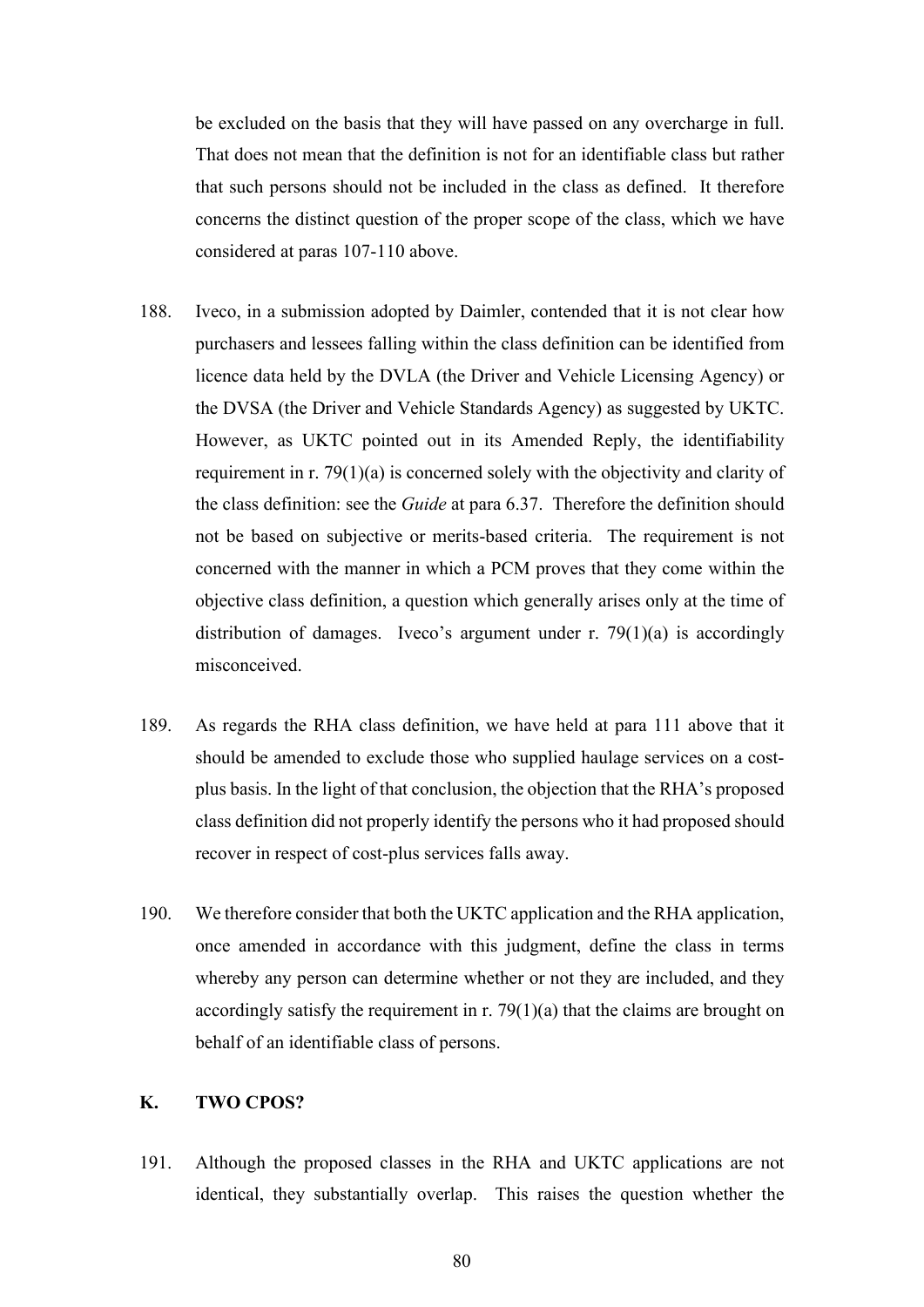be excluded on the basis that they will have passed on any overcharge in full. That does not mean that the definition is not for an identifiable class but rather that such persons should not be included in the class as defined. It therefore concerns the distinct question of the proper scope of the class, which we have considered at paras 107-110 above.

188. Iveco, in a submission adopted by Daimler, contended that it is not clear how purchasers and lessees falling within the class definition can be identified from licence data held by the DVLA (the Driver and Vehicle Licensing Agency) or the DVSA (the Driver and Vehicle Standards Agency) as suggested by UKTC. However, as UKTC pointed out in its Amended Reply, the identifiability requirement in r. 79(1)(a) is concerned solely with the objectivity and clarity of the class definition: see the *Guide* at para 6.37. Therefore the definition should not be based on subjective or merits-based criteria. The requirement is not concerned with the manner in which a PCM proves that they come within the objective class definition, a question which generally arises only at the time of distribution of damages. Iveco's argument under r. 79(1)(a) is accordingly misconceived.

189. As regards the RHA class definition, we have held at para 111 above that it should be amended to exclude those who supplied haulage services on a cost-plus basis. In the light of that conclusion, the objection that the RHA's proposed class definition did not properly identify the persons who it had proposed should recover in respect of cost-plus services falls away.

190. We therefore consider that both the UKTC application and the RHA application, once amended in accordance with this judgment, define the class in terms whereby any person can determine whether or not they are included, and they accordingly satisfy the requirement in r. 79(1)(a) that the claims are brought on behalf of an identifiable class of persons.

## K. TWO CPOS?

191. Although the proposed classes in the RHA and UKTC applications are not identical, they substantially overlap. This raises the question whether the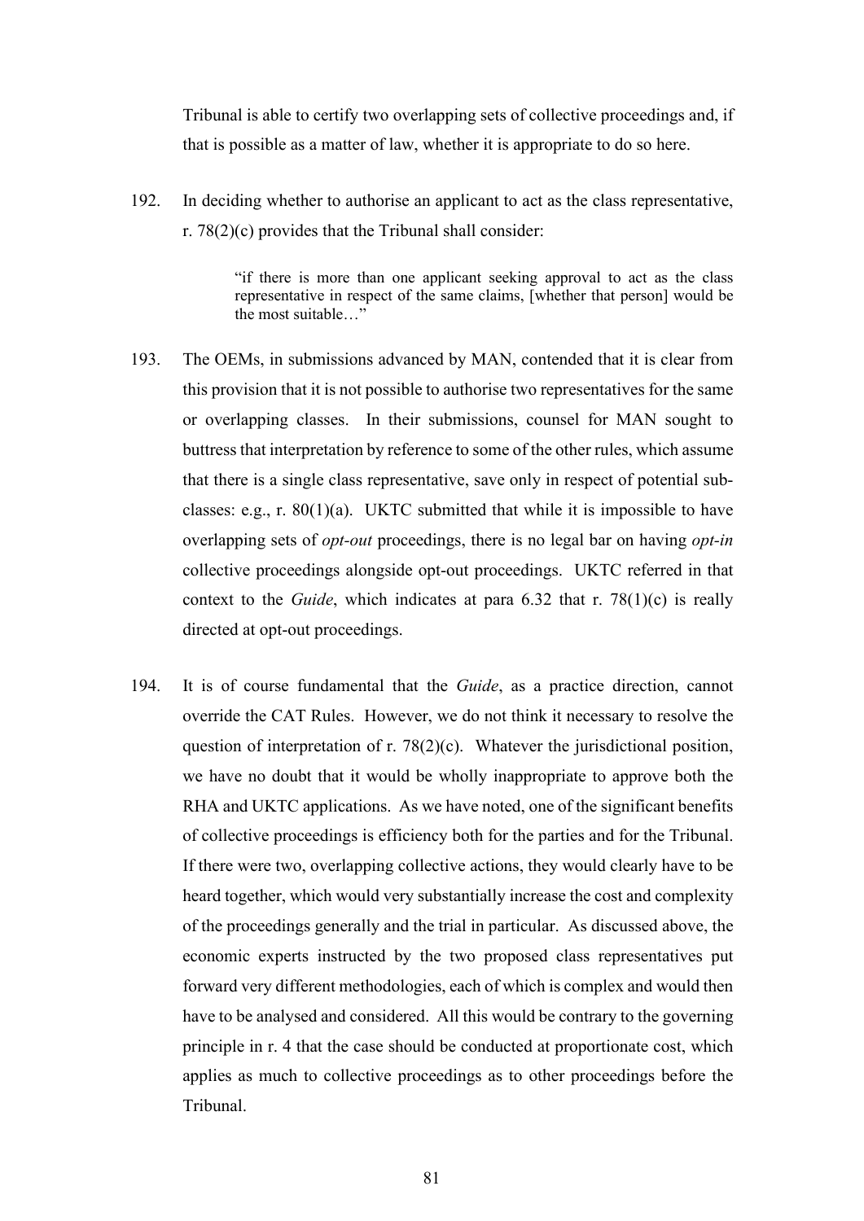Tribunal is able to certify two overlapping sets of collective proceedings and, if that is possible as a matter of law, whether it is appropriate to do so here.

192. In deciding whether to authorise an applicant to act as the class representative, r. 78(2)(c) provides that the Tribunal shall consider:

> "if there is more than one applicant seeking approval to act as the class representative in respect of the same claims, [whether that person] would be the most suitable…"

193. The OEMs, in submissions advanced by MAN, contended that it is clear from this provision that it is not possible to authorise two representatives for the same or overlapping classes. In their submissions, counsel for MAN sought to buttress that interpretation by reference to some of the other rules, which assume that there is a single class representative, save only in respect of potential sub-classes: e.g., r. 80(1)(a). UKTC submitted that while it is impossible to have overlapping sets of *opt-out* proceedings, there is no legal bar on having *opt-in* collective proceedings alongside opt-out proceedings. UKTC referred in that context to the *Guide*, which indicates at para 6.32 that r. 78(1)(c) is really directed at opt-out proceedings.

194. It is of course fundamental that the *Guide*, as a practice direction, cannot override the CAT Rules. However, we do not think it necessary to resolve the question of interpretation of r. 78(2)(c). Whatever the jurisdictional position, we have no doubt that it would be wholly inappropriate to approve both the RHA and UKTC applications. As we have noted, one of the significant benefits of collective proceedings is efficiency both for the parties and for the Tribunal. If there were two, overlapping collective actions, they would clearly have to be heard together, which would very substantially increase the cost and complexity of the proceedings generally and the trial in particular. As discussed above, the economic experts instructed by the two proposed class representatives put forward very different methodologies, each of which is complex and would then have to be analysed and considered. All this would be contrary to the governing principle in r. 4 that the case should be conducted at proportionate cost, which applies as much to collective proceedings as to other proceedings before the Tribunal.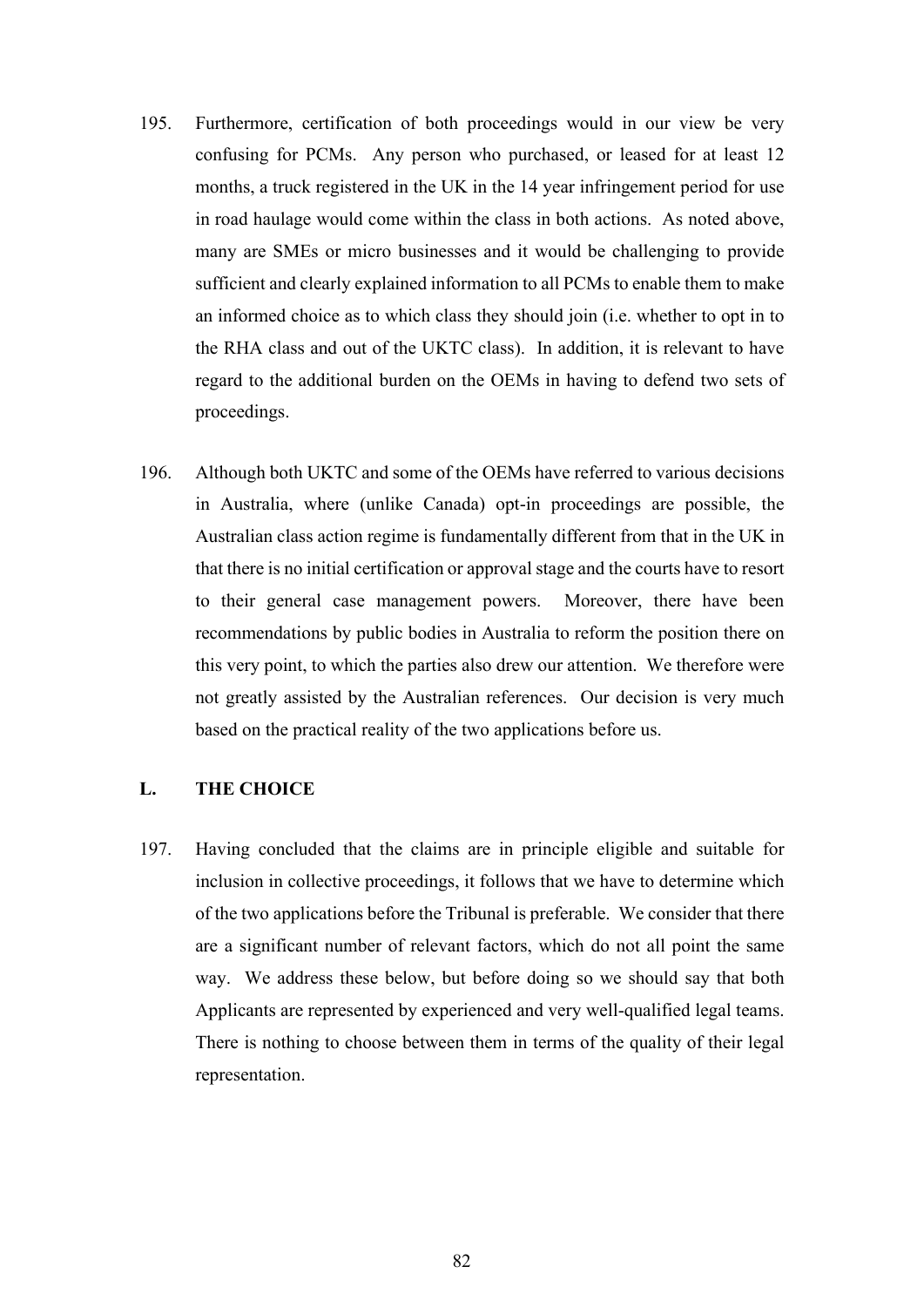195. Furthermore, certification of both proceedings would in our view be very confusing for PCMs. Any person who purchased, or leased for at least 12 months, a truck registered in the UK in the 14 year infringement period for use in road haulage would come within the class in both actions. As noted above, many are SMEs or micro businesses and it would be challenging to provide sufficient and clearly explained information to all PCMs to enable them to make an informed choice as to which class they should join (i.e. whether to opt in to the RHA class and out of the UKTC class). In addition, it is relevant to have regard to the additional burden on the OEMs in having to defend two sets of proceedings.

196. Although both UKTC and some of the OEMs have referred to various decisions in Australia, where (unlike Canada) opt-in proceedings are possible, the Australian class action regime is fundamentally different from that in the UK in that there is no initial certification or approval stage and the courts have to resort to their general case management powers. Moreover, there have been recommendations by public bodies in Australia to reform the position there on this very point, to which the parties also drew our attention. We therefore were not greatly assisted by the Australian references. Our decision is very much based on the practical reality of the two applications before us.

## L. THE CHOICE

197. Having concluded that the claims are in principle eligible and suitable for inclusion in collective proceedings, it follows that we have to determine which of the two applications before the Tribunal is preferable. We consider that there are a significant number of relevant factors, which do not all point the same way. We address these below, but before doing so we should say that both Applicants are represented by experienced and very well-qualified legal teams. There is nothing to choose between them in terms of the quality of their legal representation.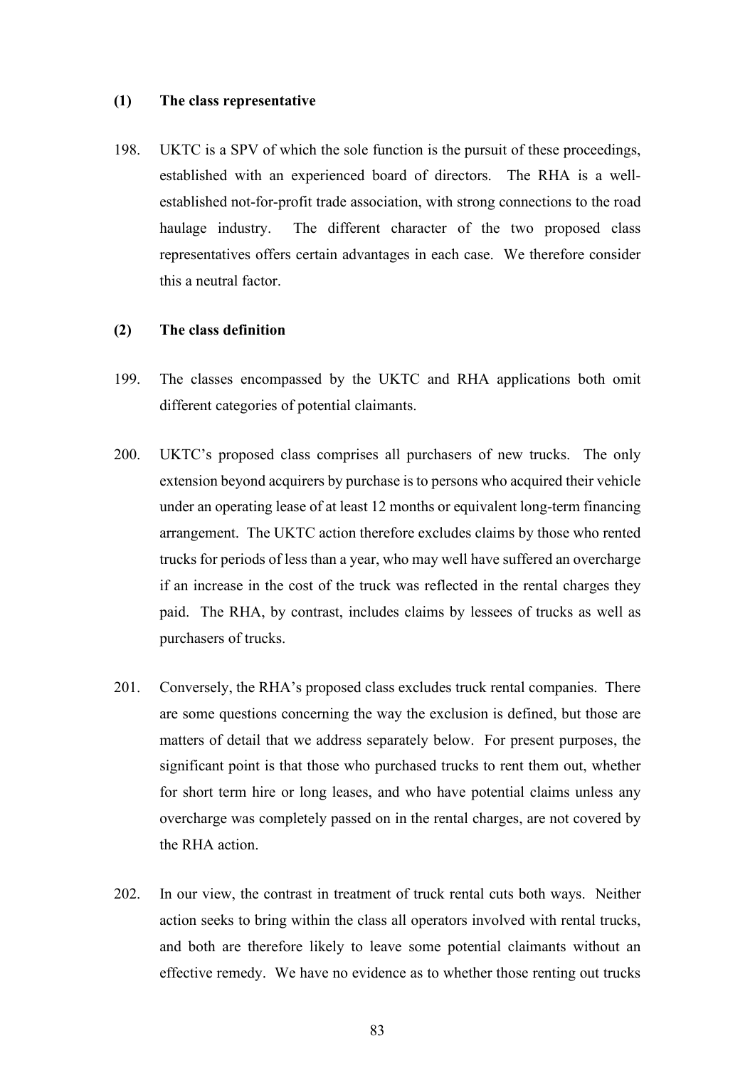### (1) The class representative

198. UKTC is a SPV of which the sole function is the pursuit of these proceedings, established with an experienced board of directors. The RHA is a well-established not-for-profit trade association, with strong connections to the road haulage industry. The different character of the two proposed class representatives offers certain advantages in each case. We therefore consider this a neutral factor.

### (2) The class definition

199. The classes encompassed by the UKTC and RHA applications both omit different categories of potential claimants.

200. UKTC's proposed class comprises all purchasers of new trucks. The only extension beyond acquirers by purchase is to persons who acquired their vehicle under an operating lease of at least 12 months or equivalent long-term financing arrangement. The UKTC action therefore excludes claims by those who rented trucks for periods of less than a year, who may well have suffered an overcharge if an increase in the cost of the truck was reflected in the rental charges they paid. The RHA, by contrast, includes claims by lessees of trucks as well as purchasers of trucks.

201. Conversely, the RHA's proposed class excludes truck rental companies. There are some questions concerning the way the exclusion is defined, but those are matters of detail that we address separately below. For present purposes, the significant point is that those who purchased trucks to rent them out, whether for short term hire or long leases, and who have potential claims unless any overcharge was completely passed on in the rental charges, are not covered by the RHA action.

202. In our view, the contrast in treatment of truck rental cuts both ways. Neither action seeks to bring within the class all operators involved with rental trucks, and both are therefore likely to leave some potential claimants without an effective remedy. We have no evidence as to whether those renting out trucks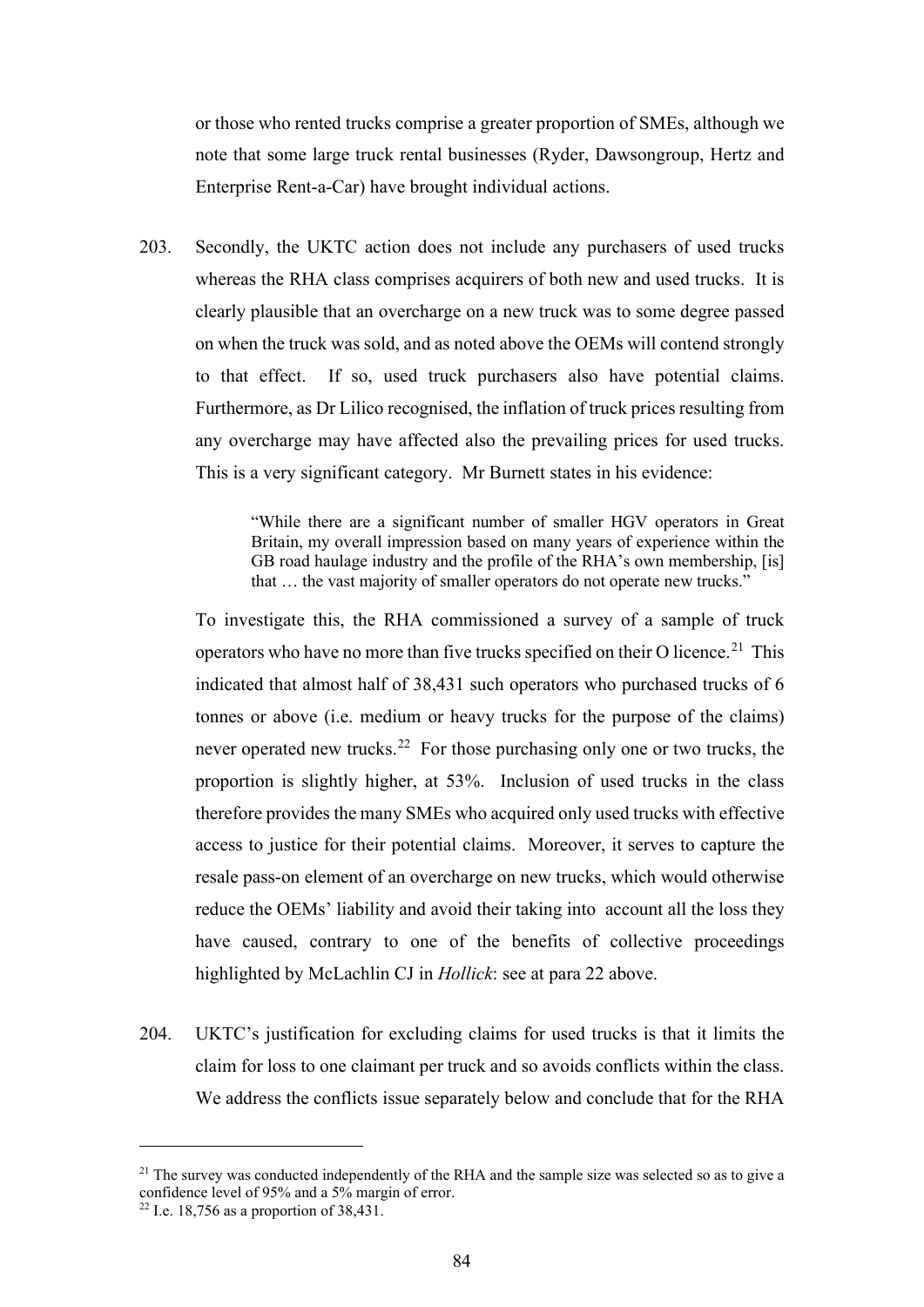or those who rented trucks comprise a greater proportion of SMEs, although we note that some large truck rental businesses (Ryder, Dawsongroup, Hertz and Enterprise Rent-a-Car) have brought individual actions.

203. Secondly, the UKTC action does not include any purchasers of used trucks whereas the RHA class comprises acquirers of both new and used trucks. It is clearly plausible that an overcharge on a new truck was to some degree passed on when the truck was sold, and as noted above the OEMs will contend strongly to that effect. If so, used truck purchasers also have potential claims. Furthermore, as Dr Lilico recognised, the inflation of truck prices resulting from any overcharge may have affected also the prevailing prices for used trucks. This is a very significant category. Mr Burnett states in his evidence:

> "While there are a significant number of smaller HGV operators in Great Britain, my overall impression based on many years of experience within the GB road haulage industry and the profile of the RHA's own membership, [is] that … the vast majority of smaller operators do not operate new trucks."

To investigate this, the RHA commissioned a survey of a sample of truck operators who have no more than five trucks specified on their O licence.[21] This indicated that almost half of 38,431 such operators who purchased trucks of 6 tonnes or above (i.e. medium or heavy trucks for the purpose of the claims) never operated new trucks.[22] For those purchasing only one or two trucks, the proportion is slightly higher, at 53%. Inclusion of used trucks in the class therefore provides the many SMEs who acquired only used trucks with effective access to justice for their potential claims. Moreover, it serves to capture the resale pass-on element of an overcharge on new trucks, which would otherwise reduce the OEMs' liability and avoid their taking into account all the loss they have caused, contrary to one of the benefits of collective proceedings highlighted by McLachlin CJ in *Hollick*: see at para 22 above.

204. UKTC's justification for excluding claims for used trucks is that it limits the claim for loss to one claimant per truck and so avoids conflicts within the class. We address the conflicts issue separately below and conclude that for the RHA

[21] The survey was conducted independently of the RHA and the sample size was selected so as to give a confidence level of 95% and a 5% margin of error.

[22] I.e. 18,756 as a proportion of 38,431.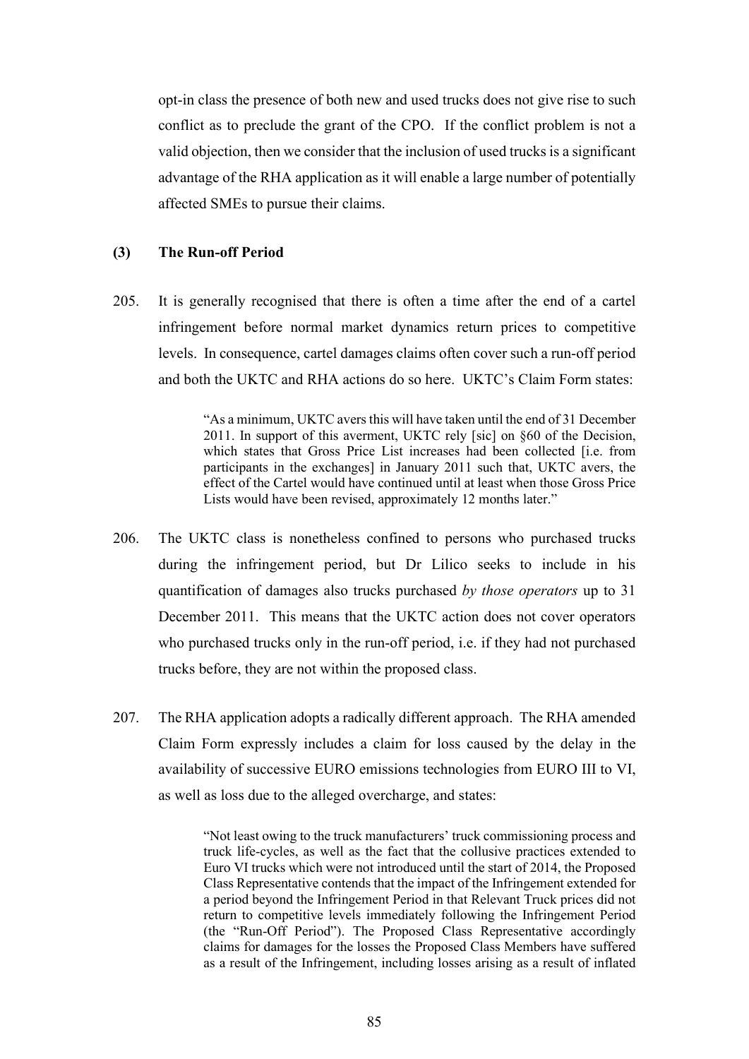opt-in class the presence of both new and used trucks does not give rise to such conflict as to preclude the grant of the CPO. If the conflict problem is not a valid objection, then we consider that the inclusion of used trucks is a significant advantage of the RHA application as it will enable a large number of potentially affected SMEs to pursue their claims.

### (3) The Run-off Period

205. It is generally recognised that there is often a time after the end of a cartel infringement before normal market dynamics return prices to competitive levels. In consequence, cartel damages claims often cover such a run-off period and both the UKTC and RHA actions do so here. UKTC's Claim Form states:

> "As a minimum, UKTC avers this will have taken until the end of 31 December 2011. In support of this averment, UKTC rely [sic] on §60 of the Decision, which states that Gross Price List increases had been collected [i.e. from participants in the exchanges] in January 2011 such that, UKTC avers, the effect of the Cartel would have continued until at least when those Gross Price Lists would have been revised, approximately 12 months later."

206. The UKTC class is nonetheless confined to persons who purchased trucks during the infringement period, but Dr Lilico seeks to include in his quantification of damages also trucks purchased *by those operators* up to 31 December 2011. This means that the UKTC action does not cover operators who purchased trucks only in the run-off period, i.e. if they had not purchased trucks before, they are not within the proposed class.

207. The RHA application adopts a radically different approach. The RHA amended Claim Form expressly includes a claim for loss caused by the delay in the availability of successive EURO emissions technologies from EURO III to VI, as well as loss due to the alleged overcharge, and states:

> "Not least owing to the truck manufacturers' truck commissioning process and truck life-cycles, as well as the fact that the collusive practices extended to Euro VI trucks which were not introduced until the start of 2014, the Proposed Class Representative contends that the impact of the Infringement extended for a period beyond the Infringement Period in that Relevant Truck prices did not return to competitive levels immediately following the Infringement Period (the "Run-Off Period"). The Proposed Class Representative accordingly claims for damages for the losses the Proposed Class Members have suffered as a result of the Infringement, including losses arising as a result of inflated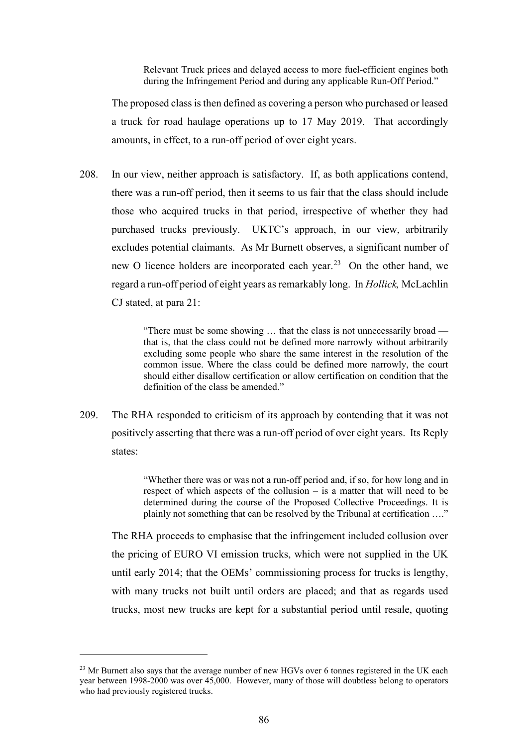> Relevant Truck prices and delayed access to more fuel-efficient engines both during the Infringement Period and during any applicable Run-Off Period."

The proposed class is then defined as covering a person who purchased or leased a truck for road haulage operations up to 17 May 2019. That accordingly amounts, in effect, to a run-off period of over eight years.

208. In our view, neither approach is satisfactory. If, as both applications contend, there was a run-off period, then it seems to us fair that the class should include those who acquired trucks in that period, irrespective of whether they had purchased trucks previously. UKTC's approach, in our view, arbitrarily excludes potential claimants. As Mr Burnett observes, a significant number of new O licence holders are incorporated each year.[23] On the other hand, we regard a run-off period of eight years as remarkably long. In *Hollick,* McLachlin CJ stated, at para 21:

> "There must be some showing … that the class is not unnecessarily broad — that is, that the class could not be defined more narrowly without arbitrarily excluding some people who share the same interest in the resolution of the common issue. Where the class could be defined more narrowly, the court should either disallow certification or allow certification on condition that the definition of the class be amended."

209. The RHA responded to criticism of its approach by contending that it was not positively asserting that there was a run-off period of over eight years. Its Reply states:

> "Whether there was or was not a run-off period and, if so, for how long and in respect of which aspects of the collusion – is a matter that will need to be determined during the course of the Proposed Collective Proceedings. It is plainly not something that can be resolved by the Tribunal at certification …."

The RHA proceeds to emphasise that the infringement included collusion over the pricing of EURO VI emission trucks, which were not supplied in the UK until early 2014; that the OEMs' commissioning process for trucks is lengthy, with many trucks not built until orders are placed; and that as regards used trucks, most new trucks are kept for a substantial period until resale, quoting

[23] Mr Burnett also says that the average number of new HGVs over 6 tonnes registered in the UK each year between 1998-2000 was over 45,000. However, many of those will doubtless belong to operators who had previously registered trucks.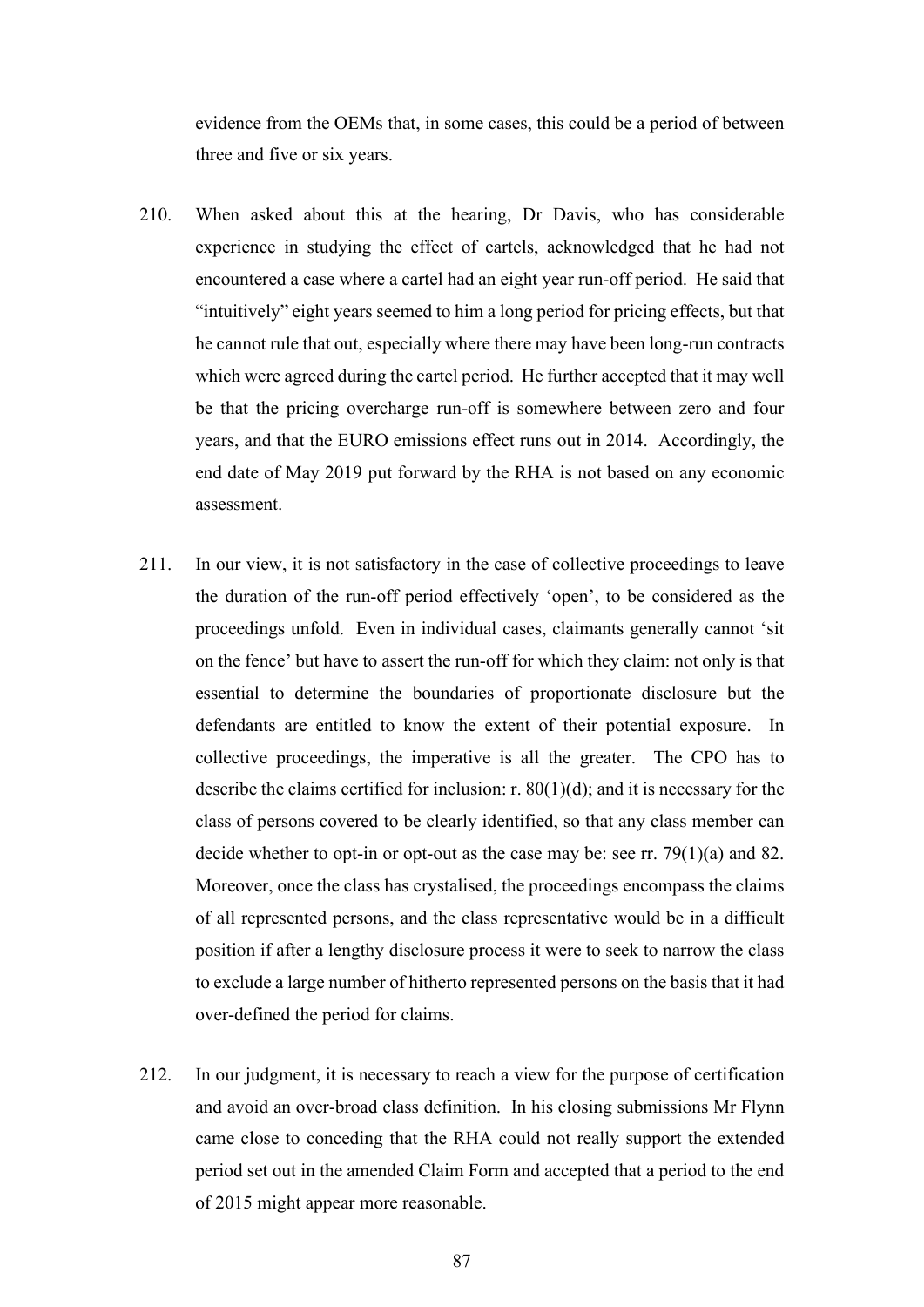evidence from the OEMs that, in some cases, this could be a period of between three and five or six years.

210. When asked about this at the hearing, Dr Davis, who has considerable experience in studying the effect of cartels, acknowledged that he had not encountered a case where a cartel had an eight year run-off period. He said that "intuitively" eight years seemed to him a long period for pricing effects, but that he cannot rule that out, especially where there may have been long-run contracts which were agreed during the cartel period. He further accepted that it may well be that the pricing overcharge run-off is somewhere between zero and four years, and that the EURO emissions effect runs out in 2014. Accordingly, the end date of May 2019 put forward by the RHA is not based on any economic assessment.

211. In our view, it is not satisfactory in the case of collective proceedings to leave the duration of the run-off period effectively 'open', to be considered as the proceedings unfold. Even in individual cases, claimants generally cannot 'sit on the fence' but have to assert the run-off for which they claim: not only is that essential to determine the boundaries of proportionate disclosure but the defendants are entitled to know the extent of their potential exposure. In collective proceedings, the imperative is all the greater. The CPO has to describe the claims certified for inclusion: r. 80(1)(d); and it is necessary for the class of persons covered to be clearly identified, so that any class member can decide whether to opt-in or opt-out as the case may be: see rr. 79(1)(a) and 82. Moreover, once the class has crystalised, the proceedings encompass the claims of all represented persons, and the class representative would be in a difficult position if after a lengthy disclosure process it were to seek to narrow the class to exclude a large number of hitherto represented persons on the basis that it had over-defined the period for claims.

212. In our judgment, it is necessary to reach a view for the purpose of certification and avoid an over-broad class definition. In his closing submissions Mr Flynn came close to conceding that the RHA could not really support the extended period set out in the amended Claim Form and accepted that a period to the end of 2015 might appear more reasonable.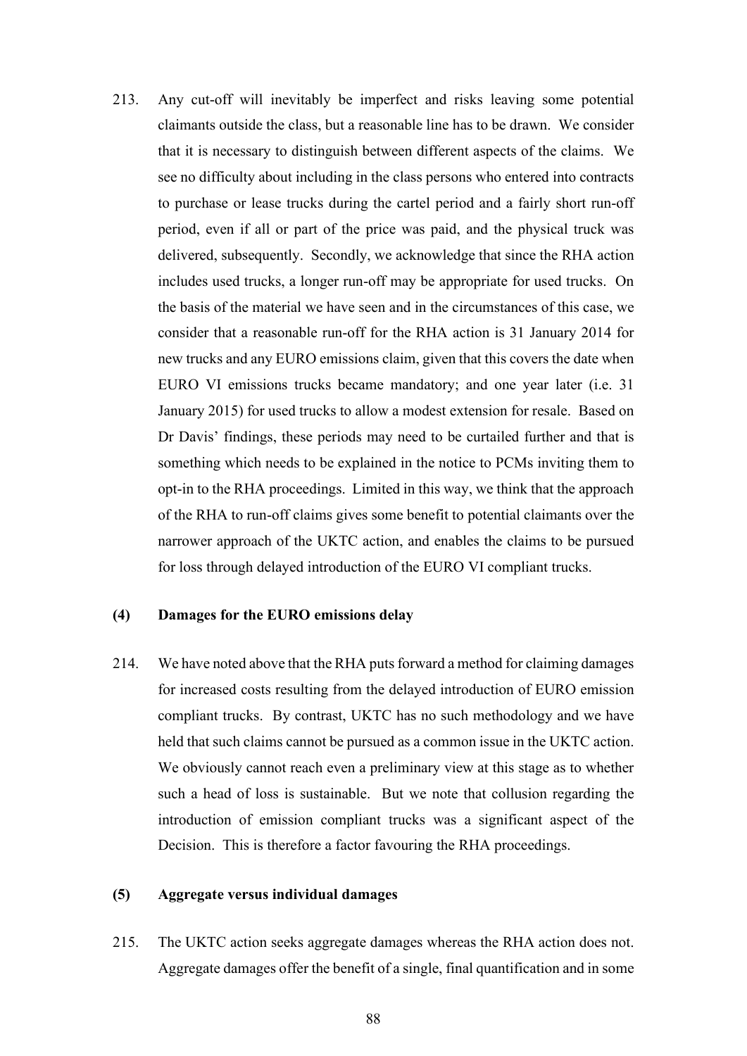213. Any cut-off will inevitably be imperfect and risks leaving some potential claimants outside the class, but a reasonable line has to be drawn. We consider that it is necessary to distinguish between different aspects of the claims. We see no difficulty about including in the class persons who entered into contracts to purchase or lease trucks during the cartel period and a fairly short run-off period, even if all or part of the price was paid, and the physical truck was delivered, subsequently. Secondly, we acknowledge that since the RHA action includes used trucks, a longer run-off may be appropriate for used trucks. On the basis of the material we have seen and in the circumstances of this case, we consider that a reasonable run-off for the RHA action is 31 January 2014 for new trucks and any EURO emissions claim, given that this covers the date when EURO VI emissions trucks became mandatory; and one year later (i.e. 31 January 2015) for used trucks to allow a modest extension for resale. Based on Dr Davis' findings, these periods may need to be curtailed further and that is something which needs to be explained in the notice to PCMs inviting them to opt-in to the RHA proceedings. Limited in this way, we think that the approach of the RHA to run-off claims gives some benefit to potential claimants over the narrower approach of the UKTC action, and enables the claims to be pursued for loss through delayed introduction of the EURO VI compliant trucks.

### (4) Damages for the EURO emissions delay

214. We have noted above that the RHA puts forward a method for claiming damages for increased costs resulting from the delayed introduction of EURO emission compliant trucks. By contrast, UKTC has no such methodology and we have held that such claims cannot be pursued as a common issue in the UKTC action. We obviously cannot reach even a preliminary view at this stage as to whether such a head of loss is sustainable. But we note that collusion regarding the introduction of emission compliant trucks was a significant aspect of the Decision. This is therefore a factor favouring the RHA proceedings.

### (5) Aggregate versus individual damages

215. The UKTC action seeks aggregate damages whereas the RHA action does not. Aggregate damages offer the benefit of a single, final quantification and in some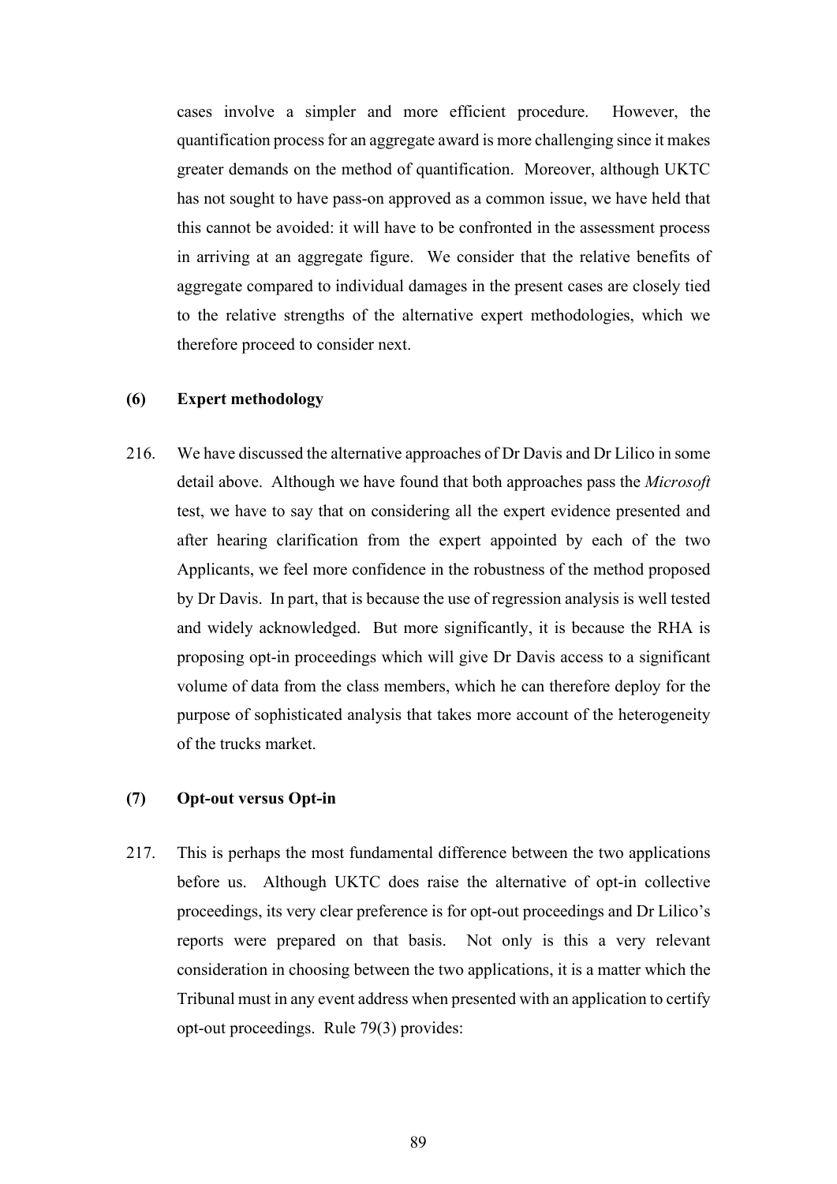cases involve a simpler and more efficient procedure. However, the quantification process for an aggregate award is more challenging since it makes greater demands on the method of quantification. Moreover, although UKTC has not sought to have pass-on approved as a common issue, we have held that this cannot be avoided: it will have to be confronted in the assessment process in arriving at an aggregate figure. We consider that the relative benefits of aggregate compared to individual damages in the present cases are closely tied to the relative strengths of the alternative expert methodologies, which we therefore proceed to consider next.

### (6) Expert methodology

216. We have discussed the alternative approaches of Dr Davis and Dr Lilico in some detail above. Although we have found that both approaches pass the *Microsoft* test, we have to say that on considering all the expert evidence presented and after hearing clarification from the expert appointed by each of the two Applicants, we feel more confidence in the robustness of the method proposed by Dr Davis. In part, that is because the use of regression analysis is well tested and widely acknowledged. But more significantly, it is because the RHA is proposing opt-in proceedings which will give Dr Davis access to a significant volume of data from the class members, which he can therefore deploy for the purpose of sophisticated analysis that takes more account of the heterogeneity of the trucks market.

### (7) Opt-out versus Opt-in

217. This is perhaps the most fundamental difference between the two applications before us. Although UKTC does raise the alternative of opt-in collective proceedings, its very clear preference is for opt-out proceedings and Dr Lilico's reports were prepared on that basis. Not only is this a very relevant consideration in choosing between the two applications, it is a matter which the Tribunal must in any event address when presented with an application to certify opt-out proceedings. Rule 79(3) provides: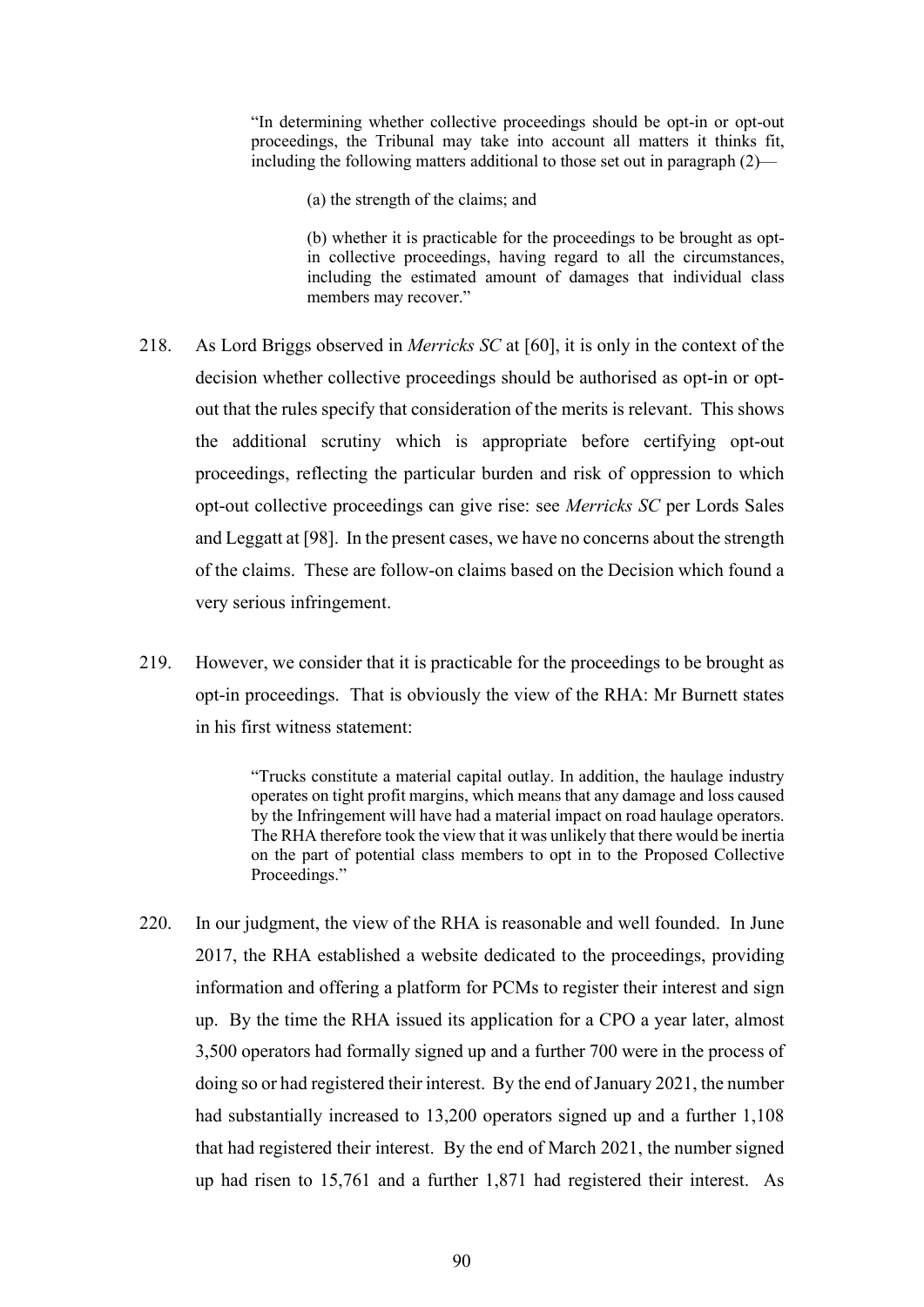> "In determining whether collective proceedings should be opt-in or opt-out proceedings, the Tribunal may take into account all matters it thinks fit, including the following matters additional to those set out in paragraph (2)—
>
> (a) the strength of the claims; and
>
> (b) whether it is practicable for the proceedings to be brought as opt-in collective proceedings, having regard to all the circumstances, including the estimated amount of damages that individual class members may recover."

218. As Lord Briggs observed in *Merricks SC* at [60], it is only in the context of the decision whether collective proceedings should be authorised as opt-in or opt-out that the rules specify that consideration of the merits is relevant. This shows the additional scrutiny which is appropriate before certifying opt-out proceedings, reflecting the particular burden and risk of oppression to which opt-out collective proceedings can give rise: see *Merricks SC* per Lords Sales and Leggatt at [98]. In the present cases, we have no concerns about the strength of the claims. These are follow-on claims based on the Decision which found a very serious infringement.

219. However, we consider that it is practicable for the proceedings to be brought as opt-in proceedings. That is obviously the view of the RHA: Mr Burnett states in his first witness statement:

> "Trucks constitute a material capital outlay. In addition, the haulage industry operates on tight profit margins, which means that any damage and loss caused by the Infringement will have had a material impact on road haulage operators. The RHA therefore took the view that it was unlikely that there would be inertia on the part of potential class members to opt in to the Proposed Collective Proceedings."

220. In our judgment, the view of the RHA is reasonable and well founded. In June 2017, the RHA established a website dedicated to the proceedings, providing information and offering a platform for PCMs to register their interest and sign up. By the time the RHA issued its application for a CPO a year later, almost 3,500 operators had formally signed up and a further 700 were in the process of doing so or had registered their interest. By the end of January 2021, the number had substantially increased to 13,200 operators signed up and a further 1,108 that had registered their interest. By the end of March 2021, the number signed up had risen to 15,761 and a further 1,871 had registered their interest. As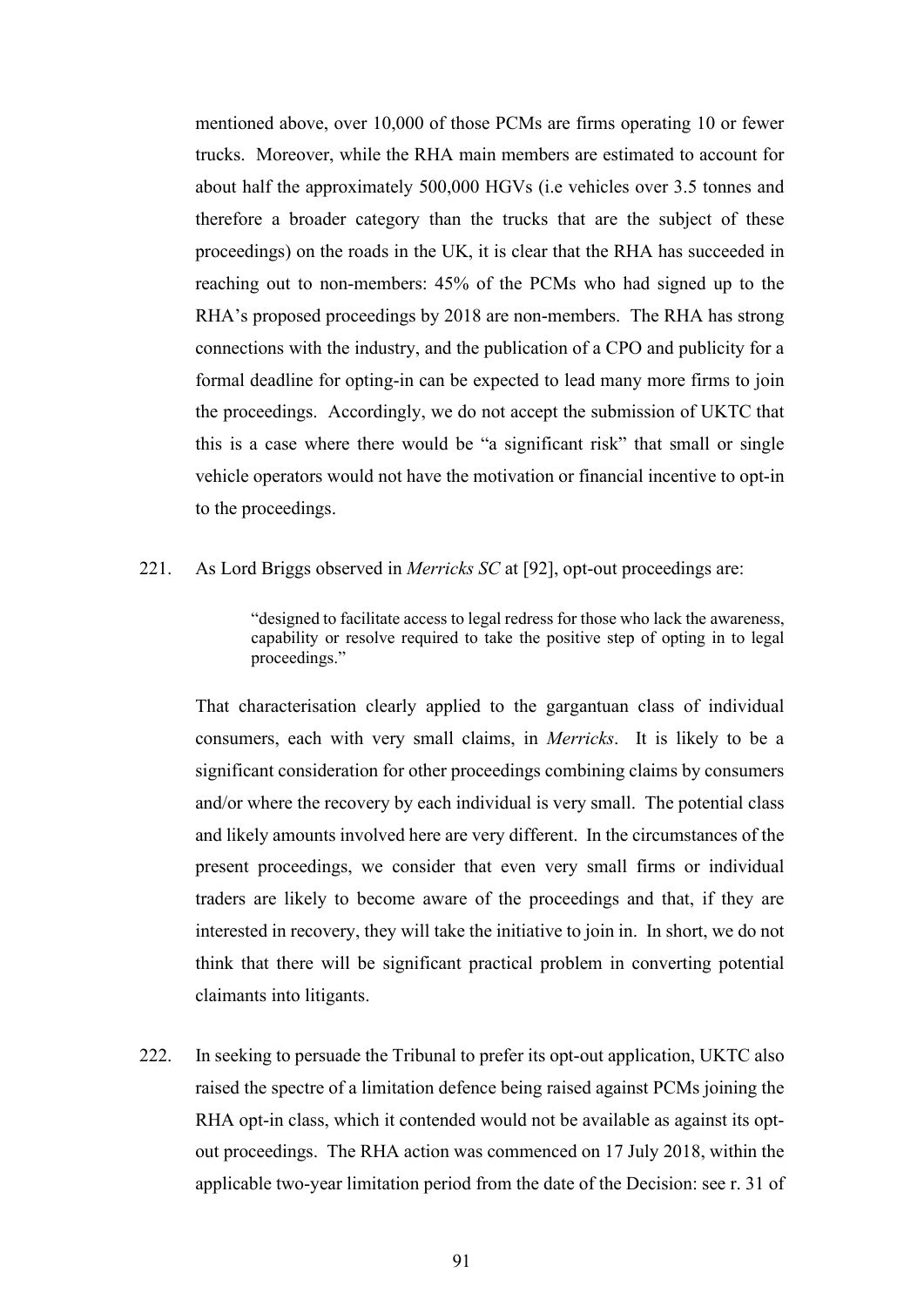mentioned above, over 10,000 of those PCMs are firms operating 10 or fewer trucks. Moreover, while the RHA main members are estimated to account for about half the approximately 500,000 HGVs (i.e vehicles over 3.5 tonnes and therefore a broader category than the trucks that are the subject of these proceedings) on the roads in the UK, it is clear that the RHA has succeeded in reaching out to non-members: 45% of the PCMs who had signed up to the RHA's proposed proceedings by 2018 are non-members. The RHA has strong connections with the industry, and the publication of a CPO and publicity for a formal deadline for opting-in can be expected to lead many more firms to join the proceedings. Accordingly, we do not accept the submission of UKTC that this is a case where there would be "a significant risk" that small or single vehicle operators would not have the motivation or financial incentive to opt-in to the proceedings.

221. As Lord Briggs observed in *Merricks SC* at [92], opt-out proceedings are:

> "designed to facilitate access to legal redress for those who lack the awareness, capability or resolve required to take the positive step of opting in to legal proceedings."

That characterisation clearly applied to the gargantuan class of individual consumers, each with very small claims, in *Merricks*. It is likely to be a significant consideration for other proceedings combining claims by consumers and/or where the recovery by each individual is very small. The potential class and likely amounts involved here are very different. In the circumstances of the present proceedings, we consider that even very small firms or individual traders are likely to become aware of the proceedings and that, if they are interested in recovery, they will take the initiative to join in. In short, we do not think that there will be significant practical problem in converting potential claimants into litigants.

222. In seeking to persuade the Tribunal to prefer its opt-out application, UKTC also raised the spectre of a limitation defence being raised against PCMs joining the RHA opt-in class, which it contended would not be available as against its opt-out proceedings. The RHA action was commenced on 17 July 2018, within the applicable two-year limitation period from the date of the Decision: see r. 31 of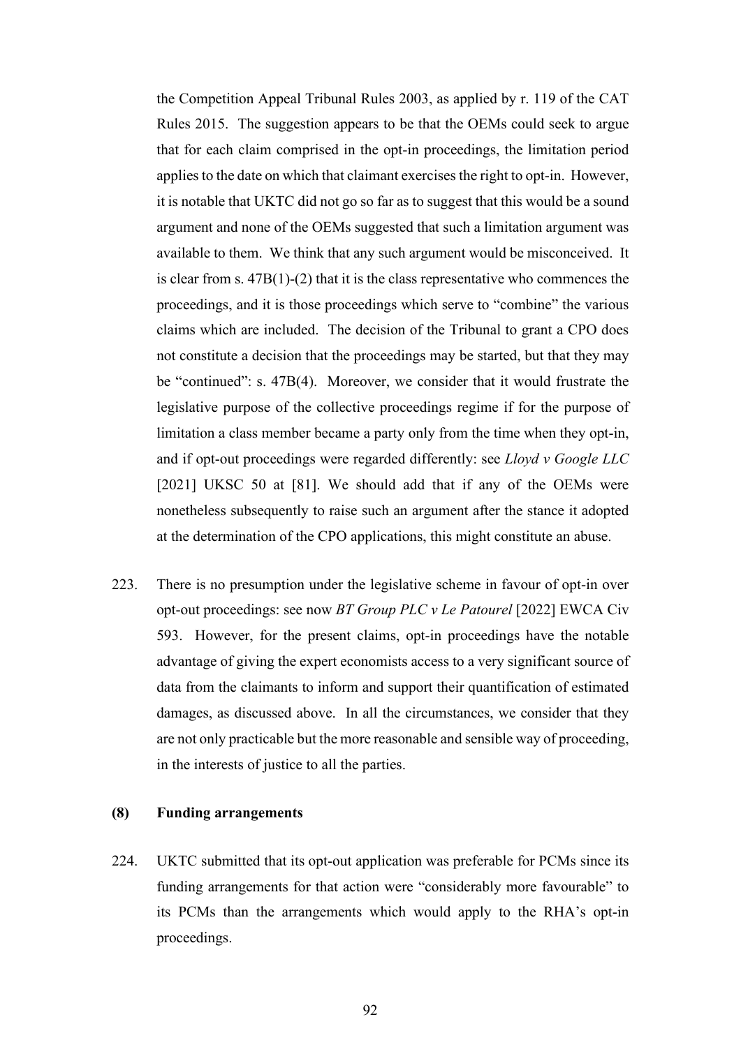the Competition Appeal Tribunal Rules 2003, as applied by r. 119 of the CAT Rules 2015. The suggestion appears to be that the OEMs could seek to argue that for each claim comprised in the opt-in proceedings, the limitation period applies to the date on which that claimant exercises the right to opt-in. However, it is notable that UKTC did not go so far as to suggest that this would be a sound argument and none of the OEMs suggested that such a limitation argument was available to them. We think that any such argument would be misconceived. It is clear from s. 47B(1)-(2) that it is the class representative who commences the proceedings, and it is those proceedings which serve to "combine" the various claims which are included. The decision of the Tribunal to grant a CPO does not constitute a decision that the proceedings may be started, but that they may be "continued": s. 47B(4). Moreover, we consider that it would frustrate the legislative purpose of the collective proceedings regime if for the purpose of limitation a class member became a party only from the time when they opt-in, and if opt-out proceedings were regarded differently: see *Lloyd v Google LLC* [2021] UKSC 50 at [81]. We should add that if any of the OEMs were nonetheless subsequently to raise such an argument after the stance it adopted at the determination of the CPO applications, this might constitute an abuse.

223. There is no presumption under the legislative scheme in favour of opt-in over opt-out proceedings: see now *BT Group PLC v Le Patourel* [2022] EWCA Civ 593. However, for the present claims, opt-in proceedings have the notable advantage of giving the expert economists access to a very significant source of data from the claimants to inform and support their quantification of estimated damages, as discussed above. In all the circumstances, we consider that they are not only practicable but the more reasonable and sensible way of proceeding, in the interests of justice to all the parties.

### (8) Funding arrangements

224. UKTC submitted that its opt-out application was preferable for PCMs since its funding arrangements for that action were "considerably more favourable" to its PCMs than the arrangements which would apply to the RHA's opt-in proceedings.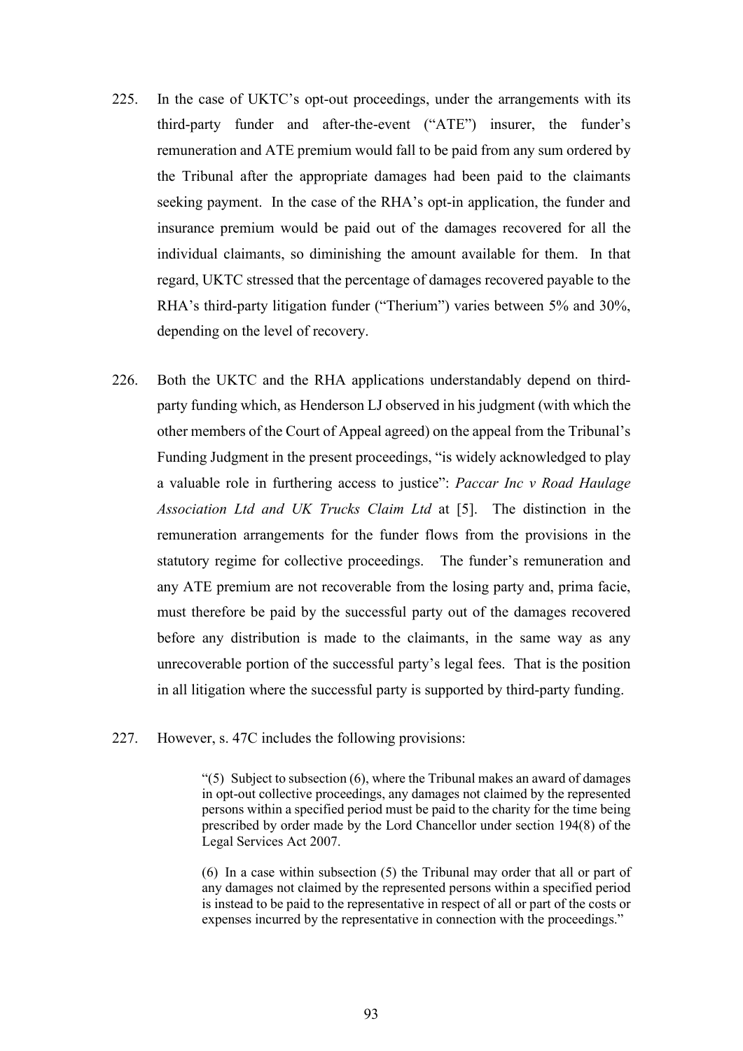225. In the case of UKTC's opt-out proceedings, under the arrangements with its third-party funder and after-the-event ("ATE") insurer, the funder's remuneration and ATE premium would fall to be paid from any sum ordered by the Tribunal after the appropriate damages had been paid to the claimants seeking payment. In the case of the RHA's opt-in application, the funder and insurance premium would be paid out of the damages recovered for all the individual claimants, so diminishing the amount available for them. In that regard, UKTC stressed that the percentage of damages recovered payable to the RHA's third-party litigation funder ("Therium") varies between 5% and 30%, depending on the level of recovery.

226. Both the UKTC and the RHA applications understandably depend on third-party funding which, as Henderson LJ observed in his judgment (with which the other members of the Court of Appeal agreed) on the appeal from the Tribunal's Funding Judgment in the present proceedings, "is widely acknowledged to play a valuable role in furthering access to justice": *Paccar Inc v Road Haulage Association Ltd and UK Trucks Claim Ltd* at [5]. The distinction in the remuneration arrangements for the funder flows from the provisions in the statutory regime for collective proceedings. The funder's remuneration and any ATE premium are not recoverable from the losing party and, prima facie, must therefore be paid by the successful party out of the damages recovered before any distribution is made to the claimants, in the same way as any unrecoverable portion of the successful party's legal fees. That is the position in all litigation where the successful party is supported by third-party funding.

227. However, s. 47C includes the following provisions:

> "(5) Subject to subsection (6), where the Tribunal makes an award of damages in opt-out collective proceedings, any damages not claimed by the represented persons within a specified period must be paid to the charity for the time being prescribed by order made by the Lord Chancellor under section 194(8) of the Legal Services Act 2007.
>
> (6) In a case within subsection (5) the Tribunal may order that all or part of any damages not claimed by the represented persons within a specified period is instead to be paid to the representative in respect of all or part of the costs or expenses incurred by the representative in connection with the proceedings."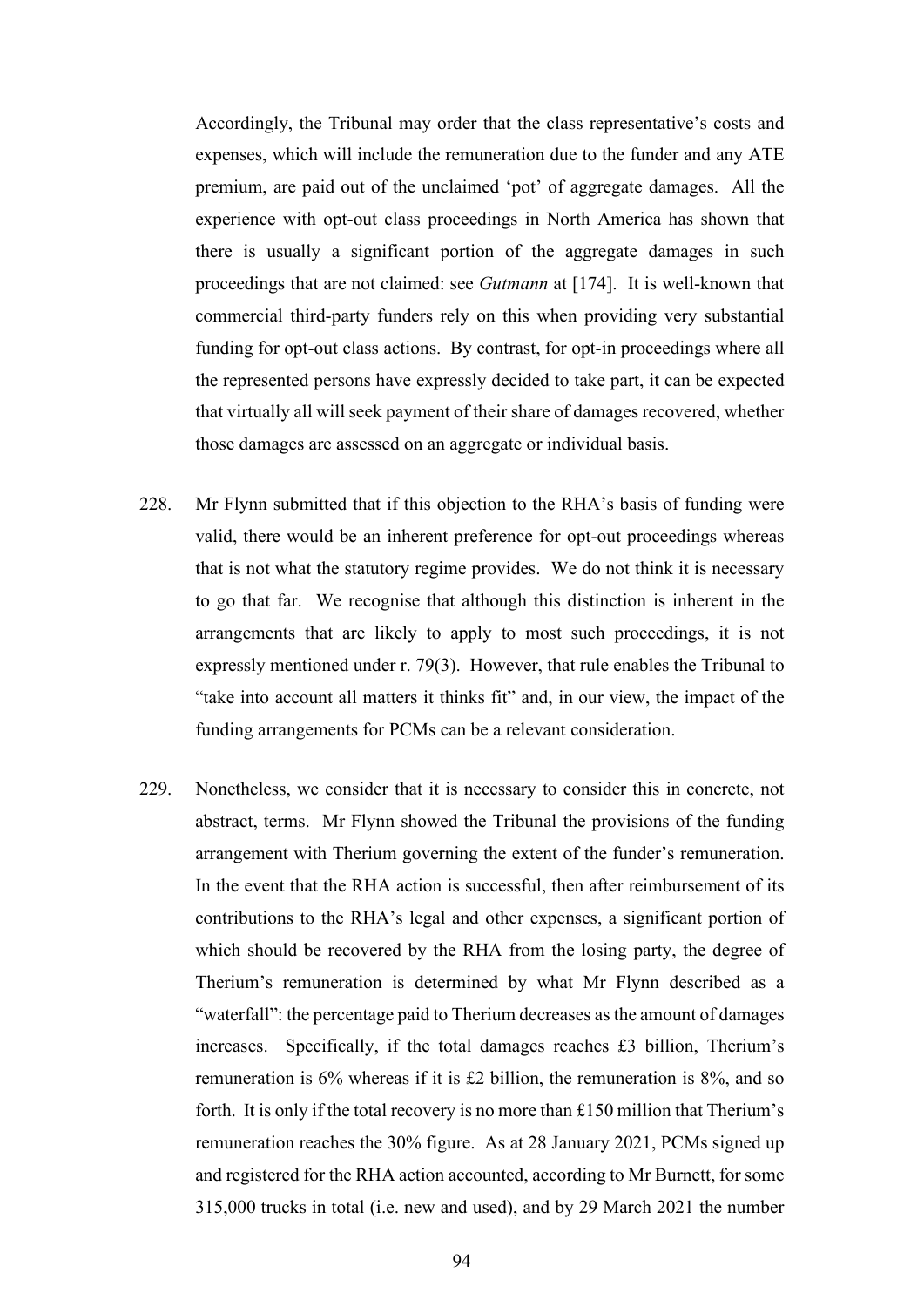Accordingly, the Tribunal may order that the class representative's costs and expenses, which will include the remuneration due to the funder and any ATE premium, are paid out of the unclaimed 'pot' of aggregate damages. All the experience with opt-out class proceedings in North America has shown that there is usually a significant portion of the aggregate damages in such proceedings that are not claimed: see *Gutmann* at [174]. It is well-known that commercial third-party funders rely on this when providing very substantial funding for opt-out class actions. By contrast, for opt-in proceedings where all the represented persons have expressly decided to take part, it can be expected that virtually all will seek payment of their share of damages recovered, whether those damages are assessed on an aggregate or individual basis.

228. Mr Flynn submitted that if this objection to the RHA's basis of funding were valid, there would be an inherent preference for opt-out proceedings whereas that is not what the statutory regime provides. We do not think it is necessary to go that far. We recognise that although this distinction is inherent in the arrangements that are likely to apply to most such proceedings, it is not expressly mentioned under r. 79(3). However, that rule enables the Tribunal to "take into account all matters it thinks fit" and, in our view, the impact of the funding arrangements for PCMs can be a relevant consideration.

229. Nonetheless, we consider that it is necessary to consider this in concrete, not abstract, terms. Mr Flynn showed the Tribunal the provisions of the funding arrangement with Therium governing the extent of the funder's remuneration. In the event that the RHA action is successful, then after reimbursement of its contributions to the RHA's legal and other expenses, a significant portion of which should be recovered by the RHA from the losing party, the degree of Therium's remuneration is determined by what Mr Flynn described as a "waterfall": the percentage paid to Therium decreases as the amount of damages increases. Specifically, if the total damages reaches £3 billion, Therium's remuneration is 6% whereas if it is £2 billion, the remuneration is 8%, and so forth. It is only if the total recovery is no more than £150 million that Therium's remuneration reaches the 30% figure. As at 28 January 2021, PCMs signed up and registered for the RHA action accounted, according to Mr Burnett, for some 315,000 trucks in total (i.e. new and used), and by 29 March 2021 the number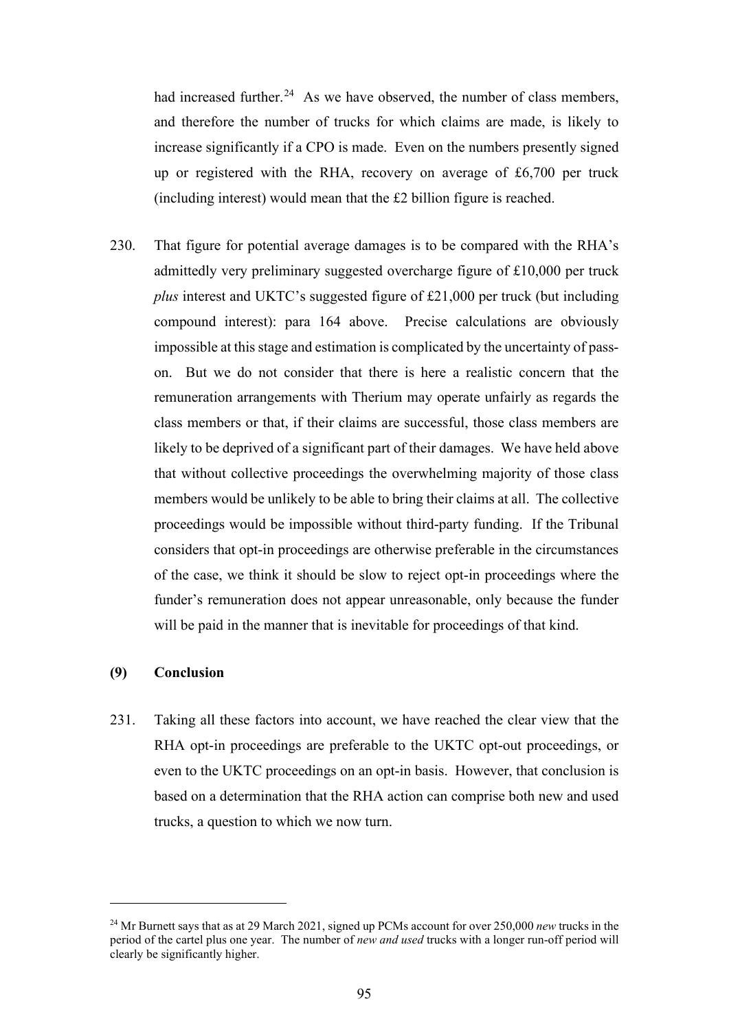had increased further.[24] As we have observed, the number of class members, and therefore the number of trucks for which claims are made, is likely to increase significantly if a CPO is made. Even on the numbers presently signed up or registered with the RHA, recovery on average of £6,700 per truck (including interest) would mean that the £2 billion figure is reached.

230. That figure for potential average damages is to be compared with the RHA's admittedly very preliminary suggested overcharge figure of £10,000 per truck *plus* interest and UKTC's suggested figure of £21,000 per truck (but including compound interest): para 164 above. Precise calculations are obviously impossible at this stage and estimation is complicated by the uncertainty of pass-on. But we do not consider that there is here a realistic concern that the remuneration arrangements with Therium may operate unfairly as regards the class members or that, if their claims are successful, those class members are likely to be deprived of a significant part of their damages. We have held above that without collective proceedings the overwhelming majority of those class members would be unlikely to be able to bring their claims at all. The collective proceedings would be impossible without third-party funding. If the Tribunal considers that opt-in proceedings are otherwise preferable in the circumstances of the case, we think it should be slow to reject opt-in proceedings where the funder's remuneration does not appear unreasonable, only because the funder will be paid in the manner that is inevitable for proceedings of that kind.

### (9) Conclusion

231. Taking all these factors into account, we have reached the clear view that the RHA opt-in proceedings are preferable to the UKTC opt-out proceedings, or even to the UKTC proceedings on an opt-in basis. However, that conclusion is based on a determination that the RHA action can comprise both new and used trucks, a question to which we now turn.

---

[24] Mr Burnett says that as at 29 March 2021, signed up PCMs account for over 250,000 *new* trucks in the period of the cartel plus one year. The number of *new and used* trucks with a longer run-off period will clearly be significantly higher.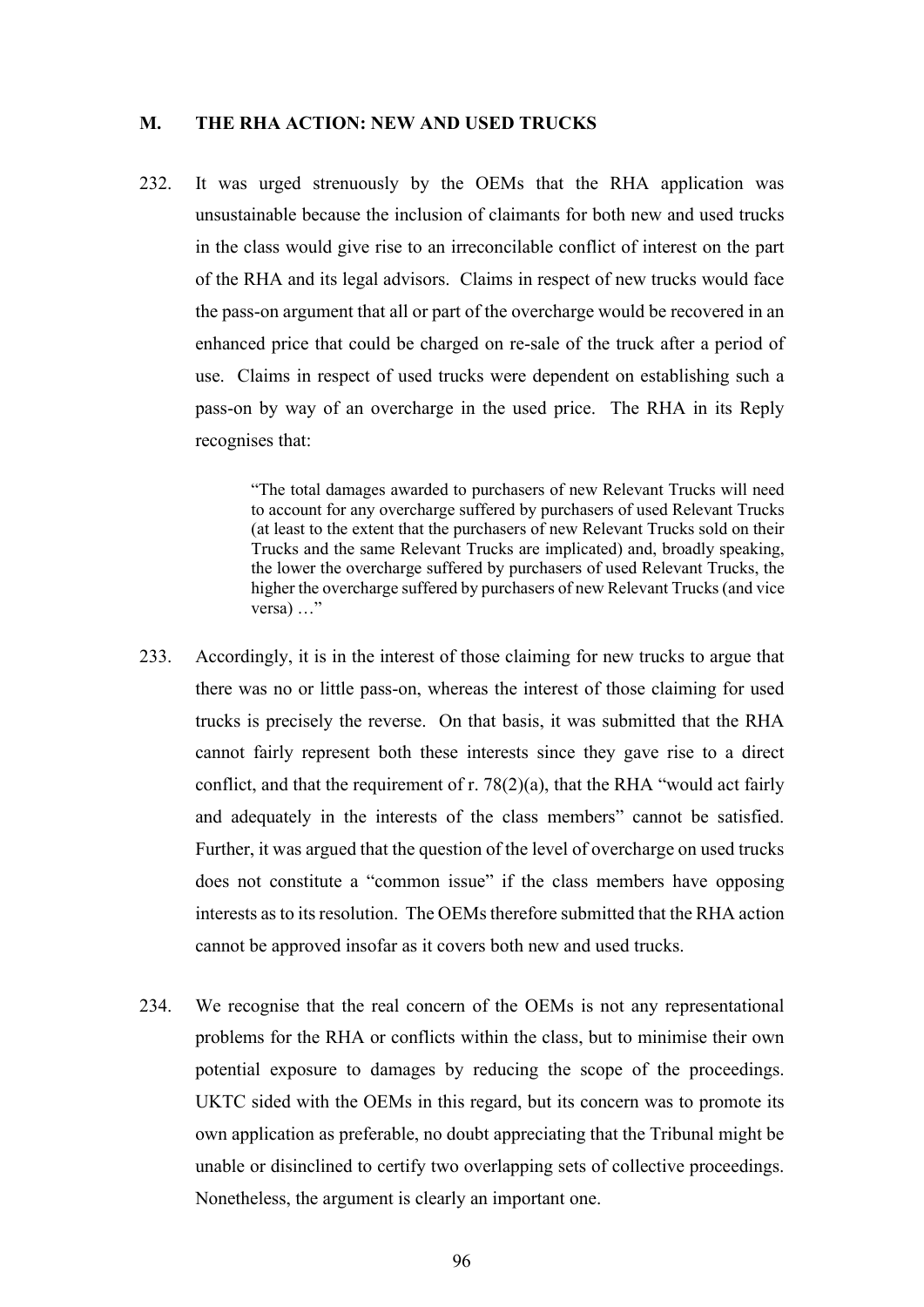## M. THE RHA ACTION: NEW AND USED TRUCKS

232. It was urged strenuously by the OEMs that the RHA application was unsustainable because the inclusion of claimants for both new and used trucks in the class would give rise to an irreconcilable conflict of interest on the part of the RHA and its legal advisors. Claims in respect of new trucks would face the pass-on argument that all or part of the overcharge would be recovered in an enhanced price that could be charged on re-sale of the truck after a period of use. Claims in respect of used trucks were dependent on establishing such a pass-on by way of an overcharge in the used price. The RHA in its Reply recognises that:

> "The total damages awarded to purchasers of new Relevant Trucks will need to account for any overcharge suffered by purchasers of used Relevant Trucks (at least to the extent that the purchasers of new Relevant Trucks sold on their Trucks and the same Relevant Trucks are implicated) and, broadly speaking, the lower the overcharge suffered by purchasers of used Relevant Trucks, the higher the overcharge suffered by purchasers of new Relevant Trucks (and vice versa) …"

233. Accordingly, it is in the interest of those claiming for new trucks to argue that there was no or little pass-on, whereas the interest of those claiming for used trucks is precisely the reverse. On that basis, it was submitted that the RHA cannot fairly represent both these interests since they gave rise to a direct conflict, and that the requirement of r. 78(2)(a), that the RHA "would act fairly and adequately in the interests of the class members" cannot be satisfied. Further, it was argued that the question of the level of overcharge on used trucks does not constitute a "common issue" if the class members have opposing interests as to its resolution. The OEMs therefore submitted that the RHA action cannot be approved insofar as it covers both new and used trucks.

234. We recognise that the real concern of the OEMs is not any representational problems for the RHA or conflicts within the class, but to minimise their own potential exposure to damages by reducing the scope of the proceedings. UKTC sided with the OEMs in this regard, but its concern was to promote its own application as preferable, no doubt appreciating that the Tribunal might be unable or disinclined to certify two overlapping sets of collective proceedings. Nonetheless, the argument is clearly an important one.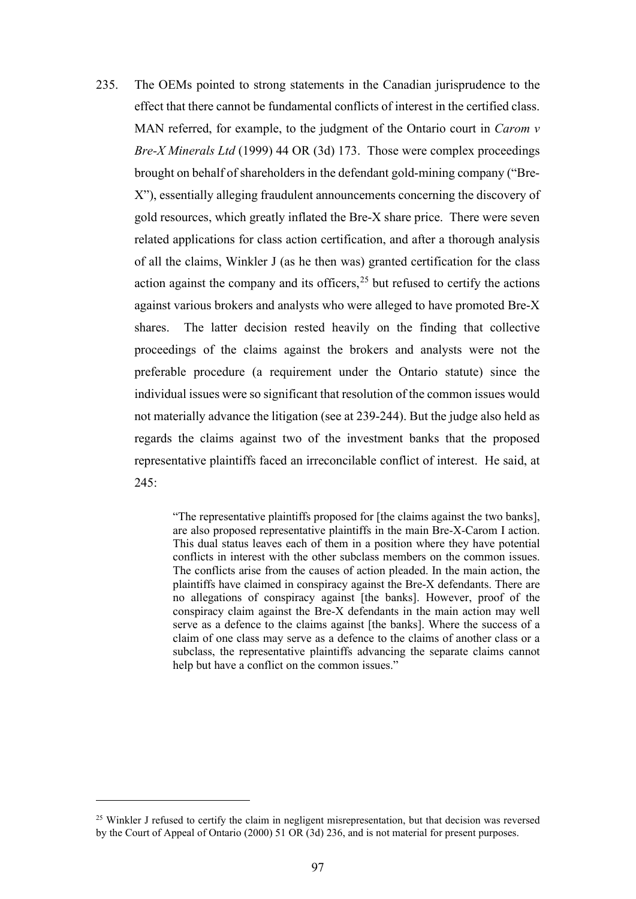235. The OEMs pointed to strong statements in the Canadian jurisprudence to the effect that there cannot be fundamental conflicts of interest in the certified class. MAN referred, for example, to the judgment of the Ontario court in *Carom v Bre-X Minerals Ltd* (1999) 44 OR (3d) 173. Those were complex proceedings brought on behalf of shareholders in the defendant gold-mining company ("Bre-X"), essentially alleging fraudulent announcements concerning the discovery of gold resources, which greatly inflated the Bre-X share price. There were seven related applications for class action certification, and after a thorough analysis of all the claims, Winkler J (as he then was) granted certification for the class action against the company and its officers,[25] but refused to certify the actions against various brokers and analysts who were alleged to have promoted Bre-X shares. The latter decision rested heavily on the finding that collective proceedings of the claims against the brokers and analysts were not the preferable procedure (a requirement under the Ontario statute) since the individual issues were so significant that resolution of the common issues would not materially advance the litigation (see at 239-244). But the judge also held as regards the claims against two of the investment banks that the proposed representative plaintiffs faced an irreconcilable conflict of interest. He said, at 245:

> "The representative plaintiffs proposed for [the claims against the two banks], are also proposed representative plaintiffs in the main Bre-X-Carom I action. This dual status leaves each of them in a position where they have potential conflicts in interest with the other subclass members on the common issues. The conflicts arise from the causes of action pleaded. In the main action, the plaintiffs have claimed in conspiracy against the Bre-X defendants. There are no allegations of conspiracy against [the banks]. However, proof of the conspiracy claim against the Bre-X defendants in the main action may well serve as a defence to the claims against [the banks]. Where the success of a claim of one class may serve as a defence to the claims of another class or a subclass, the representative plaintiffs advancing the separate claims cannot help but have a conflict on the common issues."

---

[25] Winkler J refused to certify the claim in negligent misrepresentation, but that decision was reversed by the Court of Appeal of Ontario (2000) 51 OR (3d) 236, and is not material for present purposes.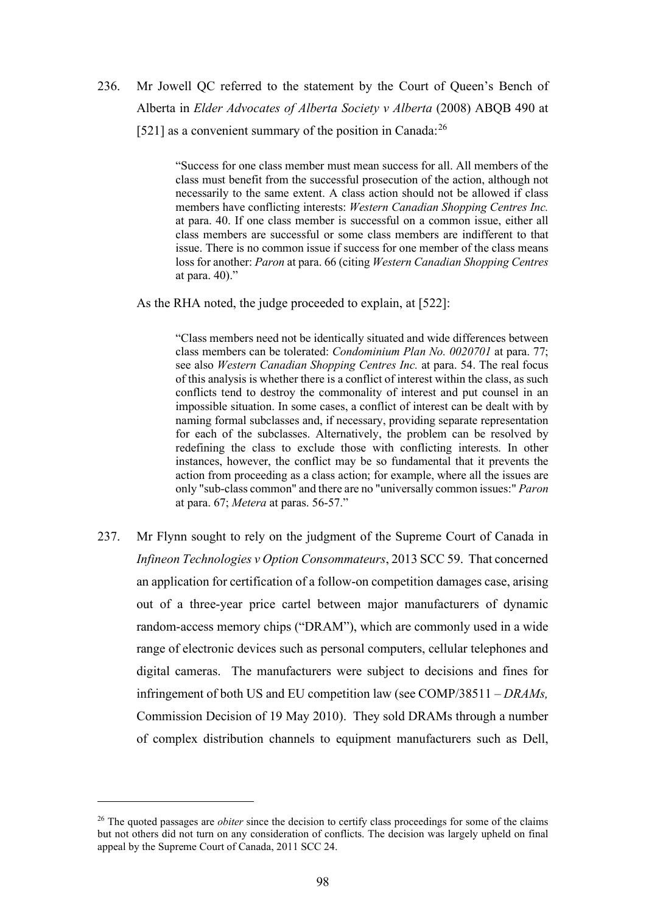236. Mr Jowell QC referred to the statement by the Court of Queen's Bench of Alberta in *Elder Advocates of Alberta Society v Alberta* (2008) ABQB 490 at [521] as a convenient summary of the position in Canada:[26]

> "Success for one class member must mean success for all. All members of the class must benefit from the successful prosecution of the action, although not necessarily to the same extent. A class action should not be allowed if class members have conflicting interests: *Western Canadian Shopping Centres Inc.* at para. 40. If one class member is successful on a common issue, either all class members are successful or some class members are indifferent to that issue. There is no common issue if success for one member of the class means loss for another: *Paron* at para. 66 (citing *Western Canadian Shopping Centres* at para. 40)."

As the RHA noted, the judge proceeded to explain, at [522]:

> "Class members need not be identically situated and wide differences between class members can be tolerated: *Condominium Plan No. 0020701* at para. 77; see also *Western Canadian Shopping Centres Inc.* at para. 54. The real focus of this analysis is whether there is a conflict of interest within the class, as such conflicts tend to destroy the commonality of interest and put counsel in an impossible situation. In some cases, a conflict of interest can be dealt with by naming formal subclasses and, if necessary, providing separate representation for each of the subclasses. Alternatively, the problem can be resolved by redefining the class to exclude those with conflicting interests. In other instances, however, the conflict may be so fundamental that it prevents the action from proceeding as a class action; for example, where all the issues are only "sub-class common" and there are no "universally common issues:" *Paron* at para. 67; *Metera* at paras. 56-57."

237. Mr Flynn sought to rely on the judgment of the Supreme Court of Canada in *Infineon Technologies v Option Consommateurs*, 2013 SCC 59. That concerned an application for certification of a follow-on competition damages case, arising out of a three-year price cartel between major manufacturers of dynamic random-access memory chips ("DRAM"), which are commonly used in a wide range of electronic devices such as personal computers, cellular telephones and digital cameras. The manufacturers were subject to decisions and fines for infringement of both US and EU competition law (see COMP/38511 – *DRAMs,* Commission Decision of 19 May 2010). They sold DRAMs through a number of complex distribution channels to equipment manufacturers such as Dell,

---

[26] The quoted passages are *obiter* since the decision to certify class proceedings for some of the claims but not others did not turn on any consideration of conflicts. The decision was largely upheld on final appeal by the Supreme Court of Canada, 2011 SCC 24.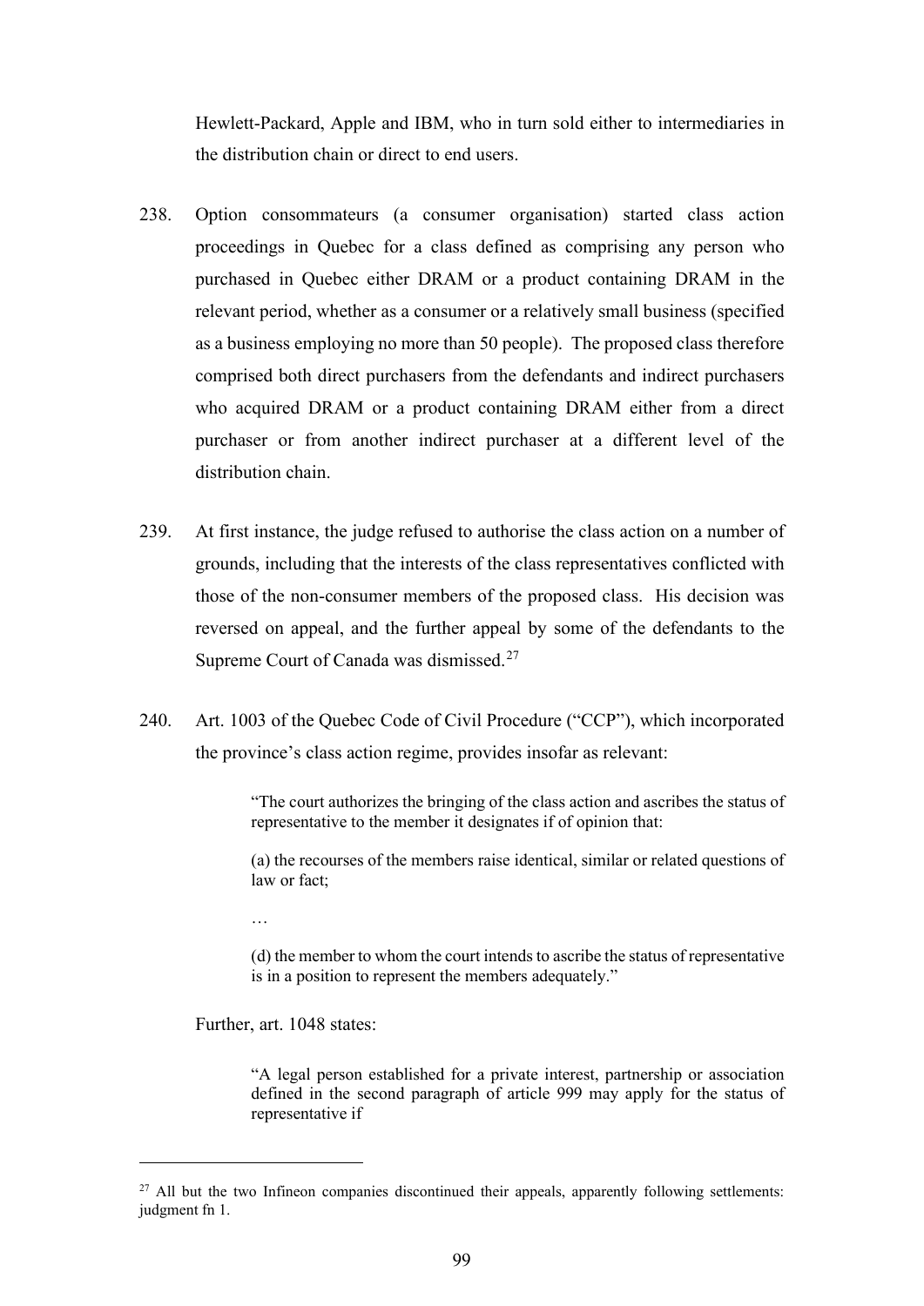Hewlett-Packard, Apple and IBM, who in turn sold either to intermediaries in the distribution chain or direct to end users.

238. Option consommateurs (a consumer organisation) started class action proceedings in Quebec for a class defined as comprising any person who purchased in Quebec either DRAM or a product containing DRAM in the relevant period, whether as a consumer or a relatively small business (specified as a business employing no more than 50 people). The proposed class therefore comprised both direct purchasers from the defendants and indirect purchasers who acquired DRAM or a product containing DRAM either from a direct purchaser or from another indirect purchaser at a different level of the distribution chain.

239. At first instance, the judge refused to authorise the class action on a number of grounds, including that the interests of the class representatives conflicted with those of the non-consumer members of the proposed class. His decision was reversed on appeal, and the further appeal by some of the defendants to the Supreme Court of Canada was dismissed.[27]

240. Art. 1003 of the Quebec Code of Civil Procedure ("CCP"), which incorporated the province's class action regime, provides insofar as relevant:

> "The court authorizes the bringing of the class action and ascribes the status of representative to the member it designates if of opinion that:
>
> (a) the recourses of the members raise identical, similar or related questions of law or fact;
>
> …
>
> (d) the member to whom the court intends to ascribe the status of representative is in a position to represent the members adequately."

Further, art. 1048 states:

> "A legal person established for a private interest, partnership or association defined in the second paragraph of article 999 may apply for the status of representative if

[27] All but the two Infineon companies discontinued their appeals, apparently following settlements: judgment fn 1.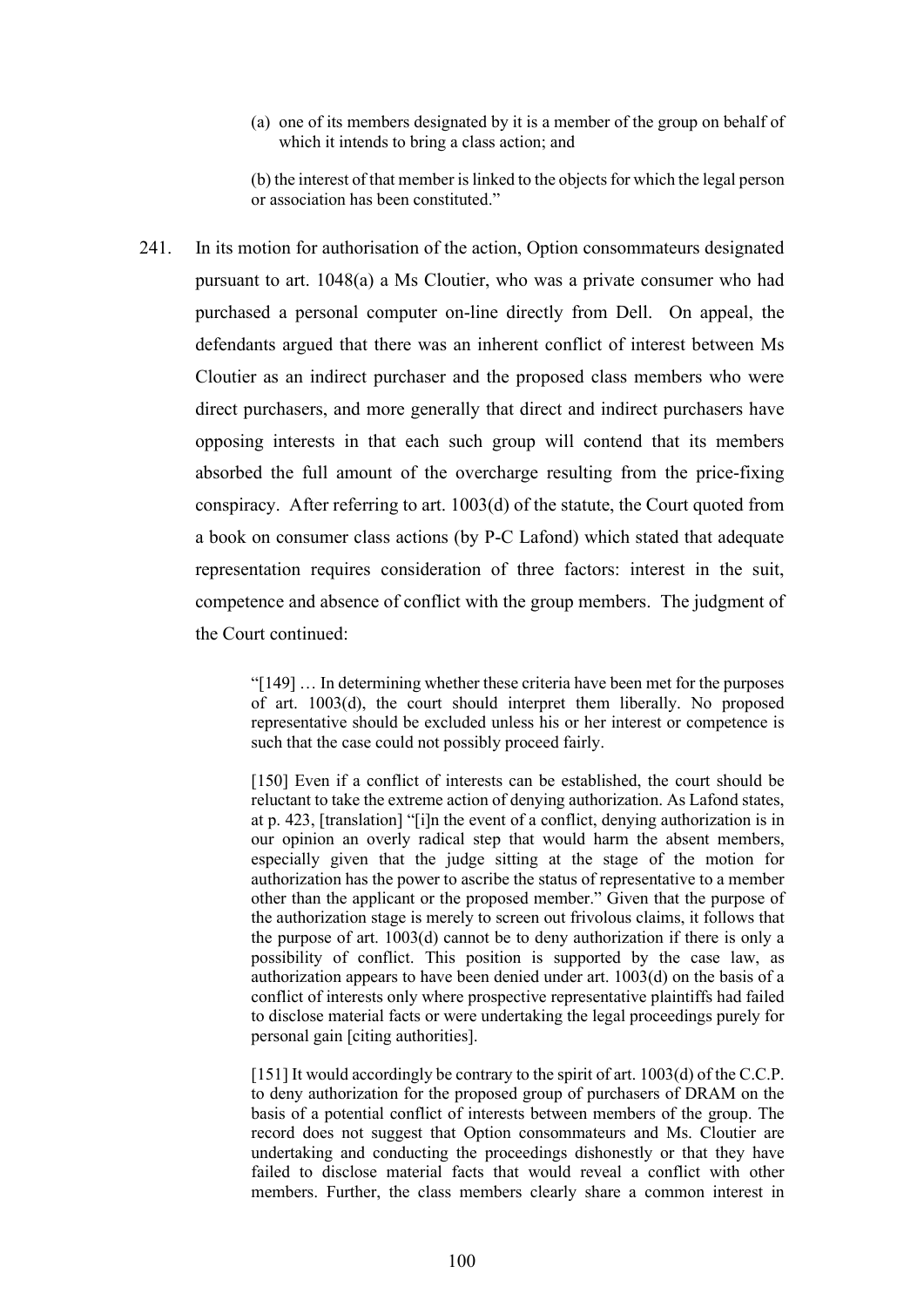> (a) one of its members designated by it is a member of the group on behalf of which it intends to bring a class action; and
>
> (b) the interest of that member is linked to the objects for which the legal person or association has been constituted."

241. In its motion for authorisation of the action, Option consommateurs designated pursuant to art. 1048(a) a Ms Cloutier, who was a private consumer who had purchased a personal computer on-line directly from Dell. On appeal, the defendants argued that there was an inherent conflict of interest between Ms Cloutier as an indirect purchaser and the proposed class members who were direct purchasers, and more generally that direct and indirect purchasers have opposing interests in that each such group will contend that its members absorbed the full amount of the overcharge resulting from the price-fixing conspiracy. After referring to art. 1003(d) of the statute, the Court quoted from a book on consumer class actions (by P-C Lafond) which stated that adequate representation requires consideration of three factors: interest in the suit, competence and absence of conflict with the group members. The judgment of the Court continued:

> "[149] … In determining whether these criteria have been met for the purposes of art. 1003(d), the court should interpret them liberally. No proposed representative should be excluded unless his or her interest or competence is such that the case could not possibly proceed fairly.
>
> [150] Even if a conflict of interests can be established, the court should be reluctant to take the extreme action of denying authorization. As Lafond states, at p. 423, [translation] "[i]n the event of a conflict, denying authorization is in our opinion an overly radical step that would harm the absent members, especially given that the judge sitting at the stage of the motion for authorization has the power to ascribe the status of representative to a member other than the applicant or the proposed member." Given that the purpose of the authorization stage is merely to screen out frivolous claims, it follows that the purpose of art. 1003(d) cannot be to deny authorization if there is only a possibility of conflict. This position is supported by the case law, as authorization appears to have been denied under art. 1003(d) on the basis of a conflict of interests only where prospective representative plaintiffs had failed to disclose material facts or were undertaking the legal proceedings purely for personal gain [citing authorities].
>
> [151] It would accordingly be contrary to the spirit of art. 1003(d) of the C.C.P. to deny authorization for the proposed group of purchasers of DRAM on the basis of a potential conflict of interests between members of the group. The record does not suggest that Option consommateurs and Ms. Cloutier are undertaking and conducting the proceedings dishonestly or that they have failed to disclose material facts that would reveal a conflict with other members. Further, the class members clearly share a common interest in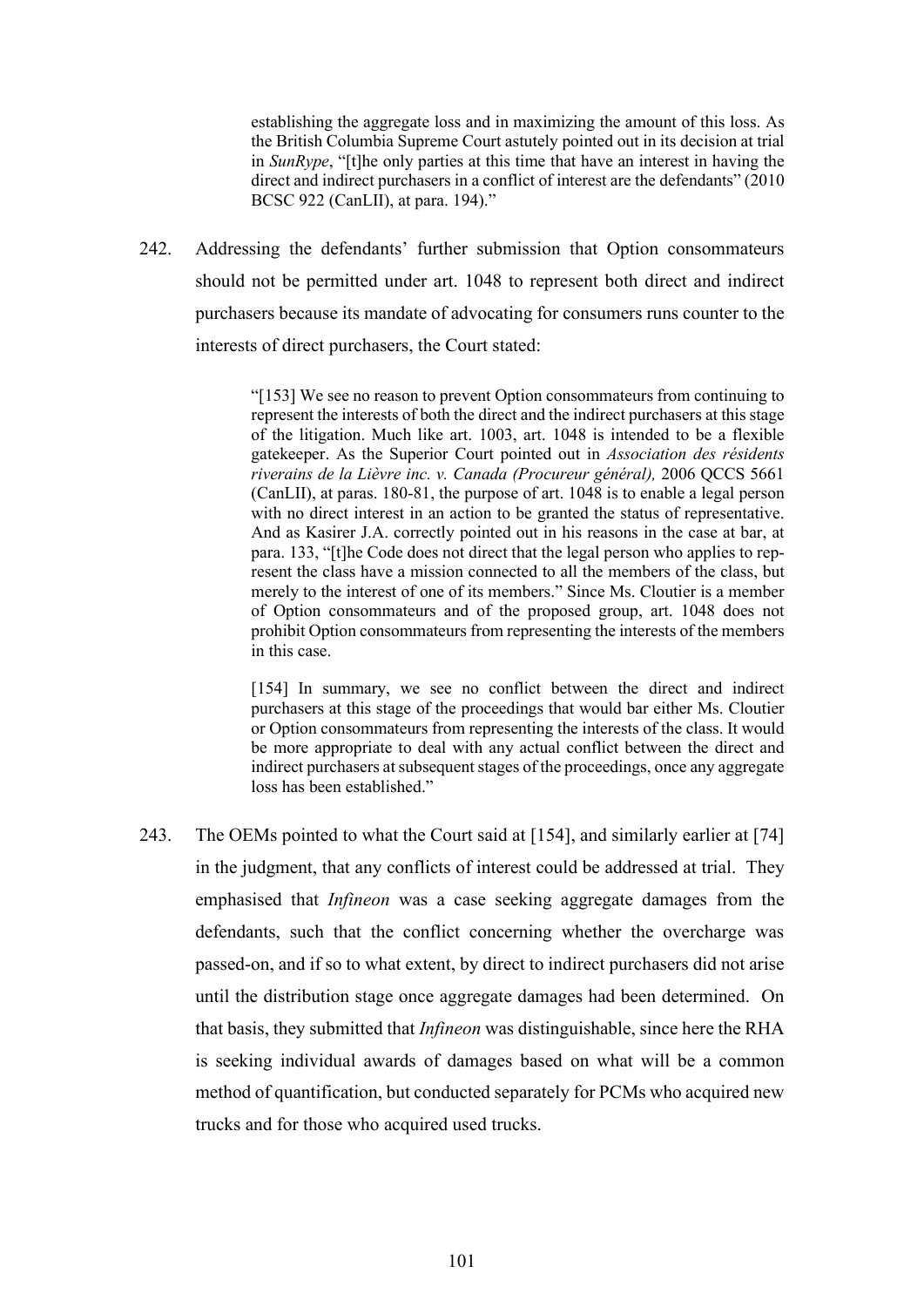> establishing the aggregate loss and in maximizing the amount of this loss. As the British Columbia Supreme Court astutely pointed out in its decision at trial in *SunRype*, "[t]he only parties at this time that have an interest in having the direct and indirect purchasers in a conflict of interest are the defendants" (2010 BCSC 922 (CanLII), at para. 194)."

242. Addressing the defendants' further submission that Option consommateurs should not be permitted under art. 1048 to represent both direct and indirect purchasers because its mandate of advocating for consumers runs counter to the interests of direct purchasers, the Court stated:

> "[153] We see no reason to prevent Option consommateurs from continuing to represent the interests of both the direct and the indirect purchasers at this stage of the litigation. Much like art. 1003, art. 1048 is intended to be a flexible gatekeeper. As the Superior Court pointed out in *Association des résidents riverains de la Lièvre inc. v. Canada (Procureur général),* 2006 QCCS 5661 (CanLII), at paras. 180-81, the purpose of art. 1048 is to enable a legal person with no direct interest in an action to be granted the status of representative. And as Kasirer J.A. correctly pointed out in his reasons in the case at bar, at para. 133, "[t]he Code does not direct that the legal person who applies to represent the class have a mission connected to all the members of the class, but merely to the interest of one of its members." Since Ms. Cloutier is a member of Option consommateurs and of the proposed group, art. 1048 does not prohibit Option consommateurs from representing the interests of the members in this case.
>
> [154] In summary, we see no conflict between the direct and indirect purchasers at this stage of the proceedings that would bar either Ms. Cloutier or Option consommateurs from representing the interests of the class. It would be more appropriate to deal with any actual conflict between the direct and indirect purchasers at subsequent stages of the proceedings, once any aggregate loss has been established."

243. The OEMs pointed to what the Court said at [154], and similarly earlier at [74] in the judgment, that any conflicts of interest could be addressed at trial. They emphasised that *Infineon* was a case seeking aggregate damages from the defendants, such that the conflict concerning whether the overcharge was passed-on, and if so to what extent, by direct to indirect purchasers did not arise until the distribution stage once aggregate damages had been determined. On that basis, they submitted that *Infineon* was distinguishable, since here the RHA is seeking individual awards of damages based on what will be a common method of quantification, but conducted separately for PCMs who acquired new trucks and for those who acquired used trucks.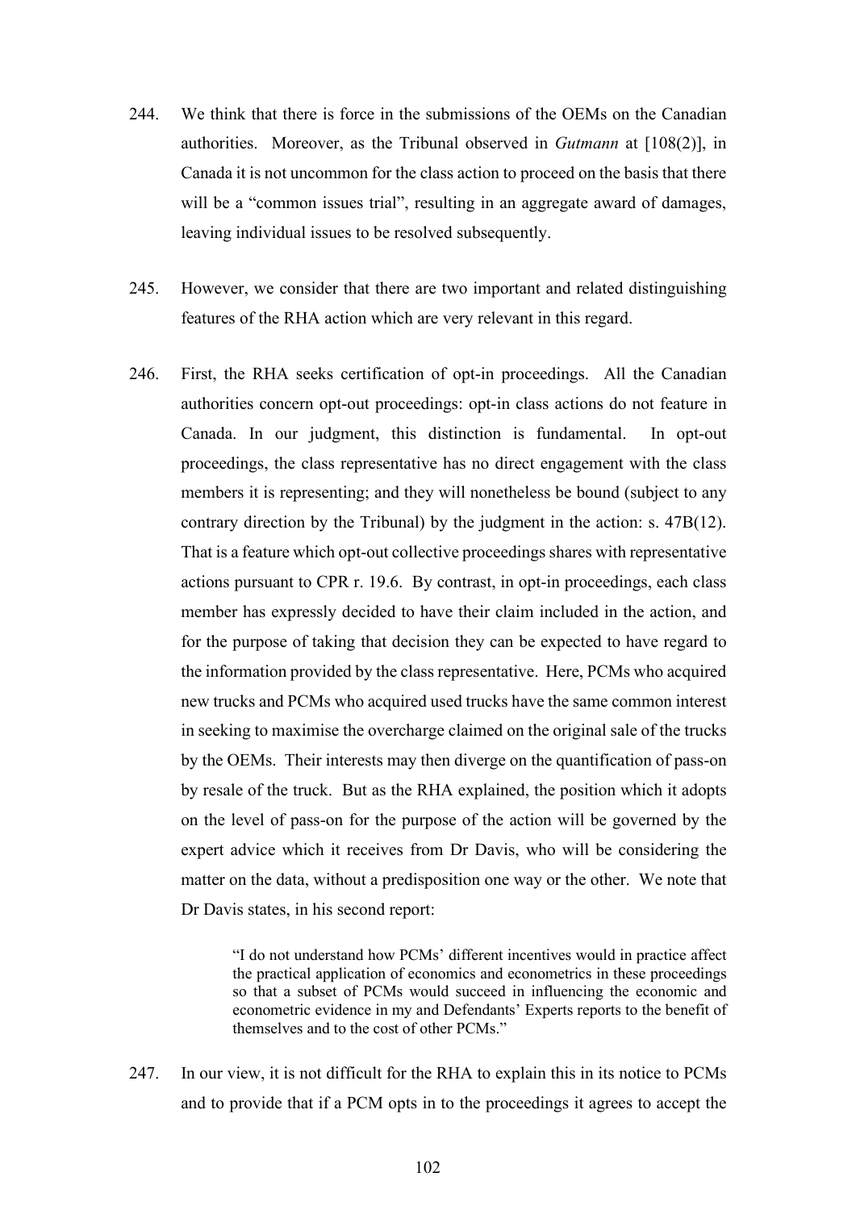244. We think that there is force in the submissions of the OEMs on the Canadian authorities. Moreover, as the Tribunal observed in *Gutmann* at [108(2)], in Canada it is not uncommon for the class action to proceed on the basis that there will be a "common issues trial", resulting in an aggregate award of damages, leaving individual issues to be resolved subsequently.

245. However, we consider that there are two important and related distinguishing features of the RHA action which are very relevant in this regard.

246. First, the RHA seeks certification of opt-in proceedings. All the Canadian authorities concern opt-out proceedings: opt-in class actions do not feature in Canada. In our judgment, this distinction is fundamental. In opt-out proceedings, the class representative has no direct engagement with the class members it is representing; and they will nonetheless be bound (subject to any contrary direction by the Tribunal) by the judgment in the action: s. 47B(12). That is a feature which opt-out collective proceedings shares with representative actions pursuant to CPR r. 19.6. By contrast, in opt-in proceedings, each class member has expressly decided to have their claim included in the action, and for the purpose of taking that decision they can be expected to have regard to the information provided by the class representative. Here, PCMs who acquired new trucks and PCMs who acquired used trucks have the same common interest in seeking to maximise the overcharge claimed on the original sale of the trucks by the OEMs. Their interests may then diverge on the quantification of pass-on by resale of the truck. But as the RHA explained, the position which it adopts on the level of pass-on for the purpose of the action will be governed by the expert advice which it receives from Dr Davis, who will be considering the matter on the data, without a predisposition one way or the other. We note that Dr Davis states, in his second report:

> "I do not understand how PCMs' different incentives would in practice affect the practical application of economics and econometrics in these proceedings so that a subset of PCMs would succeed in influencing the economic and econometric evidence in my and Defendants' Experts reports to the benefit of themselves and to the cost of other PCMs."

247. In our view, it is not difficult for the RHA to explain this in its notice to PCMs and to provide that if a PCM opts in to the proceedings it agrees to accept the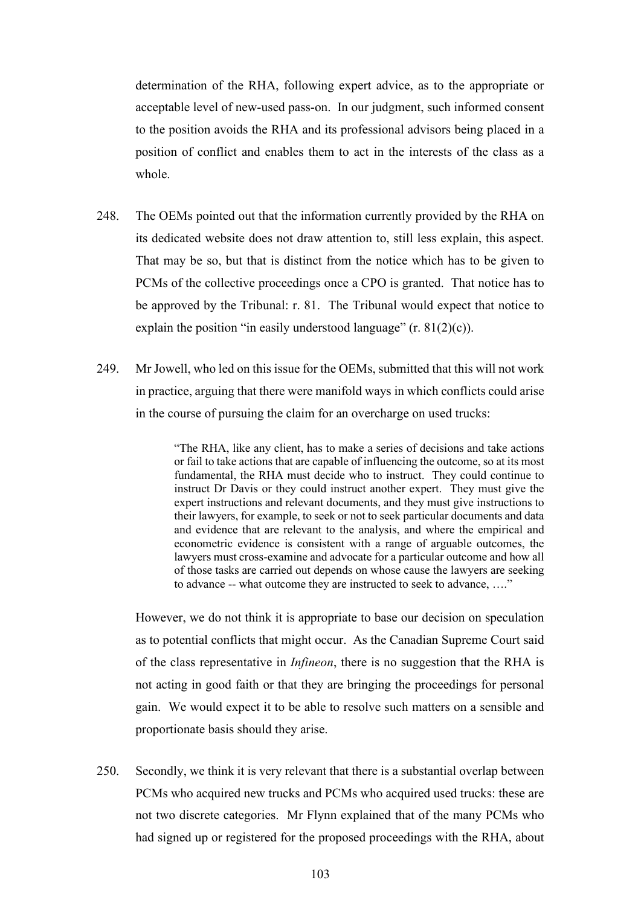determination of the RHA, following expert advice, as to the appropriate or acceptable level of new-used pass-on. In our judgment, such informed consent to the position avoids the RHA and its professional advisors being placed in a position of conflict and enables them to act in the interests of the class as a whole.

248. The OEMs pointed out that the information currently provided by the RHA on its dedicated website does not draw attention to, still less explain, this aspect. That may be so, but that is distinct from the notice which has to be given to PCMs of the collective proceedings once a CPO is granted. That notice has to be approved by the Tribunal: r. 81. The Tribunal would expect that notice to explain the position "in easily understood language" (r. 81(2)(c)).

249. Mr Jowell, who led on this issue for the OEMs, submitted that this will not work in practice, arguing that there were manifold ways in which conflicts could arise in the course of pursuing the claim for an overcharge on used trucks:

> "The RHA, like any client, has to make a series of decisions and take actions or fail to take actions that are capable of influencing the outcome, so at its most fundamental, the RHA must decide who to instruct. They could continue to instruct Dr Davis or they could instruct another expert. They must give the expert instructions and relevant documents, and they must give instructions to their lawyers, for example, to seek or not to seek particular documents and data and evidence that are relevant to the analysis, and where the empirical and econometric evidence is consistent with a range of arguable outcomes, the lawyers must cross-examine and advocate for a particular outcome and how all of those tasks are carried out depends on whose cause the lawyers are seeking to advance -- what outcome they are instructed to seek to advance, …."

However, we do not think it is appropriate to base our decision on speculation as to potential conflicts that might occur. As the Canadian Supreme Court said of the class representative in *Infineon*, there is no suggestion that the RHA is not acting in good faith or that they are bringing the proceedings for personal gain. We would expect it to be able to resolve such matters on a sensible and proportionate basis should they arise.

250. Secondly, we think it is very relevant that there is a substantial overlap between PCMs who acquired new trucks and PCMs who acquired used trucks: these are not two discrete categories. Mr Flynn explained that of the many PCMs who had signed up or registered for the proposed proceedings with the RHA, about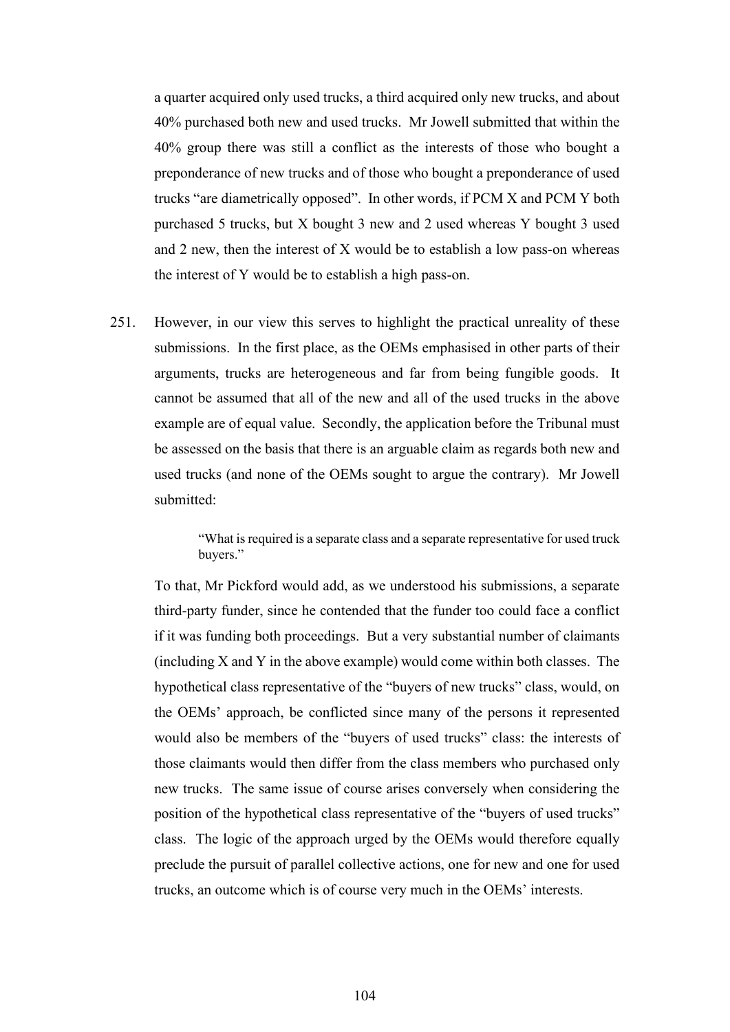a quarter acquired only used trucks, a third acquired only new trucks, and about 40% purchased both new and used trucks. Mr Jowell submitted that within the 40% group there was still a conflict as the interests of those who bought a preponderance of new trucks and of those who bought a preponderance of used trucks "are diametrically opposed". In other words, if PCM X and PCM Y both purchased 5 trucks, but X bought 3 new and 2 used whereas Y bought 3 used and 2 new, then the interest of X would be to establish a low pass-on whereas the interest of Y would be to establish a high pass-on.

251. However, in our view this serves to highlight the practical unreality of these submissions. In the first place, as the OEMs emphasised in other parts of their arguments, trucks are heterogeneous and far from being fungible goods. It cannot be assumed that all of the new and all of the used trucks in the above example are of equal value. Secondly, the application before the Tribunal must be assessed on the basis that there is an arguable claim as regards both new and used trucks (and none of the OEMs sought to argue the contrary). Mr Jowell submitted:

> "What is required is a separate class and a separate representative for used truck buyers."

To that, Mr Pickford would add, as we understood his submissions, a separate third-party funder, since he contended that the funder too could face a conflict if it was funding both proceedings. But a very substantial number of claimants (including X and Y in the above example) would come within both classes. The hypothetical class representative of the "buyers of new trucks" class, would, on the OEMs' approach, be conflicted since many of the persons it represented would also be members of the "buyers of used trucks" class: the interests of those claimants would then differ from the class members who purchased only new trucks. The same issue of course arises conversely when considering the position of the hypothetical class representative of the "buyers of used trucks" class. The logic of the approach urged by the OEMs would therefore equally preclude the pursuit of parallel collective actions, one for new and one for used trucks, an outcome which is of course very much in the OEMs' interests.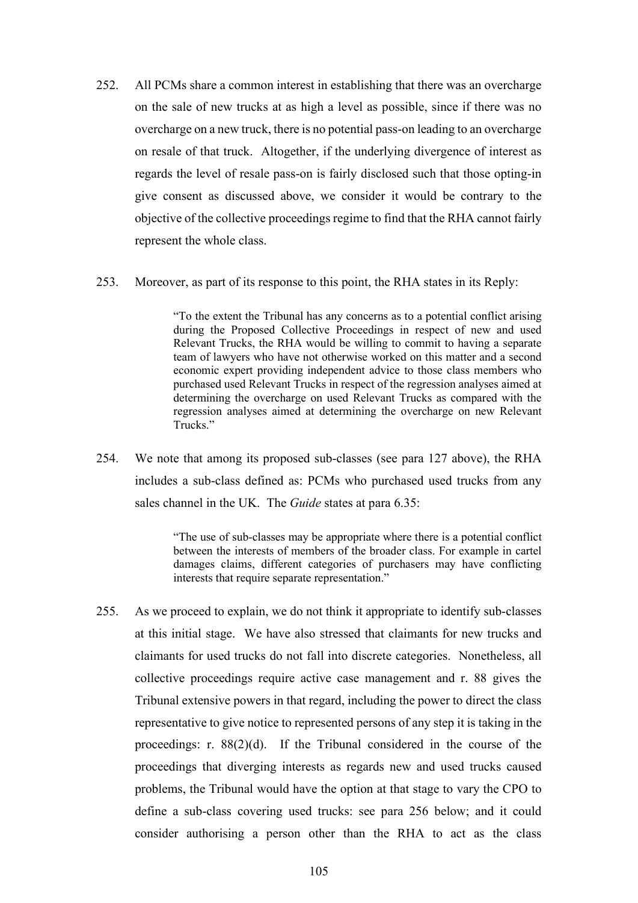252. All PCMs share a common interest in establishing that there was an overcharge on the sale of new trucks at as high a level as possible, since if there was no overcharge on a new truck, there is no potential pass-on leading to an overcharge on resale of that truck. Altogether, if the underlying divergence of interest as regards the level of resale pass-on is fairly disclosed such that those opting-in give consent as discussed above, we consider it would be contrary to the objective of the collective proceedings regime to find that the RHA cannot fairly represent the whole class.

253. Moreover, as part of its response to this point, the RHA states in its Reply:

> "To the extent the Tribunal has any concerns as to a potential conflict arising during the Proposed Collective Proceedings in respect of new and used Relevant Trucks, the RHA would be willing to commit to having a separate team of lawyers who have not otherwise worked on this matter and a second economic expert providing independent advice to those class members who purchased used Relevant Trucks in respect of the regression analyses aimed at determining the overcharge on used Relevant Trucks as compared with the regression analyses aimed at determining the overcharge on new Relevant Trucks."

254. We note that among its proposed sub-classes (see para 127 above), the RHA includes a sub-class defined as: PCMs who purchased used trucks from any sales channel in the UK. The *Guide* states at para 6.35:

> "The use of sub-classes may be appropriate where there is a potential conflict between the interests of members of the broader class. For example in cartel damages claims, different categories of purchasers may have conflicting interests that require separate representation."

255. As we proceed to explain, we do not think it appropriate to identify sub-classes at this initial stage. We have also stressed that claimants for new trucks and claimants for used trucks do not fall into discrete categories. Nonetheless, all collective proceedings require active case management and r. 88 gives the Tribunal extensive powers in that regard, including the power to direct the class representative to give notice to represented persons of any step it is taking in the proceedings: r. 88(2)(d). If the Tribunal considered in the course of the proceedings that diverging interests as regards new and used trucks caused problems, the Tribunal would have the option at that stage to vary the CPO to define a sub-class covering used trucks: see para 256 below; and it could consider authorising a person other than the RHA to act as the class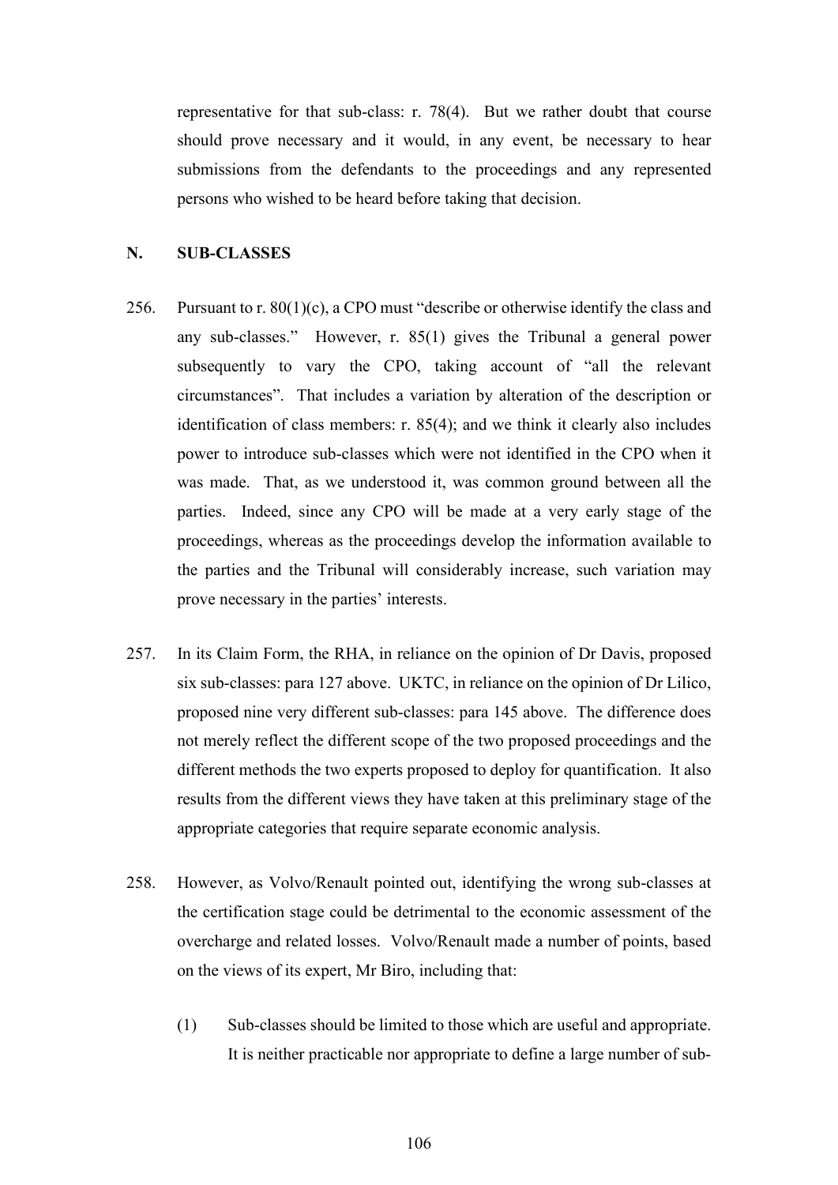representative for that sub-class: r. 78(4). But we rather doubt that course should prove necessary and it would, in any event, be necessary to hear submissions from the defendants to the proceedings and any represented persons who wished to be heard before taking that decision.

## N. SUB-CLASSES

256. Pursuant to r. 80(1)(c), a CPO must "describe or otherwise identify the class and any sub-classes." However, r. 85(1) gives the Tribunal a general power subsequently to vary the CPO, taking account of "all the relevant circumstances". That includes a variation by alteration of the description or identification of class members: r. 85(4); and we think it clearly also includes power to introduce sub-classes which were not identified in the CPO when it was made. That, as we understood it, was common ground between all the parties. Indeed, since any CPO will be made at a very early stage of the proceedings, whereas as the proceedings develop the information available to the parties and the Tribunal will considerably increase, such variation may prove necessary in the parties' interests.

257. In its Claim Form, the RHA, in reliance on the opinion of Dr Davis, proposed six sub-classes: para 127 above. UKTC, in reliance on the opinion of Dr Lilico, proposed nine very different sub-classes: para 145 above. The difference does not merely reflect the different scope of the two proposed proceedings and the different methods the two experts proposed to deploy for quantification. It also results from the different views they have taken at this preliminary stage of the appropriate categories that require separate economic analysis.

258. However, as Volvo/Renault pointed out, identifying the wrong sub-classes at the certification stage could be detrimental to the economic assessment of the overcharge and related losses. Volvo/Renault made a number of points, based on the views of its expert, Mr Biro, including that:

    (1) Sub-classes should be limited to those which are useful and appropriate. It is neither practicable nor appropriate to define a large number of sub-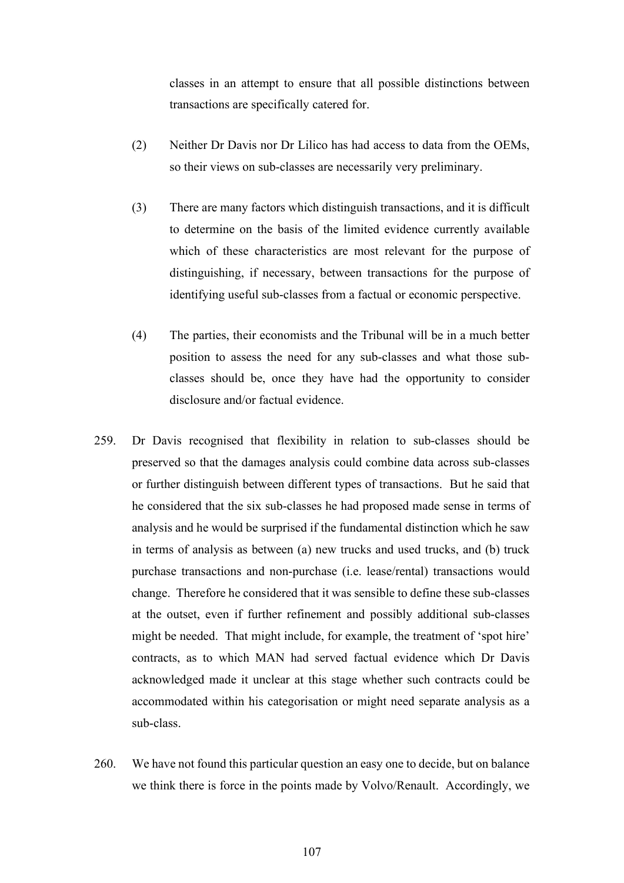classes in an attempt to ensure that all possible distinctions between transactions are specifically catered for.

(2) Neither Dr Davis nor Dr Lilico has had access to data from the OEMs, so their views on sub-classes are necessarily very preliminary.

(3) There are many factors which distinguish transactions, and it is difficult to determine on the basis of the limited evidence currently available which of these characteristics are most relevant for the purpose of distinguishing, if necessary, between transactions for the purpose of identifying useful sub-classes from a factual or economic perspective.

(4) The parties, their economists and the Tribunal will be in a much better position to assess the need for any sub-classes and what those sub-classes should be, once they have had the opportunity to consider disclosure and/or factual evidence.

259. Dr Davis recognised that flexibility in relation to sub-classes should be preserved so that the damages analysis could combine data across sub-classes or further distinguish between different types of transactions. But he said that he considered that the six sub-classes he had proposed made sense in terms of analysis and he would be surprised if the fundamental distinction which he saw in terms of analysis as between (a) new trucks and used trucks, and (b) truck purchase transactions and non-purchase (i.e. lease/rental) transactions would change. Therefore he considered that it was sensible to define these sub-classes at the outset, even if further refinement and possibly additional sub-classes might be needed. That might include, for example, the treatment of 'spot hire' contracts, as to which MAN had served factual evidence which Dr Davis acknowledged made it unclear at this stage whether such contracts could be accommodated within his categorisation or might need separate analysis as a sub-class.

260. We have not found this particular question an easy one to decide, but on balance we think there is force in the points made by Volvo/Renault. Accordingly, we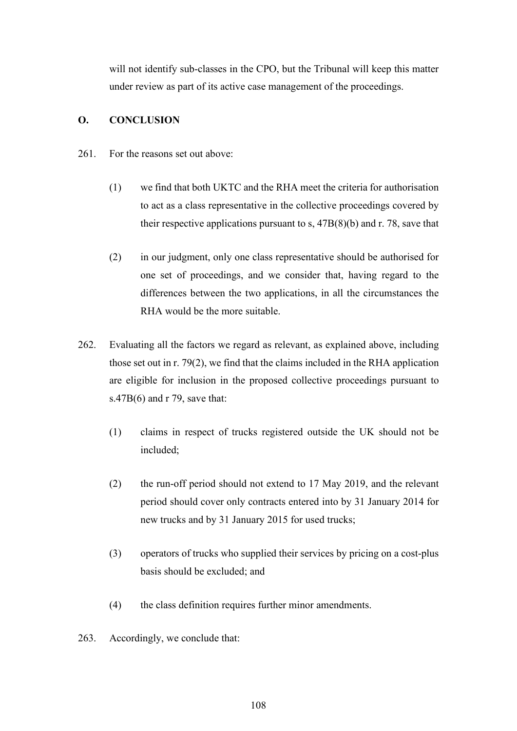will not identify sub-classes in the CPO, but the Tribunal will keep this matter under review as part of its active case management of the proceedings.

## O. CONCLUSION

261. For the reasons set out above:

   (1) we find that both UKTC and the RHA meet the criteria for authorisation to act as a class representative in the collective proceedings covered by their respective applications pursuant to s, 47B(8)(b) and r. 78, save that

   (2) in our judgment, only one class representative should be authorised for one set of proceedings, and we consider that, having regard to the differences between the two applications, in all the circumstances the RHA would be the more suitable.

262. Evaluating all the factors we regard as relevant, as explained above, including those set out in r. 79(2), we find that the claims included in the RHA application are eligible for inclusion in the proposed collective proceedings pursuant to s.47B(6) and r 79, save that:

   (1) claims in respect of trucks registered outside the UK should not be included;

   (2) the run-off period should not extend to 17 May 2019, and the relevant period should cover only contracts entered into by 31 January 2014 for new trucks and by 31 January 2015 for used trucks;

   (3) operators of trucks who supplied their services by pricing on a cost-plus basis should be excluded; and

   (4) the class definition requires further minor amendments.

263. Accordingly, we conclude that: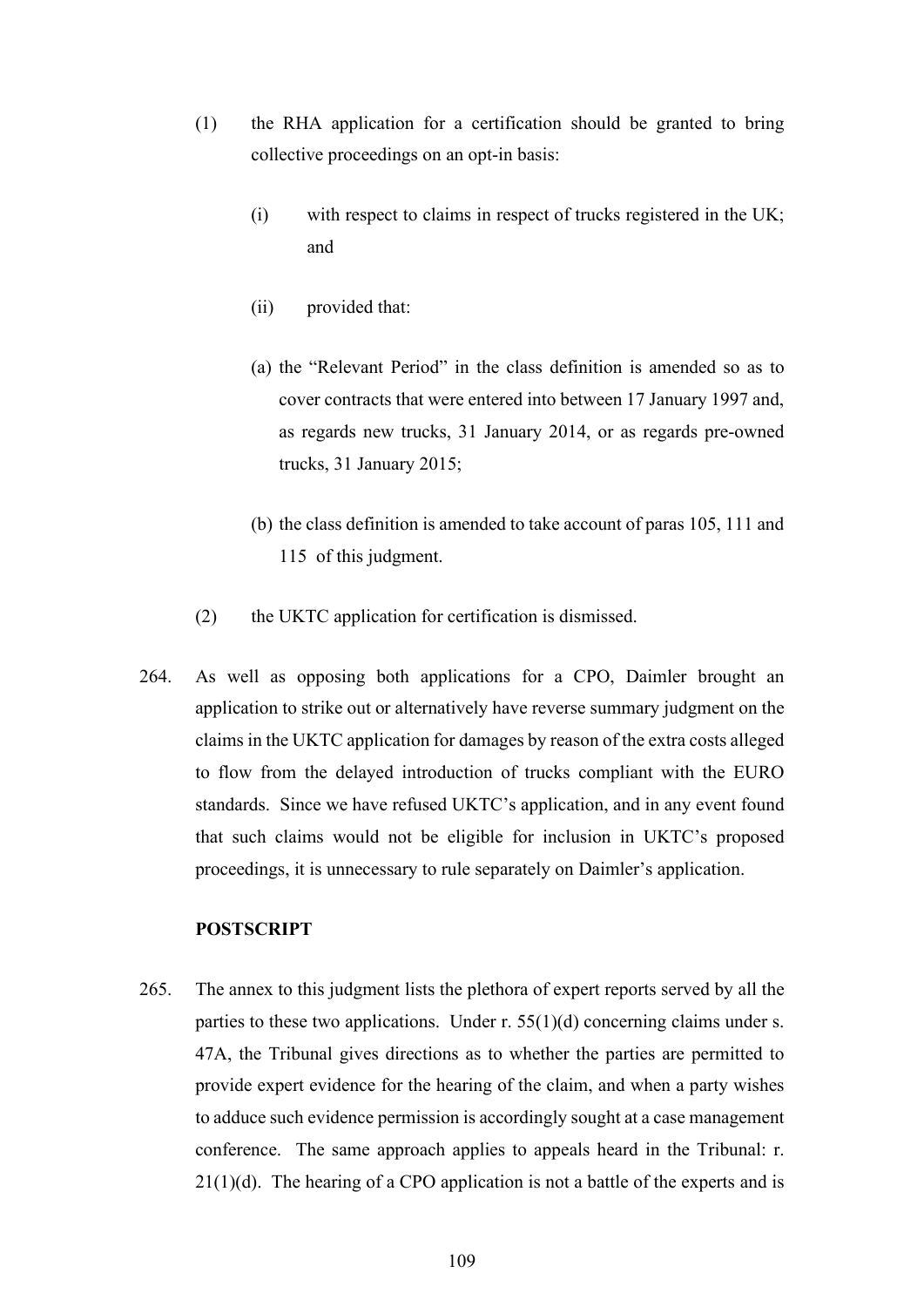(1) the RHA application for a certification should be granted to bring collective proceedings on an opt-in basis:

   (i) with respect to claims in respect of trucks registered in the UK; and

   (ii) provided that:

   (a) the "Relevant Period" in the class definition is amended so as to cover contracts that were entered into between 17 January 1997 and, as regards new trucks, 31 January 2014, or as regards pre-owned trucks, 31 January 2015;

   (b) the class definition is amended to take account of paras 105, 111 and 115 of this judgment.

(2) the UKTC application for certification is dismissed.

264. As well as opposing both applications for a CPO, Daimler brought an application to strike out or alternatively have reverse summary judgment on the claims in the UKTC application for damages by reason of the extra costs alleged to flow from the delayed introduction of trucks compliant with the EURO standards. Since we have refused UKTC's application, and in any event found that such claims would not be eligible for inclusion in UKTC's proposed proceedings, it is unnecessary to rule separately on Daimler's application.

**POSTSCRIPT**

265. The annex to this judgment lists the plethora of expert reports served by all the parties to these two applications. Under r. 55(1)(d) concerning claims under s. 47A, the Tribunal gives directions as to whether the parties are permitted to provide expert evidence for the hearing of the claim, and when a party wishes to adduce such evidence permission is accordingly sought at a case management conference. The same approach applies to appeals heard in the Tribunal: r. 21(1)(d). The hearing of a CPO application is not a battle of the experts and is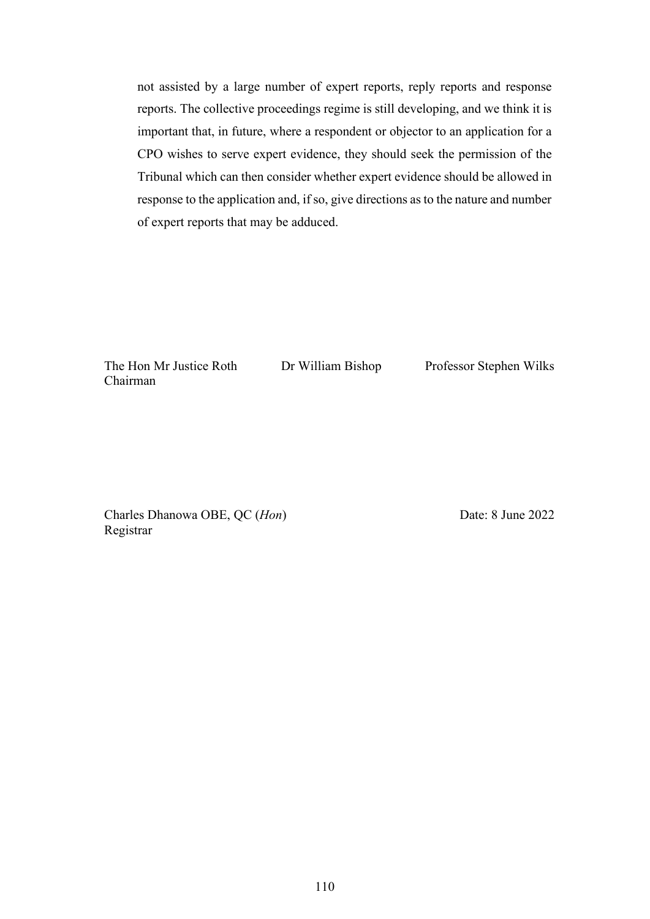not assisted by a large number of expert reports, reply reports and response reports. The collective proceedings regime is still developing, and we think it is important that, in future, where a respondent or objector to an application for a CPO wishes to serve expert evidence, they should seek the permission of the Tribunal which can then consider whether expert evidence should be allowed in response to the application and, if so, give directions as to the nature and number of expert reports that may be adduced.

| The Hon Mr Justice Roth<br>Chairman | Dr William Bishop | Professor Stephen Wilks |
|---|---|---|

Charles Dhanowa OBE, QC (*Hon*)
Registrar

Date: 8 June 2022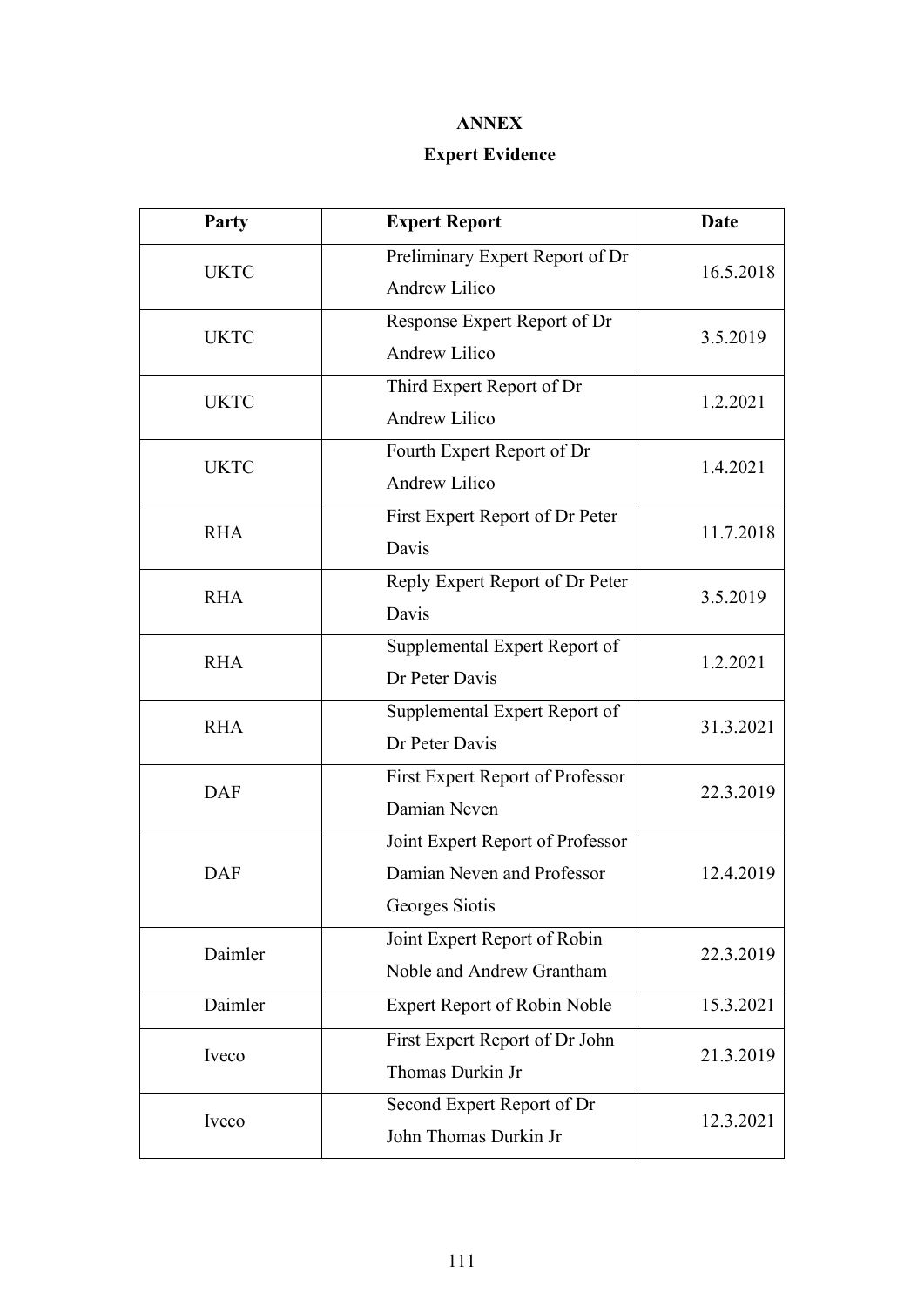# ANNEX

## Expert Evidence

| Party | Expert Report | Date |
|---|---|---|
| UKTC | Preliminary Expert Report of Dr Andrew Lilico | 16.5.2018 |
| UKTC | Response Expert Report of Dr Andrew Lilico | 3.5.2019 |
| UKTC | Third Expert Report of Dr Andrew Lilico | 1.2.2021 |
| UKTC | Fourth Expert Report of Dr Andrew Lilico | 1.4.2021 |
| RHA | First Expert Report of Dr Peter Davis | 11.7.2018 |
| RHA | Reply Expert Report of Dr Peter Davis | 3.5.2019 |
| RHA | Supplemental Expert Report of Dr Peter Davis | 1.2.2021 |
| RHA | Supplemental Expert Report of Dr Peter Davis | 31.3.2021 |
| DAF | First Expert Report of Professor Damian Neven | 22.3.2019 |
| DAF | Joint Expert Report of Professor Damian Neven and Professor Georges Siotis | 12.4.2019 |
| Daimler | Joint Expert Report of Robin Noble and Andrew Grantham | 22.3.2019 |
| Daimler | Expert Report of Robin Noble | 15.3.2021 |
| Iveco | First Expert Report of Dr John Thomas Durkin Jr | 21.3.2019 |
| Iveco | Second Expert Report of Dr John Thomas Durkin Jr | 12.3.2021 |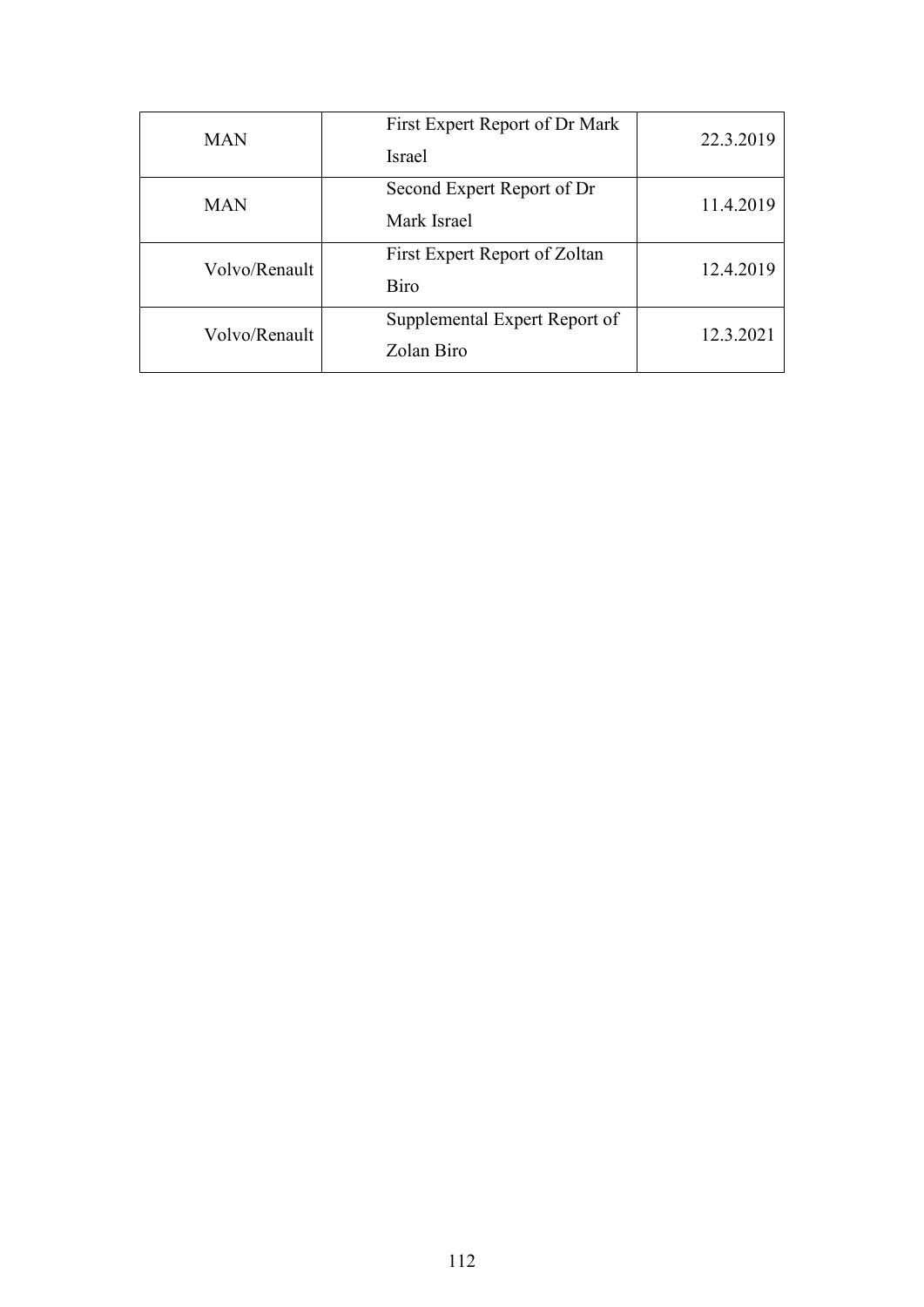| | | |
|---|---|---|
| MAN | First Expert Report of Dr Mark Israel | 22.3.2019 |
| MAN | Second Expert Report of Dr Mark Israel | 11.4.2019 |
| Volvo/Renault | First Expert Report of Zoltan Biro | 12.4.2019 |
| Volvo/Renault | Supplemental Expert Report of Zolan Biro | 12.3.2021 |